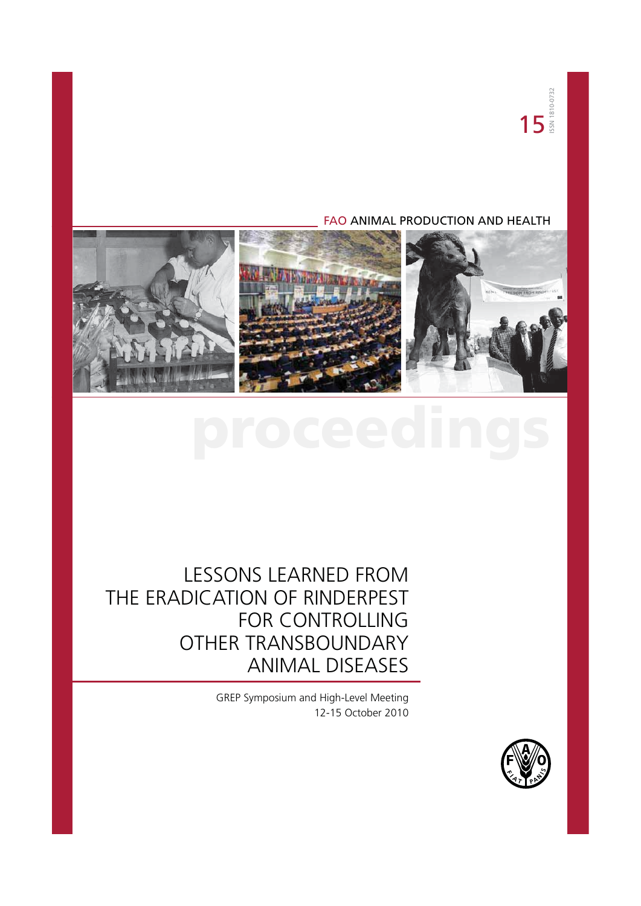15

ISSN 1810-0732

FAO ANIMAL PRODUCTION AND HEALTH

proceedings

# LESSONS LEARNED FROM THE ERADICATION OF RINDERPEST FOR CONTROLLING OTHER TRANSBOUNDARY ANIMAL DISEASES

GREP Symposium and High-Level Meeting
12-15 October 2010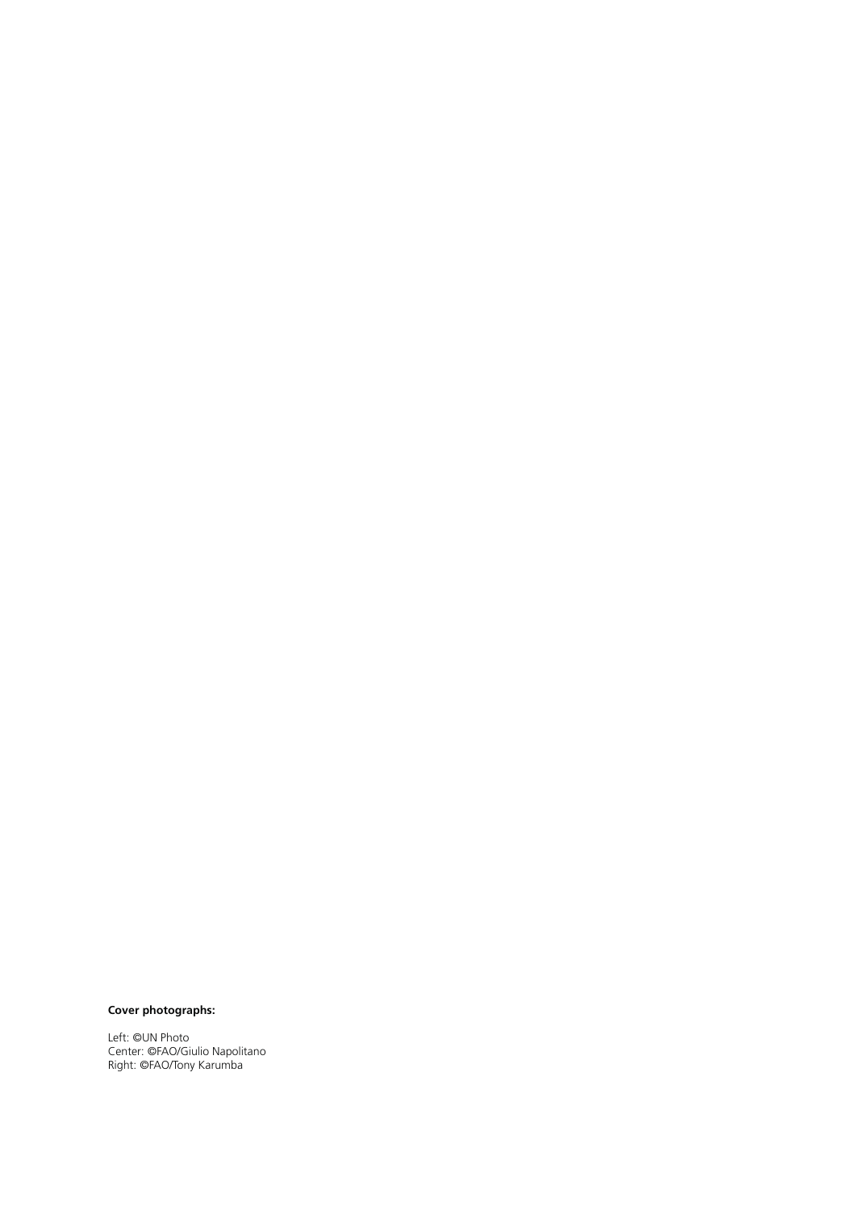**Cover photographs:**

Left: ©UN Photo
Center: ©FAO/Giulio Napolitano
Right: ©FAO/Tony Karumba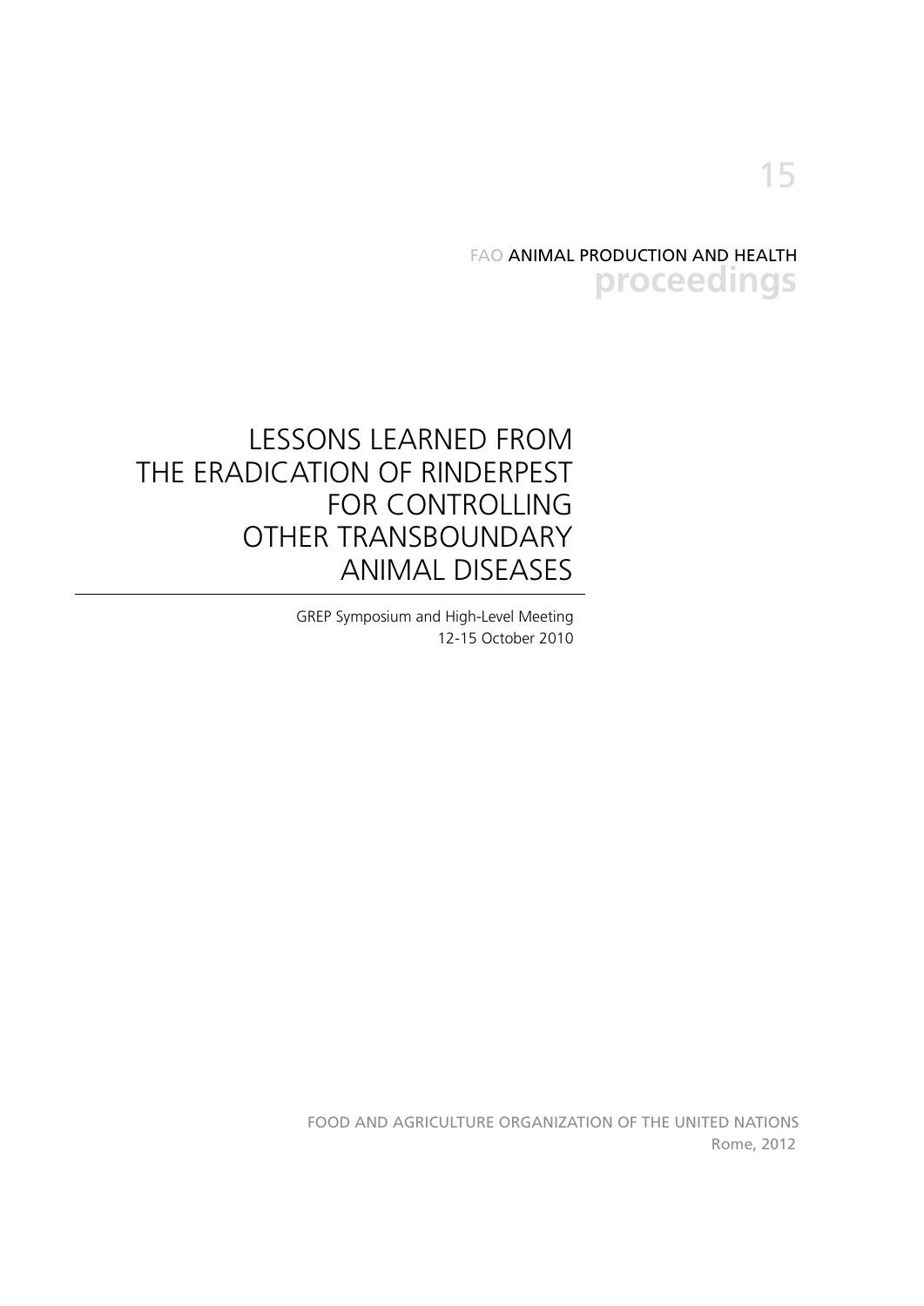15

FAO ANIMAL PRODUCTION AND HEALTH
**proceedings**

# LESSONS LEARNED FROM THE ERADICATION OF RINDERPEST FOR CONTROLLING OTHER TRANSBOUNDARY ANIMAL DISEASES

GREP Symposium and High-Level Meeting
12-15 October 2010

FOOD AND AGRICULTURE ORGANIZATION OF THE UNITED NATIONS
Rome, 2012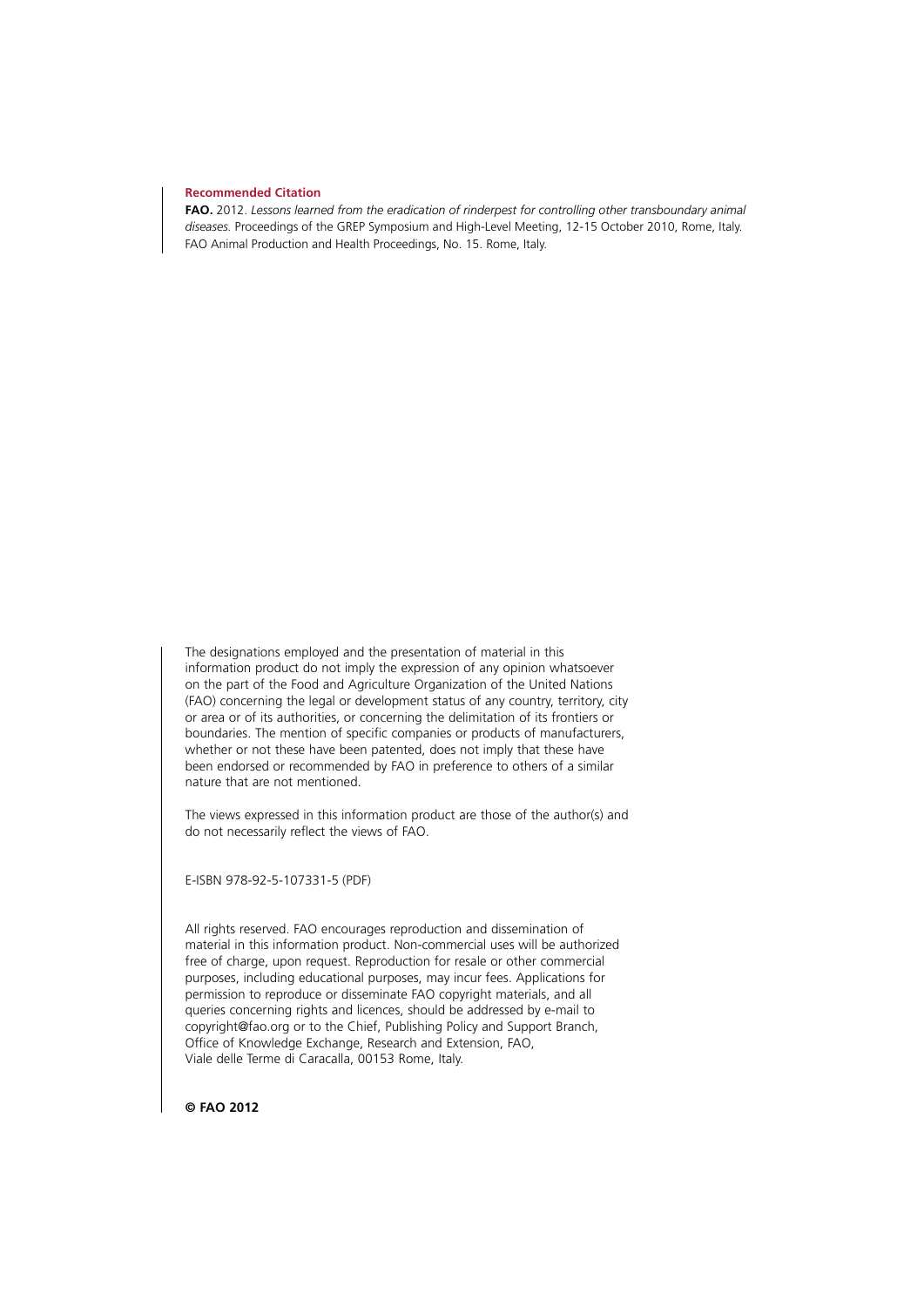**Recommended Citation**

**FAO.** 2012. *Lessons learned from the eradication of rinderpest for controlling other transboundary animal diseases.* Proceedings of the GREP Symposium and High-Level Meeting, 12-15 October 2010, Rome, Italy. FAO Animal Production and Health Proceedings, No. 15. Rome, Italy.

The designations employed and the presentation of material in this information product do not imply the expression of any opinion whatsoever on the part of the Food and Agriculture Organization of the United Nations (FAO) concerning the legal or development status of any country, territory, city or area or of its authorities, or concerning the delimitation of its frontiers or boundaries. The mention of specific companies or products of manufacturers, whether or not these have been patented, does not imply that these have been endorsed or recommended by FAO in preference to others of a similar nature that are not mentioned.

The views expressed in this information product are those of the author(s) and do not necessarily reflect the views of FAO.

E-ISBN 978-92-5-107331-5 (PDF)

All rights reserved. FAO encourages reproduction and dissemination of material in this information product. Non-commercial uses will be authorized free of charge, upon request. Reproduction for resale or other commercial purposes, including educational purposes, may incur fees. Applications for permission to reproduce or disseminate FAO copyright materials, and all queries concerning rights and licences, should be addressed by e-mail to copyright@fao.org or to the Chief, Publishing Policy and Support Branch, Office of Knowledge Exchange, Research and Extension, FAO, Viale delle Terme di Caracalla, 00153 Rome, Italy.

**© FAO 2012**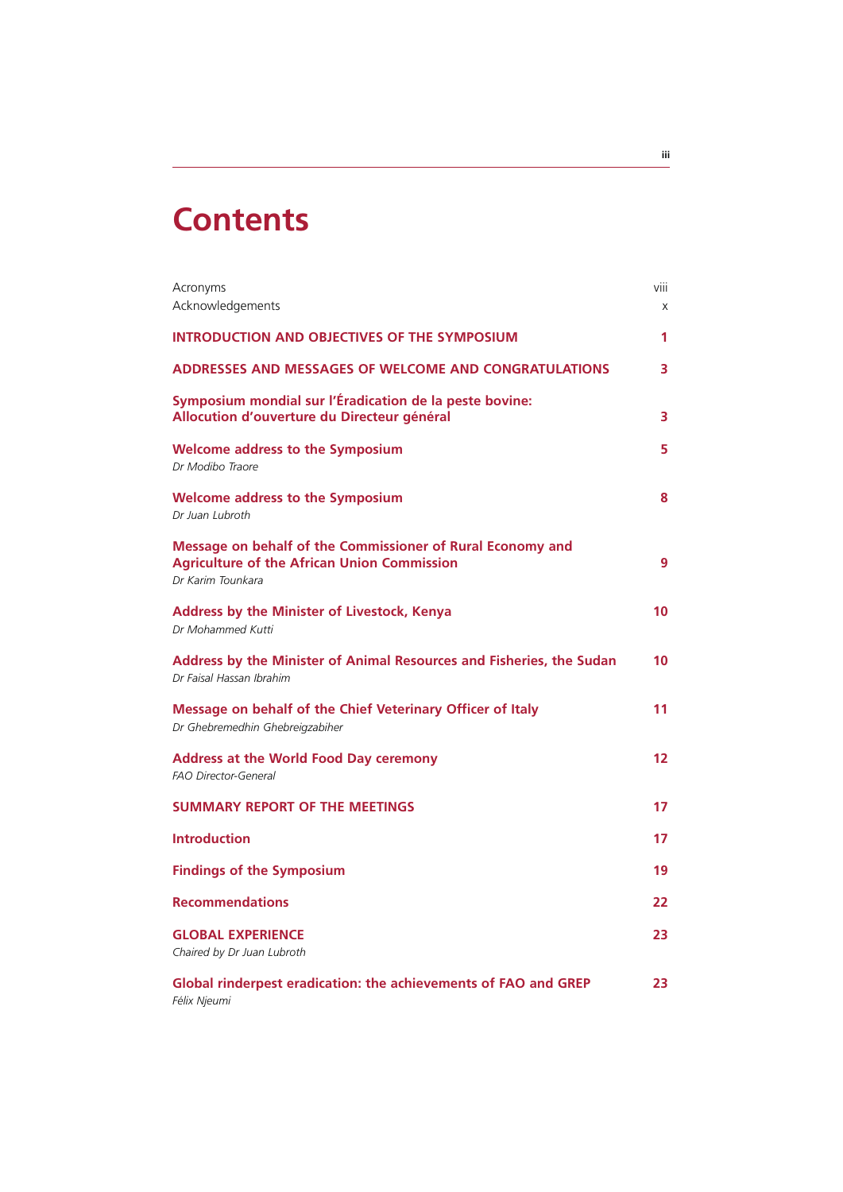# Contents

| | |
|---|---|
| Acronyms | viii |
| Acknowledgements | x |
| **INTRODUCTION AND OBJECTIVES OF THE SYMPOSIUM** | **1** |
| **ADDRESSES AND MESSAGES OF WELCOME AND CONGRATULATIONS** | **3** |
| **Symposium mondial sur l'Éradication de la peste bovine: Allocution d'ouverture du Directeur général** | **3** |
| **Welcome address to the Symposium** *Dr Modibo Traore* | **5** |
| **Welcome address to the Symposium** *Dr Juan Lubroth* | **8** |
| **Message on behalf of the Commissioner of Rural Economy and Agriculture of the African Union Commission** *Dr Karim Tounkara* | **9** |
| **Address by the Minister of Livestock, Kenya** *Dr Mohammed Kutti* | **10** |
| **Address by the Minister of Animal Resources and Fisheries, the Sudan** *Dr Faisal Hassan Ibrahim* | **10** |
| **Message on behalf of the Chief Veterinary Officer of Italy** *Dr Ghebremedhin Ghebreigzabiher* | **11** |
| **Address at the World Food Day ceremony** *FAO Director-General* | **12** |
| **SUMMARY REPORT OF THE MEETINGS** | **17** |
| **Introduction** | **17** |
| **Findings of the Symposium** | **19** |
| **Recommendations** | **22** |
| **GLOBAL EXPERIENCE** *Chaired by Dr Juan Lubroth* | **23** |
| **Global rinderpest eradication: the achievements of FAO and GREP** *Félix Njeumi* | **23** |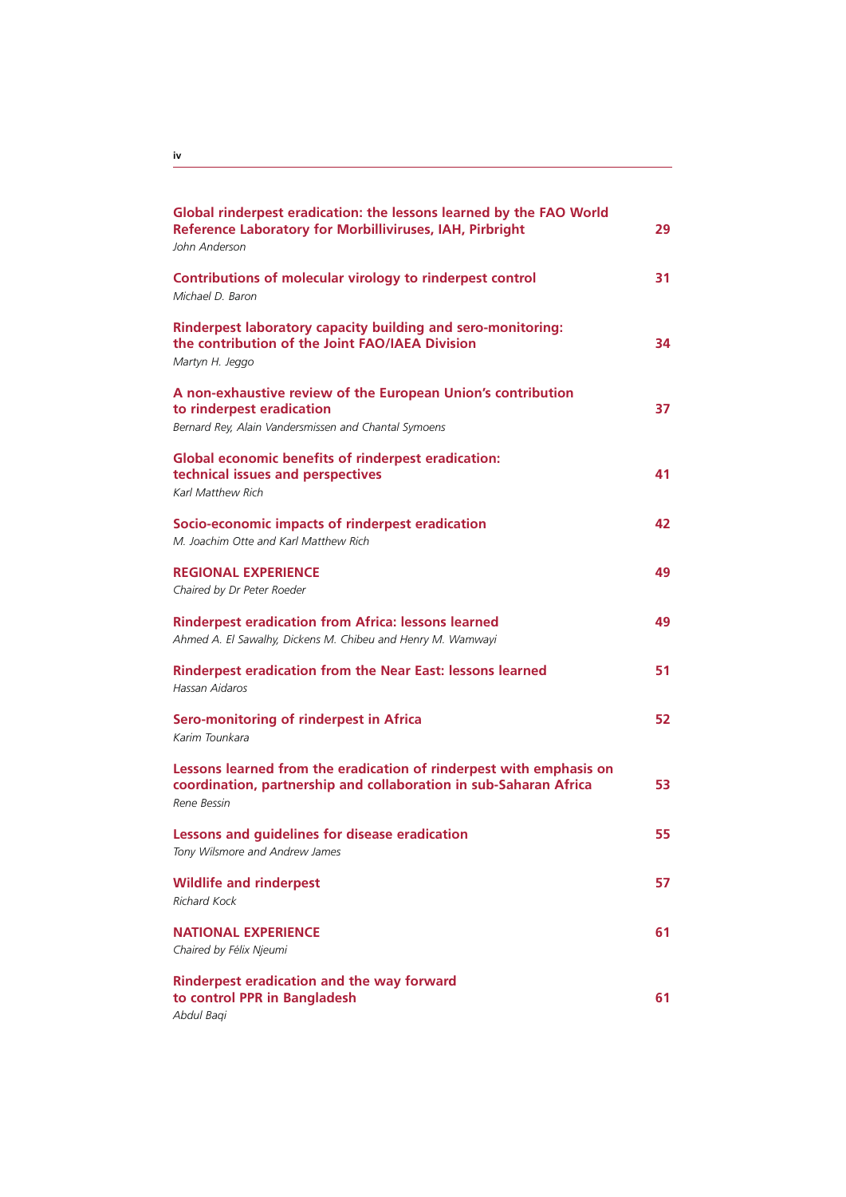| | |
|---|---|
| **Global rinderpest eradication: the lessons learned by the FAO World Reference Laboratory for Morbilliviruses, IAH, Pirbright**<br>*John Anderson* | 29 |
| **Contributions of molecular virology to rinderpest control**<br>*Michael D. Baron* | 31 |
| **Rinderpest laboratory capacity building and sero-monitoring: the contribution of the Joint FAO/IAEA Division**<br>*Martyn H. Jeggo* | 34 |
| **A non-exhaustive review of the European Union's contribution to rinderpest eradication**<br>*Bernard Rey, Alain Vandersmissen and Chantal Symoens* | 37 |
| **Global economic benefits of rinderpest eradication: technical issues and perspectives**<br>*Karl Matthew Rich* | 41 |
| **Socio-economic impacts of rinderpest eradication**<br>*M. Joachim Otte and Karl Matthew Rich* | 42 |
| **REGIONAL EXPERIENCE**<br>*Chaired by Dr Peter Roeder* | 49 |
| **Rinderpest eradication from Africa: lessons learned**<br>*Ahmed A. El Sawalhy, Dickens M. Chibeu and Henry M. Wamwayi* | 49 |
| **Rinderpest eradication from the Near East: lessons learned**<br>*Hassan Aidaros* | 51 |
| **Sero-monitoring of rinderpest in Africa**<br>*Karim Tounkara* | 52 |
| **Lessons learned from the eradication of rinderpest with emphasis on coordination, partnership and collaboration in sub-Saharan Africa**<br>*Rene Bessin* | 53 |
| **Lessons and guidelines for disease eradication**<br>*Tony Wilsmore and Andrew James* | 55 |
| **Wildlife and rinderpest**<br>*Richard Kock* | 57 |
| **NATIONAL EXPERIENCE**<br>*Chaired by Félix Njeumi* | 61 |
| **Rinderpest eradication and the way forward to control PPR in Bangladesh**<br>*Abdul Baqi* | 61 |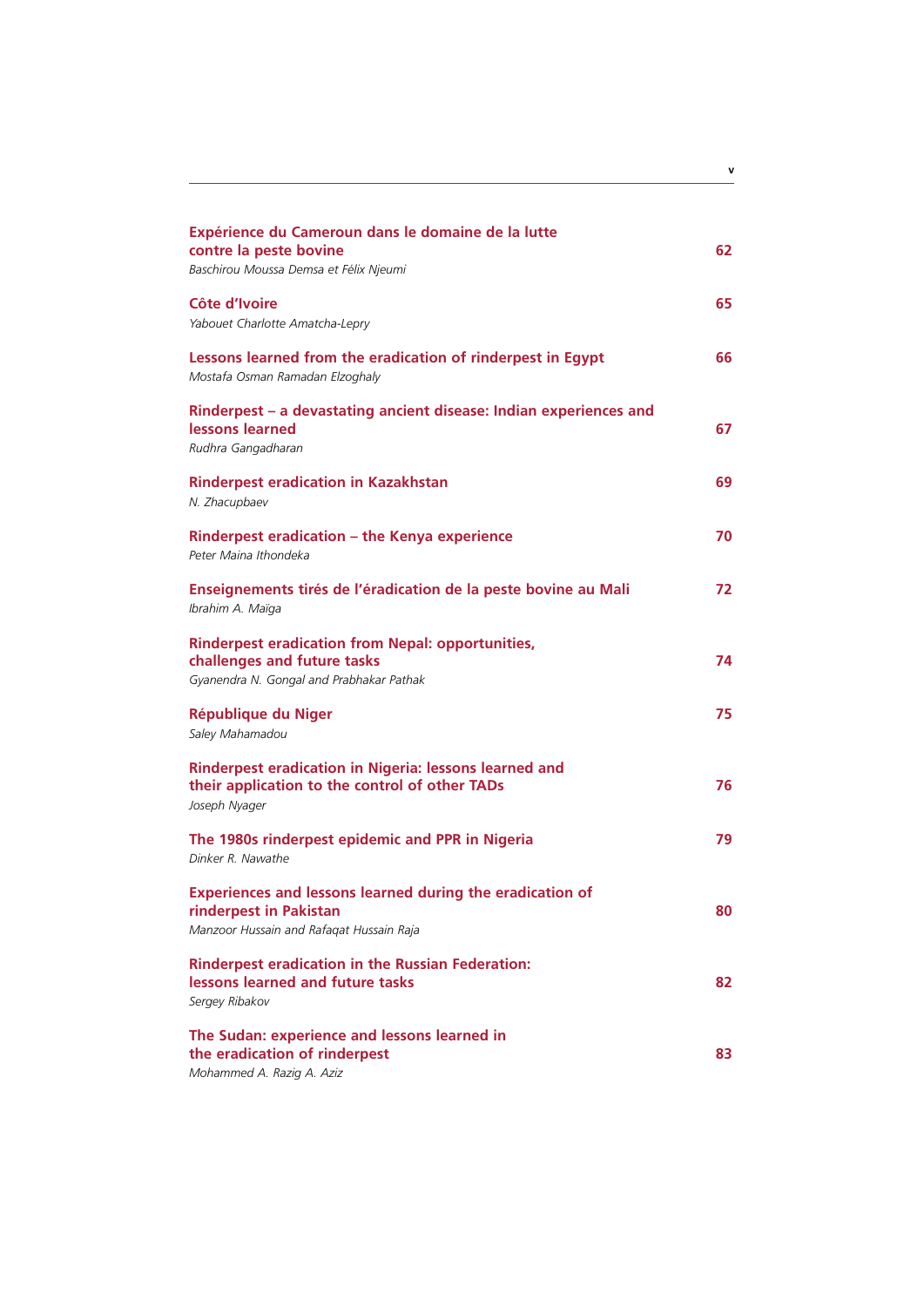**Expérience du Cameroun dans le domaine de la lutte contre la peste bovine** 62
*Baschirou Moussa Demsa et Félix Njeumi*

**Côte d'Ivoire** 65
*Yabouet Charlotte Amatcha-Lepry*

**Lessons learned from the eradication of rinderpest in Egypt** 66
*Mostafa Osman Ramadan Elzoghaly*

**Rinderpest – a devastating ancient disease: Indian experiences and lessons learned** 67
*Rudhra Gangadharan*

**Rinderpest eradication in Kazakhstan** 69
*N. Zhacupbaev*

**Rinderpest eradication – the Kenya experience** 70
*Peter Maina Ithondeka*

**Enseignements tirés de l'éradication de la peste bovine au Mali** 72
*Ibrahim A. Maïga*

**Rinderpest eradication from Nepal: opportunities, challenges and future tasks** 74
*Gyanendra N. Gongal and Prabhakar Pathak*

**République du Niger** 75
*Saley Mahamadou*

**Rinderpest eradication in Nigeria: lessons learned and their application to the control of other TADs** 76
*Joseph Nyager*

**The 1980s rinderpest epidemic and PPR in Nigeria** 79
*Dinker R. Nawathe*

**Experiences and lessons learned during the eradication of rinderpest in Pakistan** 80
*Manzoor Hussain and Rafaqat Hussain Raja*

**Rinderpest eradication in the Russian Federation: lessons learned and future tasks** 82
*Sergey Ribakov*

**The Sudan: experience and lessons learned in the eradication of rinderpest** 83
*Mohammed A. Razig A. Aziz*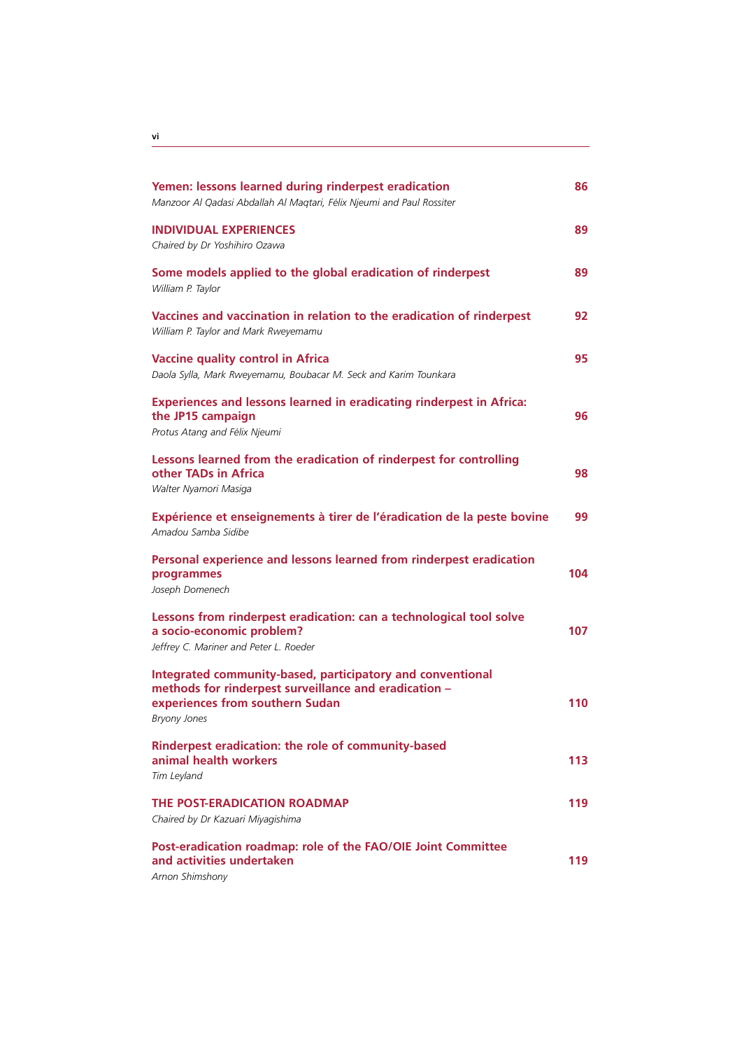| | |
|---|---|
| **Yemen: lessons learned during rinderpest eradication**<br>*Manzoor Al Qadasi Abdallah Al Maqtari, Félix Njeumi and Paul Rossiter* | **86** |
| **INDIVIDUAL EXPERIENCES**<br>*Chaired by Dr Yoshihiro Ozawa* | **89** |
| **Some models applied to the global eradication of rinderpest**<br>*William P. Taylor* | **89** |
| **Vaccines and vaccination in relation to the eradication of rinderpest**<br>*William P. Taylor and Mark Rweyemamu* | **92** |
| **Vaccine quality control in Africa**<br>*Daola Sylla, Mark Rweyemamu, Boubacar M. Seck and Karim Tounkara* | **95** |
| **Experiences and lessons learned in eradicating rinderpest in Africa: the JP15 campaign**<br>*Protus Atang and Félix Njeumi* | **96** |
| **Lessons learned from the eradication of rinderpest for controlling other TADs in Africa**<br>*Walter Nyamori Masiga* | **98** |
| **Expérience et enseignements à tirer de l'éradication de la peste bovine**<br>*Amadou Samba Sidibe* | **99** |
| **Personal experience and lessons learned from rinderpest eradication programmes**<br>*Joseph Domenech* | **104** |
| **Lessons from rinderpest eradication: can a technological tool solve a socio-economic problem?**<br>*Jeffrey C. Mariner and Peter L. Roeder* | **107** |
| **Integrated community-based, participatory and conventional methods for rinderpest surveillance and eradication – experiences from southern Sudan**<br>*Bryony Jones* | **110** |
| **Rinderpest eradication: the role of community-based animal health workers**<br>*Tim Leyland* | **113** |
| **THE POST-ERADICATION ROADMAP**<br>*Chaired by Dr Kazuari Miyagishima* | **119** |
| **Post-eradication roadmap: role of the FAO/OIE Joint Committee and activities undertaken**<br>*Arnon Shimshony* | **119** |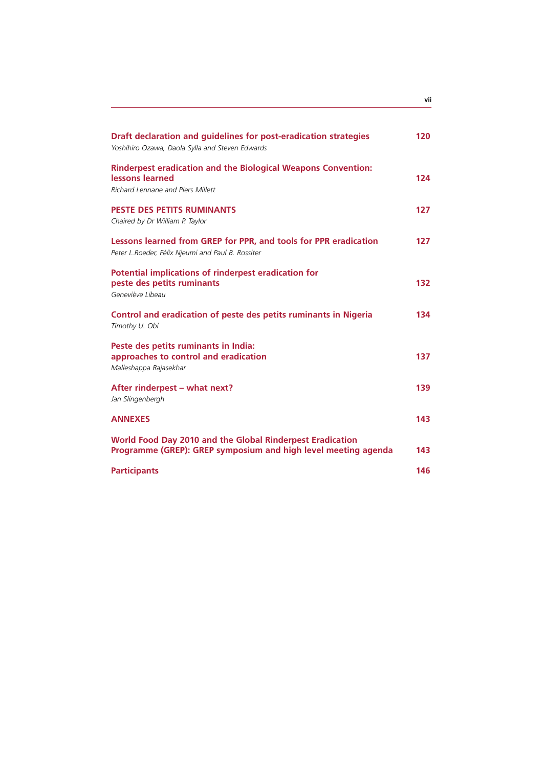**Draft declaration and guidelines for post-eradication strategies** 120
*Yoshihiro Ozawa, Daola Sylla and Steven Edwards*

**Rinderpest eradication and the Biological Weapons Convention: lessons learned** 124
*Richard Lennane and Piers Millett*

**PESTE DES PETITS RUMINANTS** 127
*Chaired by Dr William P. Taylor*

**Lessons learned from GREP for PPR, and tools for PPR eradication** 127
*Peter L.Roeder, Félix Njeumi and Paul B. Rossiter*

**Potential implications of rinderpest eradication for peste des petits ruminants** 132
*Geneviève Libeau*

**Control and eradication of peste des petits ruminants in Nigeria** 134
*Timothy U. Obi*

**Peste des petits ruminants in India: approaches to control and eradication** 137
*Malleshappa Rajasekhar*

**After rinderpest – what next?** 139
*Jan Slingenbergh*

**ANNEXES** 143

**World Food Day 2010 and the Global Rinderpest Eradication Programme (GREP): GREP symposium and high level meeting agenda** 143

**Participants** 146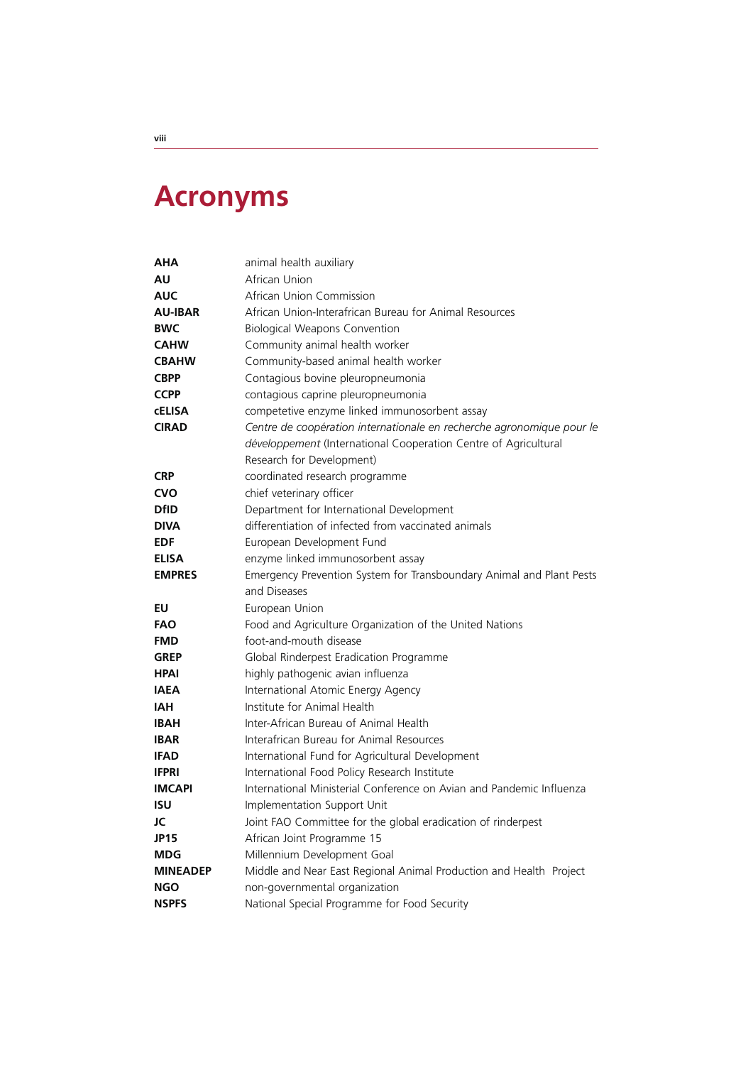# Acronyms

| | |
|---|---|
| **AHA** | animal health auxiliary |
| **AU** | African Union |
| **AUC** | African Union Commission |
| **AU-IBAR** | African Union-Interafrican Bureau for Animal Resources |
| **BWC** | Biological Weapons Convention |
| **CAHW** | Community animal health worker |
| **CBAHW** | Community-based animal health worker |
| **CBPP** | Contagious bovine pleuropneumonia |
| **CCPP** | contagious caprine pleuropneumonia |
| **cELISA** | competetive enzyme linked immunosorbent assay |
| **CIRAD** | *Centre de coopération internationale en recherche agronomique pour le développement* (International Cooperation Centre of Agricultural Research for Development) |
| **CRP** | coordinated research programme |
| **CVO** | chief veterinary officer |
| **DfID** | Department for International Development |
| **DIVA** | differentiation of infected from vaccinated animals |
| **EDF** | European Development Fund |
| **ELISA** | enzyme linked immunosorbent assay |
| **EMPRES** | Emergency Prevention System for Transboundary Animal and Plant Pests and Diseases |
| **EU** | European Union |
| **FAO** | Food and Agriculture Organization of the United Nations |
| **FMD** | foot-and-mouth disease |
| **GREP** | Global Rinderpest Eradication Programme |
| **HPAI** | highly pathogenic avian influenza |
| **IAEA** | International Atomic Energy Agency |
| **IAH** | Institute for Animal Health |
| **IBAH** | Inter-African Bureau of Animal Health |
| **IBAR** | Interafrican Bureau for Animal Resources |
| **IFAD** | International Fund for Agricultural Development |
| **IFPRI** | International Food Policy Research Institute |
| **IMCAPI** | International Ministerial Conference on Avian and Pandemic Influenza |
| **ISU** | Implementation Support Unit |
| **JC** | Joint FAO Committee for the global eradication of rinderpest |
| **JP15** | African Joint Programme 15 |
| **MDG** | Millennium Development Goal |
| **MINEADEP** | Middle and Near East Regional Animal Production and Health Project |
| **NGO** | non-governmental organization |
| **NSPFS** | National Special Programme for Food Security |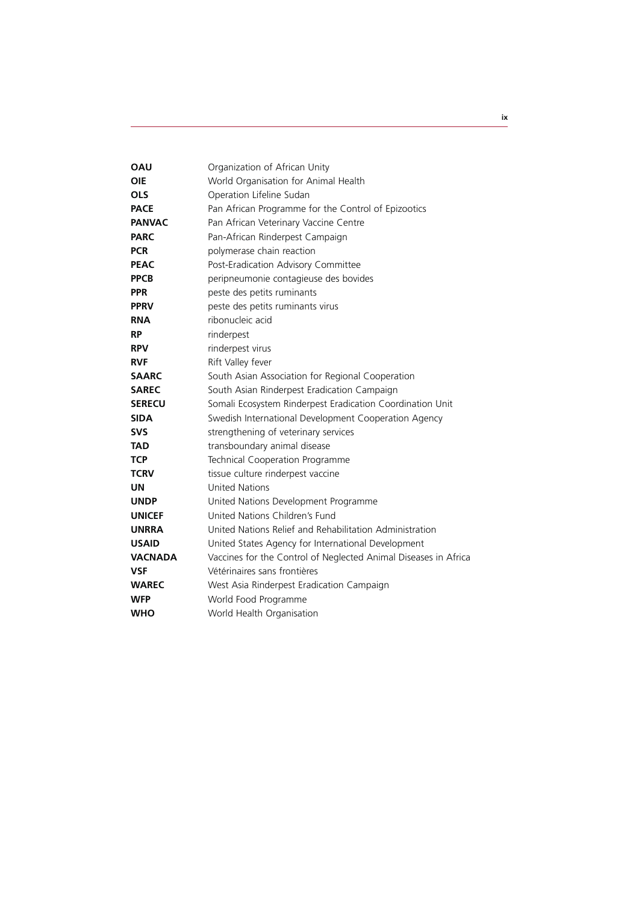| | |
|---|---|
| **OAU** | Organization of African Unity |
| **OIE** | World Organisation for Animal Health |
| **OLS** | Operation Lifeline Sudan |
| **PACE** | Pan African Programme for the Control of Epizootics |
| **PANVAC** | Pan African Veterinary Vaccine Centre |
| **PARC** | Pan-African Rinderpest Campaign |
| **PCR** | polymerase chain reaction |
| **PEAC** | Post-Eradication Advisory Committee |
| **PPCB** | peripneumonie contagieuse des bovides |
| **PPR** | peste des petits ruminants |
| **PPRV** | peste des petits ruminants virus |
| **RNA** | ribonucleic acid |
| **RP** | rinderpest |
| **RPV** | rinderpest virus |
| **RVF** | Rift Valley fever |
| **SAARC** | South Asian Association for Regional Cooperation |
| **SAREC** | South Asian Rinderpest Eradication Campaign |
| **SERECU** | Somali Ecosystem Rinderpest Eradication Coordination Unit |
| **SIDA** | Swedish International Development Cooperation Agency |
| **SVS** | strengthening of veterinary services |
| **TAD** | transboundary animal disease |
| **TCP** | Technical Cooperation Programme |
| **TCRV** | tissue culture rinderpest vaccine |
| **UN** | United Nations |
| **UNDP** | United Nations Development Programme |
| **UNICEF** | United Nations Children's Fund |
| **UNRRA** | United Nations Relief and Rehabilitation Administration |
| **USAID** | United States Agency for International Development |
| **VACNADA** | Vaccines for the Control of Neglected Animal Diseases in Africa |
| **VSF** | Vétérinaires sans frontières |
| **WAREC** | West Asia Rinderpest Eradication Campaign |
| **WFP** | World Food Programme |
| **WHO** | World Health Organisation |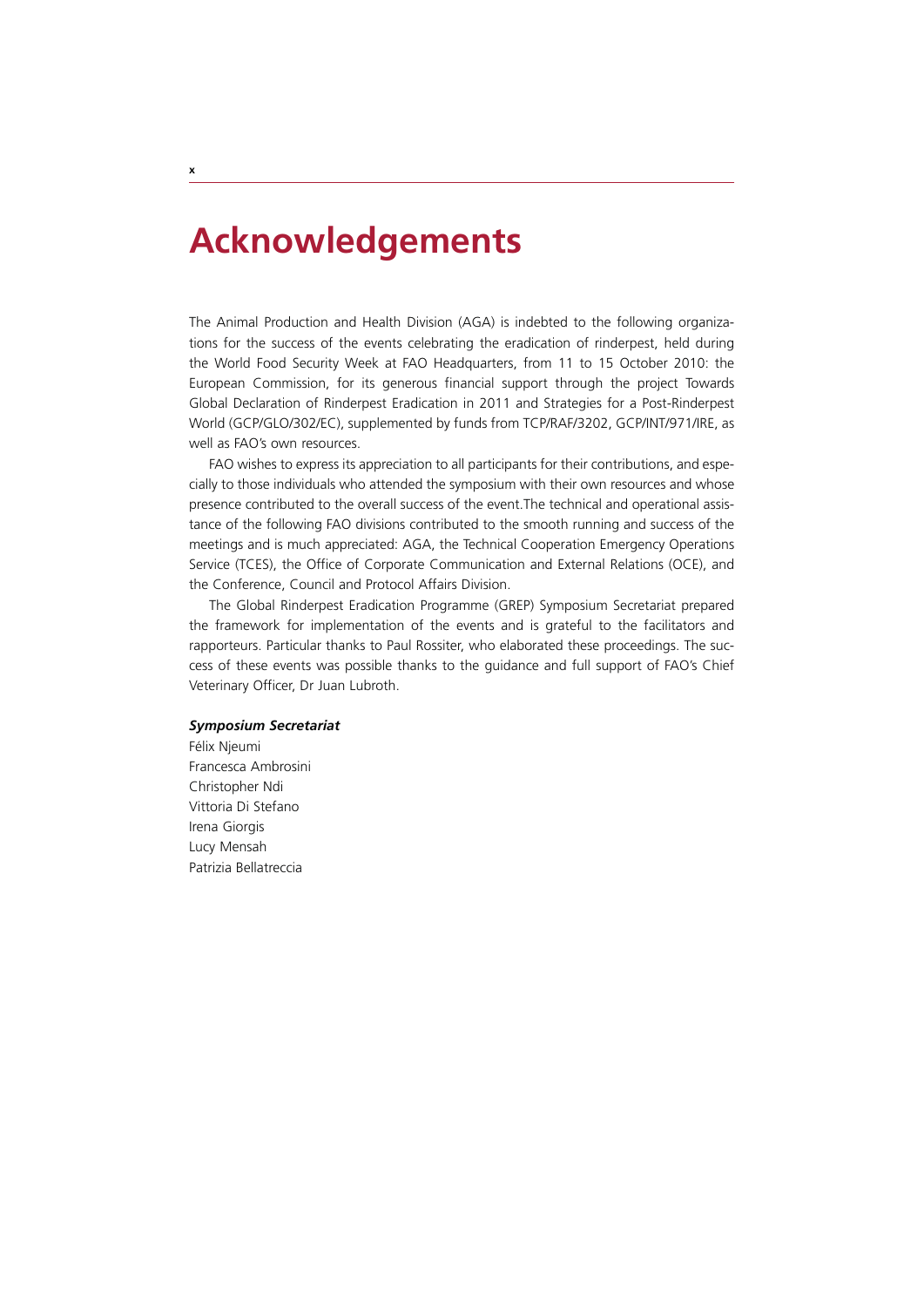# Acknowledgements

The Animal Production and Health Division (AGA) is indebted to the following organizations for the success of the events celebrating the eradication of rinderpest, held during the World Food Security Week at FAO Headquarters, from 11 to 15 October 2010: the European Commission, for its generous financial support through the project Towards Global Declaration of Rinderpest Eradication in 2011 and Strategies for a Post-Rinderpest World (GCP/GLO/302/EC), supplemented by funds from TCP/RAF/3202, GCP/INT/971/IRE, as well as FAO's own resources.

FAO wishes to express its appreciation to all participants for their contributions, and especially to those individuals who attended the symposium with their own resources and whose presence contributed to the overall success of the event.The technical and operational assistance of the following FAO divisions contributed to the smooth running and success of the meetings and is much appreciated: AGA, the Technical Cooperation Emergency Operations Service (TCES), the Office of Corporate Communication and External Relations (OCE), and the Conference, Council and Protocol Affairs Division.

The Global Rinderpest Eradication Programme (GREP) Symposium Secretariat prepared the framework for implementation of the events and is grateful to the facilitators and rapporteurs. Particular thanks to Paul Rossiter, who elaborated these proceedings. The success of these events was possible thanks to the guidance and full support of FAO's Chief Veterinary Officer, Dr Juan Lubroth.

***Symposium Secretariat***

Félix Njeumi
Francesca Ambrosini
Christopher Ndi
Vittoria Di Stefano
Irena Giorgis
Lucy Mensah
Patrizia Bellatreccia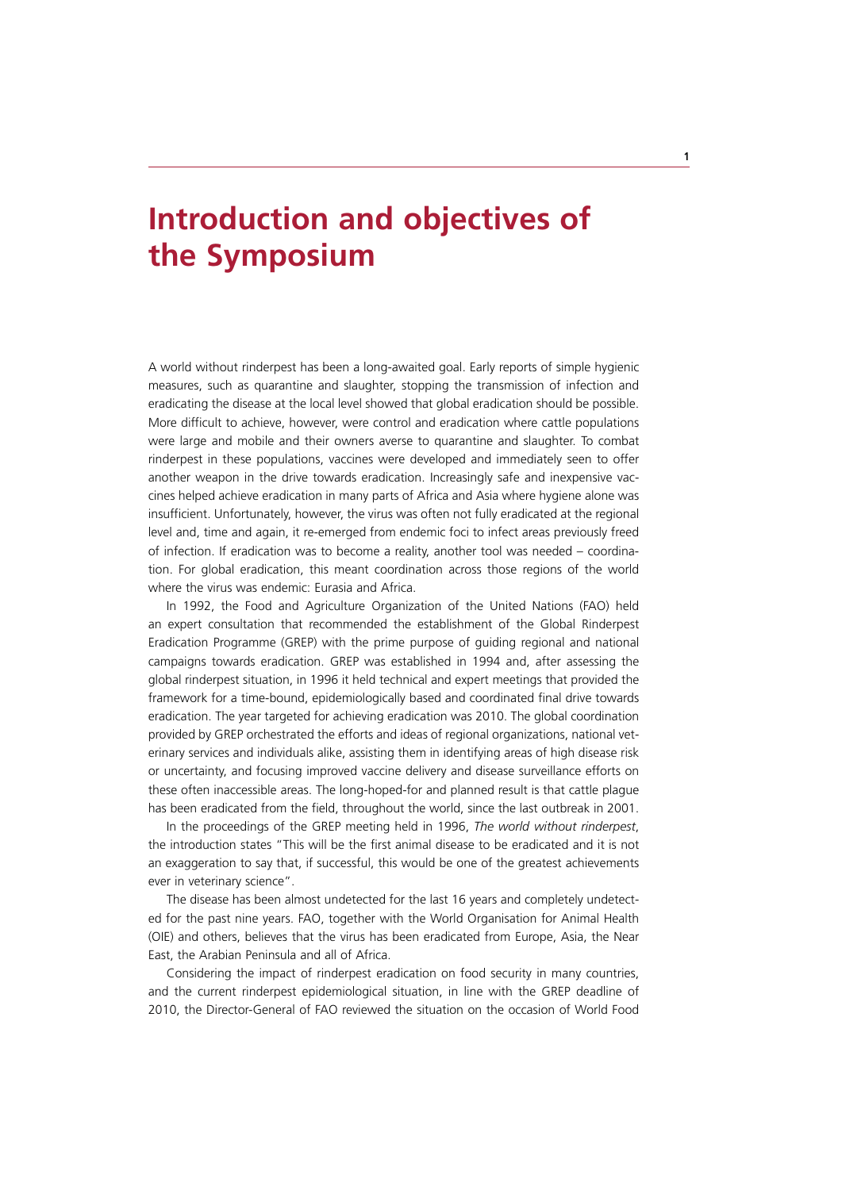# Introduction and objectives of the Symposium

A world without rinderpest has been a long-awaited goal. Early reports of simple hygienic measures, such as quarantine and slaughter, stopping the transmission of infection and eradicating the disease at the local level showed that global eradication should be possible. More difficult to achieve, however, were control and eradication where cattle populations were large and mobile and their owners averse to quarantine and slaughter. To combat rinderpest in these populations, vaccines were developed and immediately seen to offer another weapon in the drive towards eradication. Increasingly safe and inexpensive vaccines helped achieve eradication in many parts of Africa and Asia where hygiene alone was insufficient. Unfortunately, however, the virus was often not fully eradicated at the regional level and, time and again, it re-emerged from endemic foci to infect areas previously freed of infection. If eradication was to become a reality, another tool was needed – coordination. For global eradication, this meant coordination across those regions of the world where the virus was endemic: Eurasia and Africa.

In 1992, the Food and Agriculture Organization of the United Nations (FAO) held an expert consultation that recommended the establishment of the Global Rinderpest Eradication Programme (GREP) with the prime purpose of guiding regional and national campaigns towards eradication. GREP was established in 1994 and, after assessing the global rinderpest situation, in 1996 it held technical and expert meetings that provided the framework for a time-bound, epidemiologically based and coordinated final drive towards eradication. The year targeted for achieving eradication was 2010. The global coordination provided by GREP orchestrated the efforts and ideas of regional organizations, national veterinary services and individuals alike, assisting them in identifying areas of high disease risk or uncertainty, and focusing improved vaccine delivery and disease surveillance efforts on these often inaccessible areas. The long-hoped-for and planned result is that cattle plague has been eradicated from the field, throughout the world, since the last outbreak in 2001.

In the proceedings of the GREP meeting held in 1996, *The world without rinderpest*, the introduction states "This will be the first animal disease to be eradicated and it is not an exaggeration to say that, if successful, this would be one of the greatest achievements ever in veterinary science".

The disease has been almost undetected for the last 16 years and completely undetected for the past nine years. FAO, together with the World Organisation for Animal Health (OIE) and others, believes that the virus has been eradicated from Europe, Asia, the Near East, the Arabian Peninsula and all of Africa.

Considering the impact of rinderpest eradication on food security in many countries, and the current rinderpest epidemiological situation, in line with the GREP deadline of 2010, the Director-General of FAO reviewed the situation on the occasion of World Food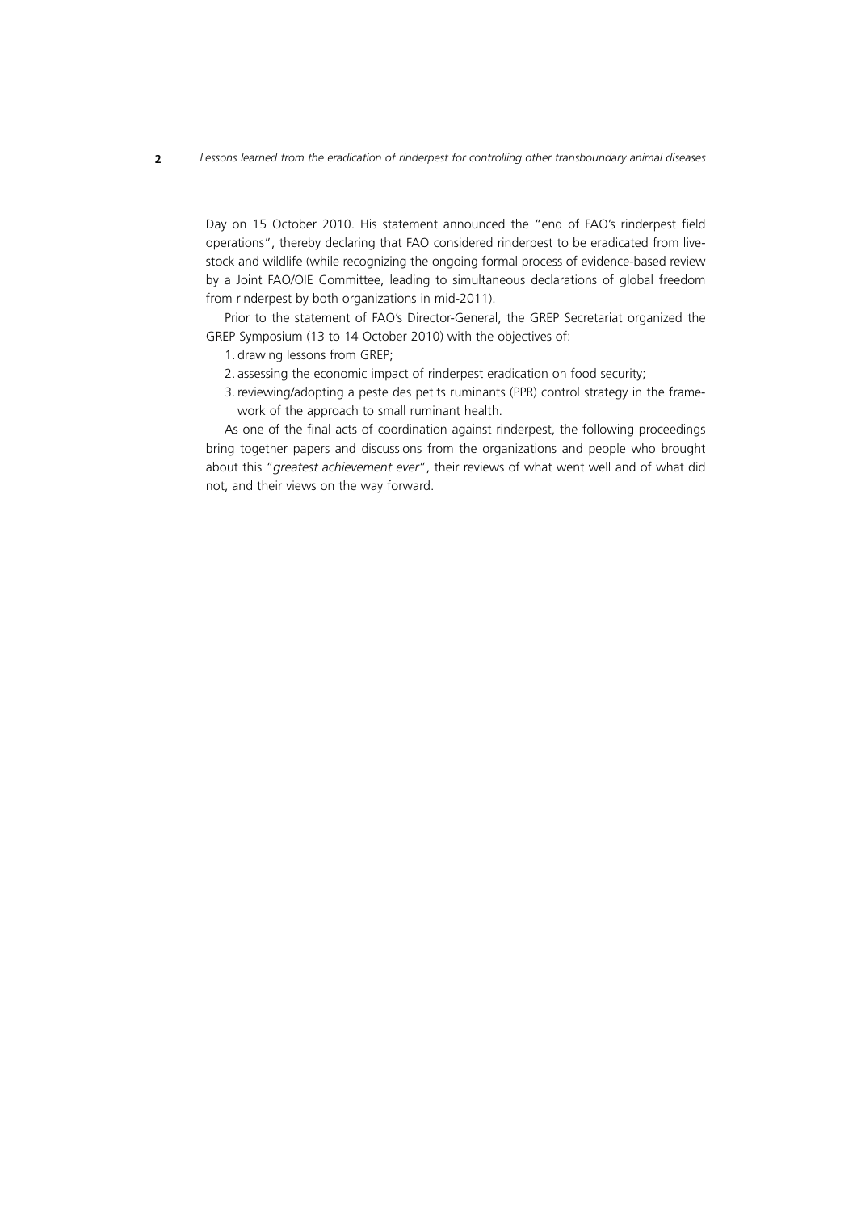Day on 15 October 2010. His statement announced the "end of FAO's rinderpest field operations", thereby declaring that FAO considered rinderpest to be eradicated from livestock and wildlife (while recognizing the ongoing formal process of evidence-based review by a Joint FAO/OIE Committee, leading to simultaneous declarations of global freedom from rinderpest by both organizations in mid-2011).

Prior to the statement of FAO's Director-General, the GREP Secretariat organized the GREP Symposium (13 to 14 October 2010) with the objectives of:

1. drawing lessons from GREP;
2. assessing the economic impact of rinderpest eradication on food security;
3. reviewing/adopting a peste des petits ruminants (PPR) control strategy in the framework of the approach to small ruminant health.

As one of the final acts of coordination against rinderpest, the following proceedings bring together papers and discussions from the organizations and people who brought about this "*greatest achievement ever*", their reviews of what went well and of what did not, and their views on the way forward.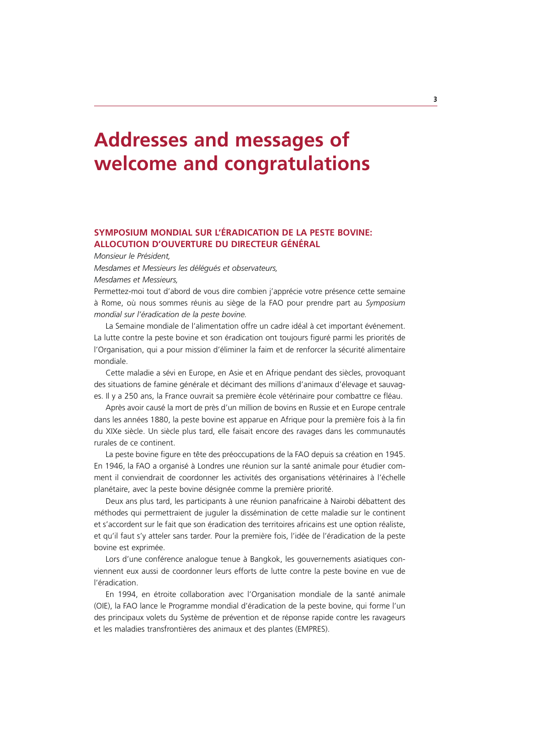# Addresses and messages of welcome and congratulations

## SYMPOSIUM MONDIAL SUR L'ÉRADICATION DE LA PESTE BOVINE: ALLOCUTION D'OUVERTURE DU DIRECTEUR GÉNÉRAL

*Monsieur le Président,*

*Mesdames et Messieurs les délégués et observateurs,*

*Mesdames et Messieurs,*

Permettez-moi tout d'abord de vous dire combien j'apprécie votre présence cette semaine à Rome, où nous sommes réunis au siège de la FAO pour prendre part au *Symposium mondial sur l'éradication de la peste bovine*.

La Semaine mondiale de l'alimentation offre un cadre idéal à cet important événement. La lutte contre la peste bovine et son éradication ont toujours figuré parmi les priorités de l'Organisation, qui a pour mission d'éliminer la faim et de renforcer la sécurité alimentaire mondiale.

Cette maladie a sévi en Europe, en Asie et en Afrique pendant des siècles, provoquant des situations de famine générale et décimant des millions d'animaux d'élevage et sauvages. Il y a 250 ans, la France ouvrait sa première école vétérinaire pour combattre ce fléau.

Après avoir causé la mort de près d'un million de bovins en Russie et en Europe centrale dans les années 1880, la peste bovine est apparue en Afrique pour la première fois à la fin du XIXe siècle. Un siècle plus tard, elle faisait encore des ravages dans les communautés rurales de ce continent.

La peste bovine figure en tête des préoccupations de la FAO depuis sa création en 1945. En 1946, la FAO a organisé à Londres une réunion sur la santé animale pour étudier comment il conviendrait de coordonner les activités des organisations vétérinaires à l'échelle planétaire, avec la peste bovine désignée comme la première priorité.

Deux ans plus tard, les participants à une réunion panafricaine à Nairobi débattent des méthodes qui permettraient de juguler la dissémination de cette maladie sur le continent et s'accordent sur le fait que son éradication des territoires africains est une option réaliste, et qu'il faut s'y atteler sans tarder. Pour la première fois, l'idée de l'éradication de la peste bovine est exprimée.

Lors d'une conférence analogue tenue à Bangkok, les gouvernements asiatiques conviennent eux aussi de coordonner leurs efforts de lutte contre la peste bovine en vue de l'éradication.

En 1994, en étroite collaboration avec l'Organisation mondiale de la santé animale (OIE), la FAO lance le Programme mondial d'éradication de la peste bovine, qui forme l'un des principaux volets du Système de prévention et de réponse rapide contre les ravageurs et les maladies transfrontières des animaux et des plantes (EMPRES).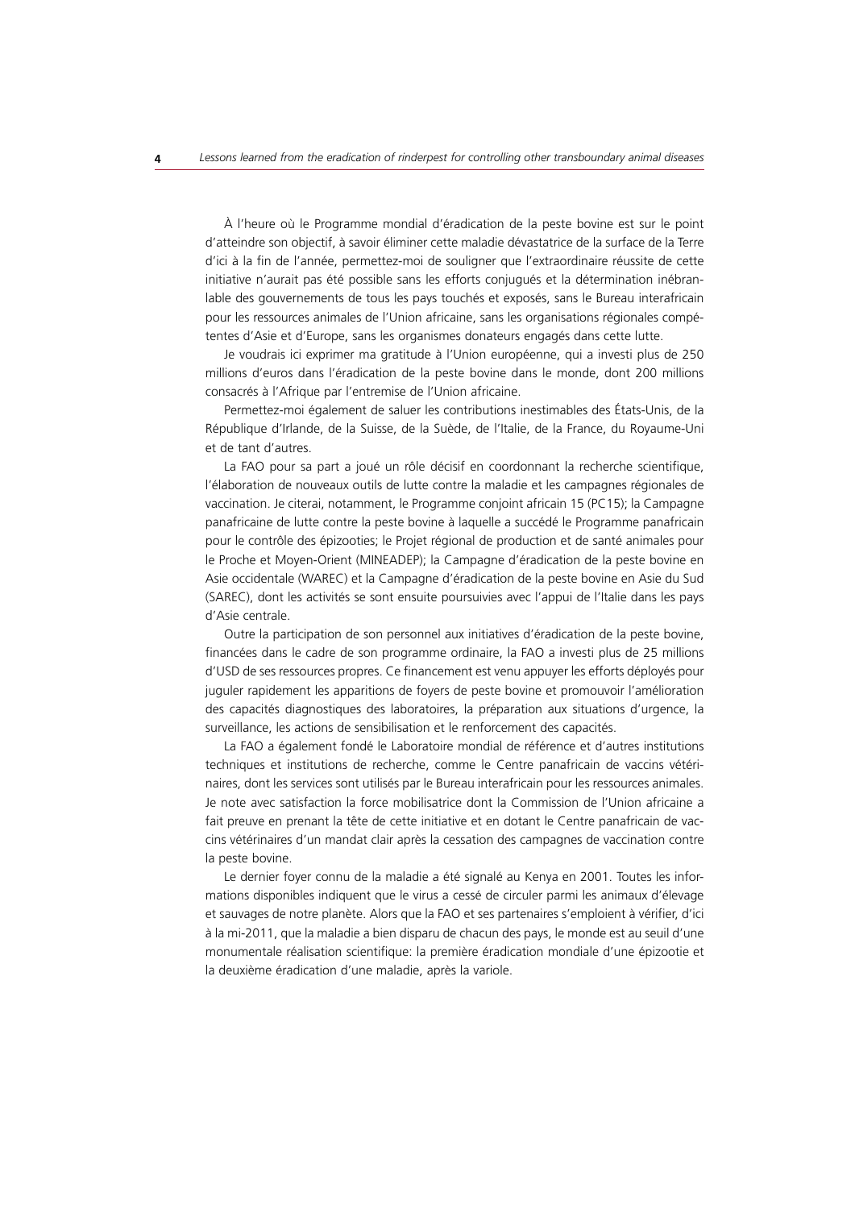À l'heure où le Programme mondial d'éradication de la peste bovine est sur le point d'atteindre son objectif, à savoir éliminer cette maladie dévastatrice de la surface de la Terre d'ici à la fin de l'année, permettez-moi de souligner que l'extraordinaire réussite de cette initiative n'aurait pas été possible sans les efforts conjugués et la détermination inébranlable des gouvernements de tous les pays touchés et exposés, sans le Bureau interafricain pour les ressources animales de l'Union africaine, sans les organisations régionales compétentes d'Asie et d'Europe, sans les organismes donateurs engagés dans cette lutte.

Je voudrais ici exprimer ma gratitude à l'Union européenne, qui a investi plus de 250 millions d'euros dans l'éradication de la peste bovine dans le monde, dont 200 millions consacrés à l'Afrique par l'entremise de l'Union africaine.

Permettez-moi également de saluer les contributions inestimables des États-Unis, de la République d'Irlande, de la Suisse, de la Suède, de l'Italie, de la France, du Royaume-Uni et de tant d'autres.

La FAO pour sa part a joué un rôle décisif en coordonnant la recherche scientifique, l'élaboration de nouveaux outils de lutte contre la maladie et les campagnes régionales de vaccination. Je citerai, notamment, le Programme conjoint africain 15 (PC15); la Campagne panafricaine de lutte contre la peste bovine à laquelle a succédé le Programme panafricain pour le contrôle des épizooties; le Projet régional de production et de santé animales pour le Proche et Moyen-Orient (MINEADEP); la Campagne d'éradication de la peste bovine en Asie occidentale (WAREC) et la Campagne d'éradication de la peste bovine en Asie du Sud (SAREC), dont les activités se sont ensuite poursuivies avec l'appui de l'Italie dans les pays d'Asie centrale.

Outre la participation de son personnel aux initiatives d'éradication de la peste bovine, financées dans le cadre de son programme ordinaire, la FAO a investi plus de 25 millions d'USD de ses ressources propres. Ce financement est venu appuyer les efforts déployés pour juguler rapidement les apparitions de foyers de peste bovine et promouvoir l'amélioration des capacités diagnostiques des laboratoires, la préparation aux situations d'urgence, la surveillance, les actions de sensibilisation et le renforcement des capacités.

La FAO a également fondé le Laboratoire mondial de référence et d'autres institutions techniques et institutions de recherche, comme le Centre panafricain de vaccins vétérinaires, dont les services sont utilisés par le Bureau interafricain pour les ressources animales. Je note avec satisfaction la force mobilisatrice dont la Commission de l'Union africaine a fait preuve en prenant la tête de cette initiative et en dotant le Centre panafricain de vaccins vétérinaires d'un mandat clair après la cessation des campagnes de vaccination contre la peste bovine.

Le dernier foyer connu de la maladie a été signalé au Kenya en 2001. Toutes les informations disponibles indiquent que le virus a cessé de circuler parmi les animaux d'élevage et sauvages de notre planète. Alors que la FAO et ses partenaires s'emploient à vérifier, d'ici à la mi-2011, que la maladie a bien disparu de chacun des pays, le monde est au seuil d'une monumentale réalisation scientifique: la première éradication mondiale d'une épizootie et la deuxième éradication d'une maladie, après la variole.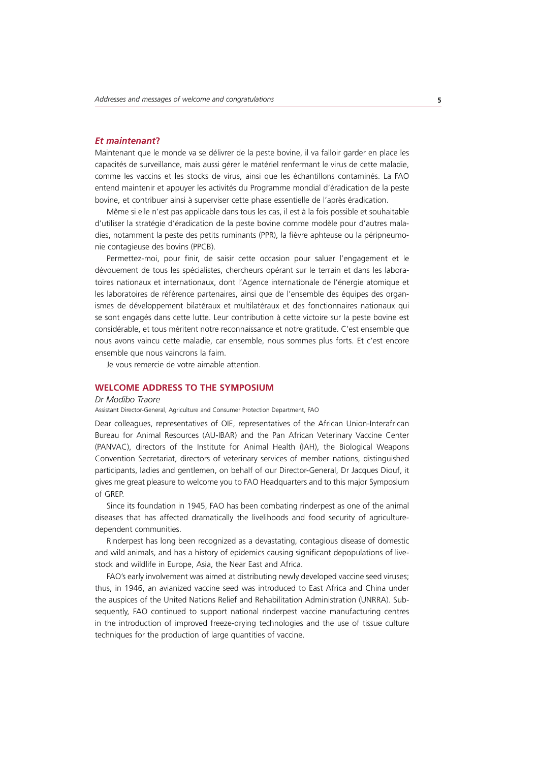### *Et maintenant*?

Maintenant que le monde va se délivrer de la peste bovine, il va falloir garder en place les capacités de surveillance, mais aussi gérer le matériel renfermant le virus de cette maladie, comme les vaccins et les stocks de virus, ainsi que les échantillons contaminés. La FAO entend maintenir et appuyer les activités du Programme mondial d'éradication de la peste bovine, et contribuer ainsi à superviser cette phase essentielle de l'après éradication.

Même si elle n'est pas applicable dans tous les cas, il est à la fois possible et souhaitable d'utiliser la stratégie d'éradication de la peste bovine comme modèle pour d'autres maladies, notamment la peste des petits ruminants (PPR), la fièvre aphteuse ou la péripneumonie contagieuse des bovins (PPCB).

Permettez-moi, pour finir, de saisir cette occasion pour saluer l'engagement et le dévouement de tous les spécialistes, chercheurs opérant sur le terrain et dans les laboratoires nationaux et internationaux, dont l'Agence internationale de l'énergie atomique et les laboratoires de référence partenaires, ainsi que de l'ensemble des équipes des organismes de développement bilatéraux et multilatéraux et des fonctionnaires nationaux qui se sont engagés dans cette lutte. Leur contribution à cette victoire sur la peste bovine est considérable, et tous méritent notre reconnaissance et notre gratitude. C'est ensemble que nous avons vaincu cette maladie, car ensemble, nous sommes plus forts. Et c'est encore ensemble que nous vaincrons la faim.

Je vous remercie de votre aimable attention.

## WELCOME ADDRESS TO THE SYMPOSIUM

*Dr Modibo Traore*

Assistant Director-General, Agriculture and Consumer Protection Department, FAO

Dear colleagues, representatives of OIE, representatives of the African Union-Interafrican Bureau for Animal Resources (AU-IBAR) and the Pan African Veterinary Vaccine Center (PANVAC), directors of the Institute for Animal Health (IAH), the Biological Weapons Convention Secretariat, directors of veterinary services of member nations, distinguished participants, ladies and gentlemen, on behalf of our Director-General, Dr Jacques Diouf, it gives me great pleasure to welcome you to FAO Headquarters and to this major Symposium of GREP.

Since its foundation in 1945, FAO has been combating rinderpest as one of the animal diseases that has affected dramatically the livelihoods and food security of agriculture-dependent communities.

Rinderpest has long been recognized as a devastating, contagious disease of domestic and wild animals, and has a history of epidemics causing significant depopulations of livestock and wildlife in Europe, Asia, the Near East and Africa.

FAO's early involvement was aimed at distributing newly developed vaccine seed viruses; thus, in 1946, an avianized vaccine seed was introduced to East Africa and China under the auspices of the United Nations Relief and Rehabilitation Administration (UNRRA). Subsequently, FAO continued to support national rinderpest vaccine manufacturing centres in the introduction of improved freeze-drying technologies and the use of tissue culture techniques for the production of large quantities of vaccine.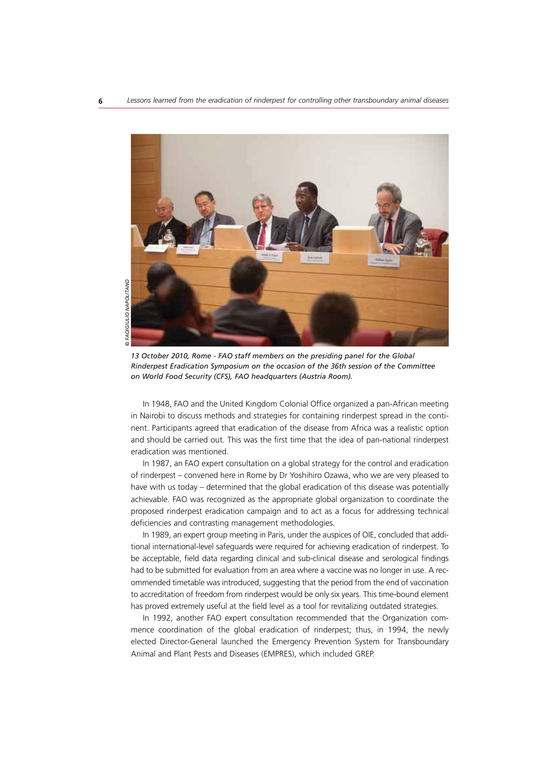© FAO/GIULIO NAPOLITANO

*13 October 2010, Rome - FAO staff members on the presiding panel for the Global Rinderpest Eradication Symposium on the occasion of the 36th session of the Committee on World Food Security (CFS), FAO headquarters (Austria Room).*

In 1948, FAO and the United Kingdom Colonial Office organized a pan-African meeting in Nairobi to discuss methods and strategies for containing rinderpest spread in the continent. Participants agreed that eradication of the disease from Africa was a realistic option and should be carried out. This was the first time that the idea of pan-national rinderpest eradication was mentioned.

In 1987, an FAO expert consultation on a global strategy for the control and eradication of rinderpest – convened here in Rome by Dr Yoshihiro Ozawa, who we are very pleased to have with us today – determined that the global eradication of this disease was potentially achievable. FAO was recognized as the appropriate global organization to coordinate the proposed rinderpest eradication campaign and to act as a focus for addressing technical deficiencies and contrasting management methodologies.

In 1989, an expert group meeting in Paris, under the auspices of OIE, concluded that additional international-level safeguards were required for achieving eradication of rinderpest. To be acceptable, field data regarding clinical and sub-clinical disease and serological findings had to be submitted for evaluation from an area where a vaccine was no longer in use. A recommended timetable was introduced, suggesting that the period from the end of vaccination to accreditation of freedom from rinderpest would be only six years. This time-bound element has proved extremely useful at the field level as a tool for revitalizing outdated strategies.

In 1992, another FAO expert consultation recommended that the Organization commence coordination of the global eradication of rinderpest; thus, in 1994, the newly elected Director-General launched the Emergency Prevention System for Transboundary Animal and Plant Pests and Diseases (EMPRES), which included GREP.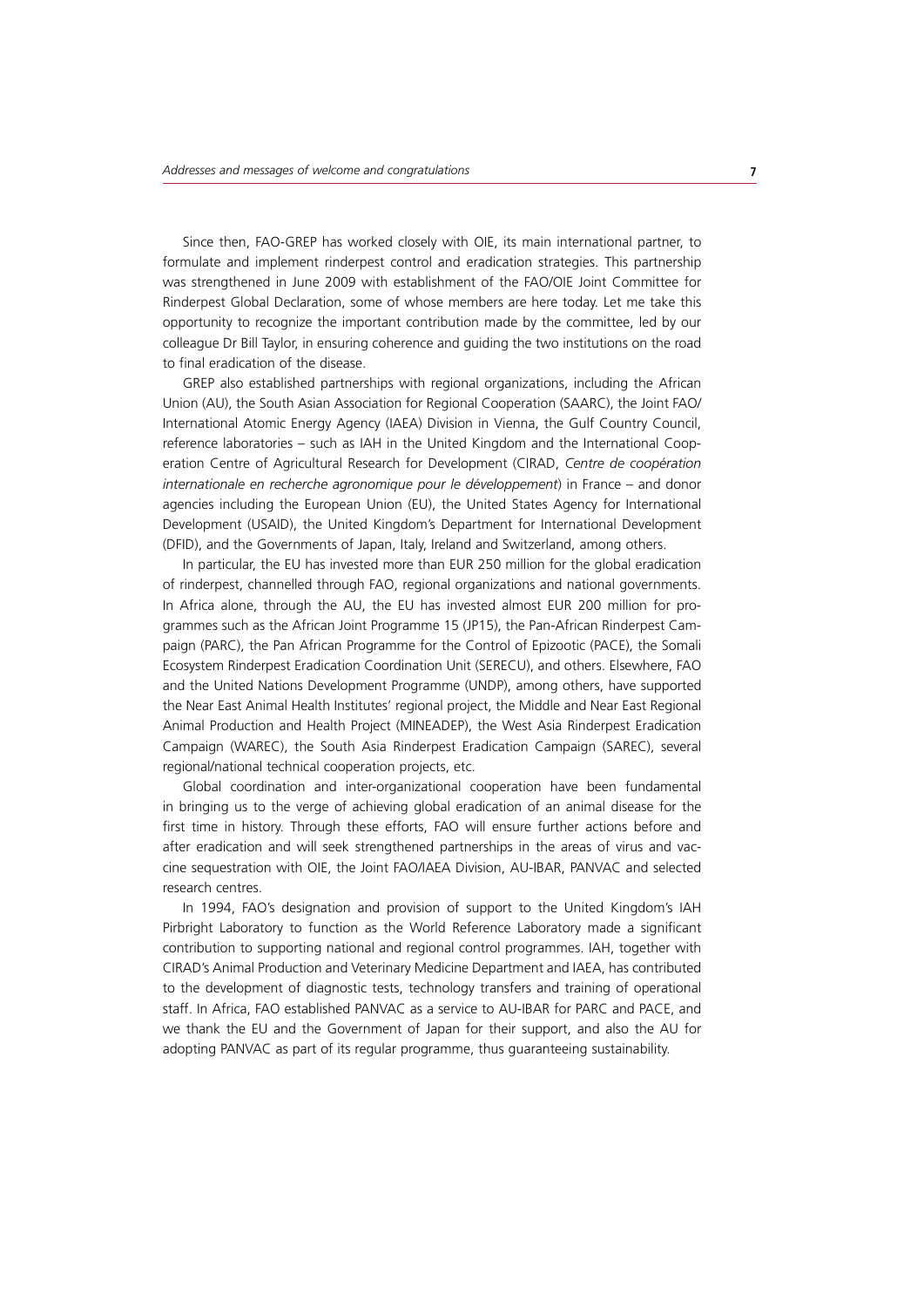Since then, FAO-GREP has worked closely with OIE, its main international partner, to formulate and implement rinderpest control and eradication strategies. This partnership was strengthened in June 2009 with establishment of the FAO/OIE Joint Committee for Rinderpest Global Declaration, some of whose members are here today. Let me take this opportunity to recognize the important contribution made by the committee, led by our colleague Dr Bill Taylor, in ensuring coherence and guiding the two institutions on the road to final eradication of the disease.

GREP also established partnerships with regional organizations, including the African Union (AU), the South Asian Association for Regional Cooperation (SAARC), the Joint FAO/ International Atomic Energy Agency (IAEA) Division in Vienna, the Gulf Country Council, reference laboratories – such as IAH in the United Kingdom and the International Cooperation Centre of Agricultural Research for Development (CIRAD, *Centre de coopération internationale en recherche agronomique pour le développement*) in France – and donor agencies including the European Union (EU), the United States Agency for International Development (USAID), the United Kingdom's Department for International Development (DFID), and the Governments of Japan, Italy, Ireland and Switzerland, among others.

In particular, the EU has invested more than EUR 250 million for the global eradication of rinderpest, channelled through FAO, regional organizations and national governments. In Africa alone, through the AU, the EU has invested almost EUR 200 million for programmes such as the African Joint Programme 15 (JP15), the Pan-African Rinderpest Campaign (PARC), the Pan African Programme for the Control of Epizootic (PACE), the Somali Ecosystem Rinderpest Eradication Coordination Unit (SERECU), and others. Elsewhere, FAO and the United Nations Development Programme (UNDP), among others, have supported the Near East Animal Health Institutes' regional project, the Middle and Near East Regional Animal Production and Health Project (MINEADEP), the West Asia Rinderpest Eradication Campaign (WAREC), the South Asia Rinderpest Eradication Campaign (SAREC), several regional/national technical cooperation projects, etc.

Global coordination and inter-organizational cooperation have been fundamental in bringing us to the verge of achieving global eradication of an animal disease for the first time in history. Through these efforts, FAO will ensure further actions before and after eradication and will seek strengthened partnerships in the areas of virus and vaccine sequestration with OIE, the Joint FAO/IAEA Division, AU-IBAR, PANVAC and selected research centres.

In 1994, FAO's designation and provision of support to the United Kingdom's IAH Pirbright Laboratory to function as the World Reference Laboratory made a significant contribution to supporting national and regional control programmes. IAH, together with CIRAD's Animal Production and Veterinary Medicine Department and IAEA, has contributed to the development of diagnostic tests, technology transfers and training of operational staff. In Africa, FAO established PANVAC as a service to AU-IBAR for PARC and PACE, and we thank the EU and the Government of Japan for their support, and also the AU for adopting PANVAC as part of its regular programme, thus guaranteeing sustainability.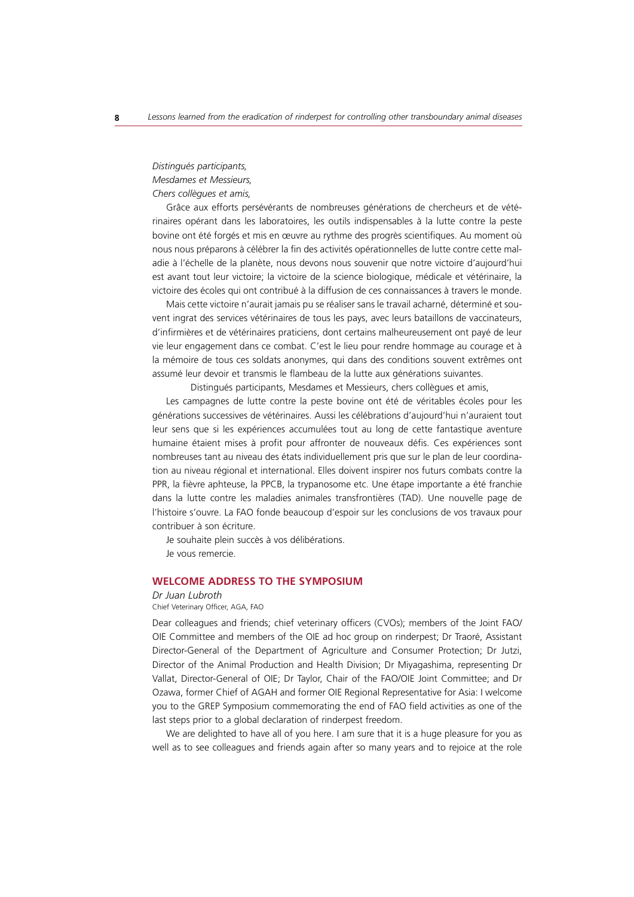*Distingués participants,*
*Mesdames et Messieurs,*
*Chers collègues et amis,*

Grâce aux efforts persévérants de nombreuses générations de chercheurs et de vétérinaires opérant dans les laboratoires, les outils indispensables à la lutte contre la peste bovine ont été forgés et mis en œuvre au rythme des progrès scientifiques. Au moment où nous nous préparons à célébrer la fin des activités opérationnelles de lutte contre cette maladie à l'échelle de la planète, nous devons nous souvenir que notre victoire d'aujourd'hui est avant tout leur victoire; la victoire de la science biologique, médicale et vétérinaire, la victoire des écoles qui ont contribué à la diffusion de ces connaissances à travers le monde.

Mais cette victoire n'aurait jamais pu se réaliser sans le travail acharné, déterminé et souvent ingrat des services vétérinaires de tous les pays, avec leurs bataillons de vaccinateurs, d'infirmières et de vétérinaires praticiens, dont certains malheureusement ont payé de leur vie leur engagement dans ce combat. C'est le lieu pour rendre hommage au courage et à la mémoire de tous ces soldats anonymes, qui dans des conditions souvent extrêmes ont assumé leur devoir et transmis le flambeau de la lutte aux générations suivantes.

Distingués participants, Mesdames et Messieurs, chers collègues et amis,

Les campagnes de lutte contre la peste bovine ont été de véritables écoles pour les générations successives de vétérinaires. Aussi les célébrations d'aujourd'hui n'auraient tout leur sens que si les expériences accumulées tout au long de cette fantastique aventure humaine étaient mises à profit pour affronter de nouveaux défis. Ces expériences sont nombreuses tant au niveau des états individuellement pris que sur le plan de leur coordination au niveau régional et international. Elles doivent inspirer nos futurs combats contre la PPR, la fièvre aphteuse, la PPCB, la trypanosome etc. Une étape importante a été franchie dans la lutte contre les maladies animales transfrontières (TAD). Une nouvelle page de l'histoire s'ouvre. La FAO fonde beaucoup d'espoir sur les conclusions de vos travaux pour contribuer à son écriture.

Je souhaite plein succès à vos délibérations.

Je vous remercie.

## WELCOME ADDRESS TO THE SYMPOSIUM

*Dr Juan Lubroth*
Chief Veterinary Officer, AGA, FAO

Dear colleagues and friends; chief veterinary officers (CVOs); members of the Joint FAO/OIE Committee and members of the OIE ad hoc group on rinderpest; Dr Traoré, Assistant Director-General of the Department of Agriculture and Consumer Protection; Dr Jutzi, Director of the Animal Production and Health Division; Dr Miyagashima, representing Dr Vallat, Director-General of OIE; Dr Taylor, Chair of the FAO/OIE Joint Committee; and Dr Ozawa, former Chief of AGAH and former OIE Regional Representative for Asia: I welcome you to the GREP Symposium commemorating the end of FAO field activities as one of the last steps prior to a global declaration of rinderpest freedom.

We are delighted to have all of you here. I am sure that it is a huge pleasure for you as well as to see colleagues and friends again after so many years and to rejoice at the role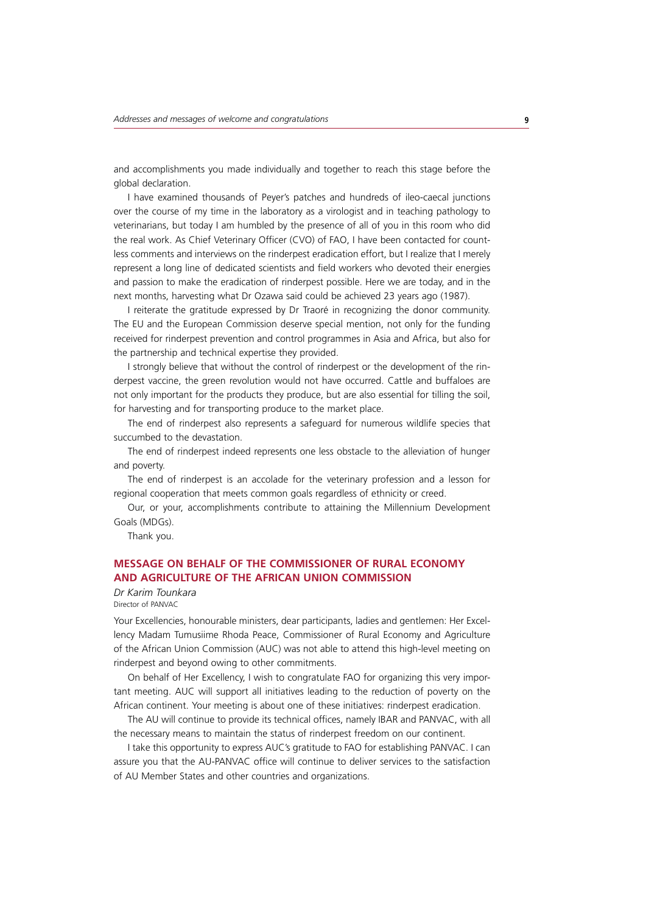and accomplishments you made individually and together to reach this stage before the global declaration.

I have examined thousands of Peyer's patches and hundreds of ileo-caecal junctions over the course of my time in the laboratory as a virologist and in teaching pathology to veterinarians, but today I am humbled by the presence of all of you in this room who did the real work. As Chief Veterinary Officer (CVO) of FAO, I have been contacted for countless comments and interviews on the rinderpest eradication effort, but I realize that I merely represent a long line of dedicated scientists and field workers who devoted their energies and passion to make the eradication of rinderpest possible. Here we are today, and in the next months, harvesting what Dr Ozawa said could be achieved 23 years ago (1987).

I reiterate the gratitude expressed by Dr Traoré in recognizing the donor community. The EU and the European Commission deserve special mention, not only for the funding received for rinderpest prevention and control programmes in Asia and Africa, but also for the partnership and technical expertise they provided.

I strongly believe that without the control of rinderpest or the development of the rinderpest vaccine, the green revolution would not have occurred. Cattle and buffaloes are not only important for the products they produce, but are also essential for tilling the soil, for harvesting and for transporting produce to the market place.

The end of rinderpest also represents a safeguard for numerous wildlife species that succumbed to the devastation.

The end of rinderpest indeed represents one less obstacle to the alleviation of hunger and poverty.

The end of rinderpest is an accolade for the veterinary profession and a lesson for regional cooperation that meets common goals regardless of ethnicity or creed.

Our, or your, accomplishments contribute to attaining the Millennium Development Goals (MDGs).

Thank you.

## MESSAGE ON BEHALF OF THE COMMISSIONER OF RURAL ECONOMY AND AGRICULTURE OF THE AFRICAN UNION COMMISSION

*Dr Karim Tounkara*
Director of PANVAC

Your Excellencies, honourable ministers, dear participants, ladies and gentlemen: Her Excellency Madam Tumusiime Rhoda Peace, Commissioner of Rural Economy and Agriculture of the African Union Commission (AUC) was not able to attend this high-level meeting on rinderpest and beyond owing to other commitments.

On behalf of Her Excellency, I wish to congratulate FAO for organizing this very important meeting. AUC will support all initiatives leading to the reduction of poverty on the African continent. Your meeting is about one of these initiatives: rinderpest eradication.

The AU will continue to provide its technical offices, namely IBAR and PANVAC, with all the necessary means to maintain the status of rinderpest freedom on our continent.

I take this opportunity to express AUC's gratitude to FAO for establishing PANVAC. I can assure you that the AU-PANVAC office will continue to deliver services to the satisfaction of AU Member States and other countries and organizations.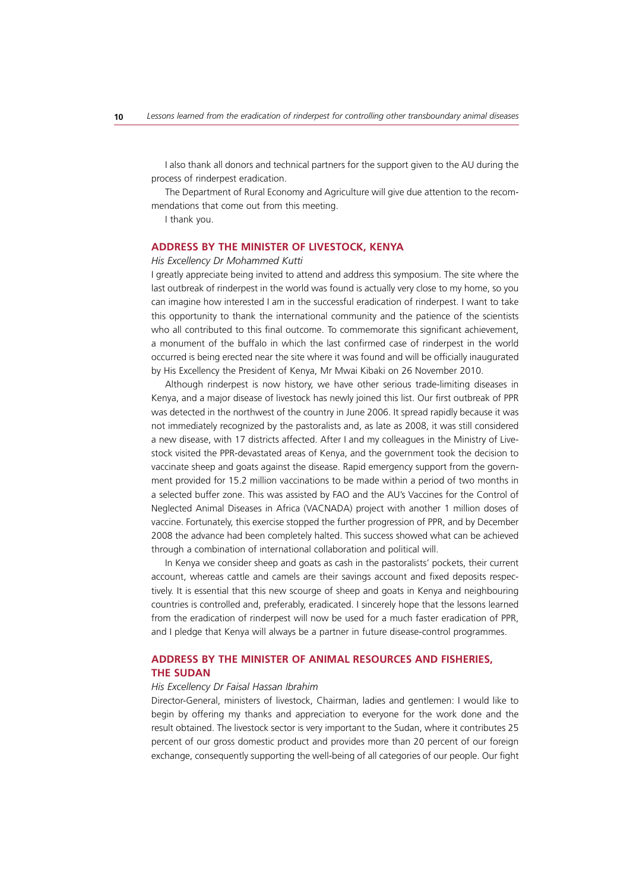I also thank all donors and technical partners for the support given to the AU during the process of rinderpest eradication.

The Department of Rural Economy and Agriculture will give due attention to the recommendations that come out from this meeting.

I thank you.

## ADDRESS BY THE MINISTER OF LIVESTOCK, KENYA

*His Excellency Dr Mohammed Kutti*

I greatly appreciate being invited to attend and address this symposium. The site where the last outbreak of rinderpest in the world was found is actually very close to my home, so you can imagine how interested I am in the successful eradication of rinderpest. I want to take this opportunity to thank the international community and the patience of the scientists who all contributed to this final outcome. To commemorate this significant achievement, a monument of the buffalo in which the last confirmed case of rinderpest in the world occurred is being erected near the site where it was found and will be officially inaugurated by His Excellency the President of Kenya, Mr Mwai Kibaki on 26 November 2010.

Although rinderpest is now history, we have other serious trade-limiting diseases in Kenya, and a major disease of livestock has newly joined this list. Our first outbreak of PPR was detected in the northwest of the country in June 2006. It spread rapidly because it was not immediately recognized by the pastoralists and, as late as 2008, it was still considered a new disease, with 17 districts affected. After I and my colleagues in the Ministry of Livestock visited the PPR-devastated areas of Kenya, and the government took the decision to vaccinate sheep and goats against the disease. Rapid emergency support from the government provided for 15.2 million vaccinations to be made within a period of two months in a selected buffer zone. This was assisted by FAO and the AU's Vaccines for the Control of Neglected Animal Diseases in Africa (VACNADA) project with another 1 million doses of vaccine. Fortunately, this exercise stopped the further progression of PPR, and by December 2008 the advance had been completely halted. This success showed what can be achieved through a combination of international collaboration and political will.

In Kenya we consider sheep and goats as cash in the pastoralists' pockets, their current account, whereas cattle and camels are their savings account and fixed deposits respectively. It is essential that this new scourge of sheep and goats in Kenya and neighbouring countries is controlled and, preferably, eradicated. I sincerely hope that the lessons learned from the eradication of rinderpest will now be used for a much faster eradication of PPR, and I pledge that Kenya will always be a partner in future disease-control programmes.

## ADDRESS BY THE MINISTER OF ANIMAL RESOURCES AND FISHERIES, THE SUDAN

*His Excellency Dr Faisal Hassan Ibrahim*

Director-General, ministers of livestock, Chairman, ladies and gentlemen: I would like to begin by offering my thanks and appreciation to everyone for the work done and the result obtained. The livestock sector is very important to the Sudan, where it contributes 25 percent of our gross domestic product and provides more than 20 percent of our foreign exchange, consequently supporting the well-being of all categories of our people. Our fight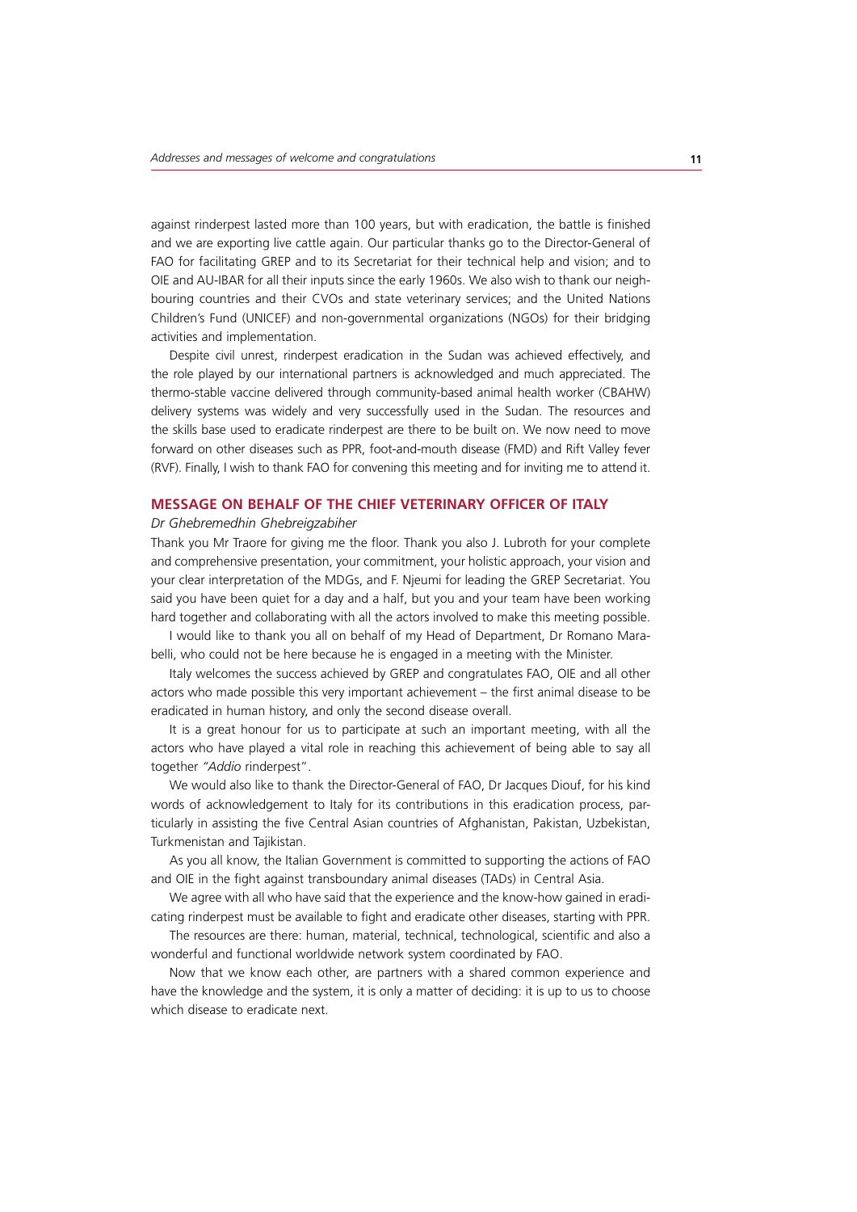against rinderpest lasted more than 100 years, but with eradication, the battle is finished and we are exporting live cattle again. Our particular thanks go to the Director-General of FAO for facilitating GREP and to its Secretariat for their technical help and vision; and to OIE and AU-IBAR for all their inputs since the early 1960s. We also wish to thank our neighbouring countries and their CVOs and state veterinary services; and the United Nations Children's Fund (UNICEF) and non-governmental organizations (NGOs) for their bridging activities and implementation.

Despite civil unrest, rinderpest eradication in the Sudan was achieved effectively, and the role played by our international partners is acknowledged and much appreciated. The thermo-stable vaccine delivered through community-based animal health worker (CBAHW) delivery systems was widely and very successfully used in the Sudan. The resources and the skills base used to eradicate rinderpest are there to be built on. We now need to move forward on other diseases such as PPR, foot-and-mouth disease (FMD) and Rift Valley fever (RVF). Finally, I wish to thank FAO for convening this meeting and for inviting me to attend it.

## MESSAGE ON BEHALF OF THE CHIEF VETERINARY OFFICER OF ITALY

*Dr Ghebremedhin Ghebreigzabiher*

Thank you Mr Traore for giving me the floor. Thank you also J. Lubroth for your complete and comprehensive presentation, your commitment, your holistic approach, your vision and your clear interpretation of the MDGs, and F. Njeumi for leading the GREP Secretariat. You said you have been quiet for a day and a half, but you and your team have been working hard together and collaborating with all the actors involved to make this meeting possible.

I would like to thank you all on behalf of my Head of Department, Dr Romano Marabelli, who could not be here because he is engaged in a meeting with the Minister.

Italy welcomes the success achieved by GREP and congratulates FAO, OIE and all other actors who made possible this very important achievement – the first animal disease to be eradicated in human history, and only the second disease overall.

It is a great honour for us to participate at such an important meeting, with all the actors who have played a vital role in reaching this achievement of being able to say all together "*Addio* rinderpest".

We would also like to thank the Director-General of FAO, Dr Jacques Diouf, for his kind words of acknowledgement to Italy for its contributions in this eradication process, particularly in assisting the five Central Asian countries of Afghanistan, Pakistan, Uzbekistan, Turkmenistan and Tajikistan.

As you all know, the Italian Government is committed to supporting the actions of FAO and OIE in the fight against transboundary animal diseases (TADs) in Central Asia.

We agree with all who have said that the experience and the know-how gained in eradicating rinderpest must be available to fight and eradicate other diseases, starting with PPR.

The resources are there: human, material, technical, technological, scientific and also a wonderful and functional worldwide network system coordinated by FAO.

Now that we know each other, are partners with a shared common experience and have the knowledge and the system, it is only a matter of deciding: it is up to us to choose which disease to eradicate next.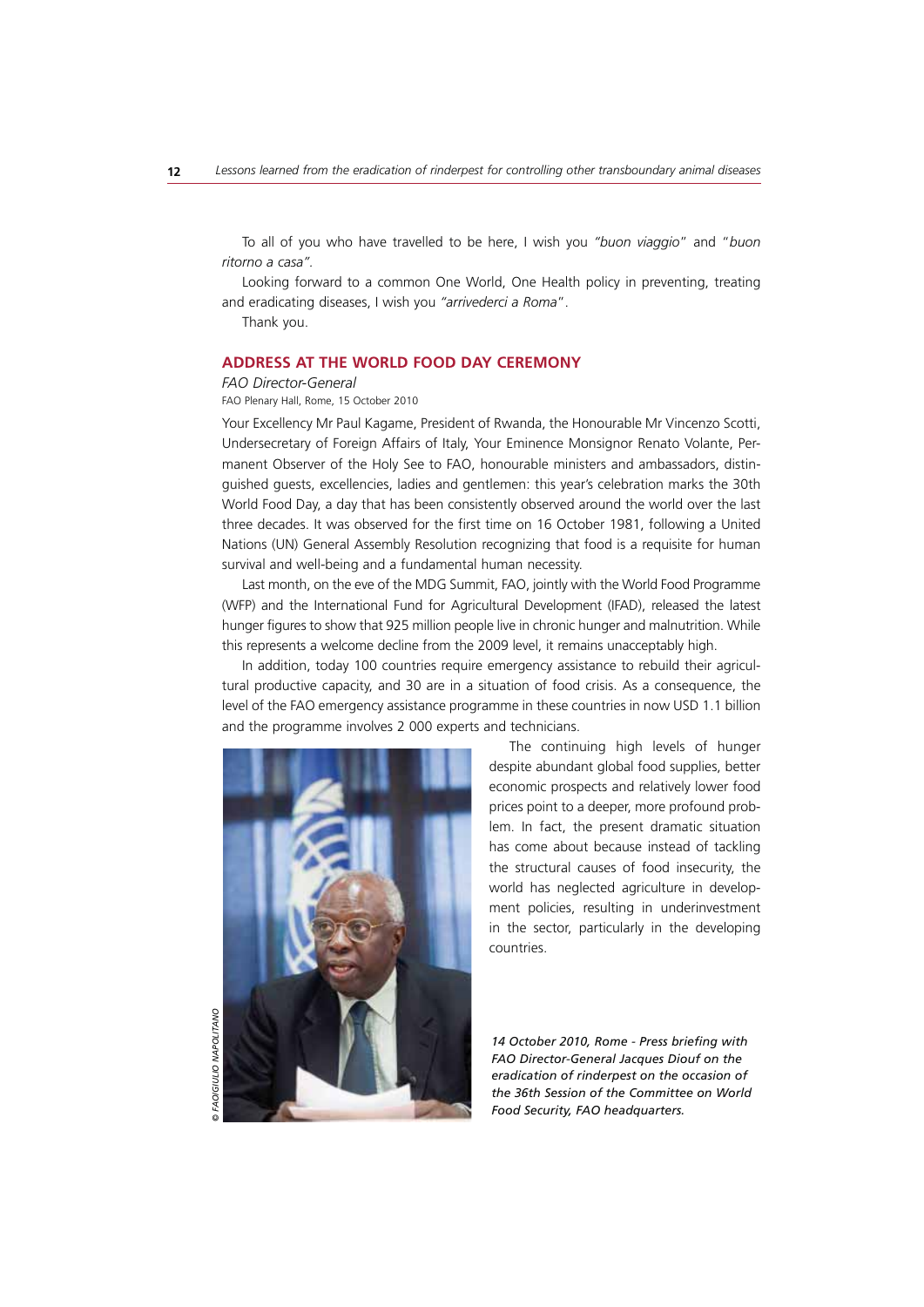To all of you who have travelled to be here, I wish you *"buon viaggio"* and "*buon ritorno a casa"*.

Looking forward to a common One World, One Health policy in preventing, treating and eradicating diseases, I wish you *"arrivederci a Roma*".

Thank you.

## ADDRESS AT THE WORLD FOOD DAY CEREMONY

*FAO Director-General*

FAO Plenary Hall, Rome, 15 October 2010

Your Excellency Mr Paul Kagame, President of Rwanda, the Honourable Mr Vincenzo Scotti, Undersecretary of Foreign Affairs of Italy, Your Eminence Monsignor Renato Volante, Permanent Observer of the Holy See to FAO, honourable ministers and ambassadors, distinguished guests, excellencies, ladies and gentlemen: this year's celebration marks the 30th World Food Day, a day that has been consistently observed around the world over the last three decades. It was observed for the first time on 16 October 1981, following a United Nations (UN) General Assembly Resolution recognizing that food is a requisite for human survival and well-being and a fundamental human necessity.

Last month, on the eve of the MDG Summit, FAO, jointly with the World Food Programme (WFP) and the International Fund for Agricultural Development (IFAD), released the latest hunger figures to show that 925 million people live in chronic hunger and malnutrition. While this represents a welcome decline from the 2009 level, it remains unacceptably high.

In addition, today 100 countries require emergency assistance to rebuild their agricultural productive capacity, and 30 are in a situation of food crisis. As a consequence, the level of the FAO emergency assistance programme in these countries in now USD 1.1 billion and the programme involves 2 000 experts and technicians.

The continuing high levels of hunger despite abundant global food supplies, better economic prospects and relatively lower food prices point to a deeper, more profound problem. In fact, the present dramatic situation has come about because instead of tackling the structural causes of food insecurity, the world has neglected agriculture in development policies, resulting in underinvestment in the sector, particularly in the developing countries.

© FAO/GIULIO NAPOLITANO

*14 October 2010, Rome - Press briefing with FAO Director-General Jacques Diouf on the eradication of rinderpest on the occasion of the 36th Session of the Committee on World Food Security, FAO headquarters.*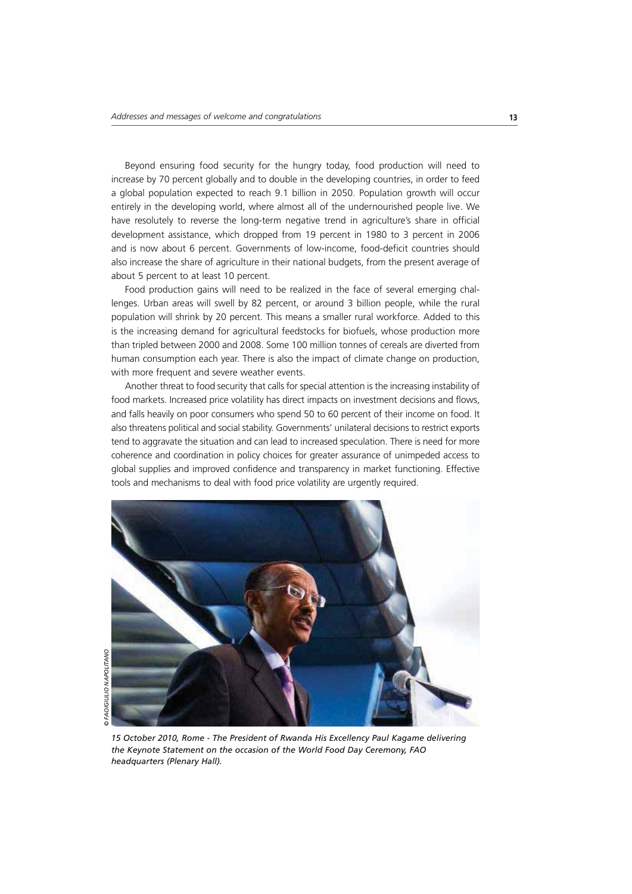Beyond ensuring food security for the hungry today, food production will need to increase by 70 percent globally and to double in the developing countries, in order to feed a global population expected to reach 9.1 billion in 2050. Population growth will occur entirely in the developing world, where almost all of the undernourished people live. We have resolutely to reverse the long-term negative trend in agriculture's share in official development assistance, which dropped from 19 percent in 1980 to 3 percent in 2006 and is now about 6 percent. Governments of low-income, food-deficit countries should also increase the share of agriculture in their national budgets, from the present average of about 5 percent to at least 10 percent.

Food production gains will need to be realized in the face of several emerging challenges. Urban areas will swell by 82 percent, or around 3 billion people, while the rural population will shrink by 20 percent. This means a smaller rural workforce. Added to this is the increasing demand for agricultural feedstocks for biofuels, whose production more than tripled between 2000 and 2008. Some 100 million tonnes of cereals are diverted from human consumption each year. There is also the impact of climate change on production, with more frequent and severe weather events.

Another threat to food security that calls for special attention is the increasing instability of food markets. Increased price volatility has direct impacts on investment decisions and flows, and falls heavily on poor consumers who spend 50 to 60 percent of their income on food. It also threatens political and social stability. Governments' unilateral decisions to restrict exports tend to aggravate the situation and can lead to increased speculation. There is need for more coherence and coordination in policy choices for greater assurance of unimpeded access to global supplies and improved confidence and transparency in market functioning. Effective tools and mechanisms to deal with food price volatility are urgently required.

© FAO/GIULIO NAPOLITANO

*15 October 2010, Rome - The President of Rwanda His Excellency Paul Kagame delivering the Keynote Statement on the occasion of the World Food Day Ceremony, FAO headquarters (Plenary Hall).*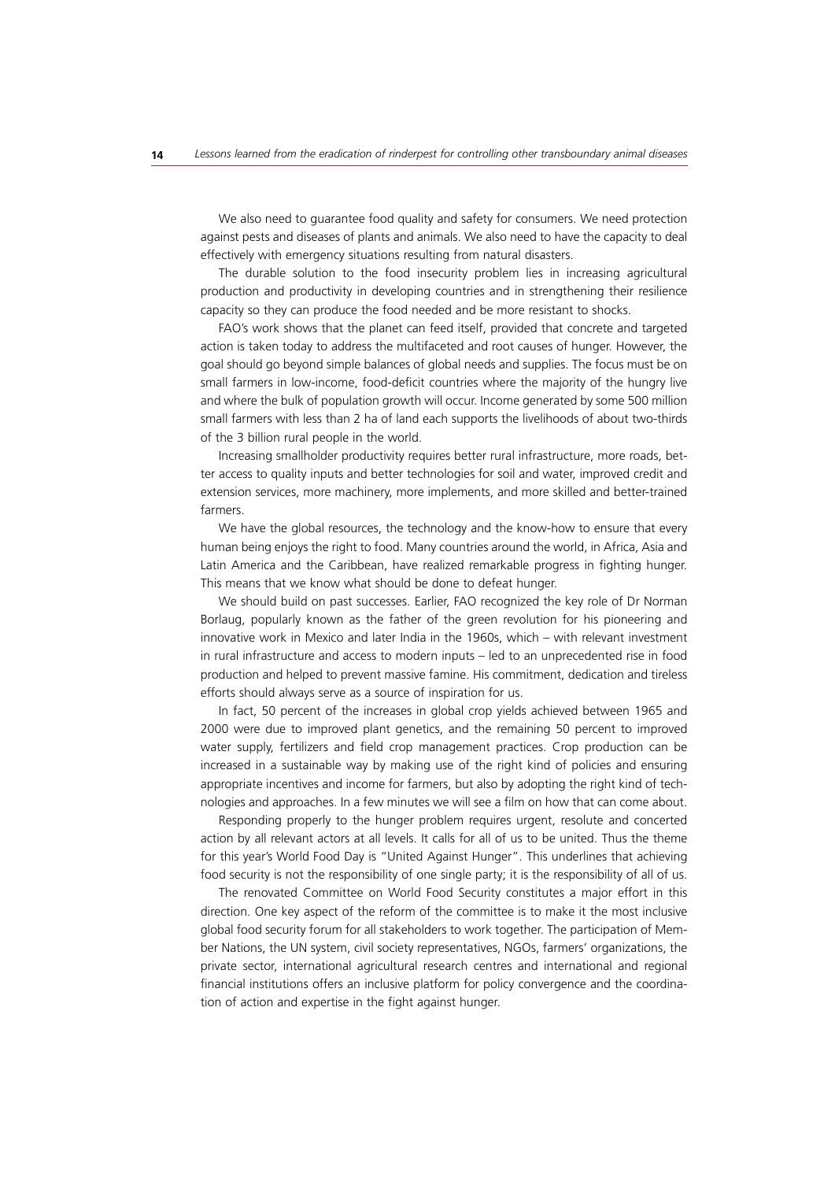We also need to guarantee food quality and safety for consumers. We need protection against pests and diseases of plants and animals. We also need to have the capacity to deal effectively with emergency situations resulting from natural disasters.

The durable solution to the food insecurity problem lies in increasing agricultural production and productivity in developing countries and in strengthening their resilience capacity so they can produce the food needed and be more resistant to shocks.

FAO's work shows that the planet can feed itself, provided that concrete and targeted action is taken today to address the multifaceted and root causes of hunger. However, the goal should go beyond simple balances of global needs and supplies. The focus must be on small farmers in low-income, food-deficit countries where the majority of the hungry live and where the bulk of population growth will occur. Income generated by some 500 million small farmers with less than 2 ha of land each supports the livelihoods of about two-thirds of the 3 billion rural people in the world.

Increasing smallholder productivity requires better rural infrastructure, more roads, better access to quality inputs and better technologies for soil and water, improved credit and extension services, more machinery, more implements, and more skilled and better-trained farmers.

We have the global resources, the technology and the know-how to ensure that every human being enjoys the right to food. Many countries around the world, in Africa, Asia and Latin America and the Caribbean, have realized remarkable progress in fighting hunger. This means that we know what should be done to defeat hunger.

We should build on past successes. Earlier, FAO recognized the key role of Dr Norman Borlaug, popularly known as the father of the green revolution for his pioneering and innovative work in Mexico and later India in the 1960s, which – with relevant investment in rural infrastructure and access to modern inputs – led to an unprecedented rise in food production and helped to prevent massive famine. His commitment, dedication and tireless efforts should always serve as a source of inspiration for us.

In fact, 50 percent of the increases in global crop yields achieved between 1965 and 2000 were due to improved plant genetics, and the remaining 50 percent to improved water supply, fertilizers and field crop management practices. Crop production can be increased in a sustainable way by making use of the right kind of policies and ensuring appropriate incentives and income for farmers, but also by adopting the right kind of technologies and approaches. In a few minutes we will see a film on how that can come about.

Responding properly to the hunger problem requires urgent, resolute and concerted action by all relevant actors at all levels. It calls for all of us to be united. Thus the theme for this year's World Food Day is "United Against Hunger". This underlines that achieving food security is not the responsibility of one single party; it is the responsibility of all of us.

The renovated Committee on World Food Security constitutes a major effort in this direction. One key aspect of the reform of the committee is to make it the most inclusive global food security forum for all stakeholders to work together. The participation of Member Nations, the UN system, civil society representatives, NGOs, farmers' organizations, the private sector, international agricultural research centres and international and regional financial institutions offers an inclusive platform for policy convergence and the coordination of action and expertise in the fight against hunger.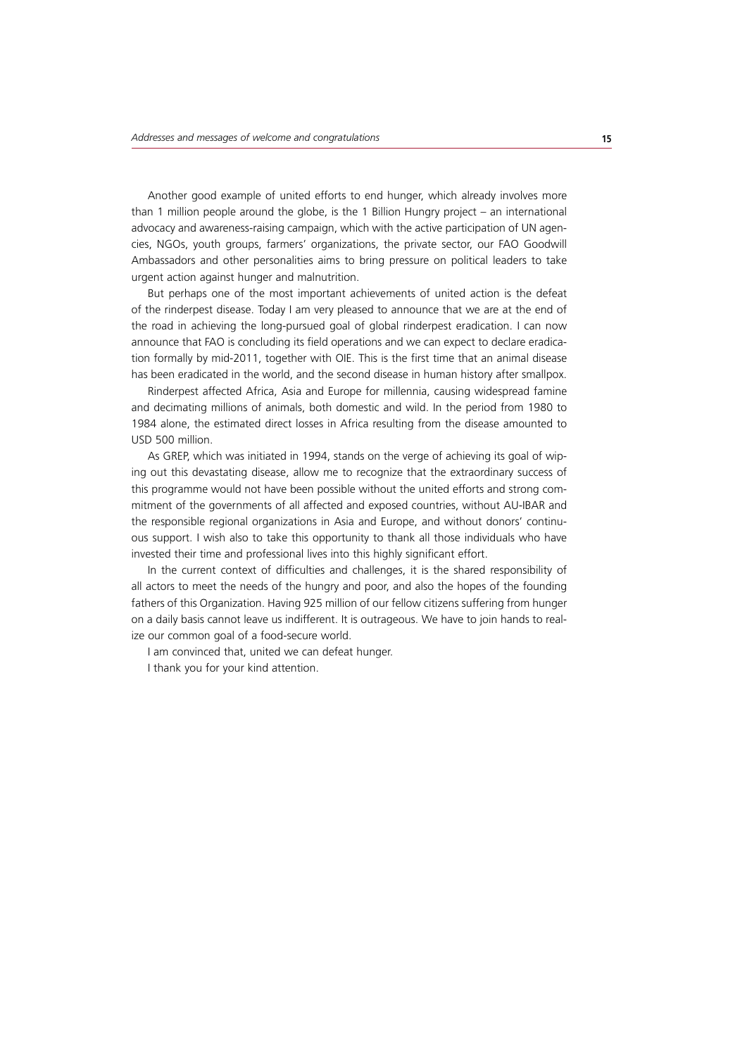Another good example of united efforts to end hunger, which already involves more than 1 million people around the globe, is the 1 Billion Hungry project – an international advocacy and awareness-raising campaign, which with the active participation of UN agencies, NGOs, youth groups, farmers' organizations, the private sector, our FAO Goodwill Ambassadors and other personalities aims to bring pressure on political leaders to take urgent action against hunger and malnutrition.

But perhaps one of the most important achievements of united action is the defeat of the rinderpest disease. Today I am very pleased to announce that we are at the end of the road in achieving the long-pursued goal of global rinderpest eradication. I can now announce that FAO is concluding its field operations and we can expect to declare eradication formally by mid-2011, together with OIE. This is the first time that an animal disease has been eradicated in the world, and the second disease in human history after smallpox.

Rinderpest affected Africa, Asia and Europe for millennia, causing widespread famine and decimating millions of animals, both domestic and wild. In the period from 1980 to 1984 alone, the estimated direct losses in Africa resulting from the disease amounted to USD 500 million.

As GREP, which was initiated in 1994, stands on the verge of achieving its goal of wiping out this devastating disease, allow me to recognize that the extraordinary success of this programme would not have been possible without the united efforts and strong commitment of the governments of all affected and exposed countries, without AU-IBAR and the responsible regional organizations in Asia and Europe, and without donors' continuous support. I wish also to take this opportunity to thank all those individuals who have invested their time and professional lives into this highly significant effort.

In the current context of difficulties and challenges, it is the shared responsibility of all actors to meet the needs of the hungry and poor, and also the hopes of the founding fathers of this Organization. Having 925 million of our fellow citizens suffering from hunger on a daily basis cannot leave us indifferent. It is outrageous. We have to join hands to realize our common goal of a food-secure world.

I am convinced that, united we can defeat hunger.

I thank you for your kind attention.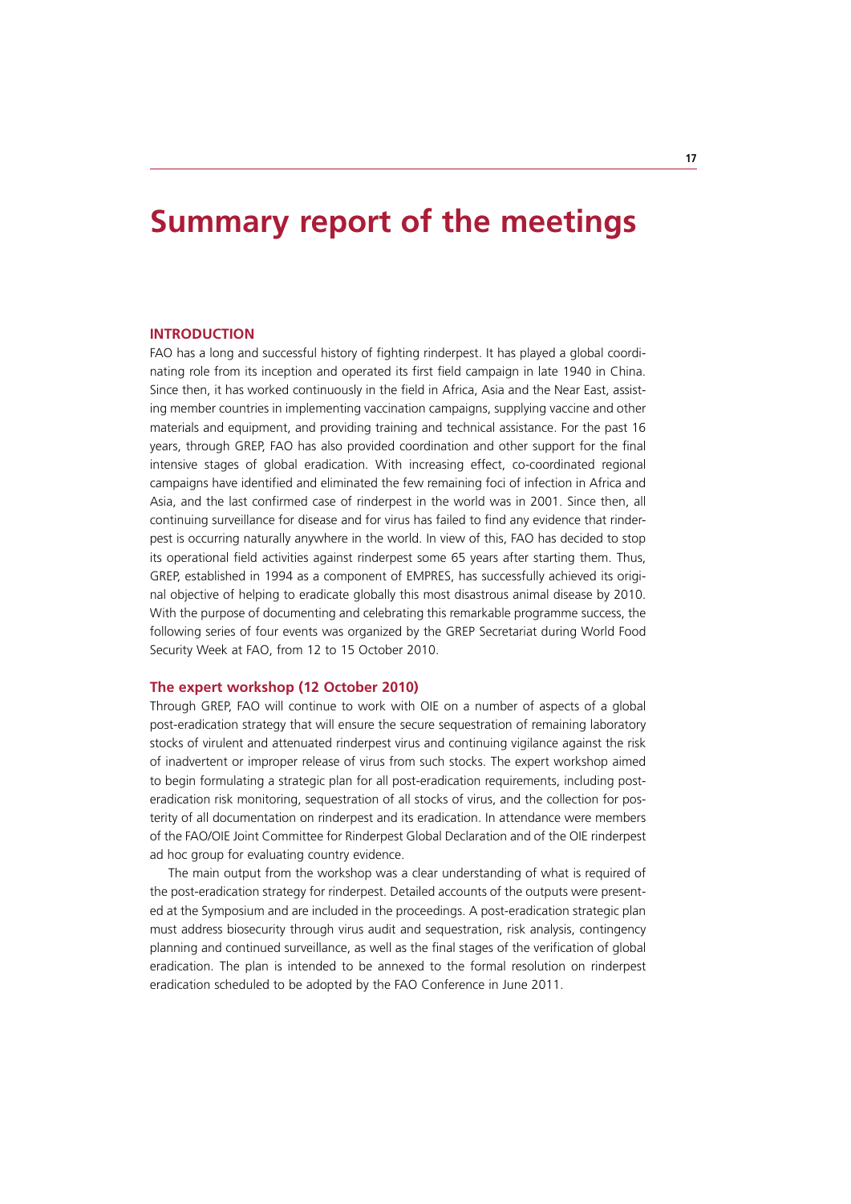# Summary report of the meetings

## INTRODUCTION

FAO has a long and successful history of fighting rinderpest. It has played a global coordinating role from its inception and operated its first field campaign in late 1940 in China. Since then, it has worked continuously in the field in Africa, Asia and the Near East, assisting member countries in implementing vaccination campaigns, supplying vaccine and other materials and equipment, and providing training and technical assistance. For the past 16 years, through GREP, FAO has also provided coordination and other support for the final intensive stages of global eradication. With increasing effect, co-coordinated regional campaigns have identified and eliminated the few remaining foci of infection in Africa and Asia, and the last confirmed case of rinderpest in the world was in 2001. Since then, all continuing surveillance for disease and for virus has failed to find any evidence that rinderpest is occurring naturally anywhere in the world. In view of this, FAO has decided to stop its operational field activities against rinderpest some 65 years after starting them. Thus, GREP, established in 1994 as a component of EMPRES, has successfully achieved its original objective of helping to eradicate globally this most disastrous animal disease by 2010. With the purpose of documenting and celebrating this remarkable programme success, the following series of four events was organized by the GREP Secretariat during World Food Security Week at FAO, from 12 to 15 October 2010.

### The expert workshop (12 October 2010)

Through GREP, FAO will continue to work with OIE on a number of aspects of a global post-eradication strategy that will ensure the secure sequestration of remaining laboratory stocks of virulent and attenuated rinderpest virus and continuing vigilance against the risk of inadvertent or improper release of virus from such stocks. The expert workshop aimed to begin formulating a strategic plan for all post-eradication requirements, including post-eradication risk monitoring, sequestration of all stocks of virus, and the collection for posterity of all documentation on rinderpest and its eradication. In attendance were members of the FAO/OIE Joint Committee for Rinderpest Global Declaration and of the OIE rinderpest ad hoc group for evaluating country evidence.

The main output from the workshop was a clear understanding of what is required of the post-eradication strategy for rinderpest. Detailed accounts of the outputs were presented at the Symposium and are included in the proceedings. A post-eradication strategic plan must address biosecurity through virus audit and sequestration, risk analysis, contingency planning and continued surveillance, as well as the final stages of the verification of global eradication. The plan is intended to be annexed to the formal resolution on rinderpest eradication scheduled to be adopted by the FAO Conference in June 2011.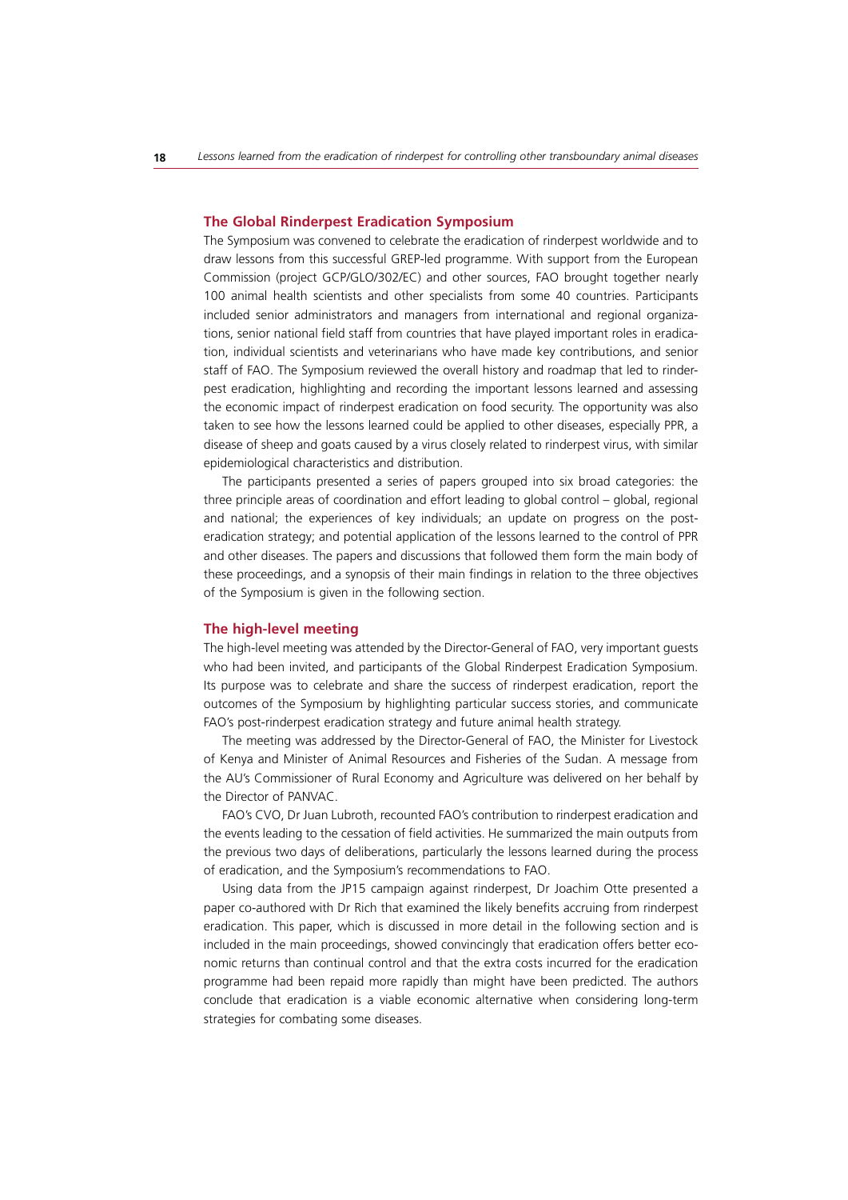## The Global Rinderpest Eradication Symposium

The Symposium was convened to celebrate the eradication of rinderpest worldwide and to draw lessons from this successful GREP-led programme. With support from the European Commission (project GCP/GLO/302/EC) and other sources, FAO brought together nearly 100 animal health scientists and other specialists from some 40 countries. Participants included senior administrators and managers from international and regional organizations, senior national field staff from countries that have played important roles in eradication, individual scientists and veterinarians who have made key contributions, and senior staff of FAO. The Symposium reviewed the overall history and roadmap that led to rinderpest eradication, highlighting and recording the important lessons learned and assessing the economic impact of rinderpest eradication on food security. The opportunity was also taken to see how the lessons learned could be applied to other diseases, especially PPR, a disease of sheep and goats caused by a virus closely related to rinderpest virus, with similar epidemiological characteristics and distribution.

The participants presented a series of papers grouped into six broad categories: the three principle areas of coordination and effort leading to global control – global, regional and national; the experiences of key individuals; an update on progress on the post-eradication strategy; and potential application of the lessons learned to the control of PPR and other diseases. The papers and discussions that followed them form the main body of these proceedings, and a synopsis of their main findings in relation to the three objectives of the Symposium is given in the following section.

## The high-level meeting

The high-level meeting was attended by the Director-General of FAO, very important guests who had been invited, and participants of the Global Rinderpest Eradication Symposium. Its purpose was to celebrate and share the success of rinderpest eradication, report the outcomes of the Symposium by highlighting particular success stories, and communicate FAO's post-rinderpest eradication strategy and future animal health strategy.

The meeting was addressed by the Director-General of FAO, the Minister for Livestock of Kenya and Minister of Animal Resources and Fisheries of the Sudan. A message from the AU's Commissioner of Rural Economy and Agriculture was delivered on her behalf by the Director of PANVAC.

FAO's CVO, Dr Juan Lubroth, recounted FAO's contribution to rinderpest eradication and the events leading to the cessation of field activities. He summarized the main outputs from the previous two days of deliberations, particularly the lessons learned during the process of eradication, and the Symposium's recommendations to FAO.

Using data from the JP15 campaign against rinderpest, Dr Joachim Otte presented a paper co-authored with Dr Rich that examined the likely benefits accruing from rinderpest eradication. This paper, which is discussed in more detail in the following section and is included in the main proceedings, showed convincingly that eradication offers better economic returns than continual control and that the extra costs incurred for the eradication programme had been repaid more rapidly than might have been predicted. The authors conclude that eradication is a viable economic alternative when considering long-term strategies for combating some diseases.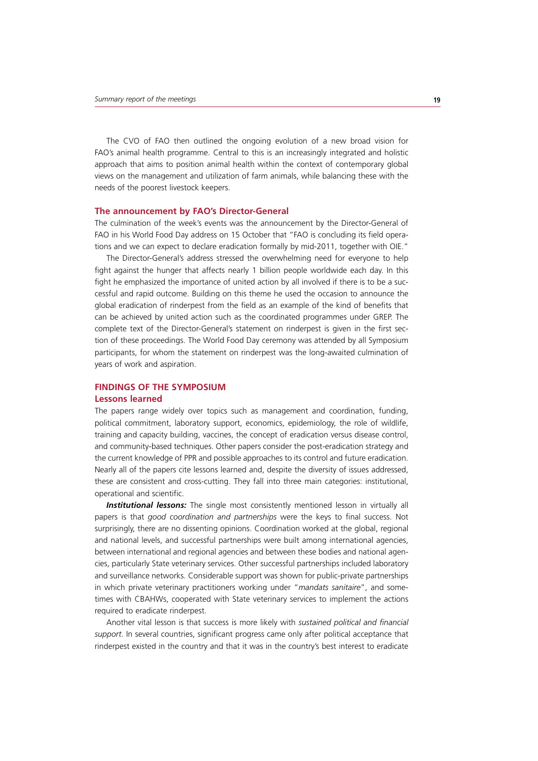The CVO of FAO then outlined the ongoing evolution of a new broad vision for FAO's animal health programme. Central to this is an increasingly integrated and holistic approach that aims to position animal health within the context of contemporary global views on the management and utilization of farm animals, while balancing these with the needs of the poorest livestock keepers.

### The announcement by FAO's Director-General

The culmination of the week's events was the announcement by the Director-General of FAO in his World Food Day address on 15 October that "FAO is concluding its field operations and we can expect to declare eradication formally by mid-2011, together with OIE."

The Director-General's address stressed the overwhelming need for everyone to help fight against the hunger that affects nearly 1 billion people worldwide each day. In this fight he emphasized the importance of united action by all involved if there is to be a successful and rapid outcome. Building on this theme he used the occasion to announce the global eradication of rinderpest from the field as an example of the kind of benefits that can be achieved by united action such as the coordinated programmes under GREP. The complete text of the Director-General's statement on rinderpest is given in the first section of these proceedings. The World Food Day ceremony was attended by all Symposium participants, for whom the statement on rinderpest was the long-awaited culmination of years of work and aspiration.

## FINDINGS OF THE SYMPOSIUM

### Lessons learned

The papers range widely over topics such as management and coordination, funding, political commitment, laboratory support, economics, epidemiology, the role of wildlife, training and capacity building, vaccines, the concept of eradication versus disease control, and community-based techniques. Other papers consider the post-eradication strategy and the current knowledge of PPR and possible approaches to its control and future eradication. Nearly all of the papers cite lessons learned and, despite the diversity of issues addressed, these are consistent and cross-cutting. They fall into three main categories: institutional, operational and scientific.

***Institutional lessons:*** The single most consistently mentioned lesson in virtually all papers is that *good coordination and partnerships* were the keys to final success. Not surprisingly, there are no dissenting opinions. Coordination worked at the global, regional and national levels, and successful partnerships were built among international agencies, between international and regional agencies and between these bodies and national agencies, particularly State veterinary services. Other successful partnerships included laboratory and surveillance networks. Considerable support was shown for public-private partnerships in which private veterinary practitioners working under "*mandats sanitaire*", and sometimes with CBAHWs, cooperated with State veterinary services to implement the actions required to eradicate rinderpest.

Another vital lesson is that success is more likely with *sustained political and financial support*. In several countries, significant progress came only after political acceptance that rinderpest existed in the country and that it was in the country's best interest to eradicate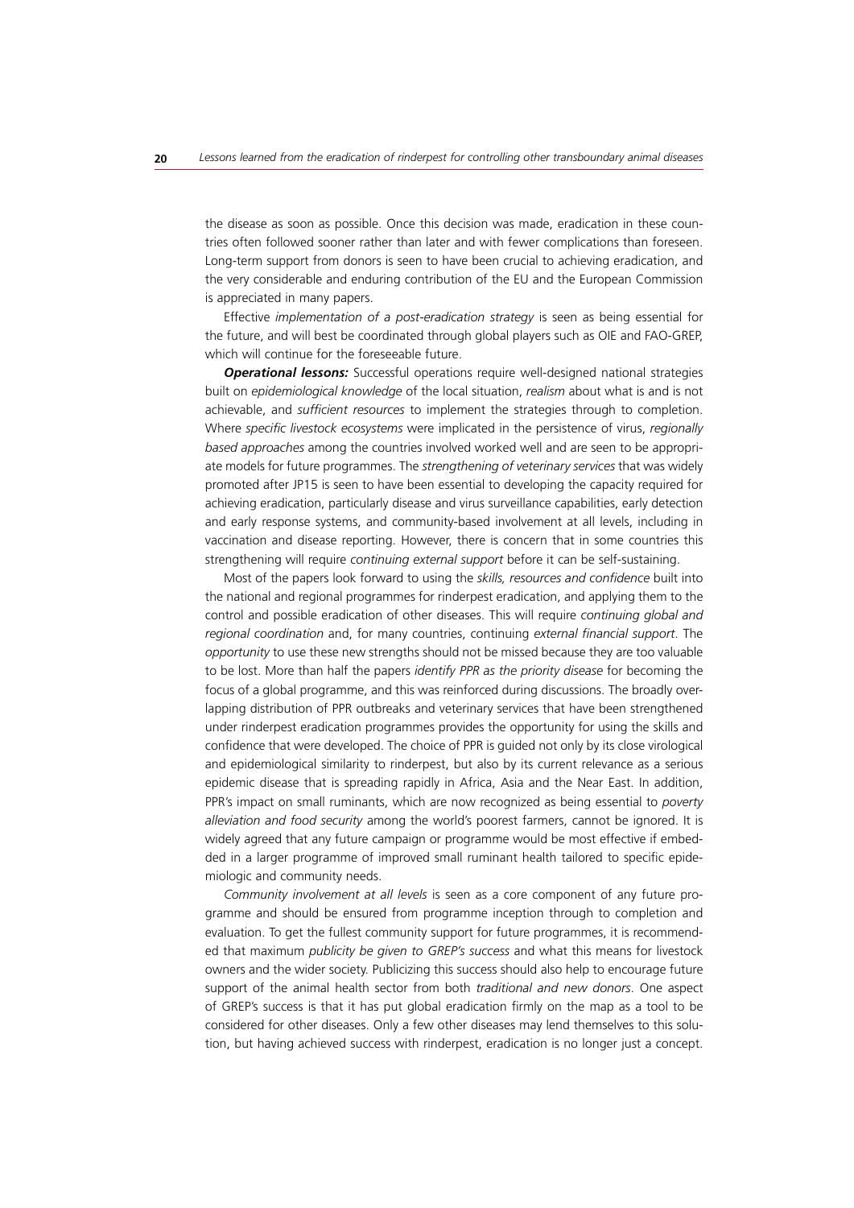the disease as soon as possible. Once this decision was made, eradication in these countries often followed sooner rather than later and with fewer complications than foreseen. Long-term support from donors is seen to have been crucial to achieving eradication, and the very considerable and enduring contribution of the EU and the European Commission is appreciated in many papers.

Effective *implementation of a post-eradication strategy* is seen as being essential for the future, and will best be coordinated through global players such as OIE and FAO-GREP, which will continue for the foreseeable future.

***Operational lessons:*** Successful operations require well-designed national strategies built on *epidemiological knowledge* of the local situation, *realism* about what is and is not achievable, and *sufficient resources* to implement the strategies through to completion. Where *specific livestock ecosystems* were implicated in the persistence of virus, *regionally based approaches* among the countries involved worked well and are seen to be appropriate models for future programmes. The *strengthening of veterinary services* that was widely promoted after JP15 is seen to have been essential to developing the capacity required for achieving eradication, particularly disease and virus surveillance capabilities, early detection and early response systems, and community-based involvement at all levels, including in vaccination and disease reporting. However, there is concern that in some countries this strengthening will require *continuing external support* before it can be self-sustaining.

Most of the papers look forward to using the *skills, resources and confidence* built into the national and regional programmes for rinderpest eradication, and applying them to the control and possible eradication of other diseases. This will require *continuing global and regional coordination* and, for many countries, continuing *external financial support*. The *opportunity* to use these new strengths should not be missed because they are too valuable to be lost. More than half the papers *identify PPR as the priority disease* for becoming the focus of a global programme, and this was reinforced during discussions. The broadly overlapping distribution of PPR outbreaks and veterinary services that have been strengthened under rinderpest eradication programmes provides the opportunity for using the skills and confidence that were developed. The choice of PPR is guided not only by its close virological and epidemiological similarity to rinderpest, but also by its current relevance as a serious epidemic disease that is spreading rapidly in Africa, Asia and the Near East. In addition, PPR's impact on small ruminants, which are now recognized as being essential to *poverty alleviation and food security* among the world's poorest farmers, cannot be ignored. It is widely agreed that any future campaign or programme would be most effective if embedded in a larger programme of improved small ruminant health tailored to specific epidemiologic and community needs.

*Community involvement at all levels* is seen as a core component of any future programme and should be ensured from programme inception through to completion and evaluation. To get the fullest community support for future programmes, it is recommended that maximum *publicity be given to GREP's success* and what this means for livestock owners and the wider society. Publicizing this success should also help to encourage future support of the animal health sector from both *traditional and new donors*. One aspect of GREP's success is that it has put global eradication firmly on the map as a tool to be considered for other diseases. Only a few other diseases may lend themselves to this solution, but having achieved success with rinderpest, eradication is no longer just a concept.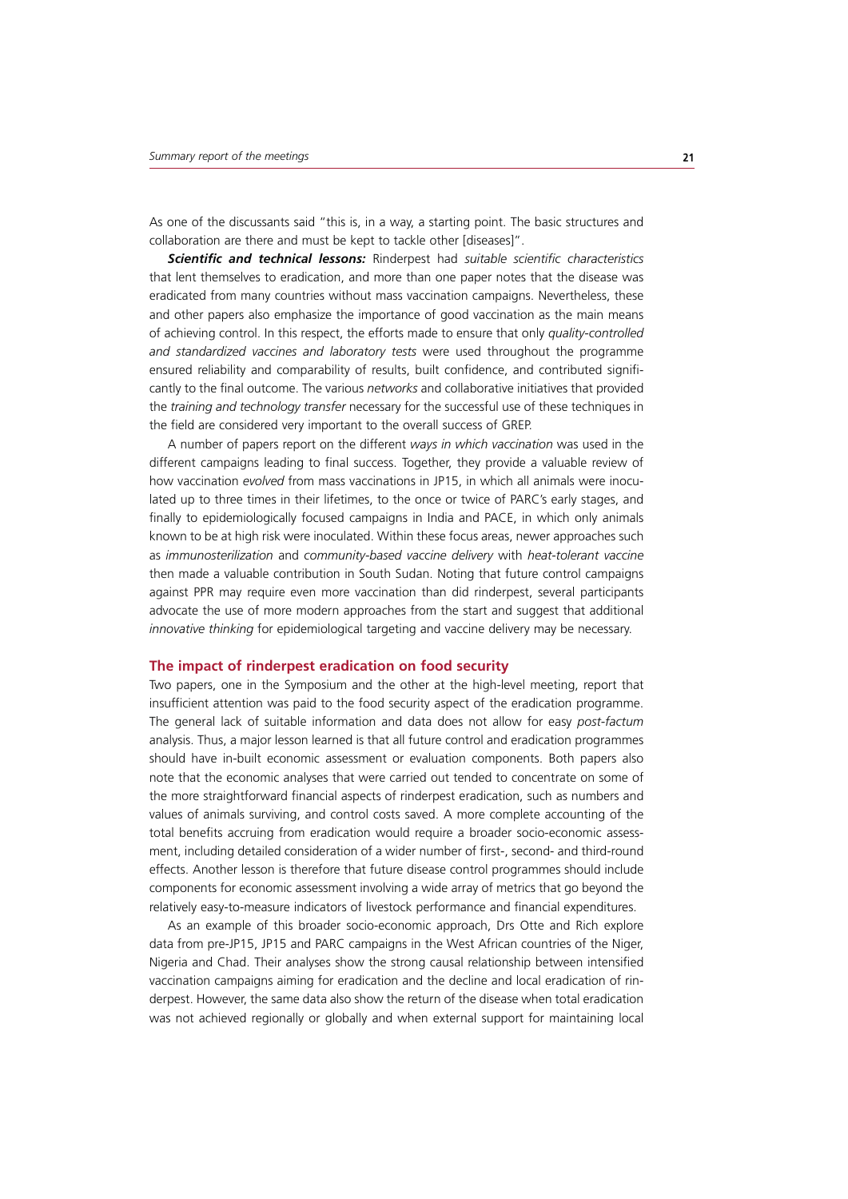As one of the discussants said "this is, in a way, a starting point. The basic structures and collaboration are there and must be kept to tackle other [diseases]".

***Scientific and technical lessons:*** Rinderpest had *suitable scientific characteristics* that lent themselves to eradication, and more than one paper notes that the disease was eradicated from many countries without mass vaccination campaigns. Nevertheless, these and other papers also emphasize the importance of good vaccination as the main means of achieving control. In this respect, the efforts made to ensure that only *quality-controlled and standardized vaccines and laboratory tests* were used throughout the programme ensured reliability and comparability of results, built confidence, and contributed significantly to the final outcome. The various *networks* and collaborative initiatives that provided the *training and technology transfer* necessary for the successful use of these techniques in the field are considered very important to the overall success of GREP.

A number of papers report on the different *ways in which vaccination* was used in the different campaigns leading to final success. Together, they provide a valuable review of how vaccination *evolved* from mass vaccinations in JP15, in which all animals were inoculated up to three times in their lifetimes, to the once or twice of PARC's early stages, and finally to epidemiologically focused campaigns in India and PACE, in which only animals known to be at high risk were inoculated. Within these focus areas, newer approaches such as *immunosterilization* and *community-based vaccine delivery* with *heat-tolerant vaccine* then made a valuable contribution in South Sudan. Noting that future control campaigns against PPR may require even more vaccination than did rinderpest, several participants advocate the use of more modern approaches from the start and suggest that additional *innovative thinking* for epidemiological targeting and vaccine delivery may be necessary.

## The impact of rinderpest eradication on food security

Two papers, one in the Symposium and the other at the high-level meeting, report that insufficient attention was paid to the food security aspect of the eradication programme. The general lack of suitable information and data does not allow for easy *post-factum* analysis. Thus, a major lesson learned is that all future control and eradication programmes should have in-built economic assessment or evaluation components. Both papers also note that the economic analyses that were carried out tended to concentrate on some of the more straightforward financial aspects of rinderpest eradication, such as numbers and values of animals surviving, and control costs saved. A more complete accounting of the total benefits accruing from eradication would require a broader socio-economic assessment, including detailed consideration of a wider number of first-, second- and third-round effects. Another lesson is therefore that future disease control programmes should include components for economic assessment involving a wide array of metrics that go beyond the relatively easy-to-measure indicators of livestock performance and financial expenditures.

As an example of this broader socio-economic approach, Drs Otte and Rich explore data from pre-JP15, JP15 and PARC campaigns in the West African countries of the Niger, Nigeria and Chad. Their analyses show the strong causal relationship between intensified vaccination campaigns aiming for eradication and the decline and local eradication of rinderpest. However, the same data also show the return of the disease when total eradication was not achieved regionally or globally and when external support for maintaining local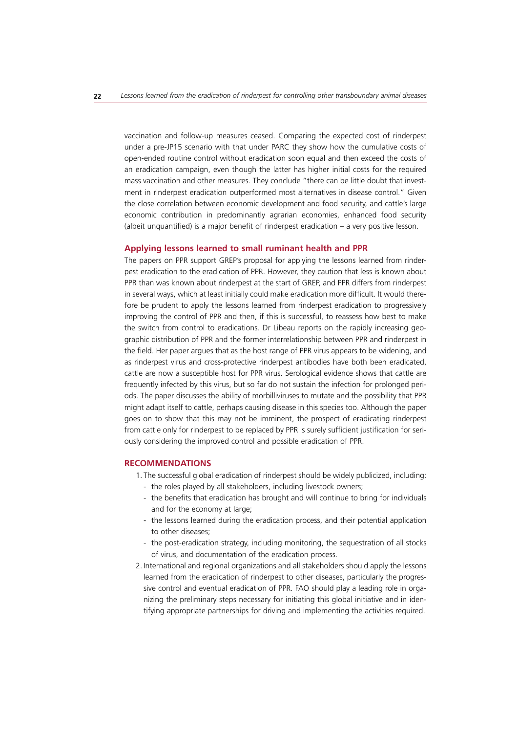vaccination and follow-up measures ceased. Comparing the expected cost of rinderpest under a pre-JP15 scenario with that under PARC they show how the cumulative costs of open-ended routine control without eradication soon equal and then exceed the costs of an eradication campaign, even though the latter has higher initial costs for the required mass vaccination and other measures. They conclude "there can be little doubt that investment in rinderpest eradication outperformed most alternatives in disease control." Given the close correlation between economic development and food security, and cattle's large economic contribution in predominantly agrarian economies, enhanced food security (albeit unquantified) is a major benefit of rinderpest eradication – a very positive lesson.

### Applying lessons learned to small ruminant health and PPR

The papers on PPR support GREP's proposal for applying the lessons learned from rinderpest eradication to the eradication of PPR. However, they caution that less is known about PPR than was known about rinderpest at the start of GREP, and PPR differs from rinderpest in several ways, which at least initially could make eradication more difficult. It would therefore be prudent to apply the lessons learned from rinderpest eradication to progressively improving the control of PPR and then, if this is successful, to reassess how best to make the switch from control to eradications. Dr Libeau reports on the rapidly increasing geographic distribution of PPR and the former interrelationship between PPR and rinderpest in the field. Her paper argues that as the host range of PPR virus appears to be widening, and as rinderpest virus and cross-protective rinderpest antibodies have both been eradicated, cattle are now a susceptible host for PPR virus. Serological evidence shows that cattle are frequently infected by this virus, but so far do not sustain the infection for prolonged periods. The paper discusses the ability of morbilliviruses to mutate and the possibility that PPR might adapt itself to cattle, perhaps causing disease in this species too. Although the paper goes on to show that this may not be imminent, the prospect of eradicating rinderpest from cattle only for rinderpest to be replaced by PPR is surely sufficient justification for seriously considering the improved control and possible eradication of PPR.

## RECOMMENDATIONS

1. The successful global eradication of rinderpest should be widely publicized, including:
   - the roles played by all stakeholders, including livestock owners;
   - the benefits that eradication has brought and will continue to bring for individuals and for the economy at large;
   - the lessons learned during the eradication process, and their potential application to other diseases;
   - the post-eradication strategy, including monitoring, the sequestration of all stocks of virus, and documentation of the eradication process.
2. International and regional organizations and all stakeholders should apply the lessons learned from the eradication of rinderpest to other diseases, particularly the progressive control and eventual eradication of PPR. FAO should play a leading role in organizing the preliminary steps necessary for initiating this global initiative and in identifying appropriate partnerships for driving and implementing the activities required.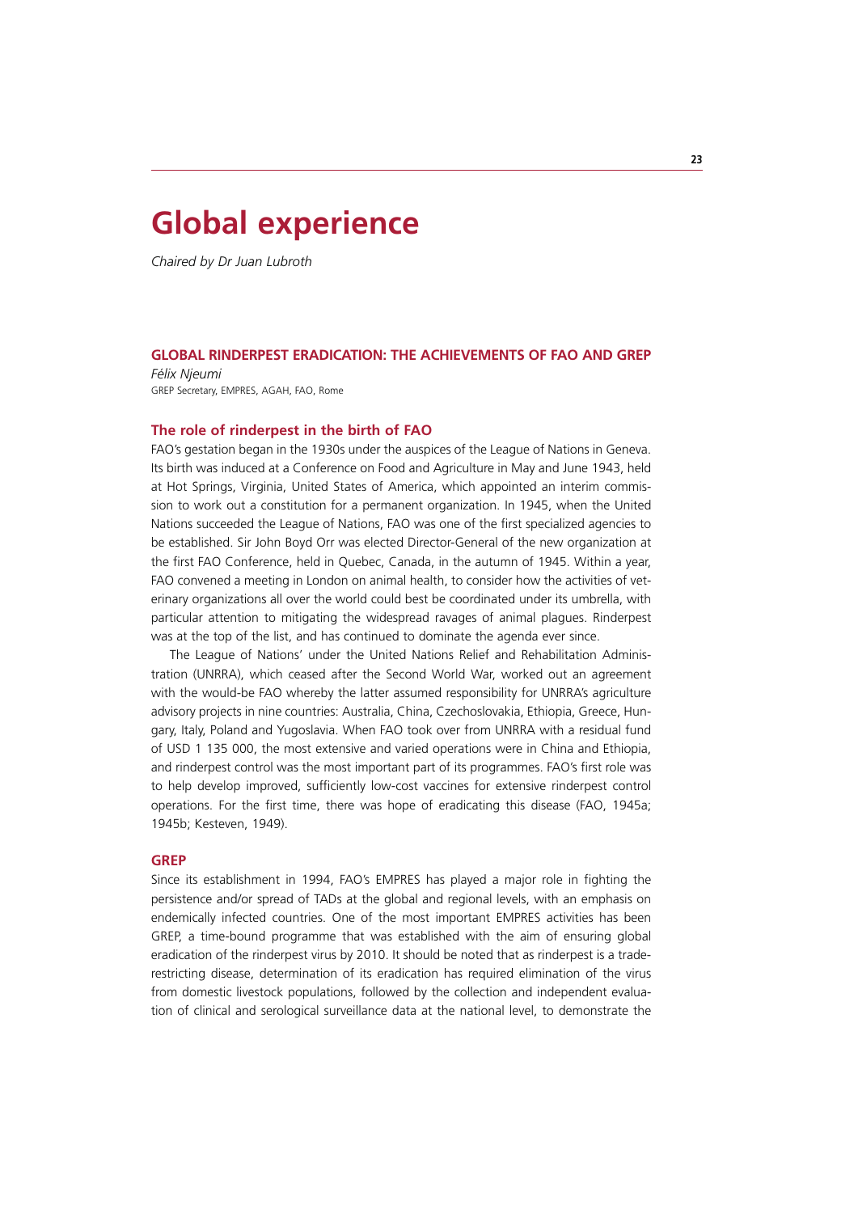# Global experience

*Chaired by Dr Juan Lubroth*

## GLOBAL RINDERPEST ERADICATION: THE ACHIEVEMENTS OF FAO AND GREP

*Félix Njeumi*
GREP Secretary, EMPRES, AGAH, FAO, Rome

### The role of rinderpest in the birth of FAO

FAO's gestation began in the 1930s under the auspices of the League of Nations in Geneva. Its birth was induced at a Conference on Food and Agriculture in May and June 1943, held at Hot Springs, Virginia, United States of America, which appointed an interim commission to work out a constitution for a permanent organization. In 1945, when the United Nations succeeded the League of Nations, FAO was one of the first specialized agencies to be established. Sir John Boyd Orr was elected Director-General of the new organization at the first FAO Conference, held in Quebec, Canada, in the autumn of 1945. Within a year, FAO convened a meeting in London on animal health, to consider how the activities of veterinary organizations all over the world could best be coordinated under its umbrella, with particular attention to mitigating the widespread ravages of animal plagues. Rinderpest was at the top of the list, and has continued to dominate the agenda ever since.

The League of Nations' under the United Nations Relief and Rehabilitation Administration (UNRRA), which ceased after the Second World War, worked out an agreement with the would-be FAO whereby the latter assumed responsibility for UNRRA's agriculture advisory projects in nine countries: Australia, China, Czechoslovakia, Ethiopia, Greece, Hungary, Italy, Poland and Yugoslavia. When FAO took over from UNRRA with a residual fund of USD 1 135 000, the most extensive and varied operations were in China and Ethiopia, and rinderpest control was the most important part of its programmes. FAO's first role was to help develop improved, sufficiently low-cost vaccines for extensive rinderpest control operations. For the first time, there was hope of eradicating this disease (FAO, 1945a; 1945b; Kesteven, 1949).

### GREP

Since its establishment in 1994, FAO's EMPRES has played a major role in fighting the persistence and/or spread of TADs at the global and regional levels, with an emphasis on endemically infected countries. One of the most important EMPRES activities has been GREP, a time-bound programme that was established with the aim of ensuring global eradication of the rinderpest virus by 2010. It should be noted that as rinderpest is a trade-restricting disease, determination of its eradication has required elimination of the virus from domestic livestock populations, followed by the collection and independent evaluation of clinical and serological surveillance data at the national level, to demonstrate the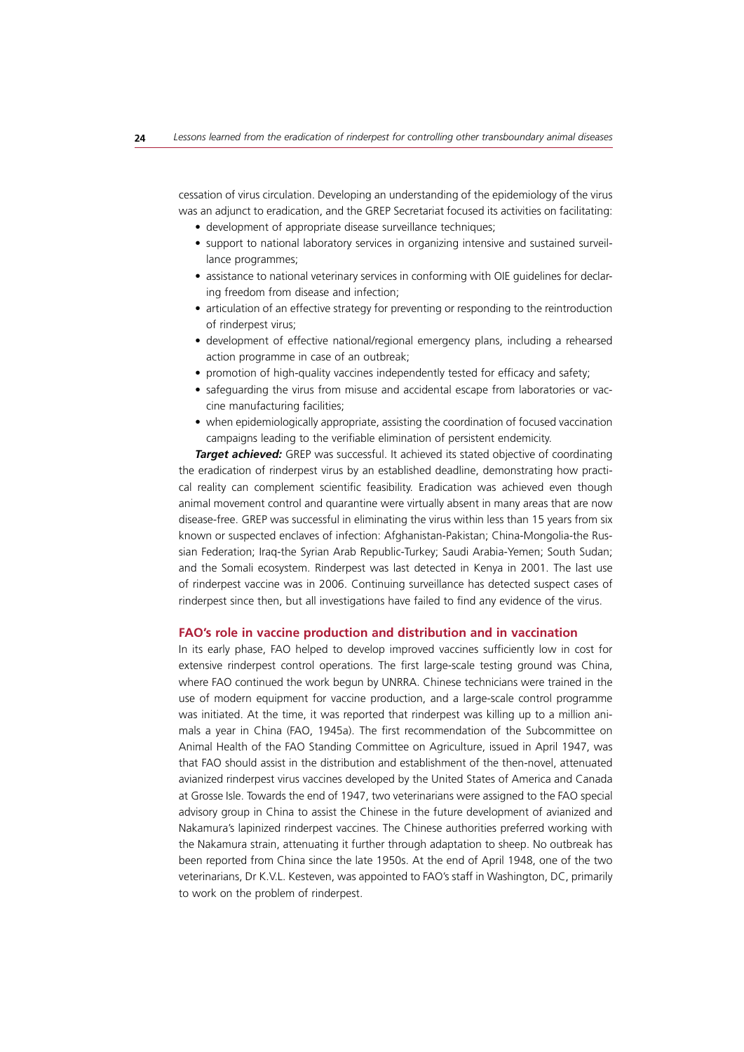cessation of virus circulation. Developing an understanding of the epidemiology of the virus was an adjunct to eradication, and the GREP Secretariat focused its activities on facilitating:

- development of appropriate disease surveillance techniques;
- support to national laboratory services in organizing intensive and sustained surveillance programmes;
- assistance to national veterinary services in conforming with OIE guidelines for declaring freedom from disease and infection;
- articulation of an effective strategy for preventing or responding to the reintroduction of rinderpest virus;
- development of effective national/regional emergency plans, including a rehearsed action programme in case of an outbreak;
- promotion of high-quality vaccines independently tested for efficacy and safety;
- safeguarding the virus from misuse and accidental escape from laboratories or vaccine manufacturing facilities;
- when epidemiologically appropriate, assisting the coordination of focused vaccination campaigns leading to the verifiable elimination of persistent endemicity.

***Target achieved:*** GREP was successful. It achieved its stated objective of coordinating the eradication of rinderpest virus by an established deadline, demonstrating how practical reality can complement scientific feasibility. Eradication was achieved even though animal movement control and quarantine were virtually absent in many areas that are now disease-free. GREP was successful in eliminating the virus within less than 15 years from six known or suspected enclaves of infection: Afghanistan-Pakistan; China-Mongolia-the Russian Federation; Iraq-the Syrian Arab Republic-Turkey; Saudi Arabia-Yemen; South Sudan; and the Somali ecosystem. Rinderpest was last detected in Kenya in 2001. The last use of rinderpest vaccine was in 2006. Continuing surveillance has detected suspect cases of rinderpest since then, but all investigations have failed to find any evidence of the virus.

## FAO's role in vaccine production and distribution and in vaccination

In its early phase, FAO helped to develop improved vaccines sufficiently low in cost for extensive rinderpest control operations. The first large-scale testing ground was China, where FAO continued the work begun by UNRRA. Chinese technicians were trained in the use of modern equipment for vaccine production, and a large-scale control programme was initiated. At the time, it was reported that rinderpest was killing up to a million animals a year in China (FAO, 1945a). The first recommendation of the Subcommittee on Animal Health of the FAO Standing Committee on Agriculture, issued in April 1947, was that FAO should assist in the distribution and establishment of the then-novel, attenuated avianized rinderpest virus vaccines developed by the United States of America and Canada at Grosse Isle. Towards the end of 1947, two veterinarians were assigned to the FAO special advisory group in China to assist the Chinese in the future development of avianized and Nakamura's lapinized rinderpest vaccines. The Chinese authorities preferred working with the Nakamura strain, attenuating it further through adaptation to sheep. No outbreak has been reported from China since the late 1950s. At the end of April 1948, one of the two veterinarians, Dr K.V.L. Kesteven, was appointed to FAO's staff in Washington, DC, primarily to work on the problem of rinderpest.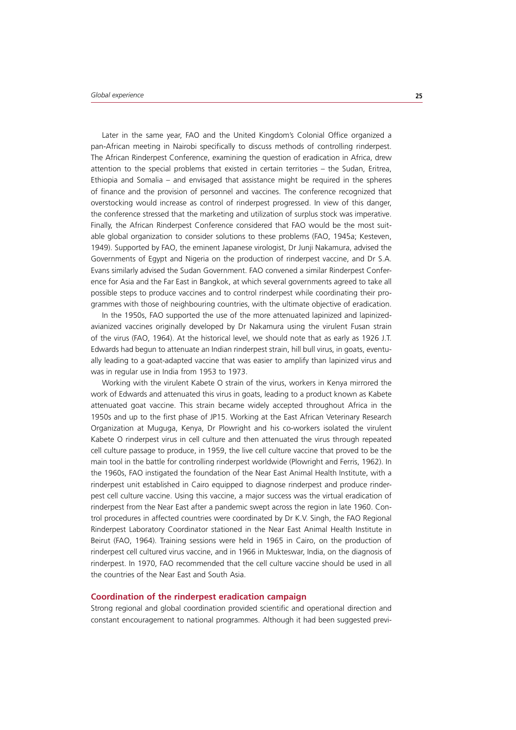Later in the same year, FAO and the United Kingdom's Colonial Office organized a pan-African meeting in Nairobi specifically to discuss methods of controlling rinderpest. The African Rinderpest Conference, examining the question of eradication in Africa, drew attention to the special problems that existed in certain territories – the Sudan, Eritrea, Ethiopia and Somalia – and envisaged that assistance might be required in the spheres of finance and the provision of personnel and vaccines. The conference recognized that overstocking would increase as control of rinderpest progressed. In view of this danger, the conference stressed that the marketing and utilization of surplus stock was imperative. Finally, the African Rinderpest Conference considered that FAO would be the most suitable global organization to consider solutions to these problems (FAO, 1945a; Kesteven, 1949). Supported by FAO, the eminent Japanese virologist, Dr Junji Nakamura, advised the Governments of Egypt and Nigeria on the production of rinderpest vaccine, and Dr S.A. Evans similarly advised the Sudan Government. FAO convened a similar Rinderpest Conference for Asia and the Far East in Bangkok, at which several governments agreed to take all possible steps to produce vaccines and to control rinderpest while coordinating their programmes with those of neighbouring countries, with the ultimate objective of eradication.

In the 1950s, FAO supported the use of the more attenuated lapinized and lapinized-avianized vaccines originally developed by Dr Nakamura using the virulent Fusan strain of the virus (FAO, 1964). At the historical level, we should note that as early as 1926 J.T. Edwards had begun to attenuate an Indian rinderpest strain, hill bull virus, in goats, eventually leading to a goat-adapted vaccine that was easier to amplify than lapinized virus and was in regular use in India from 1953 to 1973.

Working with the virulent Kabete O strain of the virus, workers in Kenya mirrored the work of Edwards and attenuated this virus in goats, leading to a product known as Kabete attenuated goat vaccine. This strain became widely accepted throughout Africa in the 1950s and up to the first phase of JP15. Working at the East African Veterinary Research Organization at Muguga, Kenya, Dr Plowright and his co-workers isolated the virulent Kabete O rinderpest virus in cell culture and then attenuated the virus through repeated cell culture passage to produce, in 1959, the live cell culture vaccine that proved to be the main tool in the battle for controlling rinderpest worldwide (Plowright and Ferris, 1962). In the 1960s, FAO instigated the foundation of the Near East Animal Health Institute, with a rinderpest unit established in Cairo equipped to diagnose rinderpest and produce rinderpest cell culture vaccine. Using this vaccine, a major success was the virtual eradication of rinderpest from the Near East after a pandemic swept across the region in late 1960. Control procedures in affected countries were coordinated by Dr K.V. Singh, the FAO Regional Rinderpest Laboratory Coordinator stationed in the Near East Animal Health Institute in Beirut (FAO, 1964). Training sessions were held in 1965 in Cairo, on the production of rinderpest cell cultured virus vaccine, and in 1966 in Mukteswar, India, on the diagnosis of rinderpest. In 1970, FAO recommended that the cell culture vaccine should be used in all the countries of the Near East and South Asia.

## Coordination of the rinderpest eradication campaign

Strong regional and global coordination provided scientific and operational direction and constant encouragement to national programmes. Although it had been suggested previ-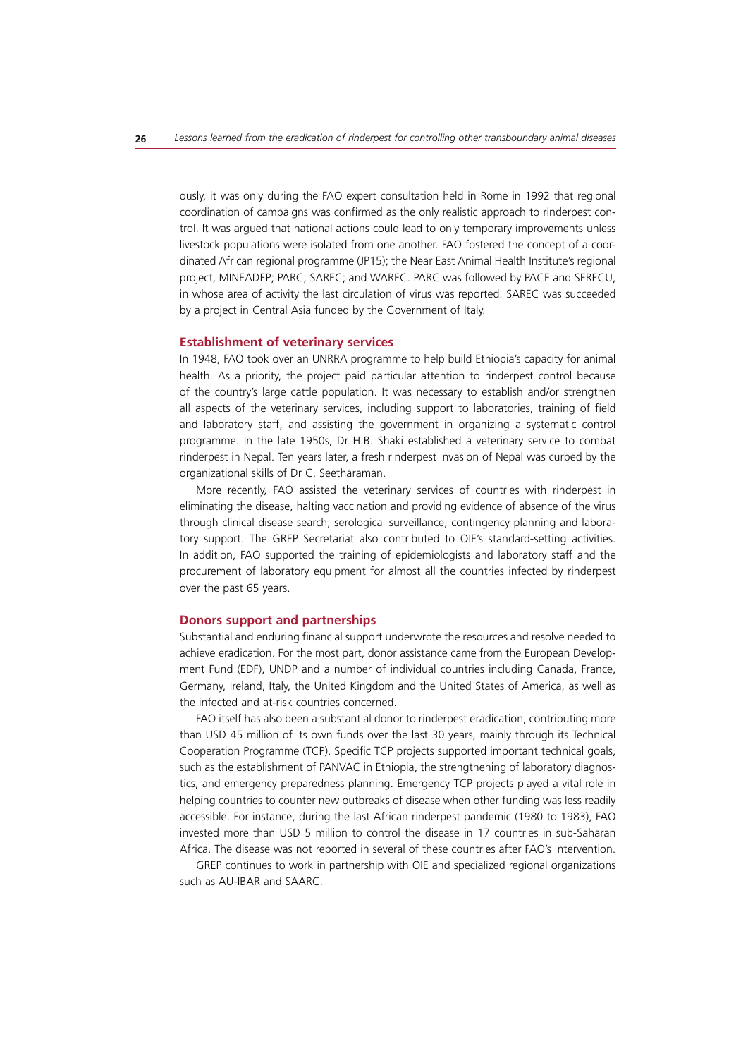ously, it was only during the FAO expert consultation held in Rome in 1992 that regional coordination of campaigns was confirmed as the only realistic approach to rinderpest control. It was argued that national actions could lead to only temporary improvements unless livestock populations were isolated from one another. FAO fostered the concept of a coordinated African regional programme (JP15); the Near East Animal Health Institute's regional project, MINEADEP; PARC; SAREC; and WAREC. PARC was followed by PACE and SERECU, in whose area of activity the last circulation of virus was reported. SAREC was succeeded by a project in Central Asia funded by the Government of Italy.

### Establishment of veterinary services

In 1948, FAO took over an UNRRA programme to help build Ethiopia's capacity for animal health. As a priority, the project paid particular attention to rinderpest control because of the country's large cattle population. It was necessary to establish and/or strengthen all aspects of the veterinary services, including support to laboratories, training of field and laboratory staff, and assisting the government in organizing a systematic control programme. In the late 1950s, Dr H.B. Shaki established a veterinary service to combat rinderpest in Nepal. Ten years later, a fresh rinderpest invasion of Nepal was curbed by the organizational skills of Dr C. Seetharaman.

More recently, FAO assisted the veterinary services of countries with rinderpest in eliminating the disease, halting vaccination and providing evidence of absence of the virus through clinical disease search, serological surveillance, contingency planning and laboratory support. The GREP Secretariat also contributed to OIE's standard-setting activities. In addition, FAO supported the training of epidemiologists and laboratory staff and the procurement of laboratory equipment for almost all the countries infected by rinderpest over the past 65 years.

### Donors support and partnerships

Substantial and enduring financial support underwrote the resources and resolve needed to achieve eradication. For the most part, donor assistance came from the European Development Fund (EDF), UNDP and a number of individual countries including Canada, France, Germany, Ireland, Italy, the United Kingdom and the United States of America, as well as the infected and at-risk countries concerned.

FAO itself has also been a substantial donor to rinderpest eradication, contributing more than USD 45 million of its own funds over the last 30 years, mainly through its Technical Cooperation Programme (TCP). Specific TCP projects supported important technical goals, such as the establishment of PANVAC in Ethiopia, the strengthening of laboratory diagnostics, and emergency preparedness planning. Emergency TCP projects played a vital role in helping countries to counter new outbreaks of disease when other funding was less readily accessible. For instance, during the last African rinderpest pandemic (1980 to 1983), FAO invested more than USD 5 million to control the disease in 17 countries in sub-Saharan Africa. The disease was not reported in several of these countries after FAO's intervention.

GREP continues to work in partnership with OIE and specialized regional organizations such as AU-IBAR and SAARC.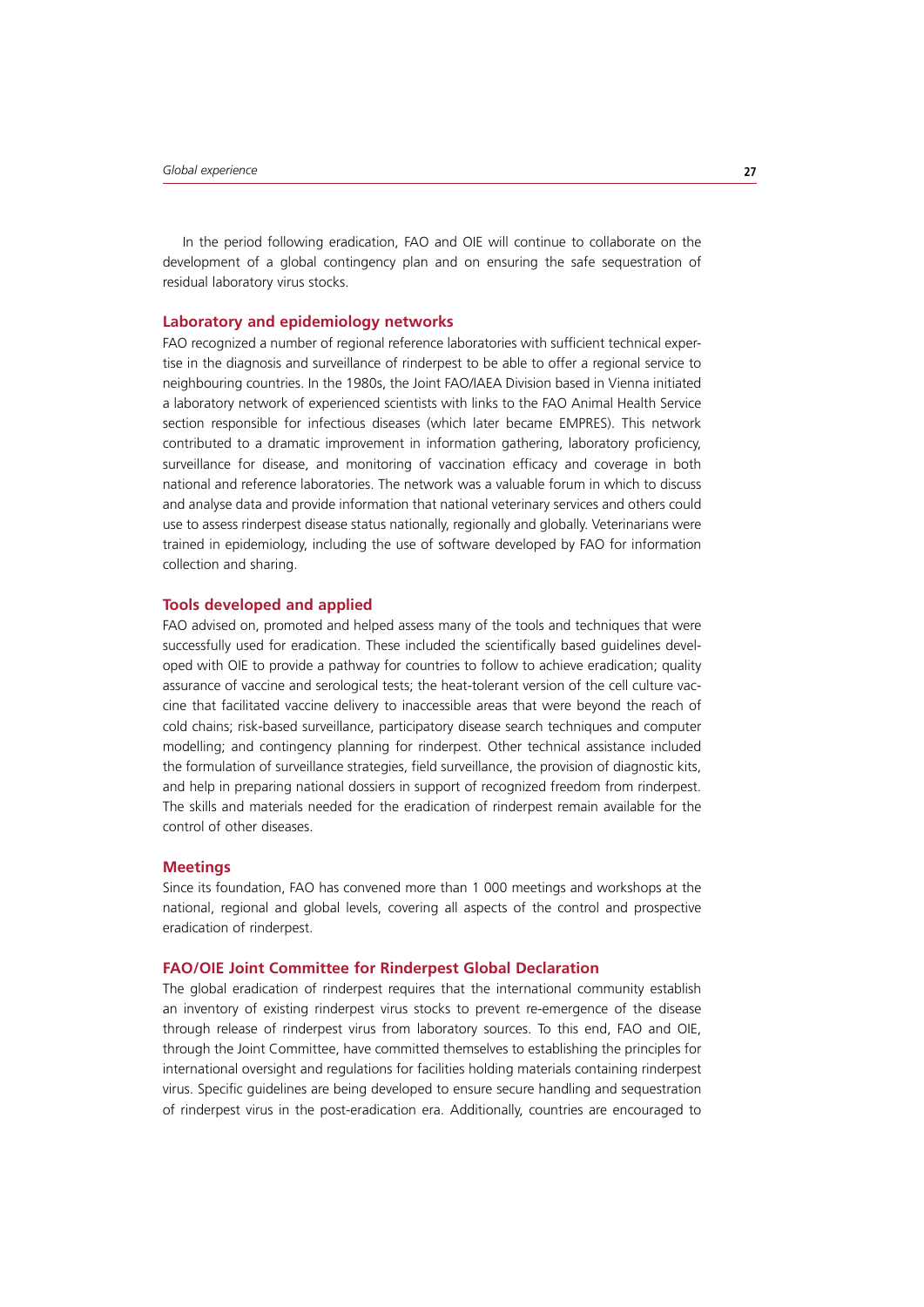In the period following eradication, FAO and OIE will continue to collaborate on the development of a global contingency plan and on ensuring the safe sequestration of residual laboratory virus stocks.

### Laboratory and epidemiology networks

FAO recognized a number of regional reference laboratories with sufficient technical expertise in the diagnosis and surveillance of rinderpest to be able to offer a regional service to neighbouring countries. In the 1980s, the Joint FAO/IAEA Division based in Vienna initiated a laboratory network of experienced scientists with links to the FAO Animal Health Service section responsible for infectious diseases (which later became EMPRES). This network contributed to a dramatic improvement in information gathering, laboratory proficiency, surveillance for disease, and monitoring of vaccination efficacy and coverage in both national and reference laboratories. The network was a valuable forum in which to discuss and analyse data and provide information that national veterinary services and others could use to assess rinderpest disease status nationally, regionally and globally. Veterinarians were trained in epidemiology, including the use of software developed by FAO for information collection and sharing.

### Tools developed and applied

FAO advised on, promoted and helped assess many of the tools and techniques that were successfully used for eradication. These included the scientifically based guidelines developed with OIE to provide a pathway for countries to follow to achieve eradication; quality assurance of vaccine and serological tests; the heat-tolerant version of the cell culture vaccine that facilitated vaccine delivery to inaccessible areas that were beyond the reach of cold chains; risk-based surveillance, participatory disease search techniques and computer modelling; and contingency planning for rinderpest. Other technical assistance included the formulation of surveillance strategies, field surveillance, the provision of diagnostic kits, and help in preparing national dossiers in support of recognized freedom from rinderpest. The skills and materials needed for the eradication of rinderpest remain available for the control of other diseases.

### Meetings

Since its foundation, FAO has convened more than 1 000 meetings and workshops at the national, regional and global levels, covering all aspects of the control and prospective eradication of rinderpest.

### FAO/OIE Joint Committee for Rinderpest Global Declaration

The global eradication of rinderpest requires that the international community establish an inventory of existing rinderpest virus stocks to prevent re-emergence of the disease through release of rinderpest virus from laboratory sources. To this end, FAO and OIE, through the Joint Committee, have committed themselves to establishing the principles for international oversight and regulations for facilities holding materials containing rinderpest virus. Specific guidelines are being developed to ensure secure handling and sequestration of rinderpest virus in the post-eradication era. Additionally, countries are encouraged to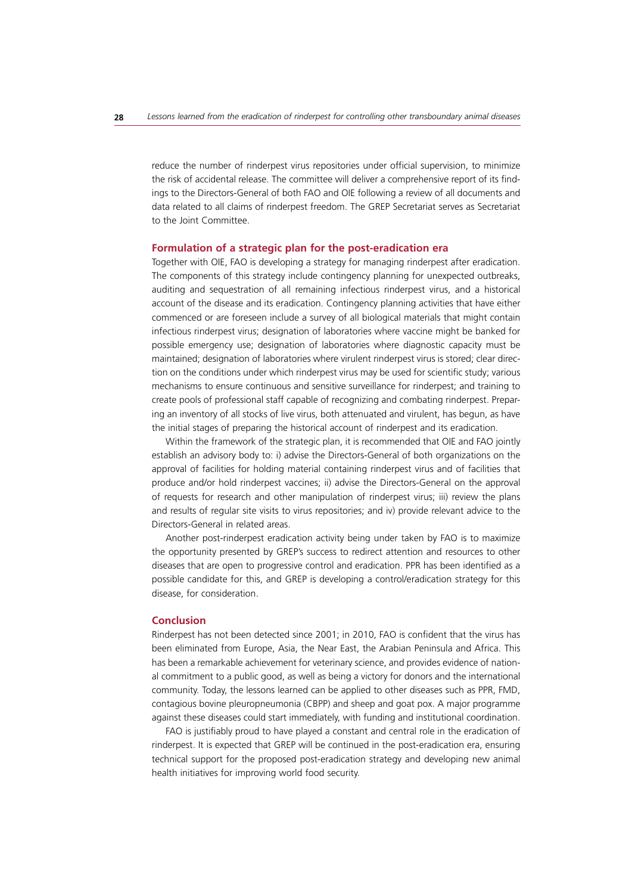reduce the number of rinderpest virus repositories under official supervision, to minimize the risk of accidental release. The committee will deliver a comprehensive report of its findings to the Directors-General of both FAO and OIE following a review of all documents and data related to all claims of rinderpest freedom. The GREP Secretariat serves as Secretariat to the Joint Committee.

## Formulation of a strategic plan for the post-eradication era

Together with OIE, FAO is developing a strategy for managing rinderpest after eradication. The components of this strategy include contingency planning for unexpected outbreaks, auditing and sequestration of all remaining infectious rinderpest virus, and a historical account of the disease and its eradication. Contingency planning activities that have either commenced or are foreseen include a survey of all biological materials that might contain infectious rinderpest virus; designation of laboratories where vaccine might be banked for possible emergency use; designation of laboratories where diagnostic capacity must be maintained; designation of laboratories where virulent rinderpest virus is stored; clear direction on the conditions under which rinderpest virus may be used for scientific study; various mechanisms to ensure continuous and sensitive surveillance for rinderpest; and training to create pools of professional staff capable of recognizing and combating rinderpest. Preparing an inventory of all stocks of live virus, both attenuated and virulent, has begun, as have the initial stages of preparing the historical account of rinderpest and its eradication.

Within the framework of the strategic plan, it is recommended that OIE and FAO jointly establish an advisory body to: i) advise the Directors-General of both organizations on the approval of facilities for holding material containing rinderpest virus and of facilities that produce and/or hold rinderpest vaccines; ii) advise the Directors-General on the approval of requests for research and other manipulation of rinderpest virus; iii) review the plans and results of regular site visits to virus repositories; and iv) provide relevant advice to the Directors-General in related areas.

Another post-rinderpest eradication activity being under taken by FAO is to maximize the opportunity presented by GREP's success to redirect attention and resources to other diseases that are open to progressive control and eradication. PPR has been identified as a possible candidate for this, and GREP is developing a control/eradication strategy for this disease, for consideration.

## Conclusion

Rinderpest has not been detected since 2001; in 2010, FAO is confident that the virus has been eliminated from Europe, Asia, the Near East, the Arabian Peninsula and Africa. This has been a remarkable achievement for veterinary science, and provides evidence of national commitment to a public good, as well as being a victory for donors and the international community. Today, the lessons learned can be applied to other diseases such as PPR, FMD, contagious bovine pleuropneumonia (CBPP) and sheep and goat pox. A major programme against these diseases could start immediately, with funding and institutional coordination.

FAO is justifiably proud to have played a constant and central role in the eradication of rinderpest. It is expected that GREP will be continued in the post-eradication era, ensuring technical support for the proposed post-eradication strategy and developing new animal health initiatives for improving world food security.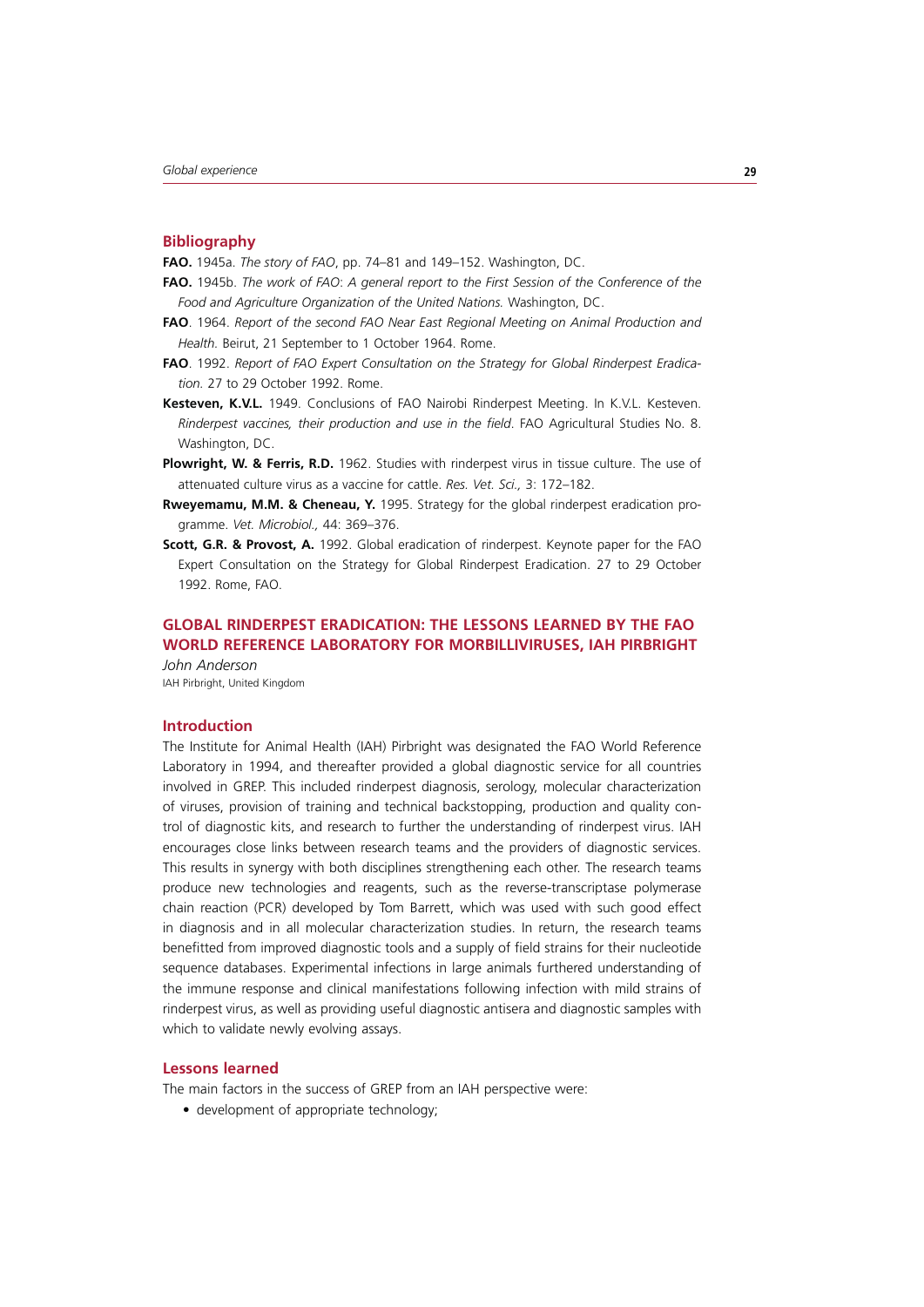## Bibliography

**FAO.** 1945a. *The story of FAO*, pp. 74–81 and 149–152. Washington, DC.

**FAO.** 1945b. *The work of FAO: A general report to the First Session of the Conference of the Food and Agriculture Organization of the United Nations.* Washington, DC.

**FAO**. 1964. *Report of the second FAO Near East Regional Meeting on Animal Production and Health.* Beirut, 21 September to 1 October 1964. Rome.

**FAO**. 1992. *Report of FAO Expert Consultation on the Strategy for Global Rinderpest Eradication.* 27 to 29 October 1992. Rome.

**Kesteven, K.V.L.** 1949. Conclusions of FAO Nairobi Rinderpest Meeting. In K.V.L. Kesteven. *Rinderpest vaccines, their production and use in the field*. FAO Agricultural Studies No. 8. Washington, DC.

**Plowright, W. & Ferris, R.D.** 1962. Studies with rinderpest virus in tissue culture. The use of attenuated culture virus as a vaccine for cattle. *Res. Vet. Sci.,* 3: 172–182.

**Rweyemamu, M.M. & Cheneau, Y.** 1995. Strategy for the global rinderpest eradication programme. *Vet. Microbiol.,* 44: 369–376.

**Scott, G.R. & Provost, A.** 1992. Global eradication of rinderpest. Keynote paper for the FAO Expert Consultation on the Strategy for Global Rinderpest Eradication. 27 to 29 October 1992. Rome, FAO.

# GLOBAL RINDERPEST ERADICATION: THE LESSONS LEARNED BY THE FAO WORLD REFERENCE LABORATORY FOR MORBILLIVIRUSES, IAH PIRBRIGHT

*John Anderson*

IAH Pirbright, United Kingdom

## Introduction

The Institute for Animal Health (IAH) Pirbright was designated the FAO World Reference Laboratory in 1994, and thereafter provided a global diagnostic service for all countries involved in GREP. This included rinderpest diagnosis, serology, molecular characterization of viruses, provision of training and technical backstopping, production and quality control of diagnostic kits, and research to further the understanding of rinderpest virus. IAH encourages close links between research teams and the providers of diagnostic services. This results in synergy with both disciplines strengthening each other. The research teams produce new technologies and reagents, such as the reverse-transcriptase polymerase chain reaction (PCR) developed by Tom Barrett, which was used with such good effect in diagnosis and in all molecular characterization studies. In return, the research teams benefitted from improved diagnostic tools and a supply of field strains for their nucleotide sequence databases. Experimental infections in large animals furthered understanding of the immune response and clinical manifestations following infection with mild strains of rinderpest virus, as well as providing useful diagnostic antisera and diagnostic samples with which to validate newly evolving assays.

## Lessons learned

The main factors in the success of GREP from an IAH perspective were:

- development of appropriate technology;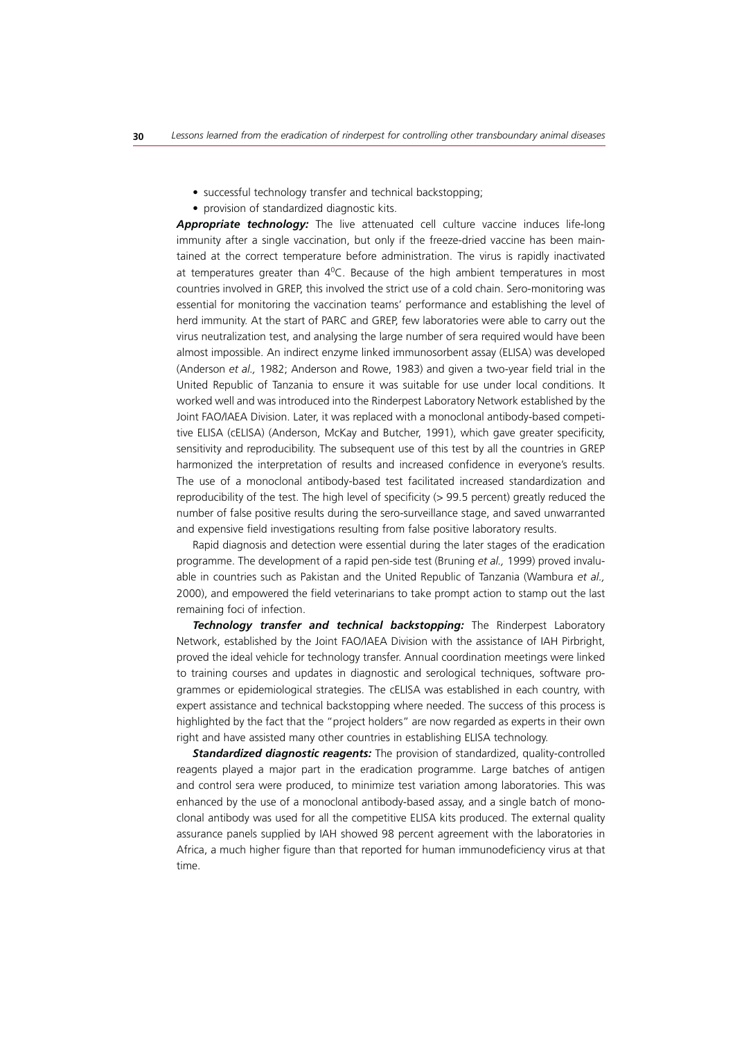- successful technology transfer and technical backstopping;
- provision of standardized diagnostic kits.

***Appropriate technology:*** The live attenuated cell culture vaccine induces life-long immunity after a single vaccination, but only if the freeze-dried vaccine has been maintained at the correct temperature before administration. The virus is rapidly inactivated at temperatures greater than $4^{0}$C. Because of the high ambient temperatures in most countries involved in GREP, this involved the strict use of a cold chain. Sero-monitoring was essential for monitoring the vaccination teams' performance and establishing the level of herd immunity. At the start of PARC and GREP, few laboratories were able to carry out the virus neutralization test, and analysing the large number of sera required would have been almost impossible. An indirect enzyme linked immunosorbent assay (ELISA) was developed (Anderson *et al.,* 1982; Anderson and Rowe, 1983) and given a two-year field trial in the United Republic of Tanzania to ensure it was suitable for use under local conditions. It worked well and was introduced into the Rinderpest Laboratory Network established by the Joint FAO/IAEA Division. Later, it was replaced with a monoclonal antibody-based competitive ELISA (cELISA) (Anderson, McKay and Butcher, 1991), which gave greater specificity, sensitivity and reproducibility. The subsequent use of this test by all the countries in GREP harmonized the interpretation of results and increased confidence in everyone's results. The use of a monoclonal antibody-based test facilitated increased standardization and reproducibility of the test. The high level of specificity (> 99.5 percent) greatly reduced the number of false positive results during the sero-surveillance stage, and saved unwarranted and expensive field investigations resulting from false positive laboratory results.

Rapid diagnosis and detection were essential during the later stages of the eradication programme. The development of a rapid pen-side test (Bruning *et al.,* 1999) proved invaluable in countries such as Pakistan and the United Republic of Tanzania (Wambura *et al.,* 2000), and empowered the field veterinarians to take prompt action to stamp out the last remaining foci of infection.

***Technology transfer and technical backstopping:*** The Rinderpest Laboratory Network, established by the Joint FAO/IAEA Division with the assistance of IAH Pirbright, proved the ideal vehicle for technology transfer. Annual coordination meetings were linked to training courses and updates in diagnostic and serological techniques, software programmes or epidemiological strategies. The cELISA was established in each country, with expert assistance and technical backstopping where needed. The success of this process is highlighted by the fact that the "project holders" are now regarded as experts in their own right and have assisted many other countries in establishing ELISA technology.

***Standardized diagnostic reagents:*** The provision of standardized, quality-controlled reagents played a major part in the eradication programme. Large batches of antigen and control sera were produced, to minimize test variation among laboratories. This was enhanced by the use of a monoclonal antibody-based assay, and a single batch of monoclonal antibody was used for all the competitive ELISA kits produced. The external quality assurance panels supplied by IAH showed 98 percent agreement with the laboratories in Africa, a much higher figure than that reported for human immunodeficiency virus at that time.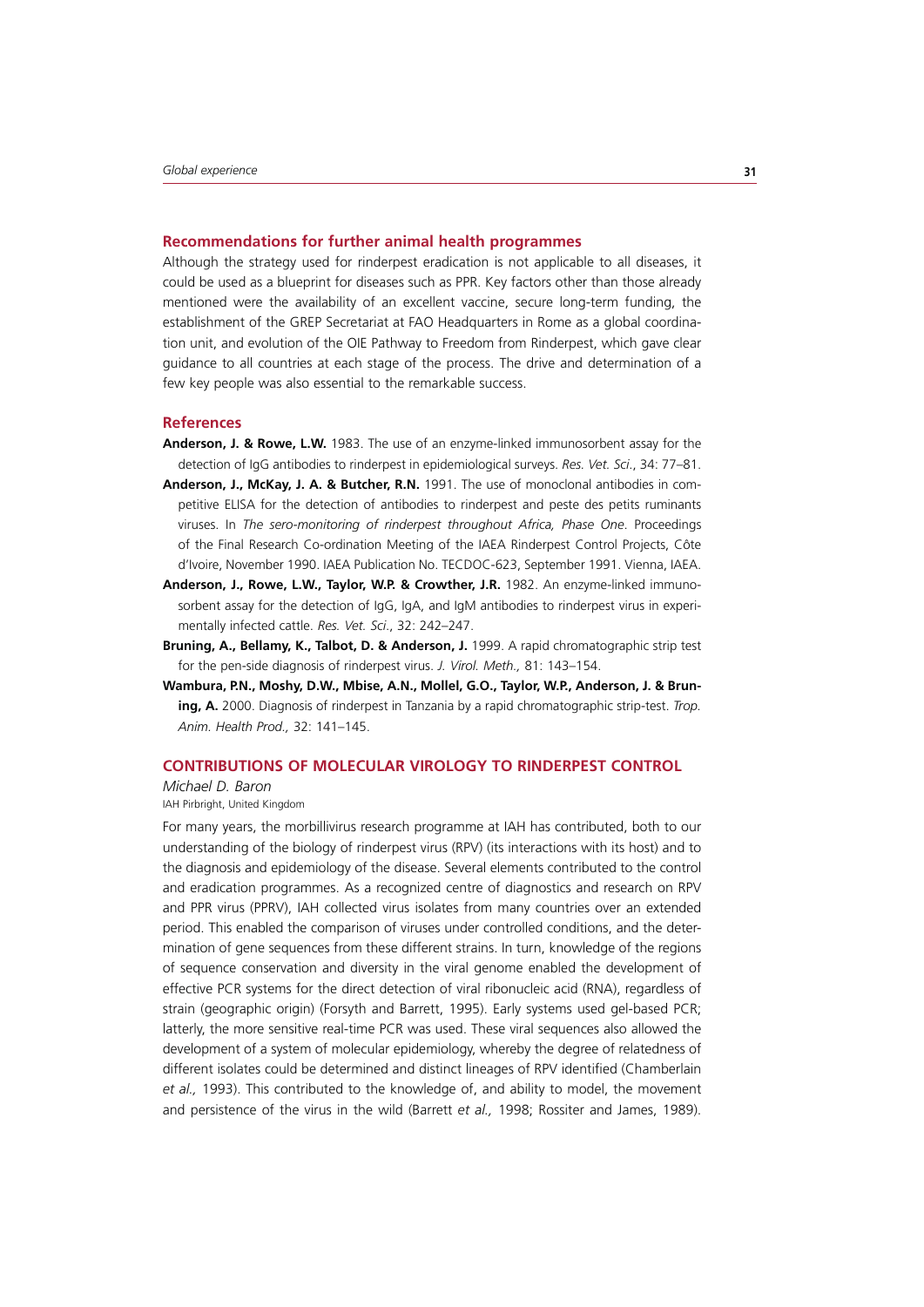## Recommendations for further animal health programmes

Although the strategy used for rinderpest eradication is not applicable to all diseases, it could be used as a blueprint for diseases such as PPR. Key factors other than those already mentioned were the availability of an excellent vaccine, secure long-term funding, the establishment of the GREP Secretariat at FAO Headquarters in Rome as a global coordination unit, and evolution of the OIE Pathway to Freedom from Rinderpest, which gave clear guidance to all countries at each stage of the process. The drive and determination of a few key people was also essential to the remarkable success.

## References

**Anderson, J. & Rowe, L.W.** 1983. The use of an enzyme-linked immunosorbent assay for the detection of IgG antibodies to rinderpest in epidemiological surveys. *Res. Vet. Sci.*, 34: 77–81.

**Anderson, J., McKay, J. A. & Butcher, R.N.** 1991. The use of monoclonal antibodies in competitive ELISA for the detection of antibodies to rinderpest and peste des petits ruminants viruses. In *The sero-monitoring of rinderpest throughout Africa, Phase One*. Proceedings of the Final Research Co-ordination Meeting of the IAEA Rinderpest Control Projects, Côte d'Ivoire, November 1990. IAEA Publication No. TECDOC-623, September 1991. Vienna, IAEA.

**Anderson, J., Rowe, L.W., Taylor, W.P. & Crowther, J.R.** 1982. An enzyme-linked immunosorbent assay for the detection of IgG, IgA, and IgM antibodies to rinderpest virus in experimentally infected cattle. *Res. Vet. Sci.*, 32: 242–247.

**Bruning, A., Bellamy, K., Talbot, D. & Anderson, J.** 1999. A rapid chromatographic strip test for the pen-side diagnosis of rinderpest virus. *J. Virol. Meth.,* 81: 143–154.

**Wambura, P.N., Moshy, D.W., Mbise, A.N., Mollel, G.O., Taylor, W.P., Anderson, J. & Bruning, A.** 2000. Diagnosis of rinderpest in Tanzania by a rapid chromatographic strip-test. *Trop. Anim. Health Prod.,* 32: 141–145.

## CONTRIBUTIONS OF MOLECULAR VIROLOGY TO RINDERPEST CONTROL

*Michael D. Baron*

IAH Pirbright, United Kingdom

For many years, the morbillivirus research programme at IAH has contributed, both to our understanding of the biology of rinderpest virus (RPV) (its interactions with its host) and to the diagnosis and epidemiology of the disease. Several elements contributed to the control and eradication programmes. As a recognized centre of diagnostics and research on RPV and PPR virus (PPRV), IAH collected virus isolates from many countries over an extended period. This enabled the comparison of viruses under controlled conditions, and the determination of gene sequences from these different strains. In turn, knowledge of the regions of sequence conservation and diversity in the viral genome enabled the development of effective PCR systems for the direct detection of viral ribonucleic acid (RNA), regardless of strain (geographic origin) (Forsyth and Barrett, 1995). Early systems used gel-based PCR; latterly, the more sensitive real-time PCR was used. These viral sequences also allowed the development of a system of molecular epidemiology, whereby the degree of relatedness of different isolates could be determined and distinct lineages of RPV identified (Chamberlain *et al.,* 1993). This contributed to the knowledge of, and ability to model, the movement and persistence of the virus in the wild (Barrett *et al.,* 1998; Rossiter and James, 1989).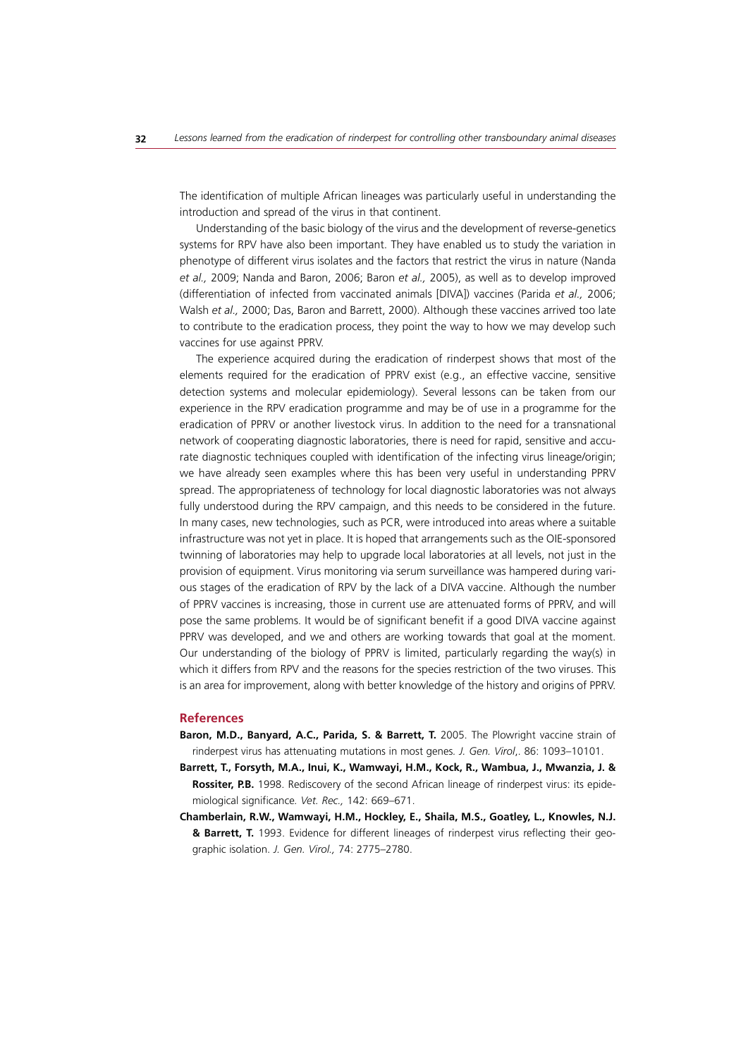The identification of multiple African lineages was particularly useful in understanding the introduction and spread of the virus in that continent.

Understanding of the basic biology of the virus and the development of reverse-genetics systems for RPV have also been important. They have enabled us to study the variation in phenotype of different virus isolates and the factors that restrict the virus in nature (Nanda *et al.,* 2009; Nanda and Baron, 2006; Baron *et al.,* 2005), as well as to develop improved (differentiation of infected from vaccinated animals [DIVA]) vaccines (Parida *et al.,* 2006; Walsh *et al.,* 2000; Das, Baron and Barrett, 2000). Although these vaccines arrived too late to contribute to the eradication process, they point the way to how we may develop such vaccines for use against PPRV.

The experience acquired during the eradication of rinderpest shows that most of the elements required for the eradication of PPRV exist (e.g., an effective vaccine, sensitive detection systems and molecular epidemiology). Several lessons can be taken from our experience in the RPV eradication programme and may be of use in a programme for the eradication of PPRV or another livestock virus. In addition to the need for a transnational network of cooperating diagnostic laboratories, there is need for rapid, sensitive and accurate diagnostic techniques coupled with identification of the infecting virus lineage/origin; we have already seen examples where this has been very useful in understanding PPRV spread. The appropriateness of technology for local diagnostic laboratories was not always fully understood during the RPV campaign, and this needs to be considered in the future. In many cases, new technologies, such as PCR, were introduced into areas where a suitable infrastructure was not yet in place. It is hoped that arrangements such as the OIE-sponsored twinning of laboratories may help to upgrade local laboratories at all levels, not just in the provision of equipment. Virus monitoring via serum surveillance was hampered during various stages of the eradication of RPV by the lack of a DIVA vaccine. Although the number of PPRV vaccines is increasing, those in current use are attenuated forms of PPRV, and will pose the same problems. It would be of significant benefit if a good DIVA vaccine against PPRV was developed, and we and others are working towards that goal at the moment. Our understanding of the biology of PPRV is limited, particularly regarding the way(s) in which it differs from RPV and the reasons for the species restriction of the two viruses. This is an area for improvement, along with better knowledge of the history and origins of PPRV.

## References

**Baron, M.D., Banyard, A.C., Parida, S. & Barrett, T.** 2005. The Plowright vaccine strain of rinderpest virus has attenuating mutations in most genes. *J. Gen. Virol,.* 86: 1093–10101.

**Barrett, T., Forsyth, M.A., Inui, K., Wamwayi, H.M., Kock, R., Wambua, J., Mwanzia, J. & Rossiter, P.B.** 1998. Rediscovery of the second African lineage of rinderpest virus: its epidemiological significance. *Vet. Rec.,* 142: 669–671.

**Chamberlain, R.W., Wamwayi, H.M., Hockley, E., Shaila, M.S., Goatley, L., Knowles, N.J. & Barrett, T.** 1993. Evidence for different lineages of rinderpest virus reflecting their geographic isolation. *J. Gen. Virol.,* 74: 2775–2780.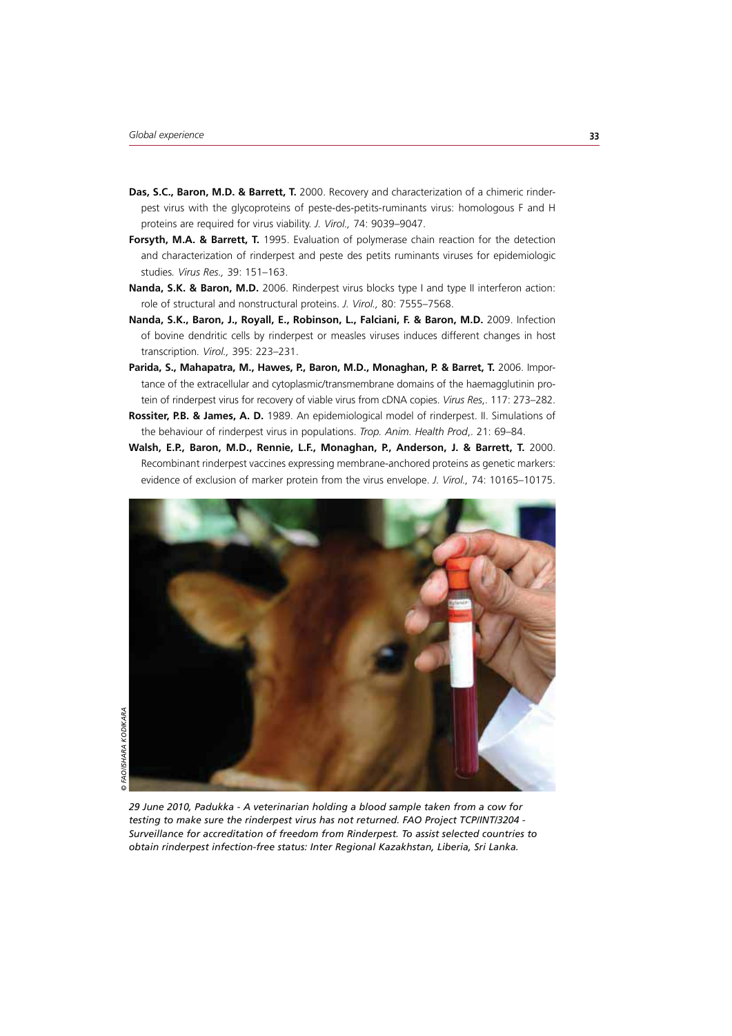**Das, S.C., Baron, M.D. & Barrett, T.** 2000. Recovery and characterization of a chimeric rinderpest virus with the glycoproteins of peste-des-petits-ruminants virus: homologous F and H proteins are required for virus viability. *J. Virol.,* 74: 9039–9047.

**Forsyth, M.A. & Barrett, T.** 1995. Evaluation of polymerase chain reaction for the detection and characterization of rinderpest and peste des petits ruminants viruses for epidemiologic studies. *Virus Res.,* 39: 151–163.

**Nanda, S.K. & Baron, M.D.** 2006. Rinderpest virus blocks type I and type II interferon action: role of structural and nonstructural proteins. *J. Virol.,* 80: 7555–7568.

**Nanda, S.K., Baron, J., Royall, E., Robinson, L., Falciani, F. & Baron, M.D.** 2009. Infection of bovine dendritic cells by rinderpest or measles viruses induces different changes in host transcription. *Virol.,* 395: 223–231.

**Parida, S., Mahapatra, M., Hawes, P., Baron, M.D., Monaghan, P. & Barret, T.** 2006. Importance of the extracellular and cytoplasmic/transmembrane domains of the haemagglutinin protein of rinderpest virus for recovery of viable virus from cDNA copies. *Virus Res,*. 117: 273–282.

**Rossiter, P.B. & James, A. D.** 1989. An epidemiological model of rinderpest. II. Simulations of the behaviour of rinderpest virus in populations. *Trop. Anim. Health Prod,*. 21: 69–84.

**Walsh, E.P., Baron, M.D., Rennie, L.F., Monaghan, P., Anderson, J. & Barrett, T.** 2000. Recombinant rinderpest vaccines expressing membrane-anchored proteins as genetic markers: evidence of exclusion of marker protein from the virus envelope. *J. Virol.,* 74: 10165–10175.

© FAO/ISHARA KODIKARA

*29 June 2010, Padukka - A veterinarian holding a blood sample taken from a cow for testing to make sure the rinderpest virus has not returned. FAO Project TCP/INT/3204 - Surveillance for accreditation of freedom from Rinderpest. To assist selected countries to obtain rinderpest infection-free status: Inter Regional Kazakhstan, Liberia, Sri Lanka.*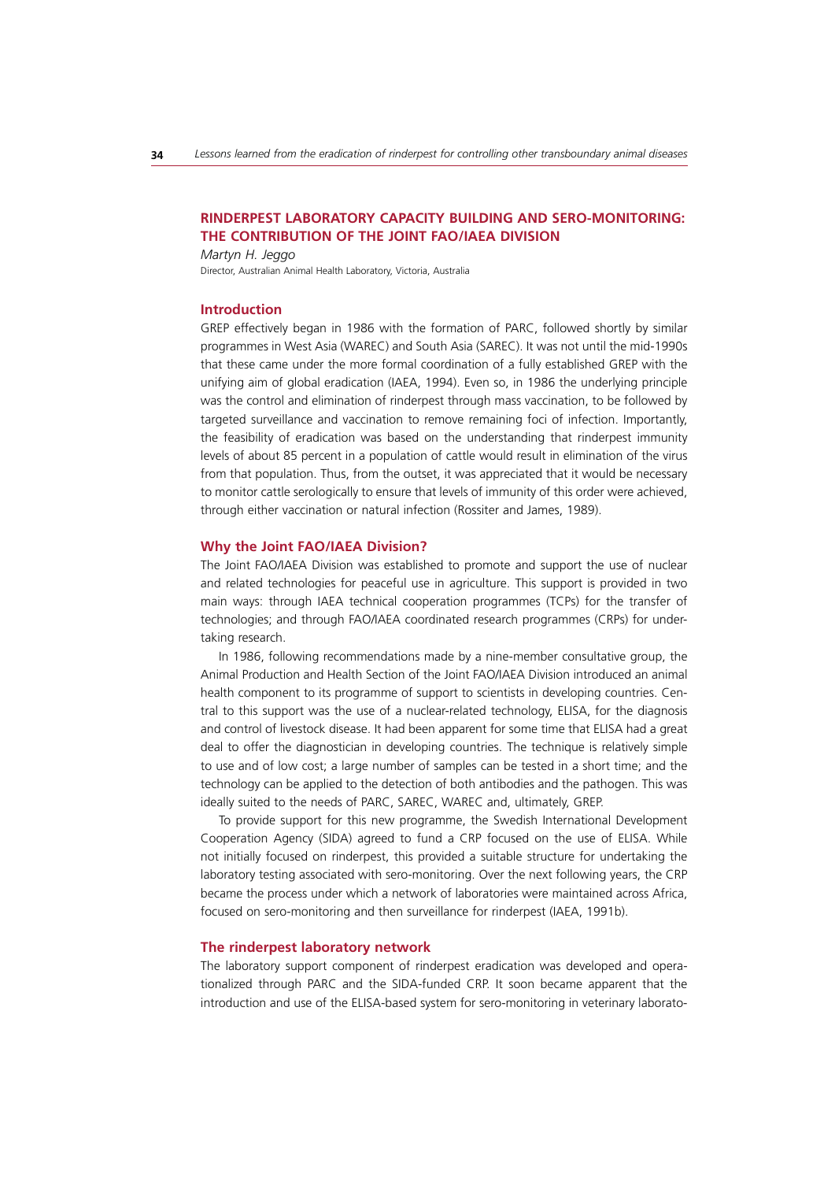## RINDERPEST LABORATORY CAPACITY BUILDING AND SERO-MONITORING: THE CONTRIBUTION OF THE JOINT FAO/IAEA DIVISION

*Martyn H. Jeggo*

Director, Australian Animal Health Laboratory, Victoria, Australia

### Introduction

GREP effectively began in 1986 with the formation of PARC, followed shortly by similar programmes in West Asia (WAREC) and South Asia (SAREC). It was not until the mid-1990s that these came under the more formal coordination of a fully established GREP with the unifying aim of global eradication (IAEA, 1994). Even so, in 1986 the underlying principle was the control and elimination of rinderpest through mass vaccination, to be followed by targeted surveillance and vaccination to remove remaining foci of infection. Importantly, the feasibility of eradication was based on the understanding that rinderpest immunity levels of about 85 percent in a population of cattle would result in elimination of the virus from that population. Thus, from the outset, it was appreciated that it would be necessary to monitor cattle serologically to ensure that levels of immunity of this order were achieved, through either vaccination or natural infection (Rossiter and James, 1989).

### Why the Joint FAO/IAEA Division?

The Joint FAO/IAEA Division was established to promote and support the use of nuclear and related technologies for peaceful use in agriculture. This support is provided in two main ways: through IAEA technical cooperation programmes (TCPs) for the transfer of technologies; and through FAO/IAEA coordinated research programmes (CRPs) for undertaking research.

In 1986, following recommendations made by a nine-member consultative group, the Animal Production and Health Section of the Joint FAO/IAEA Division introduced an animal health component to its programme of support to scientists in developing countries. Central to this support was the use of a nuclear-related technology, ELISA, for the diagnosis and control of livestock disease. It had been apparent for some time that ELISA had a great deal to offer the diagnostician in developing countries. The technique is relatively simple to use and of low cost; a large number of samples can be tested in a short time; and the technology can be applied to the detection of both antibodies and the pathogen. This was ideally suited to the needs of PARC, SAREC, WAREC and, ultimately, GREP.

To provide support for this new programme, the Swedish International Development Cooperation Agency (SIDA) agreed to fund a CRP focused on the use of ELISA. While not initially focused on rinderpest, this provided a suitable structure for undertaking the laboratory testing associated with sero-monitoring. Over the next following years, the CRP became the process under which a network of laboratories were maintained across Africa, focused on sero-monitoring and then surveillance for rinderpest (IAEA, 1991b).

### The rinderpest laboratory network

The laboratory support component of rinderpest eradication was developed and operationalized through PARC and the SIDA-funded CRP. It soon became apparent that the introduction and use of the ELISA-based system for sero-monitoring in veterinary laborato-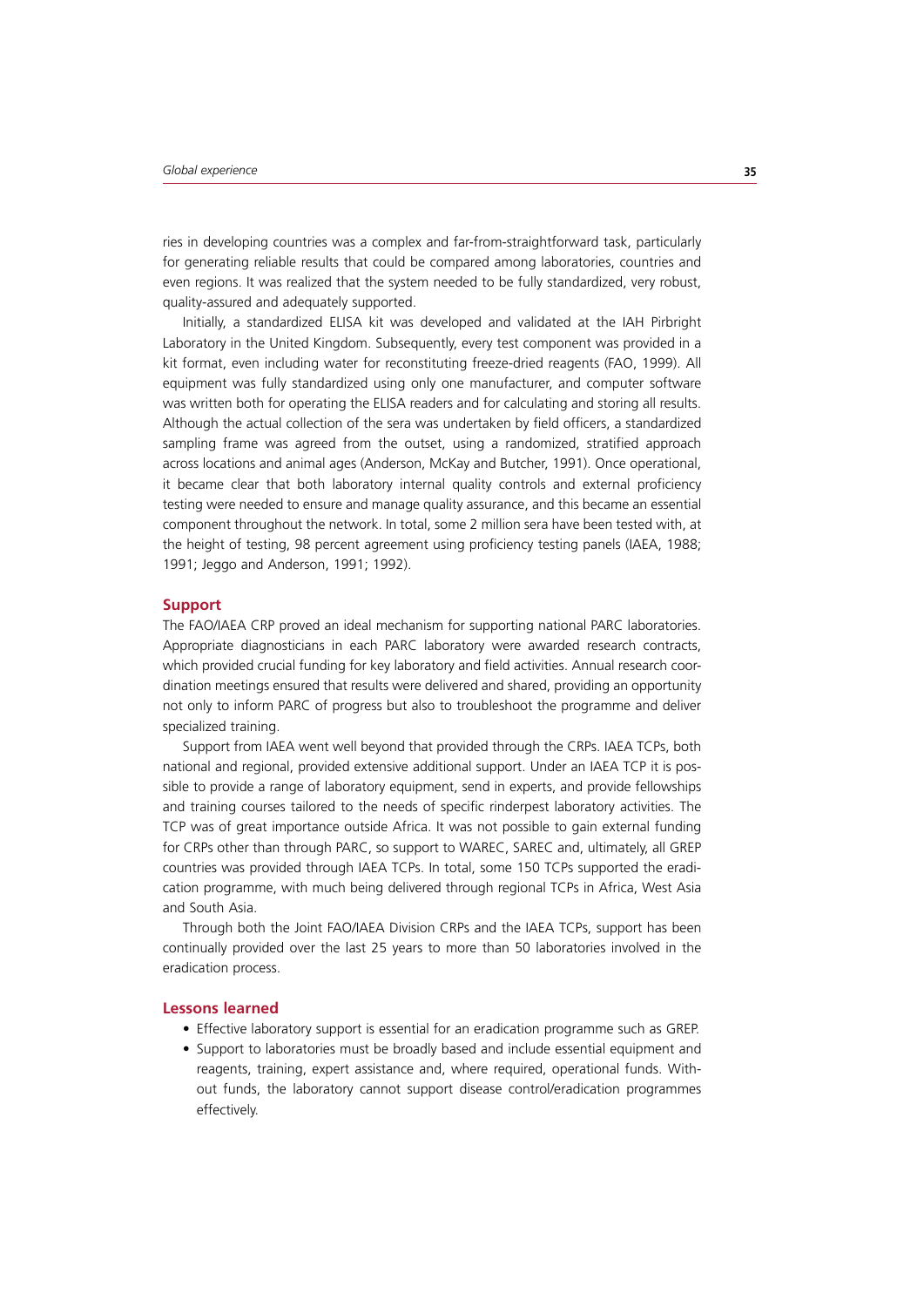ries in developing countries was a complex and far-from-straightforward task, particularly for generating reliable results that could be compared among laboratories, countries and even regions. It was realized that the system needed to be fully standardized, very robust, quality-assured and adequately supported.

Initially, a standardized ELISA kit was developed and validated at the IAH Pirbright Laboratory in the United Kingdom. Subsequently, every test component was provided in a kit format, even including water for reconstituting freeze-dried reagents (FAO, 1999). All equipment was fully standardized using only one manufacturer, and computer software was written both for operating the ELISA readers and for calculating and storing all results. Although the actual collection of the sera was undertaken by field officers, a standardized sampling frame was agreed from the outset, using a randomized, stratified approach across locations and animal ages (Anderson, McKay and Butcher, 1991). Once operational, it became clear that both laboratory internal quality controls and external proficiency testing were needed to ensure and manage quality assurance, and this became an essential component throughout the network. In total, some 2 million sera have been tested with, at the height of testing, 98 percent agreement using proficiency testing panels (IAEA, 1988; 1991; Jeggo and Anderson, 1991; 1992).

## Support

The FAO/IAEA CRP proved an ideal mechanism for supporting national PARC laboratories. Appropriate diagnosticians in each PARC laboratory were awarded research contracts, which provided crucial funding for key laboratory and field activities. Annual research coordination meetings ensured that results were delivered and shared, providing an opportunity not only to inform PARC of progress but also to troubleshoot the programme and deliver specialized training.

Support from IAEA went well beyond that provided through the CRPs. IAEA TCPs, both national and regional, provided extensive additional support. Under an IAEA TCP it is possible to provide a range of laboratory equipment, send in experts, and provide fellowships and training courses tailored to the needs of specific rinderpest laboratory activities. The TCP was of great importance outside Africa. It was not possible to gain external funding for CRPs other than through PARC, so support to WAREC, SAREC and, ultimately, all GREP countries was provided through IAEA TCPs. In total, some 150 TCPs supported the eradication programme, with much being delivered through regional TCPs in Africa, West Asia and South Asia.

Through both the Joint FAO/IAEA Division CRPs and the IAEA TCPs, support has been continually provided over the last 25 years to more than 50 laboratories involved in the eradication process.

## Lessons learned

- Effective laboratory support is essential for an eradication programme such as GREP.
- Support to laboratories must be broadly based and include essential equipment and reagents, training, expert assistance and, where required, operational funds. Without funds, the laboratory cannot support disease control/eradication programmes effectively.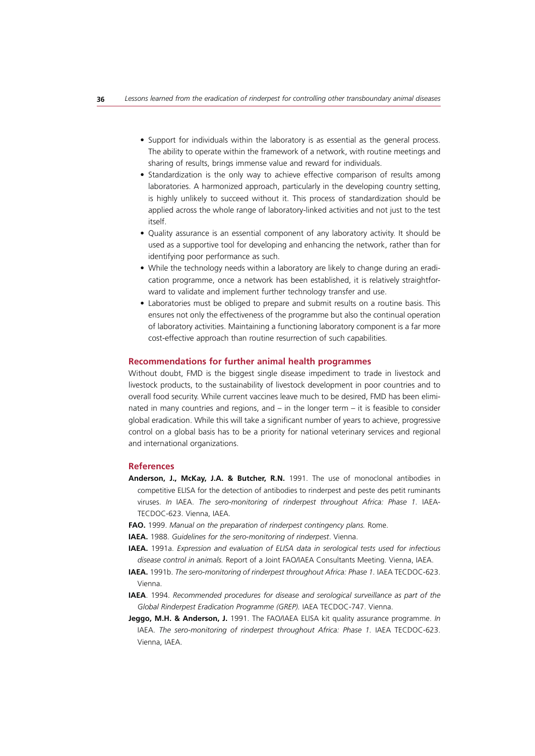- Support for individuals within the laboratory is as essential as the general process. The ability to operate within the framework of a network, with routine meetings and sharing of results, brings immense value and reward for individuals.
- Standardization is the only way to achieve effective comparison of results among laboratories. A harmonized approach, particularly in the developing country setting, is highly unlikely to succeed without it. This process of standardization should be applied across the whole range of laboratory-linked activities and not just to the test itself.
- Quality assurance is an essential component of any laboratory activity. It should be used as a supportive tool for developing and enhancing the network, rather than for identifying poor performance as such.
- While the technology needs within a laboratory are likely to change during an eradication programme, once a network has been established, it is relatively straightforward to validate and implement further technology transfer and use.
- Laboratories must be obliged to prepare and submit results on a routine basis. This ensures not only the effectiveness of the programme but also the continual operation of laboratory activities. Maintaining a functioning laboratory component is a far more cost-effective approach than routine resurrection of such capabilities.

## Recommendations for further animal health programmes

Without doubt, FMD is the biggest single disease impediment to trade in livestock and livestock products, to the sustainability of livestock development in poor countries and to overall food security. While current vaccines leave much to be desired, FMD has been eliminated in many countries and regions, and – in the longer term – it is feasible to consider global eradication. While this will take a significant number of years to achieve, progressive control on a global basis has to be a priority for national veterinary services and regional and international organizations.

## References

**Anderson, J., McKay, J.A. & Butcher, R.N.** 1991. The use of monoclonal antibodies in competitive ELISA for the detection of antibodies to rinderpest and peste des petit ruminants viruses. *In* IAEA. *The sero-monitoring of rinderpest throughout Africa: Phase 1.* IAEA-TECDOC-623. Vienna, IAEA.

**FAO.** 1999. *Manual on the preparation of rinderpest contingency plans.* Rome.

**IAEA.** 1988. *Guidelines for the sero-monitoring of rinderpest*. Vienna.

**IAEA.** 1991a. *Expression and evaluation of ELISA data in serological tests used for infectious disease control in animals.* Report of a Joint FAO/IAEA Consultants Meeting. Vienna, IAEA.

**IAEA.** 1991b. *The sero-monitoring of rinderpest throughout Africa: Phase 1.* IAEA TECDOC-623. Vienna.

**IAEA**. 1994. *Recommended procedures for disease and serological surveillance as part of the Global Rinderpest Eradication Programme (GREP).* IAEA TECDOC-747. Vienna.

**Jeggo, M.H. & Anderson, J.** 1991. The FAO/IAEA ELISA kit quality assurance programme. *In* IAEA. *The sero-monitoring of rinderpest throughout Africa: Phase 1.* IAEA TECDOC-623. Vienna, IAEA.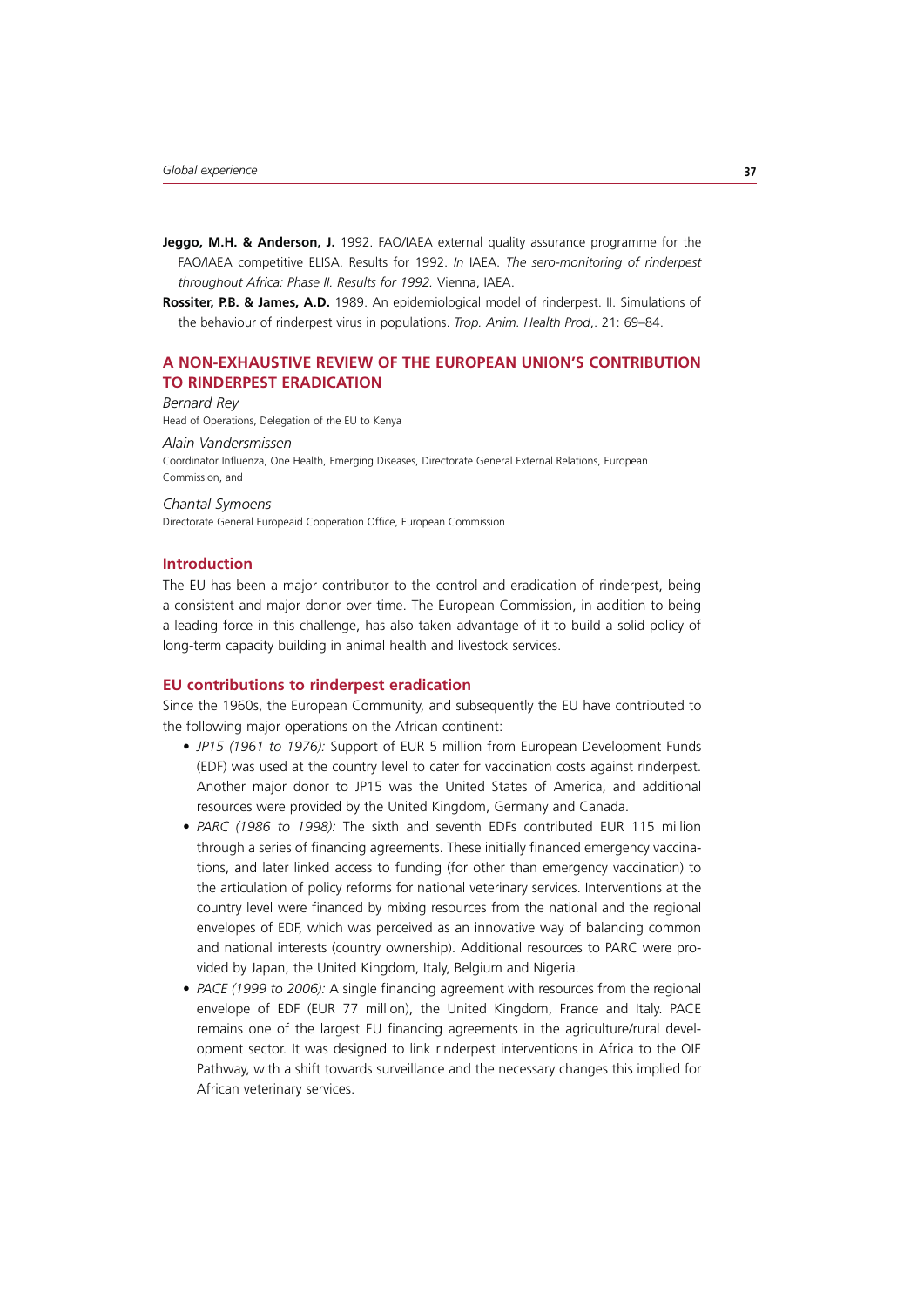**Jeggo, M.H. & Anderson, J.** 1992. FAO/IAEA external quality assurance programme for the FAO/IAEA competitive ELISA. Results for 1992. *In* IAEA. *The sero-monitoring of rinderpest throughout Africa: Phase II. Results for 1992.* Vienna, IAEA.

**Rossiter, P.B. & James, A.D.** 1989. An epidemiological model of rinderpest. II. Simulations of the behaviour of rinderpest virus in populations. *Trop. Anim. Health Prod*,. 21: 69–84.

## A NON-EXHAUSTIVE REVIEW OF THE EUROPEAN UNION'S CONTRIBUTION TO RINDERPEST ERADICATION

*Bernard Rey*
Head of Operations, Delegation of the EU to Kenya

*Alain Vandersmissen*
Coordinator Influenza, One Health, Emerging Diseases, Directorate General External Relations, European Commission, and

*Chantal Symoens*
Directorate General Europeaid Cooperation Office, European Commission

### Introduction

The EU has been a major contributor to the control and eradication of rinderpest, being a consistent and major donor over time. The European Commission, in addition to being a leading force in this challenge, has also taken advantage of it to build a solid policy of long-term capacity building in animal health and livestock services.

### EU contributions to rinderpest eradication

Since the 1960s, the European Community, and subsequently the EU have contributed to the following major operations on the African continent:

- *JP15 (1961 to 1976):* Support of EUR 5 million from European Development Funds (EDF) was used at the country level to cater for vaccination costs against rinderpest. Another major donor to JP15 was the United States of America, and additional resources were provided by the United Kingdom, Germany and Canada.
- *PARC (1986 to 1998):* The sixth and seventh EDFs contributed EUR 115 million through a series of financing agreements. These initially financed emergency vaccinations, and later linked access to funding (for other than emergency vaccination) to the articulation of policy reforms for national veterinary services. Interventions at the country level were financed by mixing resources from the national and the regional envelopes of EDF, which was perceived as an innovative way of balancing common and national interests (country ownership). Additional resources to PARC were provided by Japan, the United Kingdom, Italy, Belgium and Nigeria.
- *PACE (1999 to 2006):* A single financing agreement with resources from the regional envelope of EDF (EUR 77 million), the United Kingdom, France and Italy. PACE remains one of the largest EU financing agreements in the agriculture/rural development sector. It was designed to link rinderpest interventions in Africa to the OIE Pathway, with a shift towards surveillance and the necessary changes this implied for African veterinary services.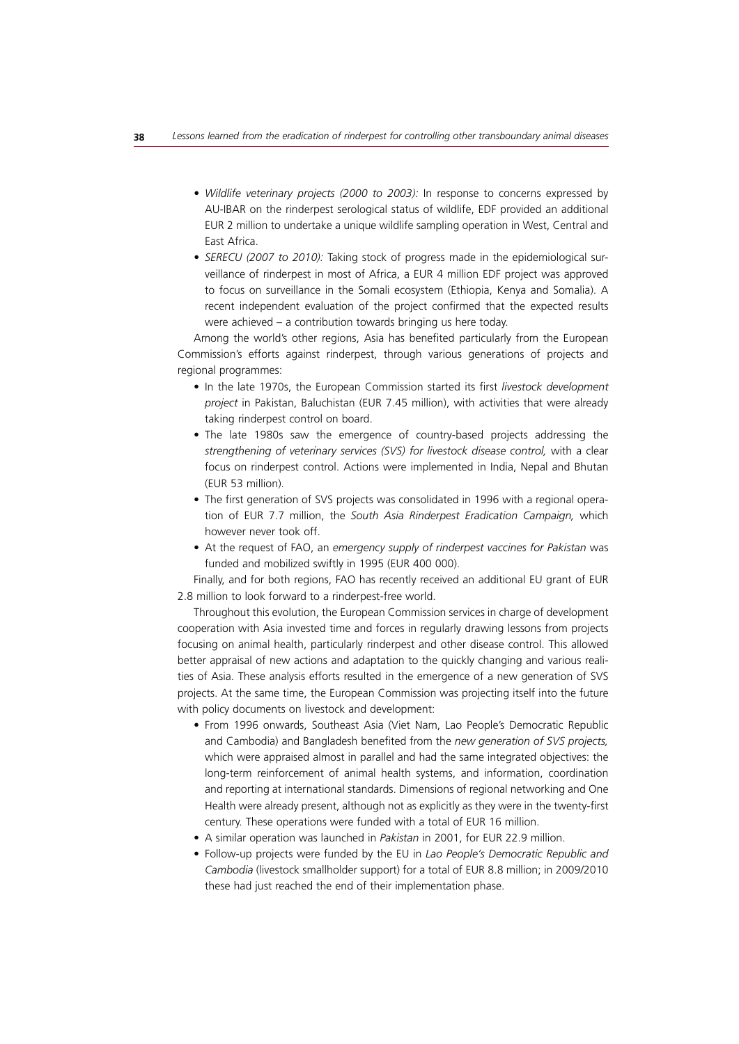- *Wildlife veterinary projects (2000 to 2003):* In response to concerns expressed by AU-IBAR on the rinderpest serological status of wildlife, EDF provided an additional EUR 2 million to undertake a unique wildlife sampling operation in West, Central and East Africa.
- *SERECU (2007 to 2010):* Taking stock of progress made in the epidemiological surveillance of rinderpest in most of Africa, a EUR 4 million EDF project was approved to focus on surveillance in the Somali ecosystem (Ethiopia, Kenya and Somalia). A recent independent evaluation of the project confirmed that the expected results were achieved – a contribution towards bringing us here today.

Among the world's other regions, Asia has benefited particularly from the European Commission's efforts against rinderpest, through various generations of projects and regional programmes:

- In the late 1970s, the European Commission started its first *livestock development project* in Pakistan, Baluchistan (EUR 7.45 million), with activities that were already taking rinderpest control on board.
- The late 1980s saw the emergence of country-based projects addressing the *strengthening of veterinary services (SVS) for livestock disease control,* with a clear focus on rinderpest control. Actions were implemented in India, Nepal and Bhutan (EUR 53 million).
- The first generation of SVS projects was consolidated in 1996 with a regional operation of EUR 7.7 million, the *South Asia Rinderpest Eradication Campaign,* which however never took off.
- At the request of FAO, an *emergency supply of rinderpest vaccines for Pakistan* was funded and mobilized swiftly in 1995 (EUR 400 000).

Finally, and for both regions, FAO has recently received an additional EU grant of EUR 2.8 million to look forward to a rinderpest-free world.

Throughout this evolution, the European Commission services in charge of development cooperation with Asia invested time and forces in regularly drawing lessons from projects focusing on animal health, particularly rinderpest and other disease control. This allowed better appraisal of new actions and adaptation to the quickly changing and various realities of Asia. These analysis efforts resulted in the emergence of a new generation of SVS projects. At the same time, the European Commission was projecting itself into the future with policy documents on livestock and development:

- From 1996 onwards, Southeast Asia (Viet Nam, Lao People's Democratic Republic and Cambodia) and Bangladesh benefited from the *new generation of SVS projects,* which were appraised almost in parallel and had the same integrated objectives: the long-term reinforcement of animal health systems, and information, coordination and reporting at international standards. Dimensions of regional networking and One Health were already present, although not as explicitly as they were in the twenty-first century. These operations were funded with a total of EUR 16 million.
- A similar operation was launched in *Pakistan* in 2001, for EUR 22.9 million.
- Follow-up projects were funded by the EU in *Lao People's Democratic Republic and Cambodia* (livestock smallholder support) for a total of EUR 8.8 million; in 2009/2010 these had just reached the end of their implementation phase.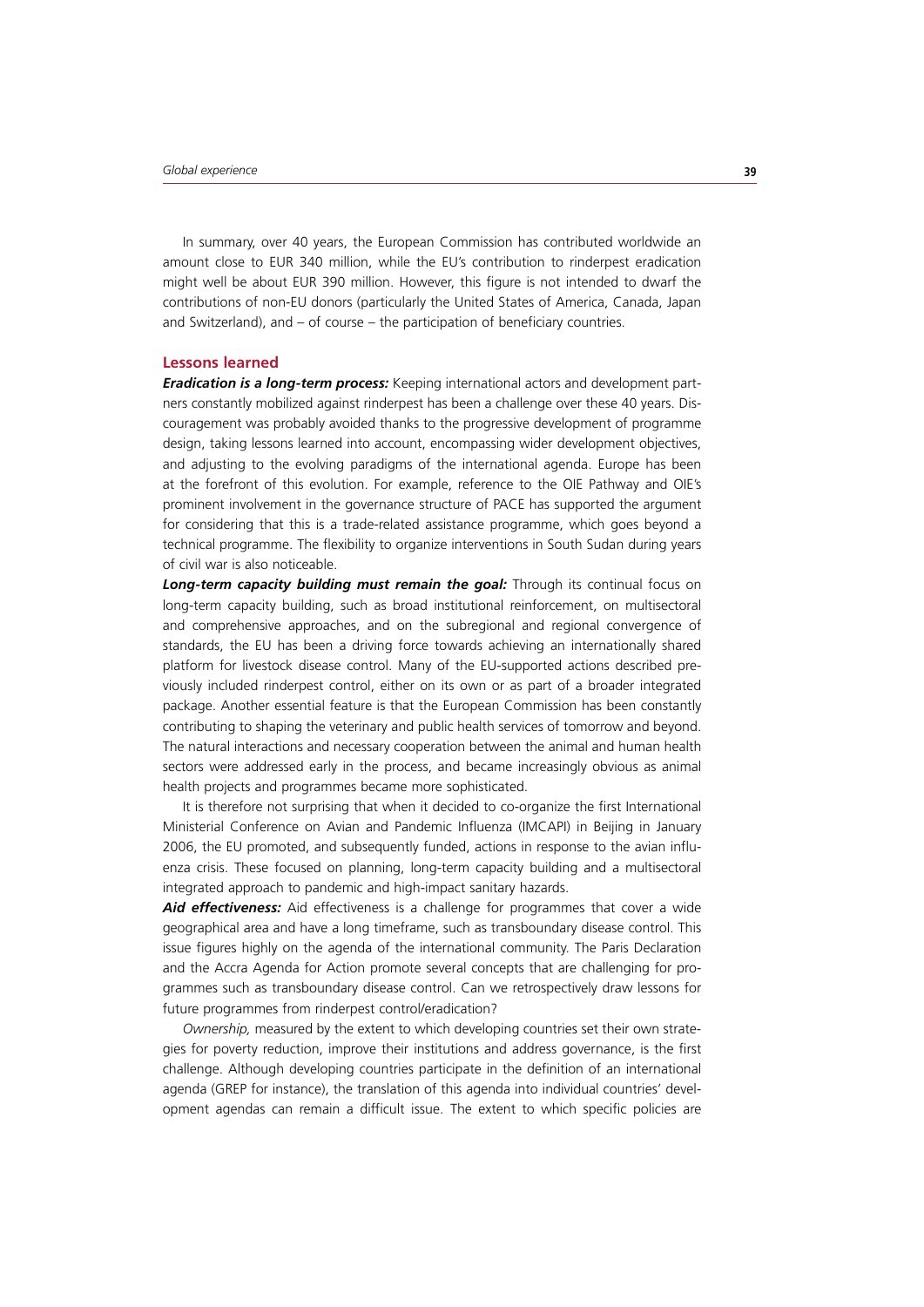In summary, over 40 years, the European Commission has contributed worldwide an amount close to EUR 340 million, while the EU's contribution to rinderpest eradication might well be about EUR 390 million. However, this figure is not intended to dwarf the contributions of non-EU donors (particularly the United States of America, Canada, Japan and Switzerland), and – of course – the participation of beneficiary countries.

## Lessons learned

***Eradication is a long-term process:*** Keeping international actors and development partners constantly mobilized against rinderpest has been a challenge over these 40 years. Discouragement was probably avoided thanks to the progressive development of programme design, taking lessons learned into account, encompassing wider development objectives, and adjusting to the evolving paradigms of the international agenda. Europe has been at the forefront of this evolution. For example, reference to the OIE Pathway and OIE's prominent involvement in the governance structure of PACE has supported the argument for considering that this is a trade-related assistance programme, which goes beyond a technical programme. The flexibility to organize interventions in South Sudan during years of civil war is also noticeable.

***Long-term capacity building must remain the goal:*** Through its continual focus on long-term capacity building, such as broad institutional reinforcement, on multisectoral and comprehensive approaches, and on the subregional and regional convergence of standards, the EU has been a driving force towards achieving an internationally shared platform for livestock disease control. Many of the EU-supported actions described previously included rinderpest control, either on its own or as part of a broader integrated package. Another essential feature is that the European Commission has been constantly contributing to shaping the veterinary and public health services of tomorrow and beyond. The natural interactions and necessary cooperation between the animal and human health sectors were addressed early in the process, and became increasingly obvious as animal health projects and programmes became more sophisticated.

It is therefore not surprising that when it decided to co-organize the first International Ministerial Conference on Avian and Pandemic Influenza (IMCAPI) in Beijing in January 2006, the EU promoted, and subsequently funded, actions in response to the avian influenza crisis. These focused on planning, long-term capacity building and a multisectoral integrated approach to pandemic and high-impact sanitary hazards.

***Aid effectiveness:*** Aid effectiveness is a challenge for programmes that cover a wide geographical area and have a long timeframe, such as transboundary disease control. This issue figures highly on the agenda of the international community. The Paris Declaration and the Accra Agenda for Action promote several concepts that are challenging for programmes such as transboundary disease control. Can we retrospectively draw lessons for future programmes from rinderpest control/eradication?

*Ownership,* measured by the extent to which developing countries set their own strategies for poverty reduction, improve their institutions and address governance, is the first challenge. Although developing countries participate in the definition of an international agenda (GREP for instance), the translation of this agenda into individual countries' development agendas can remain a difficult issue. The extent to which specific policies are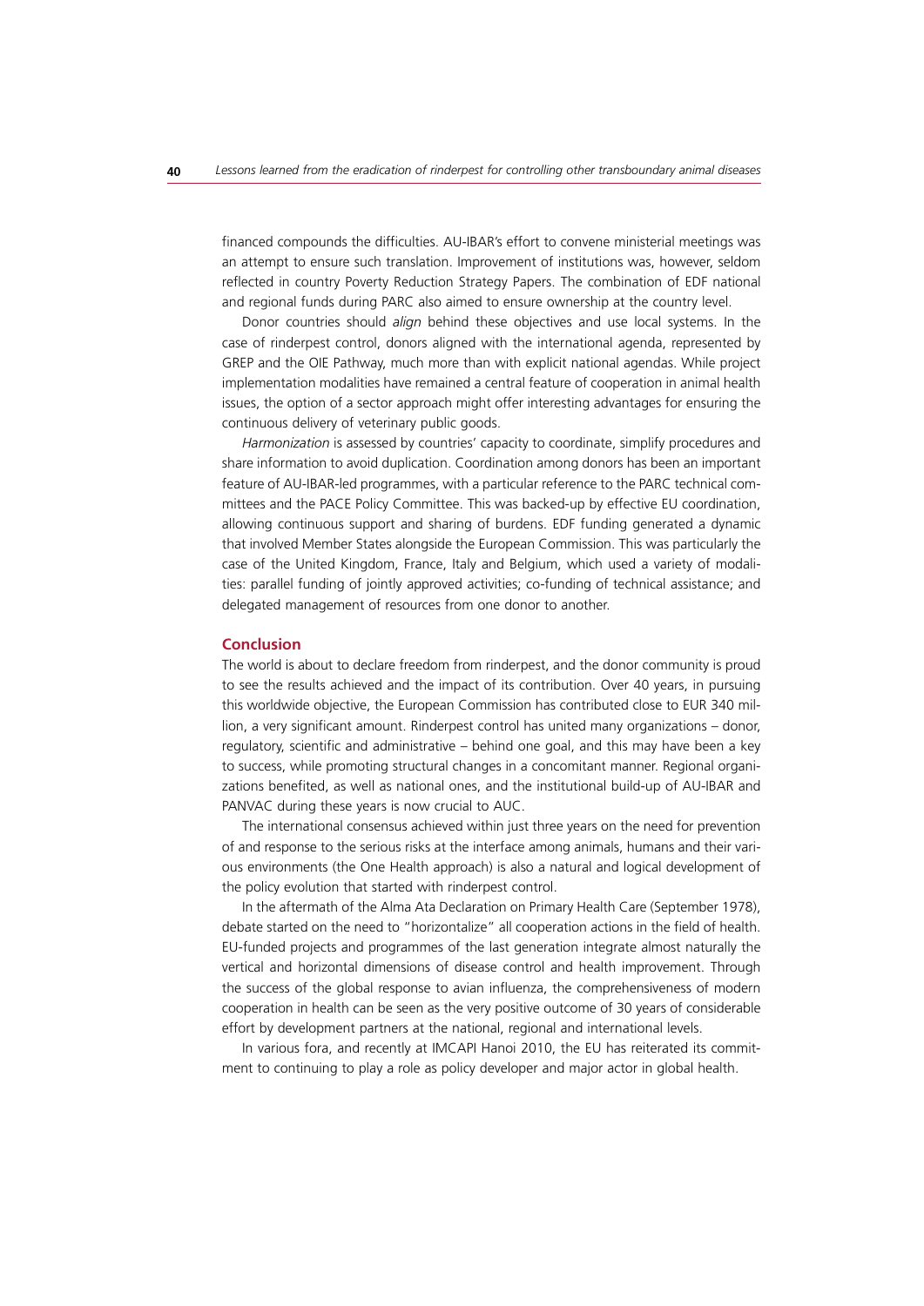financed compounds the difficulties. AU-IBAR's effort to convene ministerial meetings was an attempt to ensure such translation. Improvement of institutions was, however, seldom reflected in country Poverty Reduction Strategy Papers. The combination of EDF national and regional funds during PARC also aimed to ensure ownership at the country level.

Donor countries should *align* behind these objectives and use local systems. In the case of rinderpest control, donors aligned with the international agenda, represented by GREP and the OIE Pathway, much more than with explicit national agendas. While project implementation modalities have remained a central feature of cooperation in animal health issues, the option of a sector approach might offer interesting advantages for ensuring the continuous delivery of veterinary public goods.

*Harmonization* is assessed by countries' capacity to coordinate, simplify procedures and share information to avoid duplication. Coordination among donors has been an important feature of AU-IBAR-led programmes, with a particular reference to the PARC technical committees and the PACE Policy Committee. This was backed-up by effective EU coordination, allowing continuous support and sharing of burdens. EDF funding generated a dynamic that involved Member States alongside the European Commission. This was particularly the case of the United Kingdom, France, Italy and Belgium, which used a variety of modalities: parallel funding of jointly approved activities; co-funding of technical assistance; and delegated management of resources from one donor to another.

## Conclusion

The world is about to declare freedom from rinderpest, and the donor community is proud to see the results achieved and the impact of its contribution. Over 40 years, in pursuing this worldwide objective, the European Commission has contributed close to EUR 340 million, a very significant amount. Rinderpest control has united many organizations – donor, regulatory, scientific and administrative – behind one goal, and this may have been a key to success, while promoting structural changes in a concomitant manner. Regional organizations benefited, as well as national ones, and the institutional build-up of AU-IBAR and PANVAC during these years is now crucial to AUC.

The international consensus achieved within just three years on the need for prevention of and response to the serious risks at the interface among animals, humans and their various environments (the One Health approach) is also a natural and logical development of the policy evolution that started with rinderpest control.

In the aftermath of the Alma Ata Declaration on Primary Health Care (September 1978), debate started on the need to "horizontalize" all cooperation actions in the field of health. EU-funded projects and programmes of the last generation integrate almost naturally the vertical and horizontal dimensions of disease control and health improvement. Through the success of the global response to avian influenza, the comprehensiveness of modern cooperation in health can be seen as the very positive outcome of 30 years of considerable effort by development partners at the national, regional and international levels.

In various fora, and recently at IMCAPI Hanoi 2010, the EU has reiterated its commitment to continuing to play a role as policy developer and major actor in global health.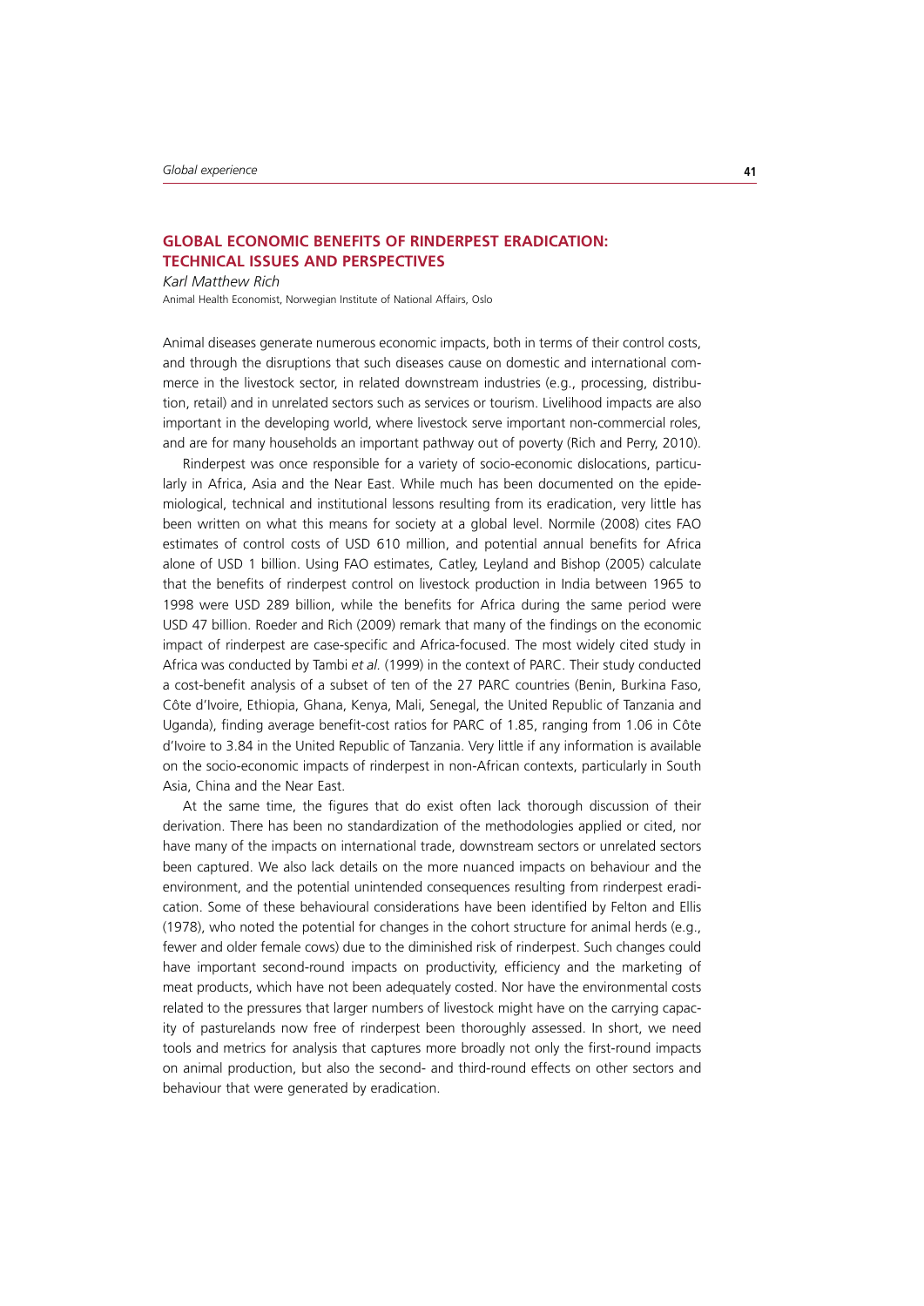## GLOBAL ECONOMIC BENEFITS OF RINDERPEST ERADICATION: TECHNICAL ISSUES AND PERSPECTIVES

*Karl Matthew Rich*

Animal Health Economist, Norwegian Institute of National Affairs, Oslo

Animal diseases generate numerous economic impacts, both in terms of their control costs, and through the disruptions that such diseases cause on domestic and international commerce in the livestock sector, in related downstream industries (e.g., processing, distribution, retail) and in unrelated sectors such as services or tourism. Livelihood impacts are also important in the developing world, where livestock serve important non-commercial roles, and are for many households an important pathway out of poverty (Rich and Perry, 2010).

Rinderpest was once responsible for a variety of socio-economic dislocations, particularly in Africa, Asia and the Near East. While much has been documented on the epidemiological, technical and institutional lessons resulting from its eradication, very little has been written on what this means for society at a global level. Normile (2008) cites FAO estimates of control costs of USD 610 million, and potential annual benefits for Africa alone of USD 1 billion. Using FAO estimates, Catley, Leyland and Bishop (2005) calculate that the benefits of rinderpest control on livestock production in India between 1965 to 1998 were USD 289 billion, while the benefits for Africa during the same period were USD 47 billion. Roeder and Rich (2009) remark that many of the findings on the economic impact of rinderpest are case-specific and Africa-focused. The most widely cited study in Africa was conducted by Tambi *et al.* (1999) in the context of PARC. Their study conducted a cost-benefit analysis of a subset of ten of the 27 PARC countries (Benin, Burkina Faso, Côte d'Ivoire, Ethiopia, Ghana, Kenya, Mali, Senegal, the United Republic of Tanzania and Uganda), finding average benefit-cost ratios for PARC of 1.85, ranging from 1.06 in Côte d'Ivoire to 3.84 in the United Republic of Tanzania. Very little if any information is available on the socio-economic impacts of rinderpest in non-African contexts, particularly in South Asia, China and the Near East.

At the same time, the figures that do exist often lack thorough discussion of their derivation. There has been no standardization of the methodologies applied or cited, nor have many of the impacts on international trade, downstream sectors or unrelated sectors been captured. We also lack details on the more nuanced impacts on behaviour and the environment, and the potential unintended consequences resulting from rinderpest eradication. Some of these behavioural considerations have been identified by Felton and Ellis (1978), who noted the potential for changes in the cohort structure for animal herds (e.g., fewer and older female cows) due to the diminished risk of rinderpest. Such changes could have important second-round impacts on productivity, efficiency and the marketing of meat products, which have not been adequately costed. Nor have the environmental costs related to the pressures that larger numbers of livestock might have on the carrying capacity of pasturelands now free of rinderpest been thoroughly assessed. In short, we need tools and metrics for analysis that captures more broadly not only the first-round impacts on animal production, but also the second- and third-round effects on other sectors and behaviour that were generated by eradication.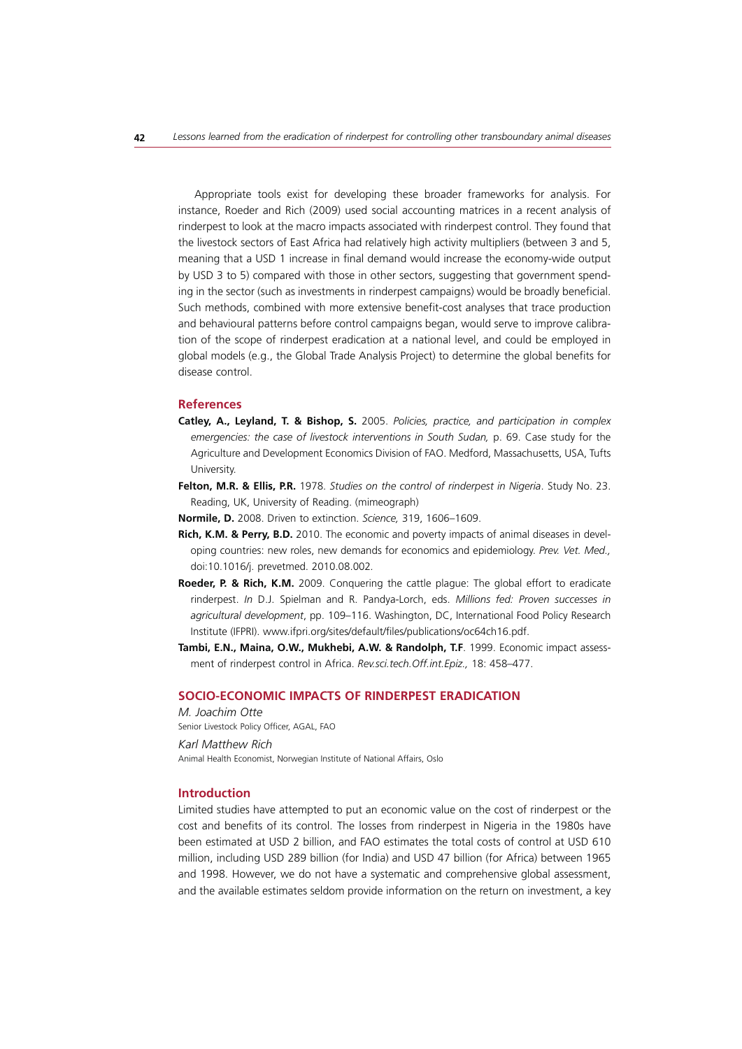Appropriate tools exist for developing these broader frameworks for analysis. For instance, Roeder and Rich (2009) used social accounting matrices in a recent analysis of rinderpest to look at the macro impacts associated with rinderpest control. They found that the livestock sectors of East Africa had relatively high activity multipliers (between 3 and 5, meaning that a USD 1 increase in final demand would increase the economy-wide output by USD 3 to 5) compared with those in other sectors, suggesting that government spending in the sector (such as investments in rinderpest campaigns) would be broadly beneficial. Such methods, combined with more extensive benefit-cost analyses that trace production and behavioural patterns before control campaigns began, would serve to improve calibration of the scope of rinderpest eradication at a national level, and could be employed in global models (e.g., the Global Trade Analysis Project) to determine the global benefits for disease control.

### References

**Catley, A., Leyland, T. & Bishop, S.** 2005. *Policies, practice, and participation in complex emergencies: the case of livestock interventions in South Sudan,* p. 69. Case study for the Agriculture and Development Economics Division of FAO. Medford, Massachusetts, USA, Tufts University.

**Felton, M.R. & Ellis, P.R.** 1978. *Studies on the control of rinderpest in Nigeria*. Study No. 23. Reading, UK, University of Reading. (mimeograph)

**Normile, D.** 2008. Driven to extinction. *Science,* 319, 1606–1609.

**Rich, K.M. & Perry, B.D.** 2010. The economic and poverty impacts of animal diseases in developing countries: new roles, new demands for economics and epidemiology. *Prev. Vet. Med.,* doi:10.1016/j. prevetmed. 2010.08.002.

**Roeder, P. & Rich, K.M.** 2009. Conquering the cattle plague: The global effort to eradicate rinderpest. *In* D.J. Spielman and R. Pandya-Lorch, eds. *Millions fed: Proven successes in agricultural development*, pp. 109–116. Washington, DC, International Food Policy Research Institute (IFPRI). www.ifpri.org/sites/default/files/publications/oc64ch16.pdf.

**Tambi, E.N., Maina, O.W., Mukhebi, A.W. & Randolph, T.F**. 1999. Economic impact assessment of rinderpest control in Africa. *Rev.sci.tech.Off.int.Epiz.,* 18: 458–477.

## SOCIO-ECONOMIC IMPACTS OF RINDERPEST ERADICATION

*M. Joachim Otte*
Senior Livestock Policy Officer, AGAL, FAO

*Karl Matthew Rich*
Animal Health Economist, Norwegian Institute of National Affairs, Oslo

### Introduction

Limited studies have attempted to put an economic value on the cost of rinderpest or the cost and benefits of its control. The losses from rinderpest in Nigeria in the 1980s have been estimated at USD 2 billion, and FAO estimates the total costs of control at USD 610 million, including USD 289 billion (for India) and USD 47 billion (for Africa) between 1965 and 1998. However, we do not have a systematic and comprehensive global assessment, and the available estimates seldom provide information on the return on investment, a key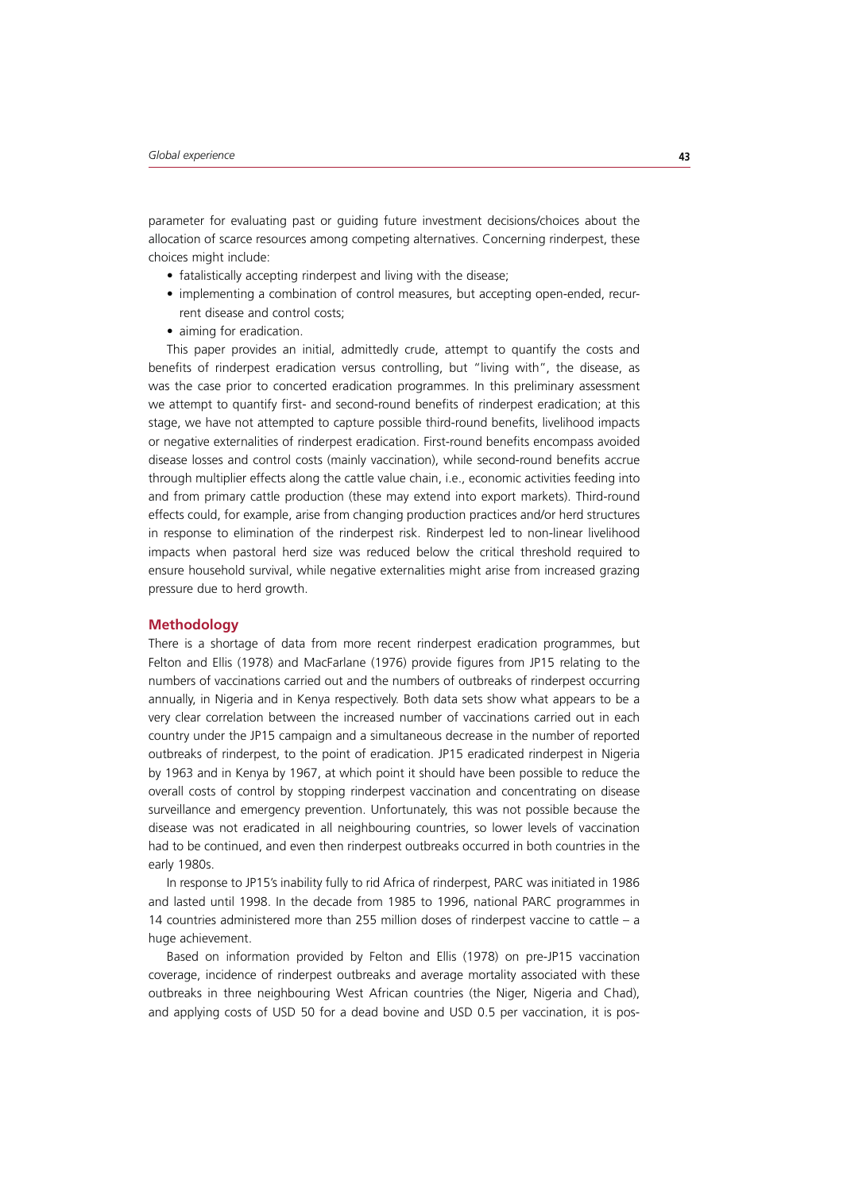parameter for evaluating past or guiding future investment decisions/choices about the allocation of scarce resources among competing alternatives. Concerning rinderpest, these choices might include:

- fatalistically accepting rinderpest and living with the disease;
- implementing a combination of control measures, but accepting open-ended, recurrent disease and control costs;
- aiming for eradication.

This paper provides an initial, admittedly crude, attempt to quantify the costs and benefits of rinderpest eradication versus controlling, but "living with", the disease, as was the case prior to concerted eradication programmes. In this preliminary assessment we attempt to quantify first- and second-round benefits of rinderpest eradication; at this stage, we have not attempted to capture possible third-round benefits, livelihood impacts or negative externalities of rinderpest eradication. First-round benefits encompass avoided disease losses and control costs (mainly vaccination), while second-round benefits accrue through multiplier effects along the cattle value chain, i.e., economic activities feeding into and from primary cattle production (these may extend into export markets). Third-round effects could, for example, arise from changing production practices and/or herd structures in response to elimination of the rinderpest risk. Rinderpest led to non-linear livelihood impacts when pastoral herd size was reduced below the critical threshold required to ensure household survival, while negative externalities might arise from increased grazing pressure due to herd growth.

## Methodology

There is a shortage of data from more recent rinderpest eradication programmes, but Felton and Ellis (1978) and MacFarlane (1976) provide figures from JP15 relating to the numbers of vaccinations carried out and the numbers of outbreaks of rinderpest occurring annually, in Nigeria and in Kenya respectively. Both data sets show what appears to be a very clear correlation between the increased number of vaccinations carried out in each country under the JP15 campaign and a simultaneous decrease in the number of reported outbreaks of rinderpest, to the point of eradication. JP15 eradicated rinderpest in Nigeria by 1963 and in Kenya by 1967, at which point it should have been possible to reduce the overall costs of control by stopping rinderpest vaccination and concentrating on disease surveillance and emergency prevention. Unfortunately, this was not possible because the disease was not eradicated in all neighbouring countries, so lower levels of vaccination had to be continued, and even then rinderpest outbreaks occurred in both countries in the early 1980s.

In response to JP15's inability fully to rid Africa of rinderpest, PARC was initiated in 1986 and lasted until 1998. In the decade from 1985 to 1996, national PARC programmes in 14 countries administered more than 255 million doses of rinderpest vaccine to cattle – a huge achievement.

Based on information provided by Felton and Ellis (1978) on pre-JP15 vaccination coverage, incidence of rinderpest outbreaks and average mortality associated with these outbreaks in three neighbouring West African countries (the Niger, Nigeria and Chad), and applying costs of USD 50 for a dead bovine and USD 0.5 per vaccination, it is pos-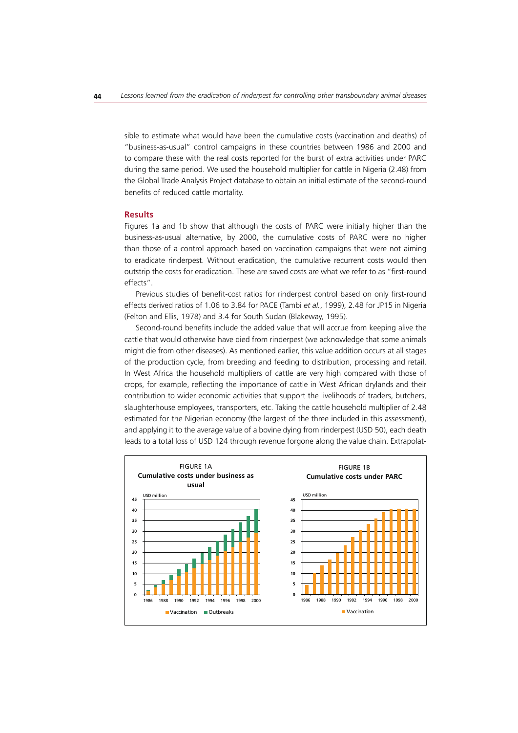sible to estimate what would have been the cumulative costs (vaccination and deaths) of "business-as-usual" control campaigns in these countries between 1986 and 2000 and to compare these with the real costs reported for the burst of extra activities under PARC during the same period. We used the household multiplier for cattle in Nigeria (2.48) from the Global Trade Analysis Project database to obtain an initial estimate of the second-round benefits of reduced cattle mortality.

## Results

Figures 1a and 1b show that although the costs of PARC were initially higher than the business-as-usual alternative, by 2000, the cumulative costs of PARC were no higher than those of a control approach based on vaccination campaigns that were not aiming to eradicate rinderpest. Without eradication, the cumulative recurrent costs would then outstrip the costs for eradication. These are saved costs are what we refer to as "first-round effects".

Previous studies of benefit-cost ratios for rinderpest control based on only first-round effects derived ratios of 1.06 to 3.84 for PACE (Tambi *et al.*, 1999), 2.48 for JP15 in Nigeria (Felton and Ellis, 1978) and 3.4 for South Sudan (Blakeway, 1995).

Second-round benefits include the added value that will accrue from keeping alive the cattle that would otherwise have died from rinderpest (we acknowledge that some animals might die from other diseases). As mentioned earlier, this value addition occurs at all stages of the production cycle, from breeding and feeding to distribution, processing and retail. In West Africa the household multipliers of cattle are very high compared with those of crops, for example, reflecting the importance of cattle in West African drylands and their contribution to wider economic activities that support the livelihoods of traders, butchers, slaughterhouse employees, transporters, etc. Taking the cattle household multiplier of 2.48 estimated for the Nigerian economy (the largest of the three included in this assessment), and applying it to the average value of a bovine dying from rinderpest (USD 50), each death leads to a total loss of USD 124 through revenue forgone along the value chain. Extrapolat-

FIGURE 1A
**Cumulative costs under business as usual**

FIGURE 1B
**Cumulative costs under PARC**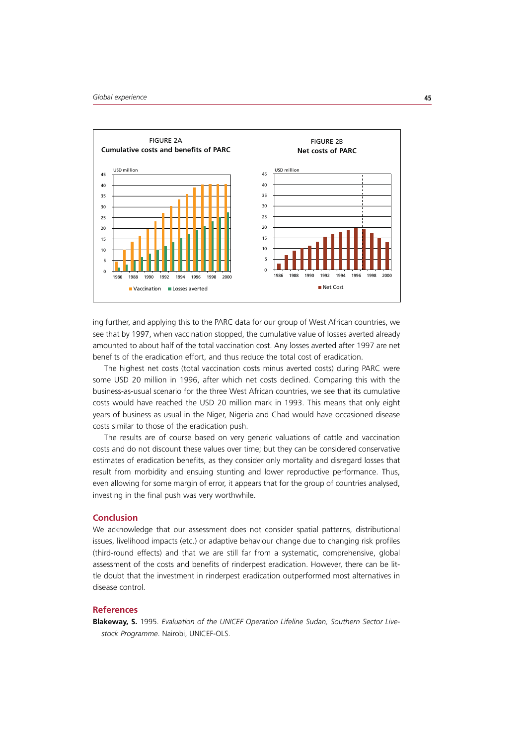FIGURE 2A
**Cumulative costs and benefits of PARC**

FIGURE 2B
**Net costs of PARC**

ing further, and applying this to the PARC data for our group of West African countries, we see that by 1997, when vaccination stopped, the cumulative value of losses averted already amounted to about half of the total vaccination cost. Any losses averted after 1997 are net benefits of the eradication effort, and thus reduce the total cost of eradication.

The highest net costs (total vaccination costs minus averted costs) during PARC were some USD 20 million in 1996, after which net costs declined. Comparing this with the business-as-usual scenario for the three West African countries, we see that its cumulative costs would have reached the USD 20 million mark in 1993. This means that only eight years of business as usual in the Niger, Nigeria and Chad would have occasioned disease costs similar to those of the eradication push.

The results are of course based on very generic valuations of cattle and vaccination costs and do not discount these values over time; but they can be considered conservative estimates of eradication benefits, as they consider only mortality and disregard losses that result from morbidity and ensuing stunting and lower reproductive performance. Thus, even allowing for some margin of error, it appears that for the group of countries analysed, investing in the final push was very worthwhile.

## Conclusion

We acknowledge that our assessment does not consider spatial patterns, distributional issues, livelihood impacts (etc.) or adaptive behaviour change due to changing risk profiles (third-round effects) and that we are still far from a systematic, comprehensive, global assessment of the costs and benefits of rinderpest eradication. However, there can be little doubt that the investment in rinderpest eradication outperformed most alternatives in disease control.

## References

**Blakeway, S.** 1995. *Evaluation of the UNICEF Operation Lifeline Sudan, Southern Sector Livestock Programme*. Nairobi, UNICEF-OLS.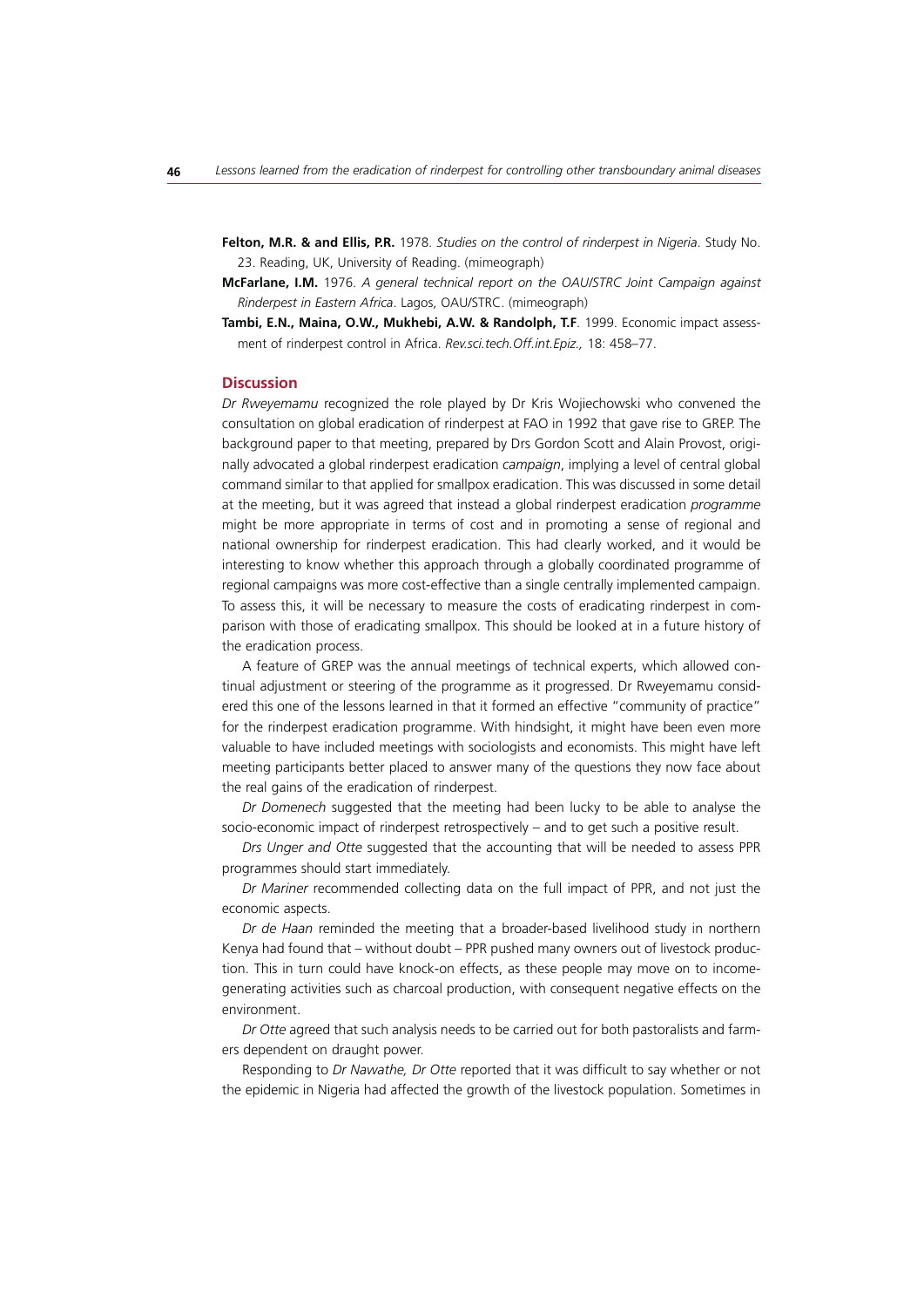**Felton, M.R. & and Ellis, P.R.** 1978. *Studies on the control of rinderpest in Nigeria*. Study No. 23. Reading, UK, University of Reading. (mimeograph)

**McFarlane, I.M.** 1976. *A general technical report on the OAU/STRC Joint Campaign against Rinderpest in Eastern Africa*. Lagos, OAU/STRC. (mimeograph)

**Tambi, E.N., Maina, O.W., Mukhebi, A.W. & Randolph, T.F**. 1999. Economic impact assessment of rinderpest control in Africa. *Rev.sci.tech.Off.int.Epiz.,* 18: 458–77.

## Discussion

*Dr Rweyemamu* recognized the role played by Dr Kris Wojiechowski who convened the consultation on global eradication of rinderpest at FAO in 1992 that gave rise to GREP. The background paper to that meeting, prepared by Drs Gordon Scott and Alain Provost, originally advocated a global rinderpest eradication *campaign*, implying a level of central global command similar to that applied for smallpox eradication. This was discussed in some detail at the meeting, but it was agreed that instead a global rinderpest eradication *programme* might be more appropriate in terms of cost and in promoting a sense of regional and national ownership for rinderpest eradication. This had clearly worked, and it would be interesting to know whether this approach through a globally coordinated programme of regional campaigns was more cost-effective than a single centrally implemented campaign. To assess this, it will be necessary to measure the costs of eradicating rinderpest in comparison with those of eradicating smallpox. This should be looked at in a future history of the eradication process.

A feature of GREP was the annual meetings of technical experts, which allowed continual adjustment or steering of the programme as it progressed. Dr Rweyemamu considered this one of the lessons learned in that it formed an effective "community of practice" for the rinderpest eradication programme. With hindsight, it might have been even more valuable to have included meetings with sociologists and economists. This might have left meeting participants better placed to answer many of the questions they now face about the real gains of the eradication of rinderpest.

*Dr Domenech* suggested that the meeting had been lucky to be able to analyse the socio-economic impact of rinderpest retrospectively – and to get such a positive result.

*Drs Unger and Otte* suggested that the accounting that will be needed to assess PPR programmes should start immediately.

*Dr Mariner* recommended collecting data on the full impact of PPR, and not just the economic aspects.

*Dr de Haan* reminded the meeting that a broader-based livelihood study in northern Kenya had found that – without doubt – PPR pushed many owners out of livestock production. This in turn could have knock-on effects, as these people may move on to income-generating activities such as charcoal production, with consequent negative effects on the environment.

*Dr Otte* agreed that such analysis needs to be carried out for both pastoralists and farmers dependent on draught power.

Responding to *Dr Nawathe, Dr Otte* reported that it was difficult to say whether or not the epidemic in Nigeria had affected the growth of the livestock population. Sometimes in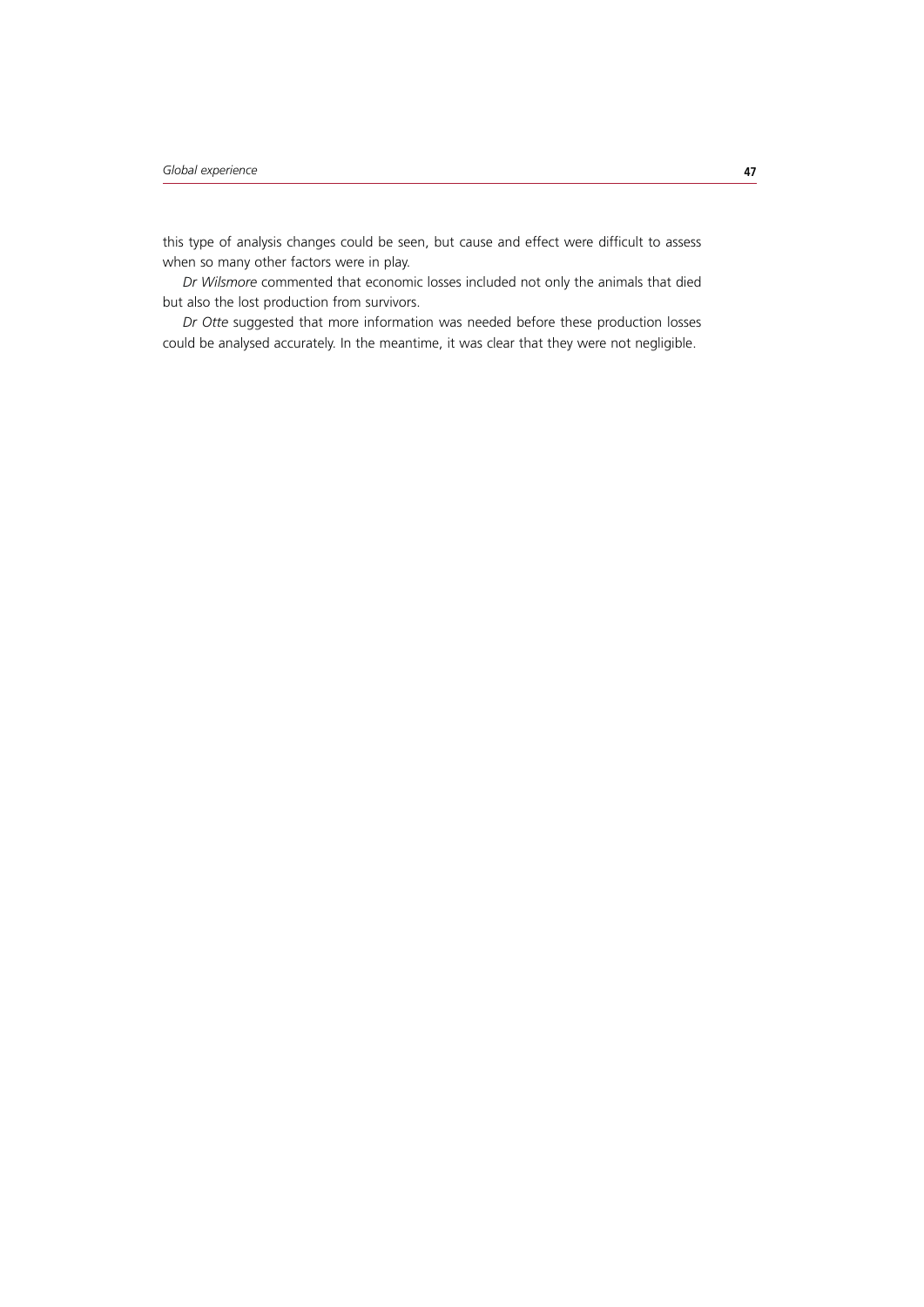this type of analysis changes could be seen, but cause and effect were difficult to assess when so many other factors were in play.

*Dr Wilsmore* commented that economic losses included not only the animals that died but also the lost production from survivors.

*Dr Otte* suggested that more information was needed before these production losses could be analysed accurately. In the meantime, it was clear that they were not negligible.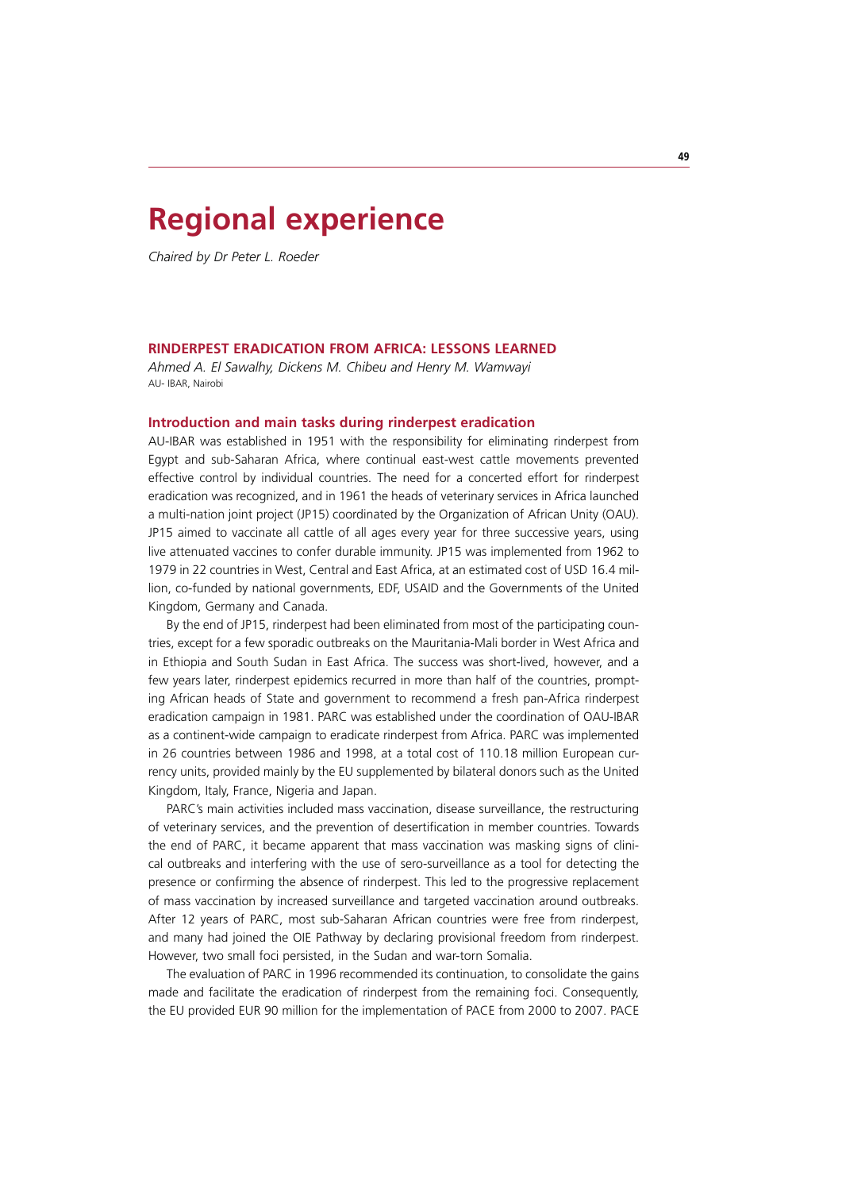# Regional experience

*Chaired by Dr Peter L. Roeder*

## RINDERPEST ERADICATION FROM AFRICA: LESSONS LEARNED

*Ahmed A. El Sawalhy, Dickens M. Chibeu and Henry M. Wamwayi*
AU- IBAR, Nairobi

### Introduction and main tasks during rinderpest eradication

AU-IBAR was established in 1951 with the responsibility for eliminating rinderpest from Egypt and sub-Saharan Africa, where continual east-west cattle movements prevented effective control by individual countries. The need for a concerted effort for rinderpest eradication was recognized, and in 1961 the heads of veterinary services in Africa launched a multi-nation joint project (JP15) coordinated by the Organization of African Unity (OAU). JP15 aimed to vaccinate all cattle of all ages every year for three successive years, using live attenuated vaccines to confer durable immunity. JP15 was implemented from 1962 to 1979 in 22 countries in West, Central and East Africa, at an estimated cost of USD 16.4 million, co-funded by national governments, EDF, USAID and the Governments of the United Kingdom, Germany and Canada.

By the end of JP15, rinderpest had been eliminated from most of the participating countries, except for a few sporadic outbreaks on the Mauritania-Mali border in West Africa and in Ethiopia and South Sudan in East Africa. The success was short-lived, however, and a few years later, rinderpest epidemics recurred in more than half of the countries, prompting African heads of State and government to recommend a fresh pan-Africa rinderpest eradication campaign in 1981. PARC was established under the coordination of OAU-IBAR as a continent-wide campaign to eradicate rinderpest from Africa. PARC was implemented in 26 countries between 1986 and 1998, at a total cost of 110.18 million European currency units, provided mainly by the EU supplemented by bilateral donors such as the United Kingdom, Italy, France, Nigeria and Japan.

PARC's main activities included mass vaccination, disease surveillance, the restructuring of veterinary services, and the prevention of desertification in member countries. Towards the end of PARC, it became apparent that mass vaccination was masking signs of clinical outbreaks and interfering with the use of sero-surveillance as a tool for detecting the presence or confirming the absence of rinderpest. This led to the progressive replacement of mass vaccination by increased surveillance and targeted vaccination around outbreaks. After 12 years of PARC, most sub-Saharan African countries were free from rinderpest, and many had joined the OIE Pathway by declaring provisional freedom from rinderpest. However, two small foci persisted, in the Sudan and war-torn Somalia.

The evaluation of PARC in 1996 recommended its continuation, to consolidate the gains made and facilitate the eradication of rinderpest from the remaining foci. Consequently, the EU provided EUR 90 million for the implementation of PACE from 2000 to 2007. PACE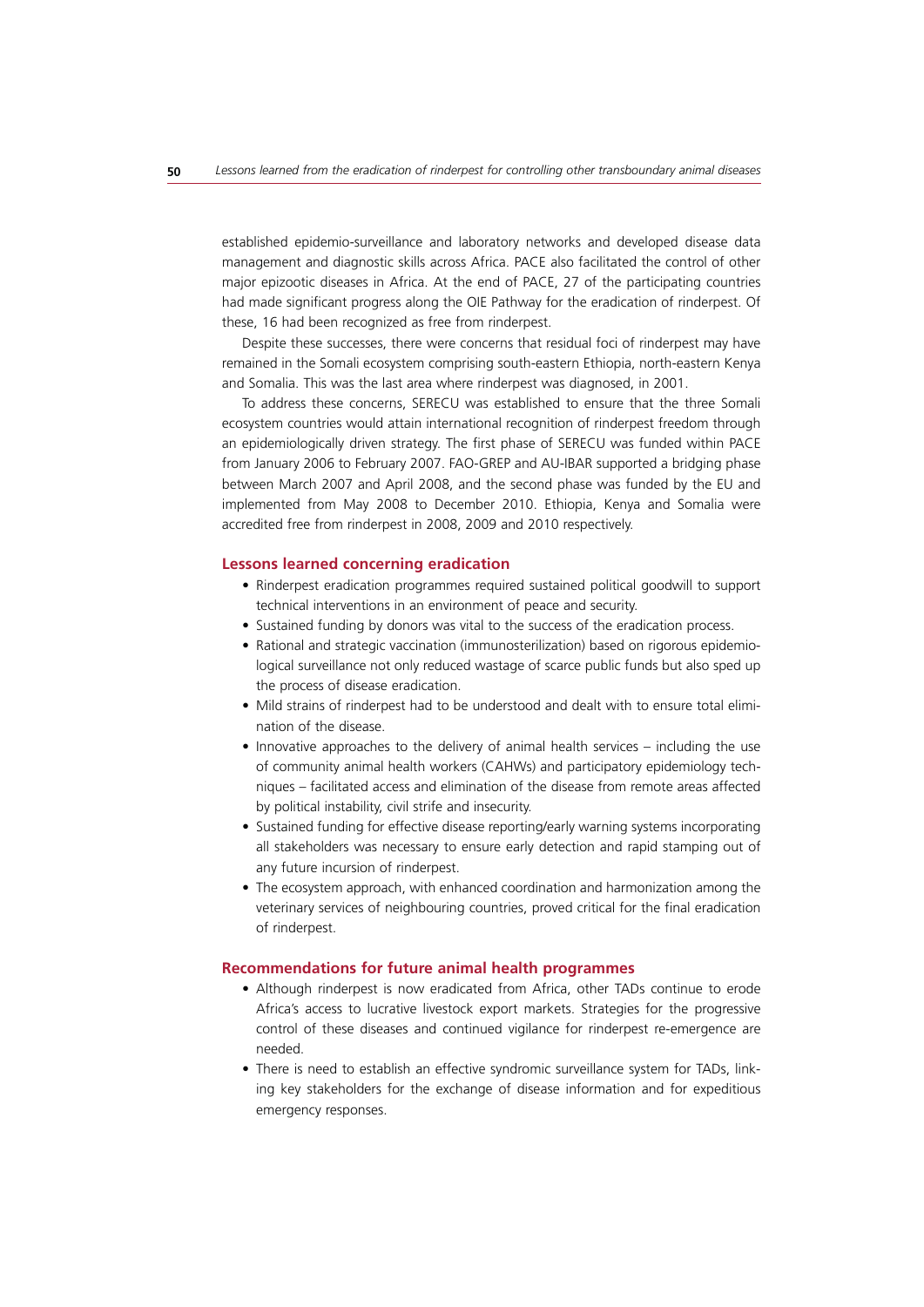established epidemio-surveillance and laboratory networks and developed disease data management and diagnostic skills across Africa. PACE also facilitated the control of other major epizootic diseases in Africa. At the end of PACE, 27 of the participating countries had made significant progress along the OIE Pathway for the eradication of rinderpest. Of these, 16 had been recognized as free from rinderpest.

Despite these successes, there were concerns that residual foci of rinderpest may have remained in the Somali ecosystem comprising south-eastern Ethiopia, north-eastern Kenya and Somalia. This was the last area where rinderpest was diagnosed, in 2001.

To address these concerns, SERECU was established to ensure that the three Somali ecosystem countries would attain international recognition of rinderpest freedom through an epidemiologically driven strategy. The first phase of SERECU was funded within PACE from January 2006 to February 2007. FAO-GREP and AU-IBAR supported a bridging phase between March 2007 and April 2008, and the second phase was funded by the EU and implemented from May 2008 to December 2010. Ethiopia, Kenya and Somalia were accredited free from rinderpest in 2008, 2009 and 2010 respectively.

## Lessons learned concerning eradication

- Rinderpest eradication programmes required sustained political goodwill to support technical interventions in an environment of peace and security.
- Sustained funding by donors was vital to the success of the eradication process.
- Rational and strategic vaccination (immunosterilization) based on rigorous epidemiological surveillance not only reduced wastage of scarce public funds but also sped up the process of disease eradication.
- Mild strains of rinderpest had to be understood and dealt with to ensure total elimination of the disease.
- Innovative approaches to the delivery of animal health services – including the use of community animal health workers (CAHWs) and participatory epidemiology techniques – facilitated access and elimination of the disease from remote areas affected by political instability, civil strife and insecurity.
- Sustained funding for effective disease reporting/early warning systems incorporating all stakeholders was necessary to ensure early detection and rapid stamping out of any future incursion of rinderpest.
- The ecosystem approach, with enhanced coordination and harmonization among the veterinary services of neighbouring countries, proved critical for the final eradication of rinderpest.

## Recommendations for future animal health programmes

- Although rinderpest is now eradicated from Africa, other TADs continue to erode Africa's access to lucrative livestock export markets. Strategies for the progressive control of these diseases and continued vigilance for rinderpest re-emergence are needed.
- There is need to establish an effective syndromic surveillance system for TADs, linking key stakeholders for the exchange of disease information and for expeditious emergency responses.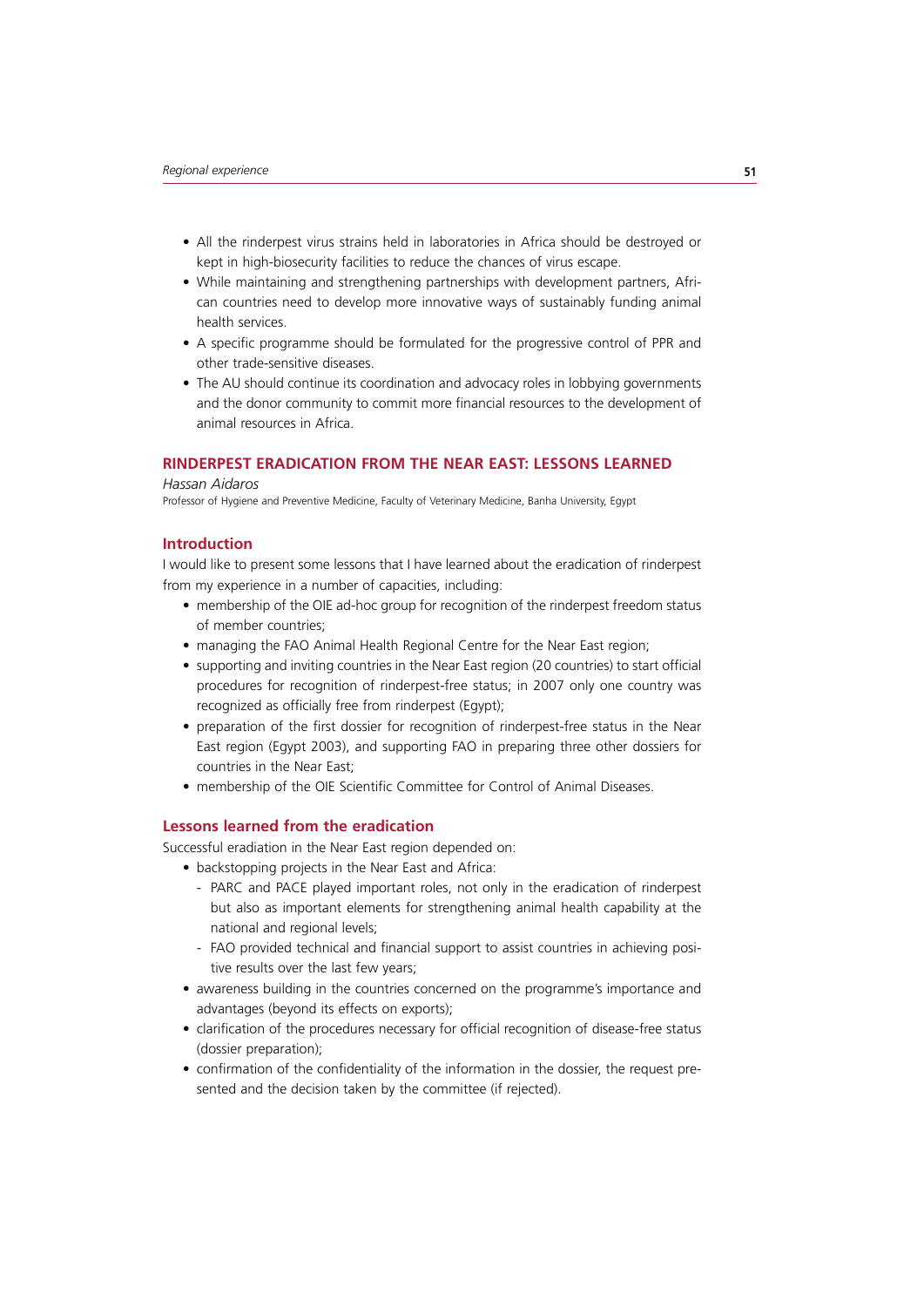- All the rinderpest virus strains held in laboratories in Africa should be destroyed or kept in high-biosecurity facilities to reduce the chances of virus escape.
- While maintaining and strengthening partnerships with development partners, African countries need to develop more innovative ways of sustainably funding animal health services.
- A specific programme should be formulated for the progressive control of PPR and other trade-sensitive diseases.
- The AU should continue its coordination and advocacy roles in lobbying governments and the donor community to commit more financial resources to the development of animal resources in Africa.

## RINDERPEST ERADICATION FROM THE NEAR EAST: LESSONS LEARNED

*Hassan Aidaros*

Professor of Hygiene and Preventive Medicine, Faculty of Veterinary Medicine, Banha University, Egypt

### Introduction

I would like to present some lessons that I have learned about the eradication of rinderpest from my experience in a number of capacities, including:

- membership of the OIE ad-hoc group for recognition of the rinderpest freedom status of member countries;
- managing the FAO Animal Health Regional Centre for the Near East region;
- supporting and inviting countries in the Near East region (20 countries) to start official procedures for recognition of rinderpest-free status; in 2007 only one country was recognized as officially free from rinderpest (Egypt);
- preparation of the first dossier for recognition of rinderpest-free status in the Near East region (Egypt 2003), and supporting FAO in preparing three other dossiers for countries in the Near East;
- membership of the OIE Scientific Committee for Control of Animal Diseases.

### Lessons learned from the eradication

Successful eradiation in the Near East region depended on:

- backstopping projects in the Near East and Africa:
  - PARC and PACE played important roles, not only in the eradication of rinderpest but also as important elements for strengthening animal health capability at the national and regional levels;
  - FAO provided technical and financial support to assist countries in achieving positive results over the last few years;
- awareness building in the countries concerned on the programme's importance and advantages (beyond its effects on exports);
- clarification of the procedures necessary for official recognition of disease-free status (dossier preparation);
- confirmation of the confidentiality of the information in the dossier, the request presented and the decision taken by the committee (if rejected).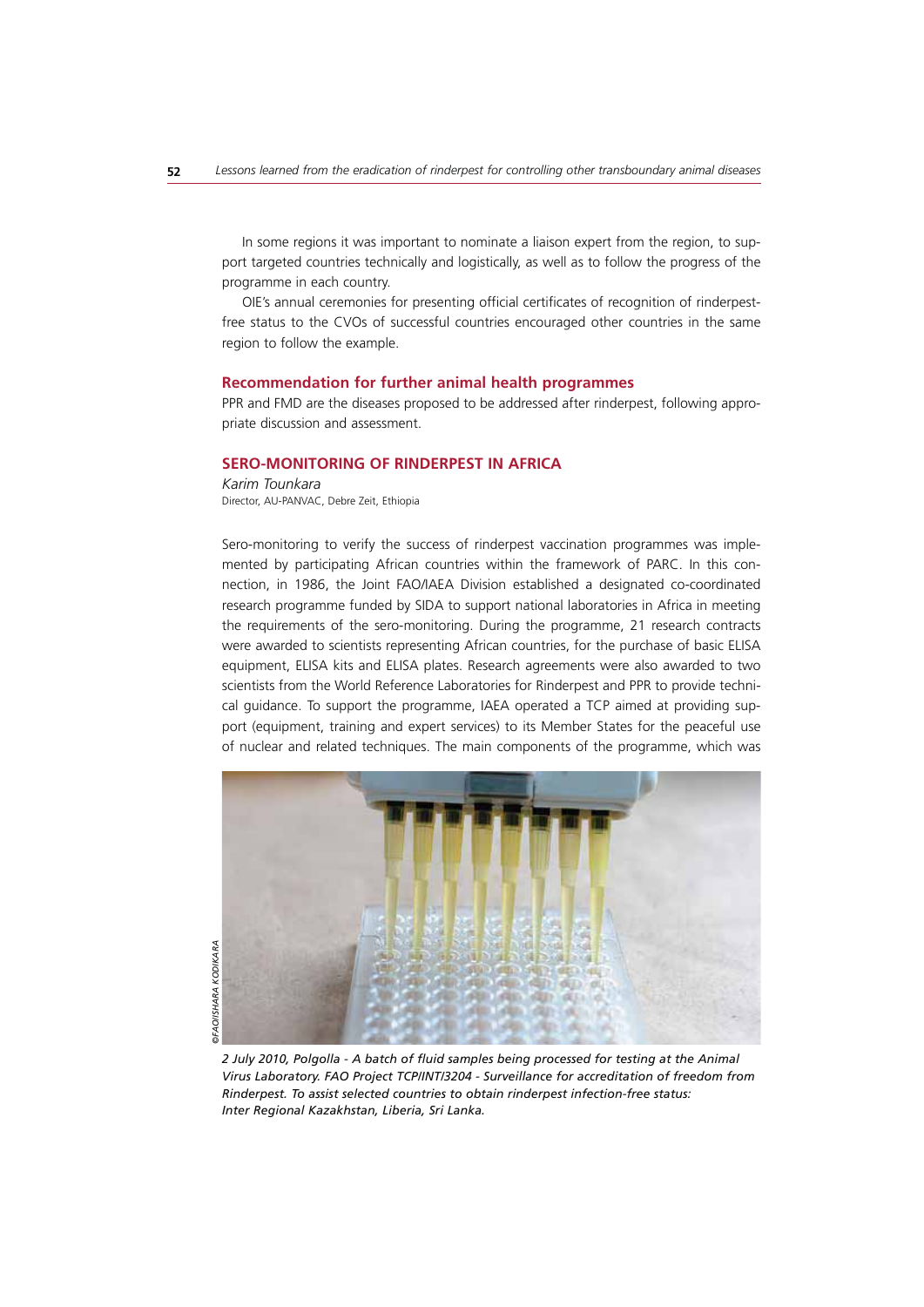In some regions it was important to nominate a liaison expert from the region, to support targeted countries technically and logistically, as well as to follow the progress of the programme in each country.

OIE's annual ceremonies for presenting official certificates of recognition of rinderpest-free status to the CVOs of successful countries encouraged other countries in the same region to follow the example.

### Recommendation for further animal health programmes

PPR and FMD are the diseases proposed to be addressed after rinderpest, following appropriate discussion and assessment.

## SERO-MONITORING OF RINDERPEST IN AFRICA

*Karim Tounkara*
Director, AU-PANVAC, Debre Zeit, Ethiopia

Sero-monitoring to verify the success of rinderpest vaccination programmes was implemented by participating African countries within the framework of PARC. In this connection, in 1986, the Joint FAO/IAEA Division established a designated co-coordinated research programme funded by SIDA to support national laboratories in Africa in meeting the requirements of the sero-monitoring. During the programme, 21 research contracts were awarded to scientists representing African countries, for the purchase of basic ELISA equipment, ELISA kits and ELISA plates. Research agreements were also awarded to two scientists from the World Reference Laboratories for Rinderpest and PPR to provide technical guidance. To support the programme, IAEA operated a TCP aimed at providing support (equipment, training and expert services) to its Member States for the peaceful use of nuclear and related techniques. The main components of the programme, which was

©FAO/ISHARA KODIKARA

*2 July 2010, Polgolla - A batch of fluid samples being processed for testing at the Animal Virus Laboratory. FAO Project TCP/INT/3204 - Surveillance for accreditation of freedom from Rinderpest. To assist selected countries to obtain rinderpest infection-free status: Inter Regional Kazakhstan, Liberia, Sri Lanka.*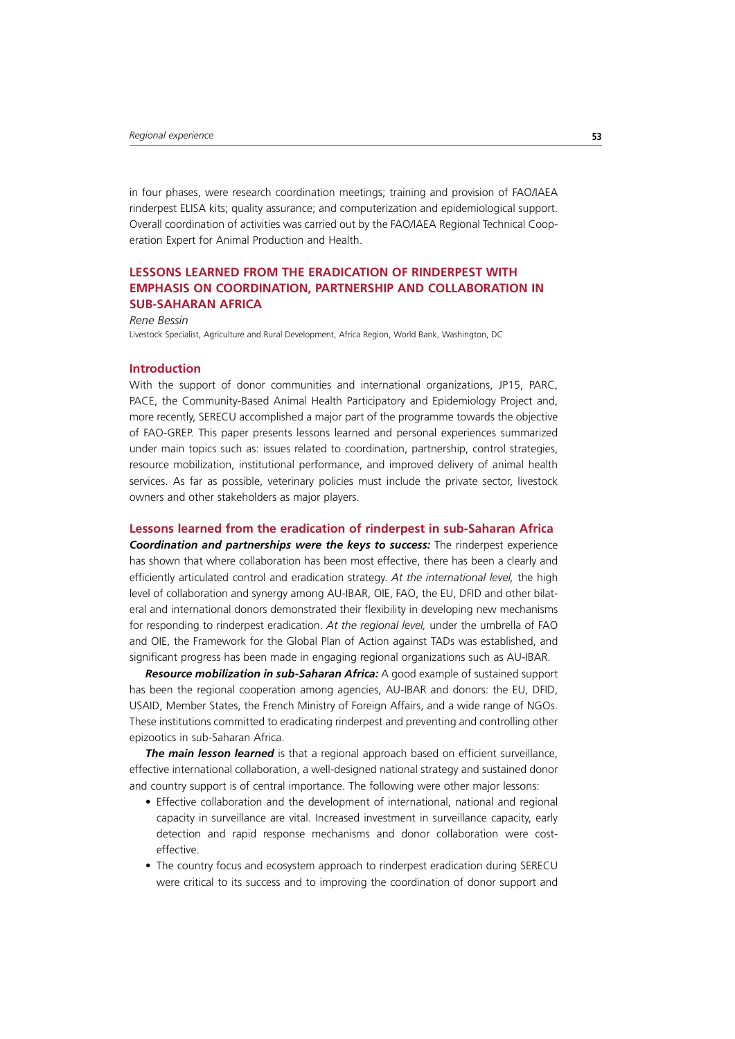in four phases, were research coordination meetings; training and provision of FAO/IAEA rinderpest ELISA kits; quality assurance; and computerization and epidemiological support. Overall coordination of activities was carried out by the FAO/IAEA Regional Technical Cooperation Expert for Animal Production and Health.

## LESSONS LEARNED FROM THE ERADICATION OF RINDERPEST WITH EMPHASIS ON COORDINATION, PARTNERSHIP AND COLLABORATION IN SUB-SAHARAN AFRICA

*Rene Bessin*

Livestock Specialist, Agriculture and Rural Development, Africa Region, World Bank, Washington, DC

### Introduction

With the support of donor communities and international organizations, JP15, PARC, PACE, the Community-Based Animal Health Participatory and Epidemiology Project and, more recently, SERECU accomplished a major part of the programme towards the objective of FAO-GREP. This paper presents lessons learned and personal experiences summarized under main topics such as: issues related to coordination, partnership, control strategies, resource mobilization, institutional performance, and improved delivery of animal health services. As far as possible, veterinary policies must include the private sector, livestock owners and other stakeholders as major players.

### Lessons learned from the eradication of rinderpest in sub-Saharan Africa

***Coordination and partnerships were the keys to success:*** The rinderpest experience has shown that where collaboration has been most effective, there has been a clearly and efficiently articulated control and eradication strategy. *At the international level,* the high level of collaboration and synergy among AU-IBAR, OIE, FAO, the EU, DFID and other bilateral and international donors demonstrated their flexibility in developing new mechanisms for responding to rinderpest eradication. *At the regional level,* under the umbrella of FAO and OIE, the Framework for the Global Plan of Action against TADs was established, and significant progress has been made in engaging regional organizations such as AU-IBAR.

***Resource mobilization in sub-Saharan Africa:*** A good example of sustained support has been the regional cooperation among agencies, AU-IBAR and donors: the EU, DFID, USAID, Member States, the French Ministry of Foreign Affairs, and a wide range of NGOs. These institutions committed to eradicating rinderpest and preventing and controlling other epizootics in sub-Saharan Africa.

***The main lesson learned*** is that a regional approach based on efficient surveillance, effective international collaboration, a well-designed national strategy and sustained donor and country support is of central importance. The following were other major lessons:

- Effective collaboration and the development of international, national and regional capacity in surveillance are vital. Increased investment in surveillance capacity, early detection and rapid response mechanisms and donor collaboration were cost-effective.
- The country focus and ecosystem approach to rinderpest eradication during SERECU were critical to its success and to improving the coordination of donor support and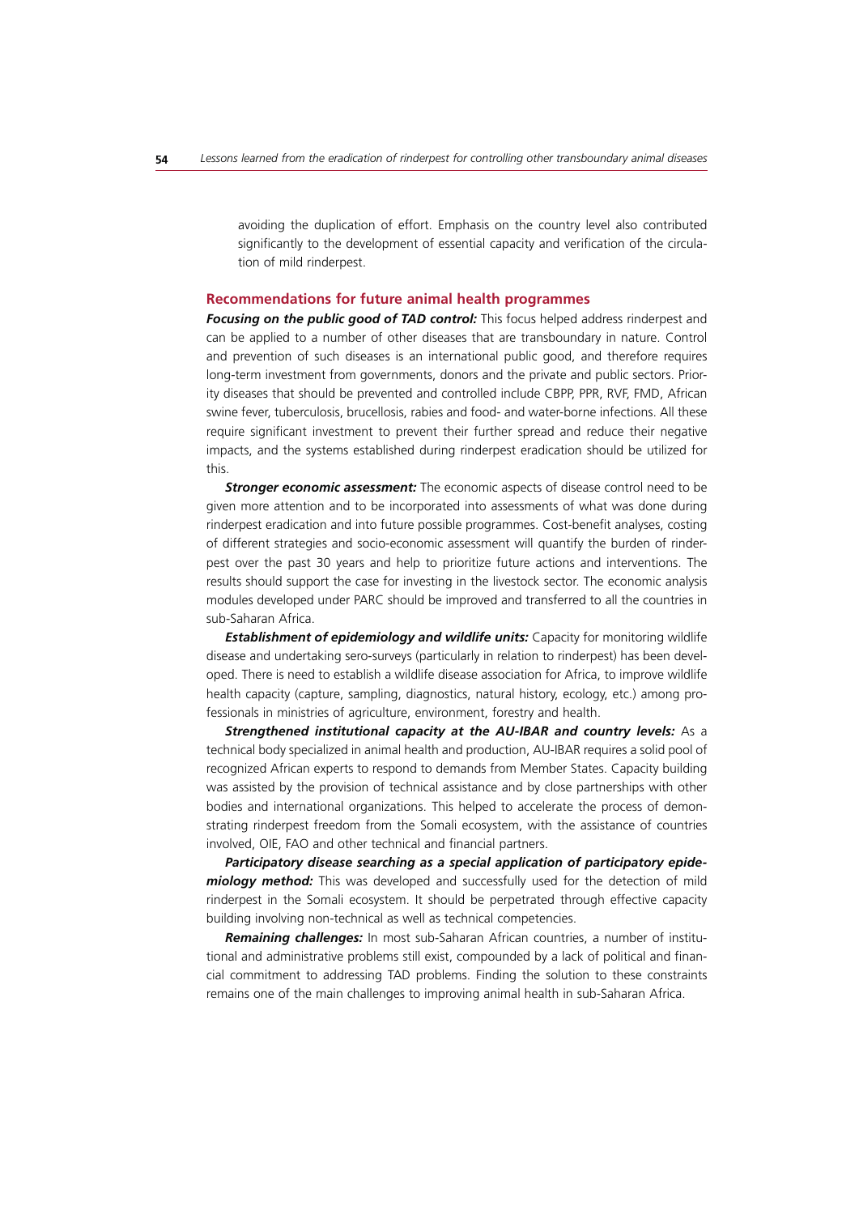avoiding the duplication of effort. Emphasis on the country level also contributed significantly to the development of essential capacity and verification of the circulation of mild rinderpest.

## Recommendations for future animal health programmes

***Focusing on the public good of TAD control:*** This focus helped address rinderpest and can be applied to a number of other diseases that are transboundary in nature. Control and prevention of such diseases is an international public good, and therefore requires long-term investment from governments, donors and the private and public sectors. Priority diseases that should be prevented and controlled include CBPP, PPR, RVF, FMD, African swine fever, tuberculosis, brucellosis, rabies and food- and water-borne infections. All these require significant investment to prevent their further spread and reduce their negative impacts, and the systems established during rinderpest eradication should be utilized for this.

***Stronger economic assessment:*** The economic aspects of disease control need to be given more attention and to be incorporated into assessments of what was done during rinderpest eradication and into future possible programmes. Cost-benefit analyses, costing of different strategies and socio-economic assessment will quantify the burden of rinderpest over the past 30 years and help to prioritize future actions and interventions. The results should support the case for investing in the livestock sector. The economic analysis modules developed under PARC should be improved and transferred to all the countries in sub-Saharan Africa.

***Establishment of epidemiology and wildlife units:*** Capacity for monitoring wildlife disease and undertaking sero-surveys (particularly in relation to rinderpest) has been developed. There is need to establish a wildlife disease association for Africa, to improve wildlife health capacity (capture, sampling, diagnostics, natural history, ecology, etc.) among professionals in ministries of agriculture, environment, forestry and health.

***Strengthened institutional capacity at the AU-IBAR and country levels:*** As a technical body specialized in animal health and production, AU-IBAR requires a solid pool of recognized African experts to respond to demands from Member States. Capacity building was assisted by the provision of technical assistance and by close partnerships with other bodies and international organizations. This helped to accelerate the process of demonstrating rinderpest freedom from the Somali ecosystem, with the assistance of countries involved, OIE, FAO and other technical and financial partners.

***Participatory disease searching as a special application of participatory epidemiology method:*** This was developed and successfully used for the detection of mild rinderpest in the Somali ecosystem. It should be perpetrated through effective capacity building involving non-technical as well as technical competencies.

***Remaining challenges:*** In most sub-Saharan African countries, a number of institutional and administrative problems still exist, compounded by a lack of political and financial commitment to addressing TAD problems. Finding the solution to these constraints remains one of the main challenges to improving animal health in sub-Saharan Africa.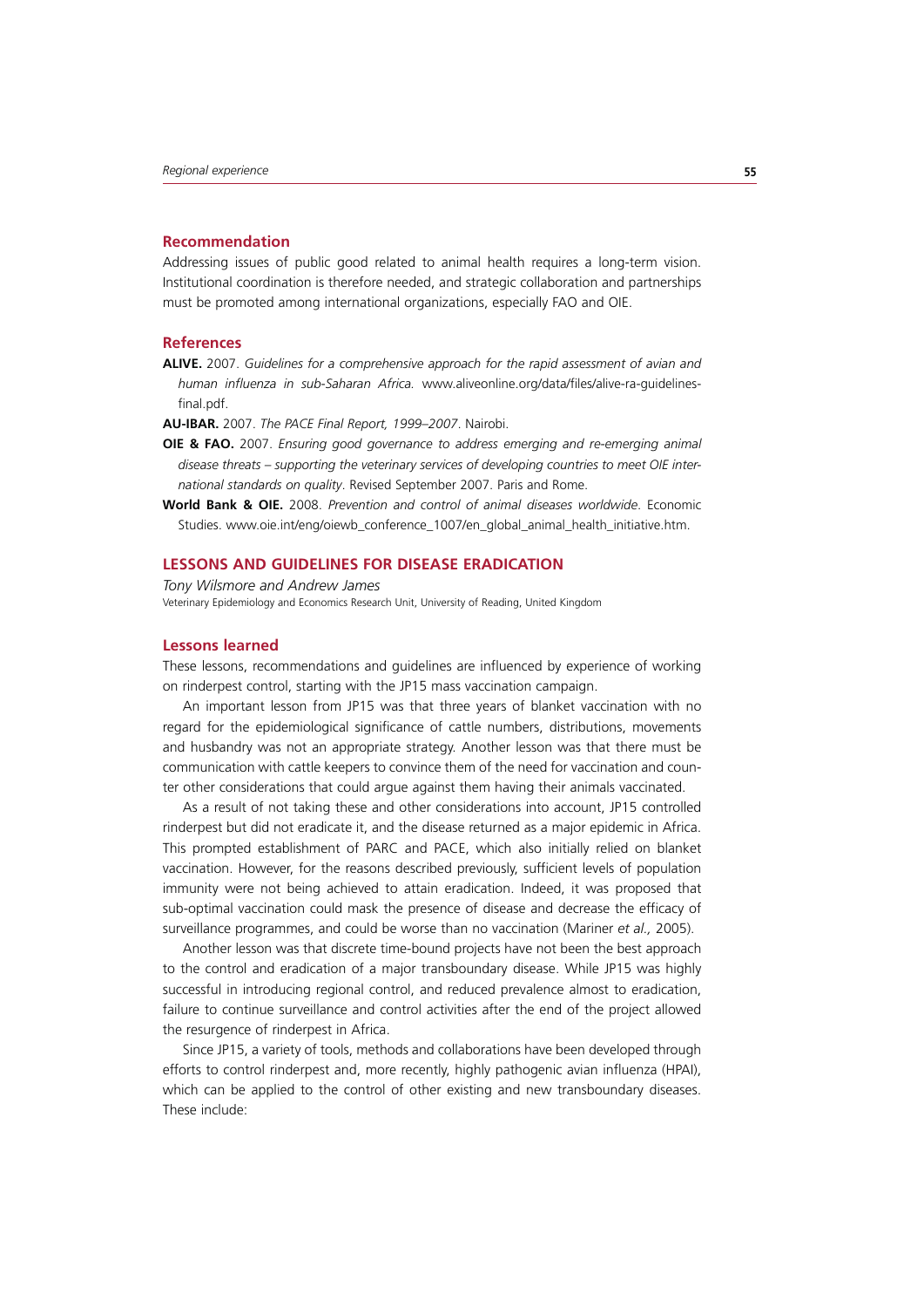### Recommendation

Addressing issues of public good related to animal health requires a long-term vision. Institutional coordination is therefore needed, and strategic collaboration and partnerships must be promoted among international organizations, especially FAO and OIE.

### References

**ALIVE.** 2007. *Guidelines for a comprehensive approach for the rapid assessment of avian and human influenza in sub-Saharan Africa.* www.aliveonline.org/data/files/alive-ra-guidelines-final.pdf.

**AU-IBAR.** 2007. *The PACE Final Report, 1999–2007*. Nairobi.

**OIE & FAO.** 2007. *Ensuring good governance to address emerging and re-emerging animal disease threats – supporting the veterinary services of developing countries to meet OIE international standards on quality*. Revised September 2007. Paris and Rome.

**World Bank & OIE.** 2008. *Prevention and control of animal diseases worldwide*. Economic Studies. www.oie.int/eng/oiewb_conference_1007/en_global_animal_health_initiative.htm.

## LESSONS AND GUIDELINES FOR DISEASE ERADICATION

*Tony Wilsmore and Andrew James*

Veterinary Epidemiology and Economics Research Unit, University of Reading, United Kingdom

### Lessons learned

These lessons, recommendations and guidelines are influenced by experience of working on rinderpest control, starting with the JP15 mass vaccination campaign.

An important lesson from JP15 was that three years of blanket vaccination with no regard for the epidemiological significance of cattle numbers, distributions, movements and husbandry was not an appropriate strategy. Another lesson was that there must be communication with cattle keepers to convince them of the need for vaccination and counter other considerations that could argue against them having their animals vaccinated.

As a result of not taking these and other considerations into account, JP15 controlled rinderpest but did not eradicate it, and the disease returned as a major epidemic in Africa. This prompted establishment of PARC and PACE, which also initially relied on blanket vaccination. However, for the reasons described previously, sufficient levels of population immunity were not being achieved to attain eradication. Indeed, it was proposed that sub-optimal vaccination could mask the presence of disease and decrease the efficacy of surveillance programmes, and could be worse than no vaccination (Mariner *et al.,* 2005).

Another lesson was that discrete time-bound projects have not been the best approach to the control and eradication of a major transboundary disease. While JP15 was highly successful in introducing regional control, and reduced prevalence almost to eradication, failure to continue surveillance and control activities after the end of the project allowed the resurgence of rinderpest in Africa.

Since JP15, a variety of tools, methods and collaborations have been developed through efforts to control rinderpest and, more recently, highly pathogenic avian influenza (HPAI), which can be applied to the control of other existing and new transboundary diseases. These include: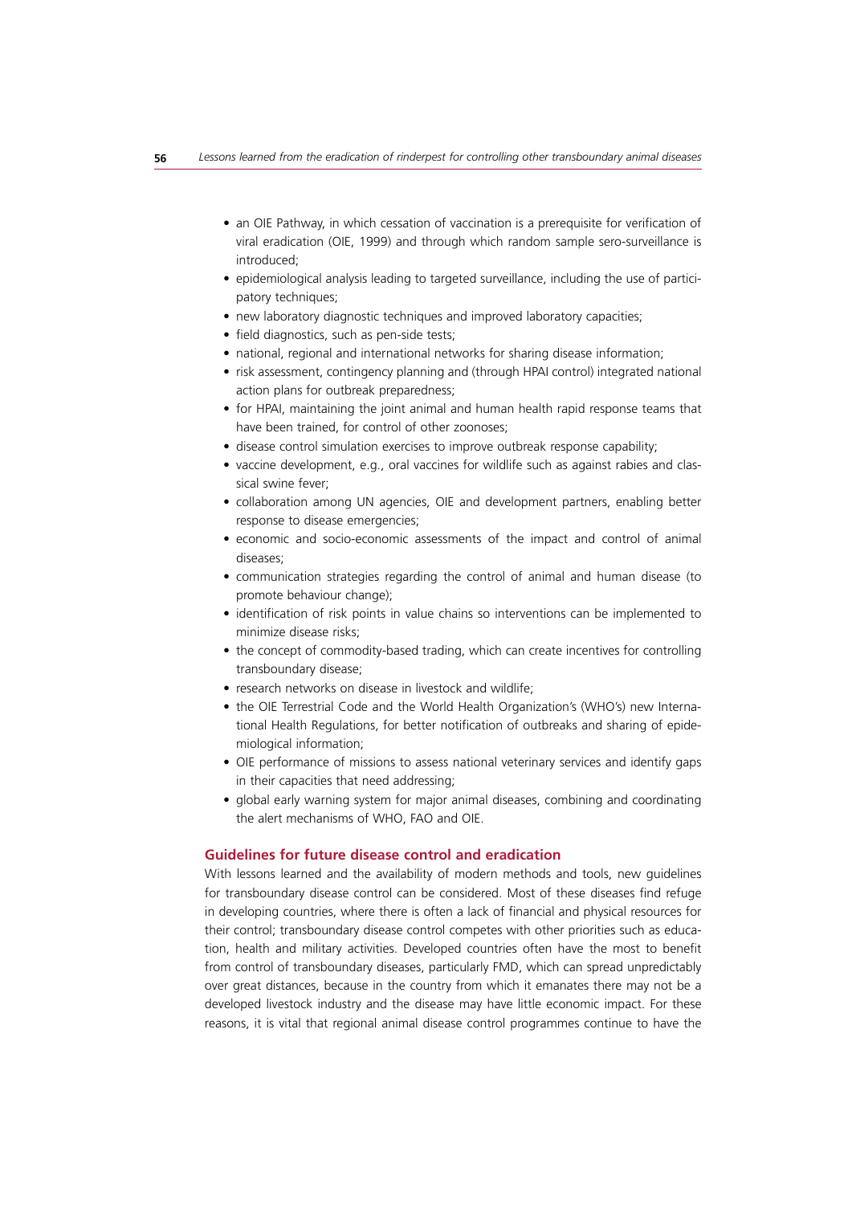- an OIE Pathway, in which cessation of vaccination is a prerequisite for verification of viral eradication (OIE, 1999) and through which random sample sero-surveillance is introduced;
- epidemiological analysis leading to targeted surveillance, including the use of participatory techniques;
- new laboratory diagnostic techniques and improved laboratory capacities;
- field diagnostics, such as pen-side tests;
- national, regional and international networks for sharing disease information;
- risk assessment, contingency planning and (through HPAI control) integrated national action plans for outbreak preparedness;
- for HPAI, maintaining the joint animal and human health rapid response teams that have been trained, for control of other zoonoses;
- disease control simulation exercises to improve outbreak response capability;
- vaccine development, e.g., oral vaccines for wildlife such as against rabies and classical swine fever;
- collaboration among UN agencies, OIE and development partners, enabling better response to disease emergencies;
- economic and socio-economic assessments of the impact and control of animal diseases;
- communication strategies regarding the control of animal and human disease (to promote behaviour change);
- identification of risk points in value chains so interventions can be implemented to minimize disease risks;
- the concept of commodity-based trading, which can create incentives for controlling transboundary disease;
- research networks on disease in livestock and wildlife;
- the OIE Terrestrial Code and the World Health Organization's (WHO's) new International Health Regulations, for better notification of outbreaks and sharing of epidemiological information;
- OIE performance of missions to assess national veterinary services and identify gaps in their capacities that need addressing;
- global early warning system for major animal diseases, combining and coordinating the alert mechanisms of WHO, FAO and OIE.

## Guidelines for future disease control and eradication

With lessons learned and the availability of modern methods and tools, new guidelines for transboundary disease control can be considered. Most of these diseases find refuge in developing countries, where there is often a lack of financial and physical resources for their control; transboundary disease control competes with other priorities such as education, health and military activities. Developed countries often have the most to benefit from control of transboundary diseases, particularly FMD, which can spread unpredictably over great distances, because in the country from which it emanates there may not be a developed livestock industry and the disease may have little economic impact. For these reasons, it is vital that regional animal disease control programmes continue to have the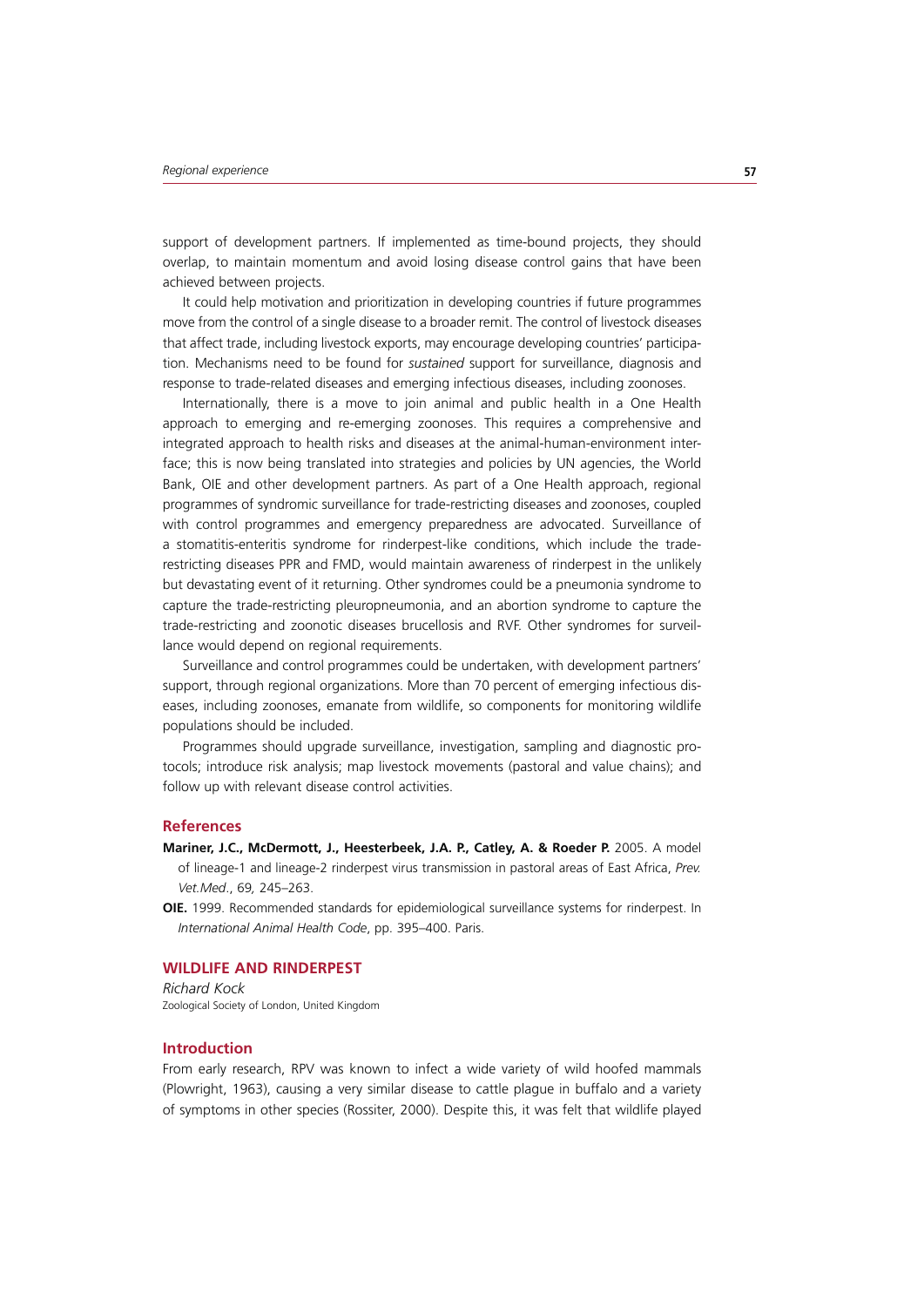support of development partners. If implemented as time-bound projects, they should overlap, to maintain momentum and avoid losing disease control gains that have been achieved between projects.

It could help motivation and prioritization in developing countries if future programmes move from the control of a single disease to a broader remit. The control of livestock diseases that affect trade, including livestock exports, may encourage developing countries' participation. Mechanisms need to be found for *sustained* support for surveillance, diagnosis and response to trade-related diseases and emerging infectious diseases, including zoonoses.

Internationally, there is a move to join animal and public health in a One Health approach to emerging and re-emerging zoonoses. This requires a comprehensive and integrated approach to health risks and diseases at the animal-human-environment interface; this is now being translated into strategies and policies by UN agencies, the World Bank, OIE and other development partners. As part of a One Health approach, regional programmes of syndromic surveillance for trade-restricting diseases and zoonoses, coupled with control programmes and emergency preparedness are advocated. Surveillance of a stomatitis-enteritis syndrome for rinderpest-like conditions, which include the trade-restricting diseases PPR and FMD, would maintain awareness of rinderpest in the unlikely but devastating event of it returning. Other syndromes could be a pneumonia syndrome to capture the trade-restricting pleuropneumonia, and an abortion syndrome to capture the trade-restricting and zoonotic diseases brucellosis and RVF. Other syndromes for surveillance would depend on regional requirements.

Surveillance and control programmes could be undertaken, with development partners' support, through regional organizations. More than 70 percent of emerging infectious diseases, including zoonoses, emanate from wildlife, so components for monitoring wildlife populations should be included.

Programmes should upgrade surveillance, investigation, sampling and diagnostic protocols; introduce risk analysis; map livestock movements (pastoral and value chains); and follow up with relevant disease control activities.

### References

**Mariner, J.C., McDermott, J., Heesterbeek, J.A. P., Catley, A. & Roeder P.** 2005. A model of lineage-1 and lineage-2 rinderpest virus transmission in pastoral areas of East Africa, *Prev. Vet.Med.*, 69*,* 245–263.

**OIE.** 1999. Recommended standards for epidemiological surveillance systems for rinderpest. In *International Animal Health Code*, pp. 395–400. Paris.

## WILDLIFE AND RINDERPEST

*Richard Kock*
Zoological Society of London, United Kingdom

### Introduction

From early research, RPV was known to infect a wide variety of wild hoofed mammals (Plowright, 1963), causing a very similar disease to cattle plague in buffalo and a variety of symptoms in other species (Rossiter, 2000). Despite this, it was felt that wildlife played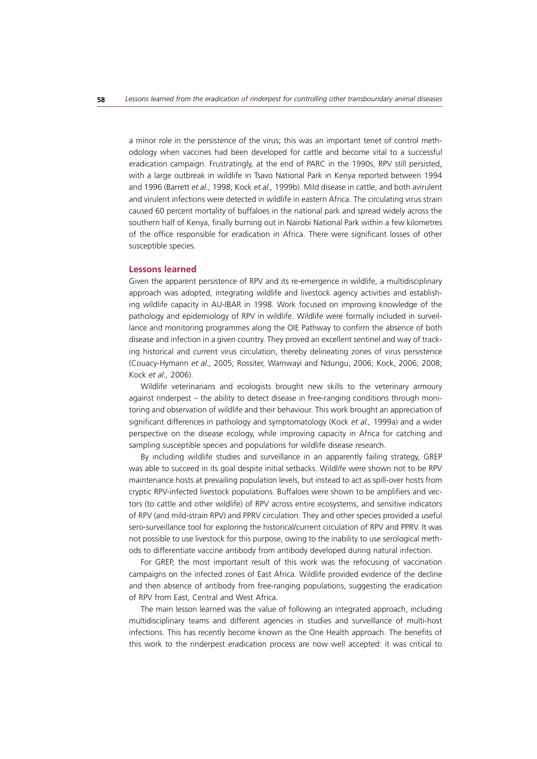a minor role in the persistence of the virus; this was an important tenet of control methodology when vaccines had been developed for cattle and become vital to a successful eradication campaign. Frustratingly, at the end of PARC in the 1990s, RPV still persisted, with a large outbreak in wildlife in Tsavo National Park in Kenya reported between 1994 and 1996 (Barrett *et al.,* 1998; Kock *et al.,* 1999b). Mild disease in cattle, and both avirulent and virulent infections were detected in wildlife in eastern Africa. The circulating virus strain caused 60 percent mortality of buffaloes in the national park and spread widely across the southern half of Kenya, finally burning out in Nairobi National Park within a few kilometres of the office responsible for eradication in Africa. There were significant losses of other susceptible species.

## Lessons learned

Given the apparent persistence of RPV and its re-emergence in wildlife, a multidisciplinary approach was adopted, integrating wildlife and livestock agency activities and establishing wildlife capacity in AU-IBAR in 1998. Work focused on improving knowledge of the pathology and epidemiology of RPV in wildlife. Wildlife were formally included in surveillance and monitoring programmes along the OIE Pathway to confirm the absence of both disease and infection in a given country. They proved an excellent sentinel and way of tracking historical and current virus circulation, thereby delineating zones of virus persistence (Couacy-Hymann *et al.,* 2005; Rossiter, Wamwayi and Ndungu, 2006; Kock, 2006; 2008; Kock *et al.,* 2006).

Wildlife veterinarians and ecologists brought new skills to the veterinary armoury against rinderpest – the ability to detect disease in free-ranging conditions through monitoring and observation of wildlife and their behaviour. This work brought an appreciation of significant differences in pathology and symptomatology (Kock *et al.,* 1999a) and a wider perspective on the disease ecology, while improving capacity in Africa for catching and sampling susceptible species and populations for wildlife disease research.

By including wildlife studies and surveillance in an apparently failing strategy, GREP was able to succeed in its goal despite initial setbacks. Wildlife were shown not to be RPV maintenance hosts at prevailing population levels, but instead to act as spill-over hosts from cryptic RPV-infected livestock populations. Buffaloes were shown to be amplifiers and vectors (to cattle and other wildlife) of RPV across entire ecosystems, and sensitive indicators of RPV (and mild-strain RPV) and PPRV circulation. They and other species provided a useful sero-surveillance tool for exploring the historical/current circulation of RPV and PPRV. It was not possible to use livestock for this purpose, owing to the inability to use serological methods to differentiate vaccine antibody from antibody developed during natural infection.

For GREP, the most important result of this work was the refocusing of vaccination campaigns on the infected zones of East Africa. Wildlife provided evidence of the decline and then absence of antibody from free-ranging populations, suggesting the eradication of RPV from East, Central and West Africa.

The main lesson learned was the value of following an integrated approach, including multidisciplinary teams and different agencies in studies and surveillance of multi-host infections. This has recently become known as the One Health approach. The benefits of this work to the rinderpest eradication process are now well accepted: it was critical to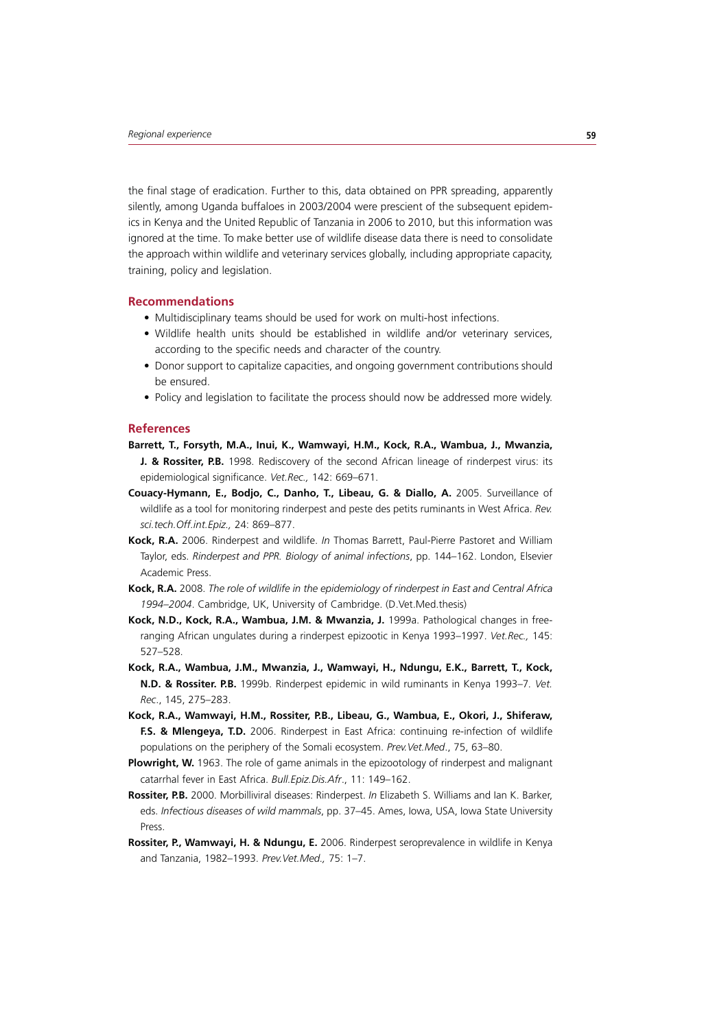the final stage of eradication. Further to this, data obtained on PPR spreading, apparently silently, among Uganda buffaloes in 2003/2004 were prescient of the subsequent epidemics in Kenya and the United Republic of Tanzania in 2006 to 2010, but this information was ignored at the time. To make better use of wildlife disease data there is need to consolidate the approach within wildlife and veterinary services globally, including appropriate capacity, training, policy and legislation.

## Recommendations

- Multidisciplinary teams should be used for work on multi-host infections.
- Wildlife health units should be established in wildlife and/or veterinary services, according to the specific needs and character of the country.
- Donor support to capitalize capacities, and ongoing government contributions should be ensured.
- Policy and legislation to facilitate the process should now be addressed more widely.

## References

**Barrett, T., Forsyth, M.A., Inui, K., Wamwayi, H.M., Kock, R.A., Wambua, J., Mwanzia, J. & Rossiter, P.B.** 1998. Rediscovery of the second African lineage of rinderpest virus: its epidemiological significance. *Vet.Rec.,* 142: 669–671.

**Couacy-Hymann, E., Bodjo, C., Danho, T., Libeau, G. & Diallo, A.** 2005. Surveillance of wildlife as a tool for monitoring rinderpest and peste des petits ruminants in West Africa. *Rev. sci.tech.Off.int.Epiz.,* 24: 869–877.

**Kock, R.A.** 2006. Rinderpest and wildlife. *In* Thomas Barrett, Paul-Pierre Pastoret and William Taylor, eds. *Rinderpest and PPR. Biology of animal infections*, pp. 144–162. London, Elsevier Academic Press.

**Kock, R.A.** 2008. *The role of wildlife in the epidemiology of rinderpest in East and Central Africa 1994–2004*. Cambridge, UK, University of Cambridge. (D.Vet.Med.thesis)

**Kock, N.D., Kock, R.A., Wambua, J.M. & Mwanzia, J.** 1999a. Pathological changes in free-ranging African ungulates during a rinderpest epizootic in Kenya 1993–1997. *Vet.Rec.,* 145: 527–528.

**Kock, R.A., Wambua, J.M., Mwanzia, J., Wamwayi, H., Ndungu, E.K., Barrett, T., Kock, N.D. & Rossiter. P.B.** 1999b. Rinderpest epidemic in wild ruminants in Kenya 1993–7. *Vet. Rec.*, 145, 275–283.

**Kock, R.A., Wamwayi, H.M., Rossiter, P.B., Libeau, G., Wambua, E., Okori, J., Shiferaw, F.S. & Mlengeya, T.D.** 2006. Rinderpest in East Africa: continuing re-infection of wildlife populations on the periphery of the Somali ecosystem. *Prev.Vet.Med.*, 75, 63–80.

**Plowright, W.** 1963. The role of game animals in the epizootology of rinderpest and malignant catarrhal fever in East Africa. *Bull.Epiz.Dis.Afr.*, 11: 149–162.

**Rossiter, P.B.** 2000. Morbilliviral diseases: Rinderpest. *In* Elizabeth S. Williams and Ian K. Barker, eds. *Infectious diseases of wild mammals*, pp. 37–45. Ames, Iowa, USA, Iowa State University Press.

**Rossiter, P., Wamwayi, H. & Ndungu, E.** 2006. Rinderpest seroprevalence in wildlife in Kenya and Tanzania, 1982–1993. *Prev.Vet.Med.,* 75: 1–7.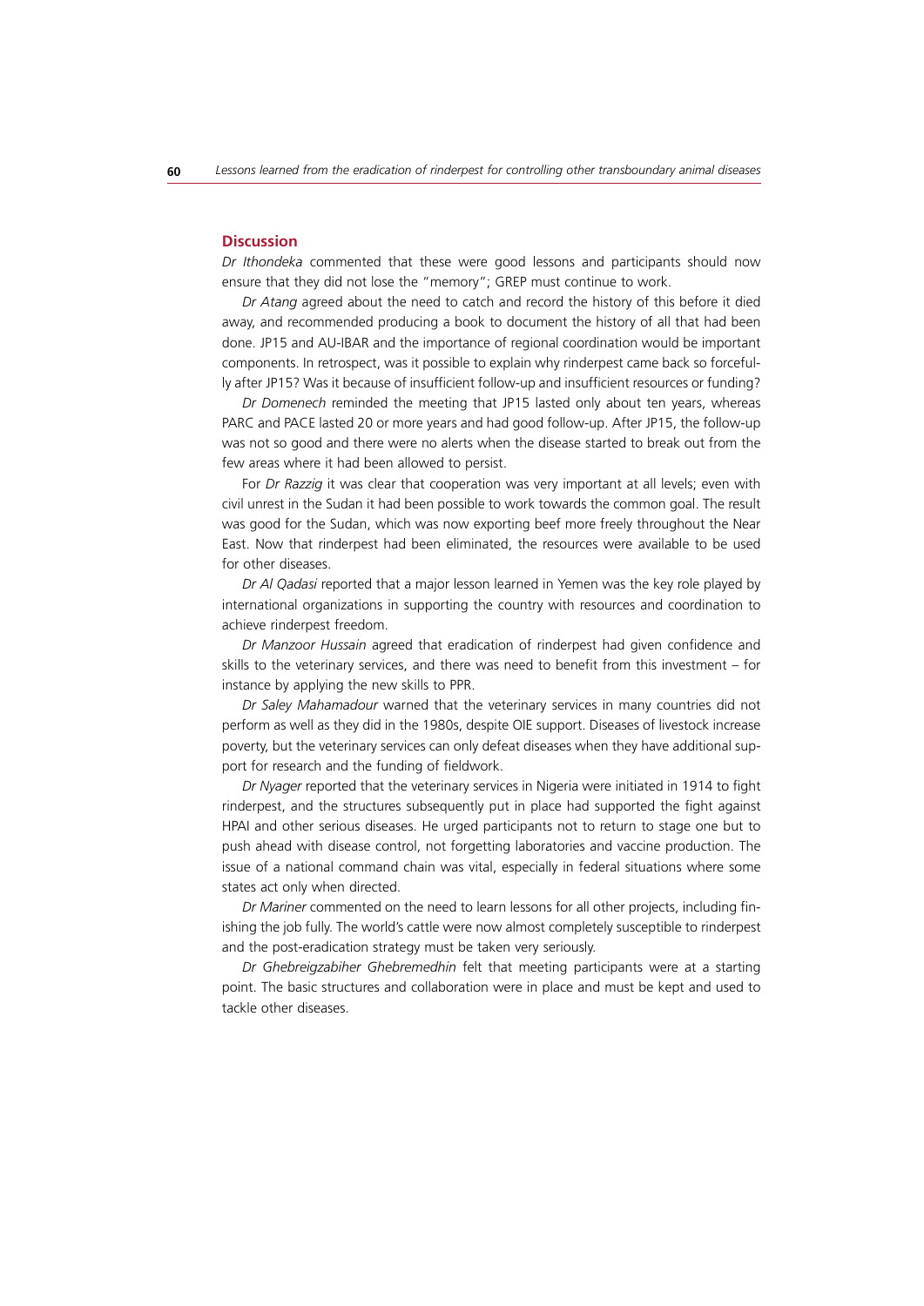## Discussion

*Dr Ithondeka* commented that these were good lessons and participants should now ensure that they did not lose the "memory"; GREP must continue to work.

*Dr Atang* agreed about the need to catch and record the history of this before it died away, and recommended producing a book to document the history of all that had been done. JP15 and AU-IBAR and the importance of regional coordination would be important components. In retrospect, was it possible to explain why rinderpest came back so forcefully after JP15? Was it because of insufficient follow-up and insufficient resources or funding?

*Dr Domenech* reminded the meeting that JP15 lasted only about ten years, whereas PARC and PACE lasted 20 or more years and had good follow-up. After JP15, the follow-up was not so good and there were no alerts when the disease started to break out from the few areas where it had been allowed to persist.

For *Dr Razzig* it was clear that cooperation was very important at all levels; even with civil unrest in the Sudan it had been possible to work towards the common goal. The result was good for the Sudan, which was now exporting beef more freely throughout the Near East. Now that rinderpest had been eliminated, the resources were available to be used for other diseases.

*Dr Al Qadasi* reported that a major lesson learned in Yemen was the key role played by international organizations in supporting the country with resources and coordination to achieve rinderpest freedom.

*Dr Manzoor Hussain* agreed that eradication of rinderpest had given confidence and skills to the veterinary services, and there was need to benefit from this investment – for instance by applying the new skills to PPR.

*Dr Saley Mahamadour* warned that the veterinary services in many countries did not perform as well as they did in the 1980s, despite OIE support. Diseases of livestock increase poverty, but the veterinary services can only defeat diseases when they have additional support for research and the funding of fieldwork.

*Dr Nyager* reported that the veterinary services in Nigeria were initiated in 1914 to fight rinderpest, and the structures subsequently put in place had supported the fight against HPAI and other serious diseases. He urged participants not to return to stage one but to push ahead with disease control, not forgetting laboratories and vaccine production. The issue of a national command chain was vital, especially in federal situations where some states act only when directed.

*Dr Mariner* commented on the need to learn lessons for all other projects, including finishing the job fully. The world's cattle were now almost completely susceptible to rinderpest and the post-eradication strategy must be taken very seriously.

*Dr Ghebreigzabiher Ghebremedhin* felt that meeting participants were at a starting point. The basic structures and collaboration were in place and must be kept and used to tackle other diseases.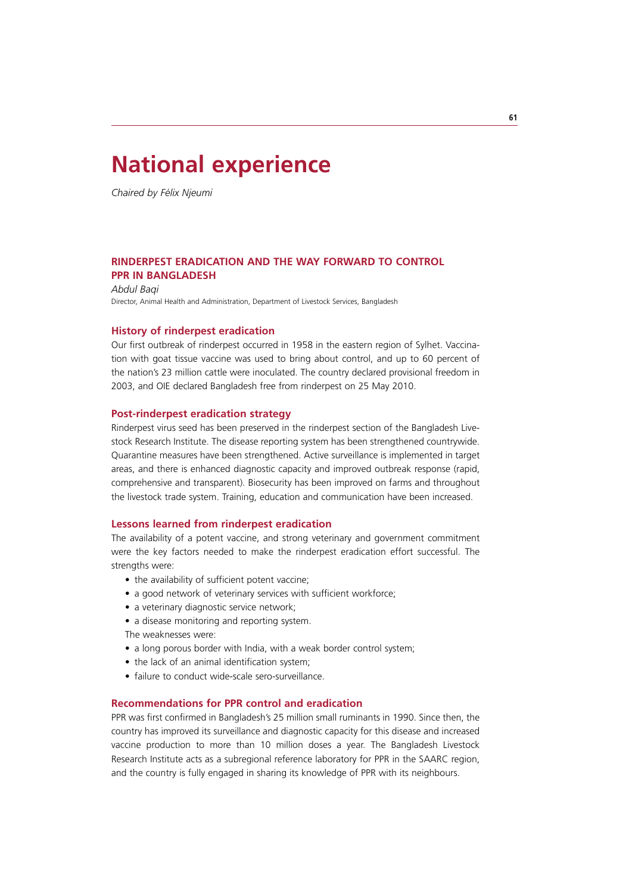# National experience

*Chaired by Félix Njeumi*

## RINDERPEST ERADICATION AND THE WAY FORWARD TO CONTROL PPR IN BANGLADESH

*Abdul Baqi*

Director, Animal Health and Administration, Department of Livestock Services, Bangladesh

### History of rinderpest eradication

Our first outbreak of rinderpest occurred in 1958 in the eastern region of Sylhet. Vaccination with goat tissue vaccine was used to bring about control, and up to 60 percent of the nation's 23 million cattle were inoculated. The country declared provisional freedom in 2003, and OIE declared Bangladesh free from rinderpest on 25 May 2010.

### Post-rinderpest eradication strategy

Rinderpest virus seed has been preserved in the rinderpest section of the Bangladesh Livestock Research Institute. The disease reporting system has been strengthened countrywide. Quarantine measures have been strengthened. Active surveillance is implemented in target areas, and there is enhanced diagnostic capacity and improved outbreak response (rapid, comprehensive and transparent). Biosecurity has been improved on farms and throughout the livestock trade system. Training, education and communication have been increased.

### Lessons learned from rinderpest eradication

The availability of a potent vaccine, and strong veterinary and government commitment were the key factors needed to make the rinderpest eradication effort successful. The strengths were:

- the availability of sufficient potent vaccine;
- a good network of veterinary services with sufficient workforce;
- a veterinary diagnostic service network;
- a disease monitoring and reporting system.

The weaknesses were:

- a long porous border with India, with a weak border control system;
- the lack of an animal identification system;
- failure to conduct wide-scale sero-surveillance.

### Recommendations for PPR control and eradication

PPR was first confirmed in Bangladesh's 25 million small ruminants in 1990. Since then, the country has improved its surveillance and diagnostic capacity for this disease and increased vaccine production to more than 10 million doses a year. The Bangladesh Livestock Research Institute acts as a subregional reference laboratory for PPR in the SAARC region, and the country is fully engaged in sharing its knowledge of PPR with its neighbours.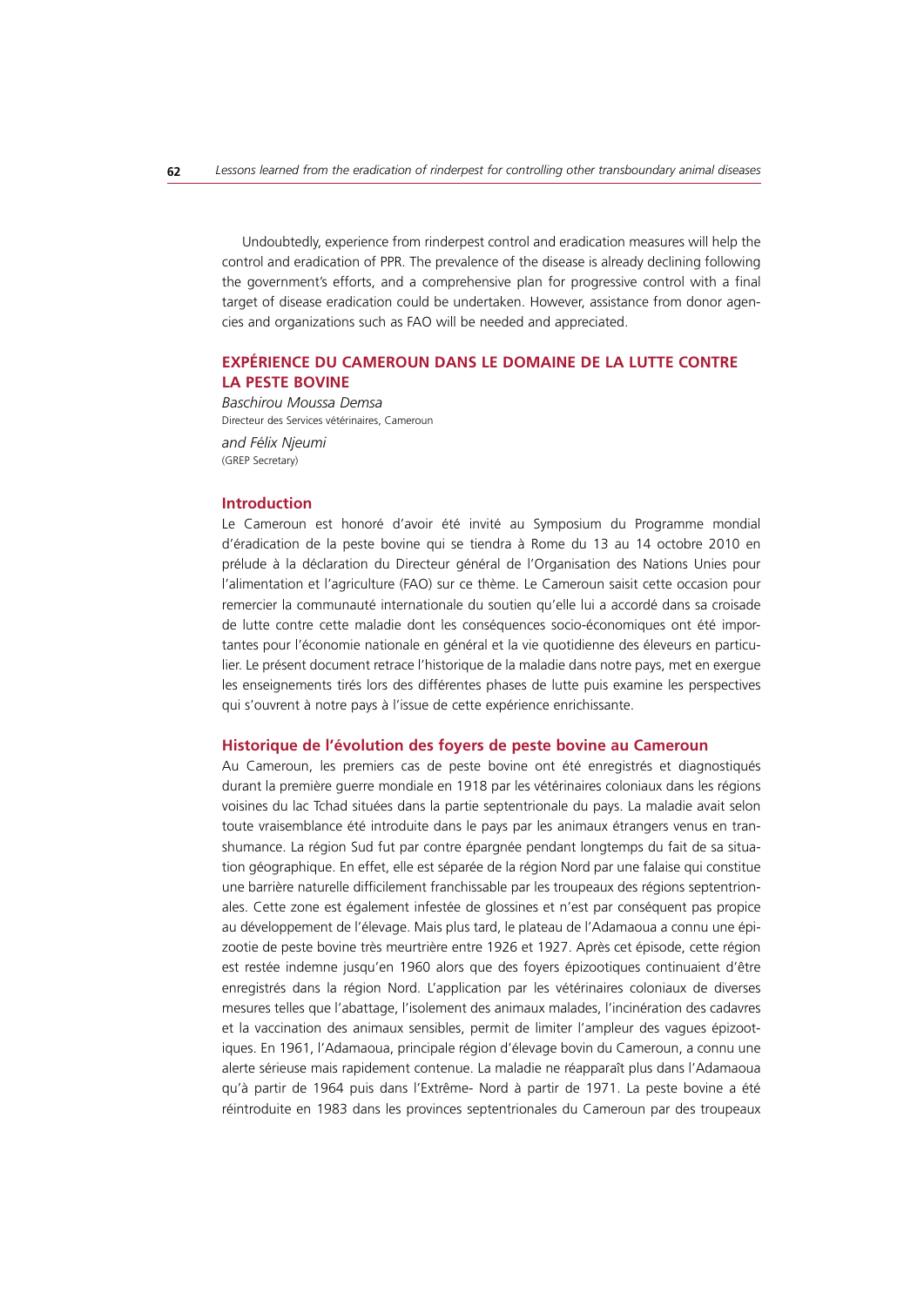Undoubtedly, experience from rinderpest control and eradication measures will help the control and eradication of PPR. The prevalence of the disease is already declining following the government's efforts, and a comprehensive plan for progressive control with a final target of disease eradication could be undertaken. However, assistance from donor agencies and organizations such as FAO will be needed and appreciated.

## EXPÉRIENCE DU CAMEROUN DANS LE DOMAINE DE LA LUTTE CONTRE LA PESTE BOVINE

*Baschirou Moussa Demsa*
Directeur des Services vétérinaires, Cameroun

*and Félix Njeumi*
(GREP Secretary)

### Introduction

Le Cameroun est honoré d'avoir été invité au Symposium du Programme mondial d'éradication de la peste bovine qui se tiendra à Rome du 13 au 14 octobre 2010 en prélude à la déclaration du Directeur général de l'Organisation des Nations Unies pour l'alimentation et l'agriculture (FAO) sur ce thème. Le Cameroun saisit cette occasion pour remercier la communauté internationale du soutien qu'elle lui a accordé dans sa croisade de lutte contre cette maladie dont les conséquences socio-économiques ont été importantes pour l'économie nationale en général et la vie quotidienne des éleveurs en particulier. Le présent document retrace l'historique de la maladie dans notre pays, met en exergue les enseignements tirés lors des différentes phases de lutte puis examine les perspectives qui s'ouvrent à notre pays à l'issue de cette expérience enrichissante.

### Historique de l'évolution des foyers de peste bovine au Cameroun

Au Cameroun, les premiers cas de peste bovine ont été enregistrés et diagnostiqués durant la première guerre mondiale en 1918 par les vétérinaires coloniaux dans les régions voisines du lac Tchad situées dans la partie septentrionale du pays. La maladie avait selon toute vraisemblance été introduite dans le pays par les animaux étrangers venus en transhumance. La région Sud fut par contre épargnée pendant longtemps du fait de sa situation géographique. En effet, elle est séparée de la région Nord par une falaise qui constitue une barrière naturelle difficilement franchissable par les troupeaux des régions septentrionales. Cette zone est également infestée de glossines et n'est par conséquent pas propice au développement de l'élevage. Mais plus tard, le plateau de l'Adamaoua a connu une épizootie de peste bovine très meurtrière entre 1926 et 1927. Après cet épisode, cette région est restée indemne jusqu'en 1960 alors que des foyers épizootiques continuaient d'être enregistrés dans la région Nord. L'application par les vétérinaires coloniaux de diverses mesures telles que l'abattage, l'isolement des animaux malades, l'incinération des cadavres et la vaccination des animaux sensibles, permit de limiter l'ampleur des vagues épizootiques. En 1961, l'Adamaoua, principale région d'élevage bovin du Cameroun, a connu une alerte sérieuse mais rapidement contenue. La maladie ne réapparaît plus dans l'Adamaoua qu'à partir de 1964 puis dans l'Extrême- Nord à partir de 1971. La peste bovine a été réintroduite en 1983 dans les provinces septentrionales du Cameroun par des troupeaux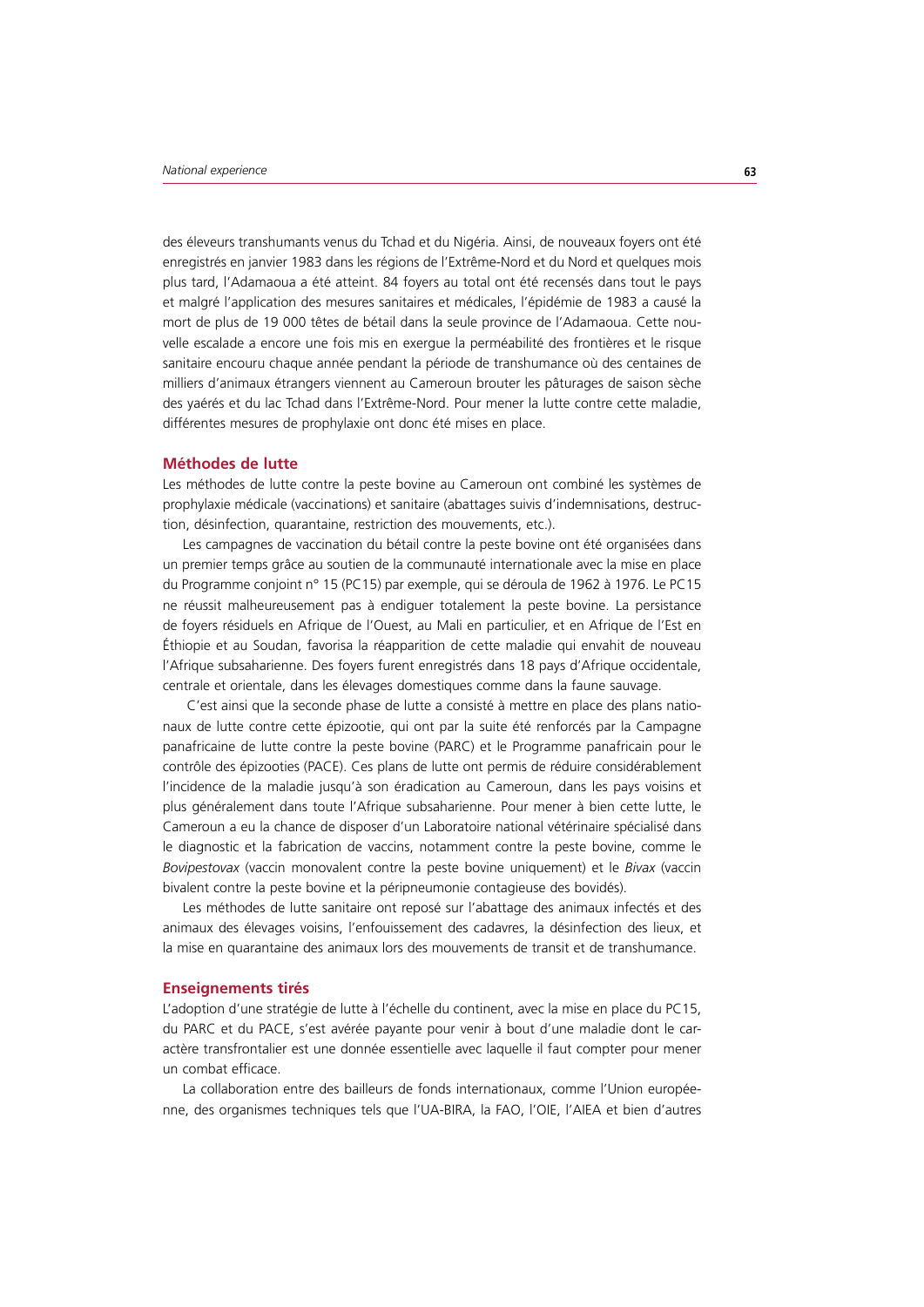des éleveurs transhumants venus du Tchad et du Nigéria. Ainsi, de nouveaux foyers ont été enregistrés en janvier 1983 dans les régions de l'Extrême-Nord et du Nord et quelques mois plus tard, l'Adamaoua a été atteint. 84 foyers au total ont été recensés dans tout le pays et malgré l'application des mesures sanitaires et médicales, l'épidémie de 1983 a causé la mort de plus de 19 000 têtes de bétail dans la seule province de l'Adamaoua. Cette nouvelle escalade a encore une fois mis en exergue la perméabilité des frontières et le risque sanitaire encouru chaque année pendant la période de transhumance où des centaines de milliers d'animaux étrangers viennent au Cameroun brouter les pâturages de saison sèche des yaérés et du lac Tchad dans l'Extrême-Nord. Pour mener la lutte contre cette maladie, différentes mesures de prophylaxie ont donc été mises en place.

## Méthodes de lutte

Les méthodes de lutte contre la peste bovine au Cameroun ont combiné les systèmes de prophylaxie médicale (vaccinations) et sanitaire (abattages suivis d'indemnisations, destruction, désinfection, quarantaine, restriction des mouvements, etc.).

Les campagnes de vaccination du bétail contre la peste bovine ont été organisées dans un premier temps grâce au soutien de la communauté internationale avec la mise en place du Programme conjoint n° 15 (PC15) par exemple, qui se déroula de 1962 à 1976. Le PC15 ne réussit malheureusement pas à endiguer totalement la peste bovine. La persistance de foyers résiduels en Afrique de l'Ouest, au Mali en particulier, et en Afrique de l'Est en Éthiopie et au Soudan, favorisa la réapparition de cette maladie qui envahit de nouveau l'Afrique subsaharienne. Des foyers furent enregistrés dans 18 pays d'Afrique occidentale, centrale et orientale, dans les élevages domestiques comme dans la faune sauvage.

C'est ainsi que la seconde phase de lutte a consisté à mettre en place des plans nationaux de lutte contre cette épizootie, qui ont par la suite été renforcés par la Campagne panafricaine de lutte contre la peste bovine (PARC) et le Programme panafricain pour le contrôle des épizooties (PACE). Ces plans de lutte ont permis de réduire considérablement l'incidence de la maladie jusqu'à son éradication au Cameroun, dans les pays voisins et plus généralement dans toute l'Afrique subsaharienne. Pour mener à bien cette lutte, le Cameroun a eu la chance de disposer d'un Laboratoire national vétérinaire spécialisé dans le diagnostic et la fabrication de vaccins, notamment contre la peste bovine, comme le *Bovipestovax* (vaccin monovalent contre la peste bovine uniquement) et le *Bivax* (vaccin bivalent contre la peste bovine et la péripneumonie contagieuse des bovidés).

Les méthodes de lutte sanitaire ont reposé sur l'abattage des animaux infectés et des animaux des élevages voisins, l'enfouissement des cadavres, la désinfection des lieux, et la mise en quarantaine des animaux lors des mouvements de transit et de transhumance.

## Enseignements tirés

L'adoption d'une stratégie de lutte à l'échelle du continent, avec la mise en place du PC15, du PARC et du PACE, s'est avérée payante pour venir à bout d'une maladie dont le caractère transfrontalier est une donnée essentielle avec laquelle il faut compter pour mener un combat efficace.

La collaboration entre des bailleurs de fonds internationaux, comme l'Union européenne, des organismes techniques tels que l'UA-BIRA, la FAO, l'OIE, l'AIEA et bien d'autres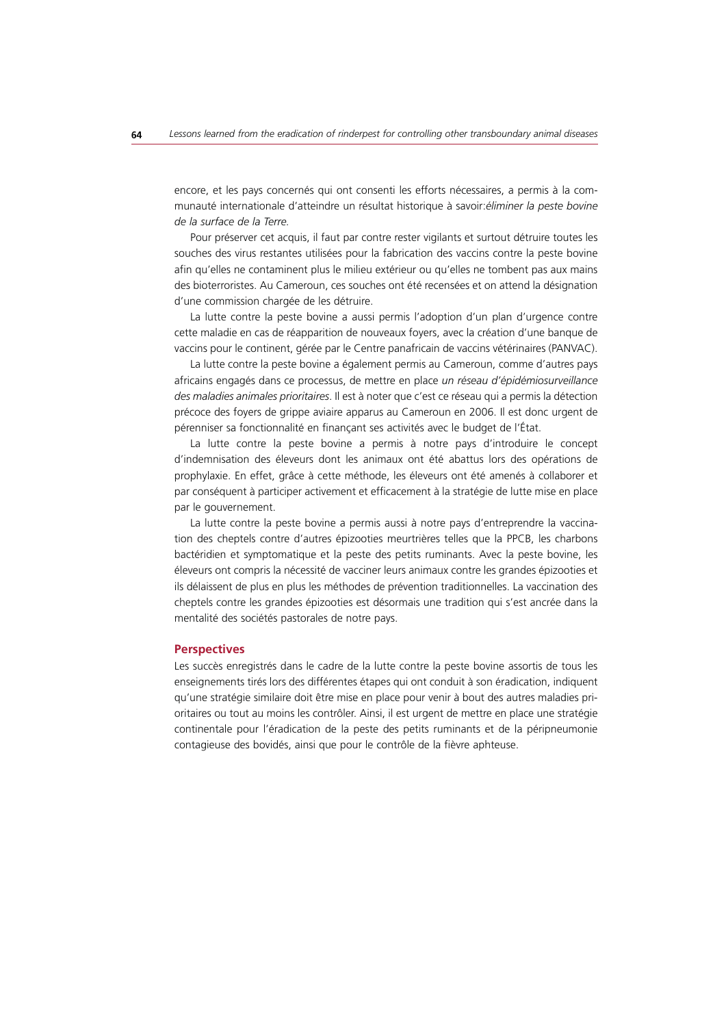encore, et les pays concernés qui ont consenti les efforts nécessaires, a permis à la communauté internationale d'atteindre un résultat historique à savoir:*éliminer la peste bovine de la surface de la Terre.*

Pour préserver cet acquis, il faut par contre rester vigilants et surtout détruire toutes les souches des virus restantes utilisées pour la fabrication des vaccins contre la peste bovine afin qu'elles ne contaminent plus le milieu extérieur ou qu'elles ne tombent pas aux mains des bioterroristes. Au Cameroun, ces souches ont été recensées et on attend la désignation d'une commission chargée de les détruire.

La lutte contre la peste bovine a aussi permis l'adoption d'un plan d'urgence contre cette maladie en cas de réapparition de nouveaux foyers, avec la création d'une banque de vaccins pour le continent, gérée par le Centre panafricain de vaccins vétérinaires (PANVAC).

La lutte contre la peste bovine a également permis au Cameroun, comme d'autres pays africains engagés dans ce processus, de mettre en place *un réseau d'épidémiosurveillance des maladies animales prioritaires*. Il est à noter que c'est ce réseau qui a permis la détection précoce des foyers de grippe aviaire apparus au Cameroun en 2006. Il est donc urgent de pérenniser sa fonctionnalité en finançant ses activités avec le budget de l'État.

La lutte contre la peste bovine a permis à notre pays d'introduire le concept d'indemnisation des éleveurs dont les animaux ont été abattus lors des opérations de prophylaxie. En effet, grâce à cette méthode, les éleveurs ont été amenés à collaborer et par conséquent à participer activement et efficacement à la stratégie de lutte mise en place par le gouvernement.

La lutte contre la peste bovine a permis aussi à notre pays d'entreprendre la vaccination des cheptels contre d'autres épizooties meurtrières telles que la PPCB, les charbons bactéridien et symptomatique et la peste des petits ruminants. Avec la peste bovine, les éleveurs ont compris la nécessité de vacciner leurs animaux contre les grandes épizooties et ils délaissent de plus en plus les méthodes de prévention traditionnelles. La vaccination des cheptels contre les grandes épizooties est désormais une tradition qui s'est ancrée dans la mentalité des sociétés pastorales de notre pays.

## Perspectives

Les succès enregistrés dans le cadre de la lutte contre la peste bovine assortis de tous les enseignements tirés lors des différentes étapes qui ont conduit à son éradication, indiquent qu'une stratégie similaire doit être mise en place pour venir à bout des autres maladies prioritaires ou tout au moins les contrôler. Ainsi, il est urgent de mettre en place une stratégie continentale pour l'éradication de la peste des petits ruminants et de la péripneumonie contagieuse des bovidés, ainsi que pour le contrôle de la fièvre aphteuse.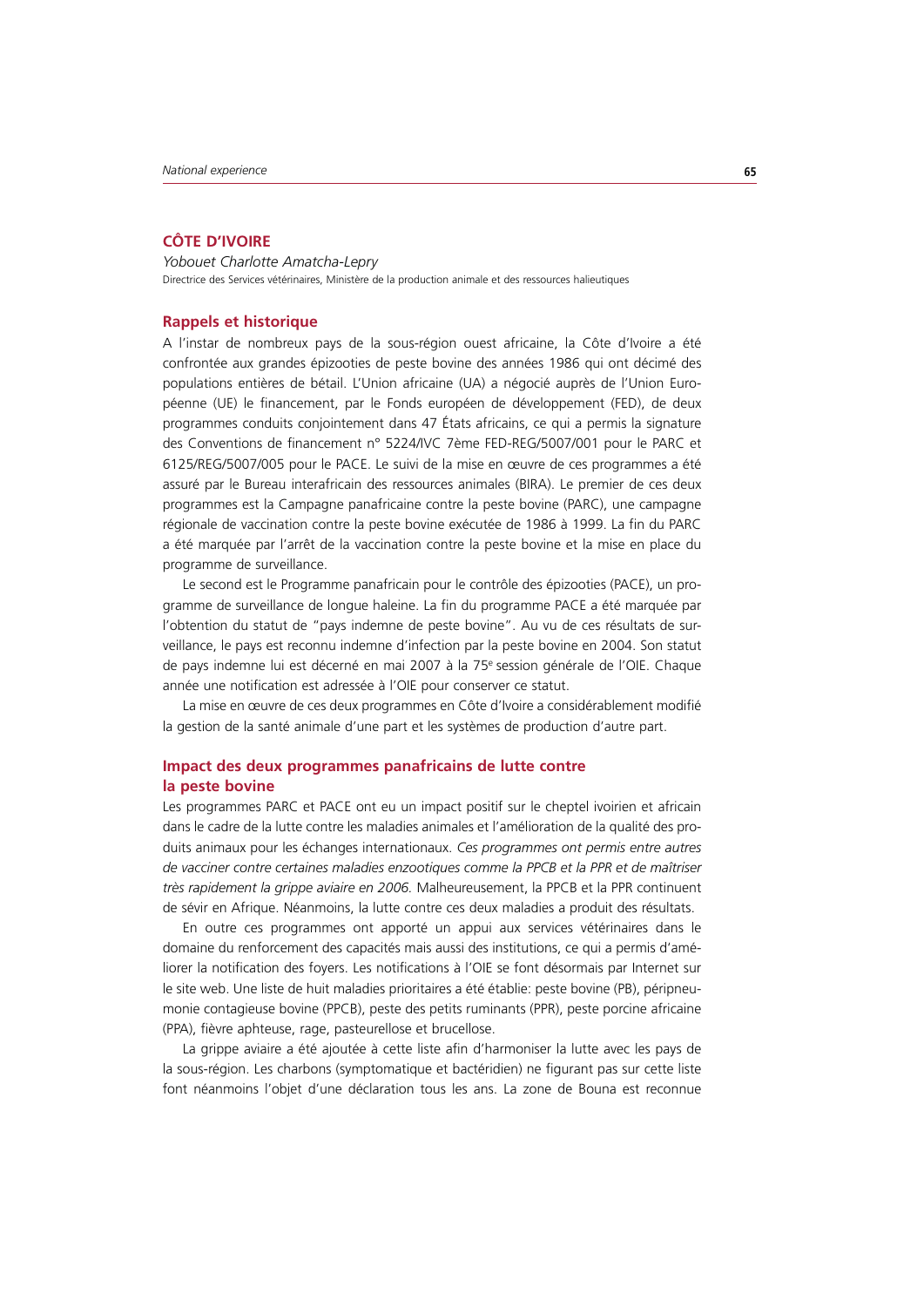## CÔTE D'IVOIRE

*Yobouet Charlotte Amatcha-Lepry*

Directrice des Services vétérinaires, Ministère de la production animale et des ressources halieutiques

### Rappels et historique

A l'instar de nombreux pays de la sous-région ouest africaine, la Côte d'Ivoire a été confrontée aux grandes épizooties de peste bovine des années 1986 qui ont décimé des populations entières de bétail. L'Union africaine (UA) a négocié auprès de l'Union Européenne (UE) le financement, par le Fonds européen de développement (FED), de deux programmes conduits conjointement dans 47 États africains, ce qui a permis la signature des Conventions de financement n° 5224/IVC 7ème FED-REG/5007/001 pour le PARC et 6125/REG/5007/005 pour le PACE. Le suivi de la mise en œuvre de ces programmes a été assuré par le Bureau interafricain des ressources animales (BIRA). Le premier de ces deux programmes est la Campagne panafricaine contre la peste bovine (PARC), une campagne régionale de vaccination contre la peste bovine exécutée de 1986 à 1999. La fin du PARC a été marquée par l'arrêt de la vaccination contre la peste bovine et la mise en place du programme de surveillance.

Le second est le Programme panafricain pour le contrôle des épizooties (PACE), un programme de surveillance de longue haleine. La fin du programme PACE a été marquée par l'obtention du statut de "pays indemne de peste bovine". Au vu de ces résultats de surveillance, le pays est reconnu indemne d'infection par la peste bovine en 2004. Son statut de pays indemne lui est décerné en mai 2007 à la 75e session générale de l'OIE. Chaque année une notification est adressée à l'OIE pour conserver ce statut.

La mise en œuvre de ces deux programmes en Côte d'Ivoire a considérablement modifié la gestion de la santé animale d'une part et les systèmes de production d'autre part.

### Impact des deux programmes panafricains de lutte contre la peste bovine

Les programmes PARC et PACE ont eu un impact positif sur le cheptel ivoirien et africain dans le cadre de la lutte contre les maladies animales et l'amélioration de la qualité des produits animaux pour les échanges internationaux. *Ces programmes ont permis entre autres de vacciner contre certaines maladies enzootiques comme la PPCB et la PPR et de maîtriser très rapidement la grippe aviaire en 2006.* Malheureusement, la PPCB et la PPR continuent de sévir en Afrique. Néanmoins, la lutte contre ces deux maladies a produit des résultats.

En outre ces programmes ont apporté un appui aux services vétérinaires dans le domaine du renforcement des capacités mais aussi des institutions, ce qui a permis d'améliorer la notification des foyers. Les notifications à l'OIE se font désormais par Internet sur le site web. Une liste de huit maladies prioritaires a été établie: peste bovine (PB), péripneumonie contagieuse bovine (PPCB), peste des petits ruminants (PPR), peste porcine africaine (PPA), fièvre aphteuse, rage, pasteurellose et brucellose.

La grippe aviaire a été ajoutée à cette liste afin d'harmoniser la lutte avec les pays de la sous-région. Les charbons (symptomatique et bactéridien) ne figurant pas sur cette liste font néanmoins l'objet d'une déclaration tous les ans. La zone de Bouna est reconnue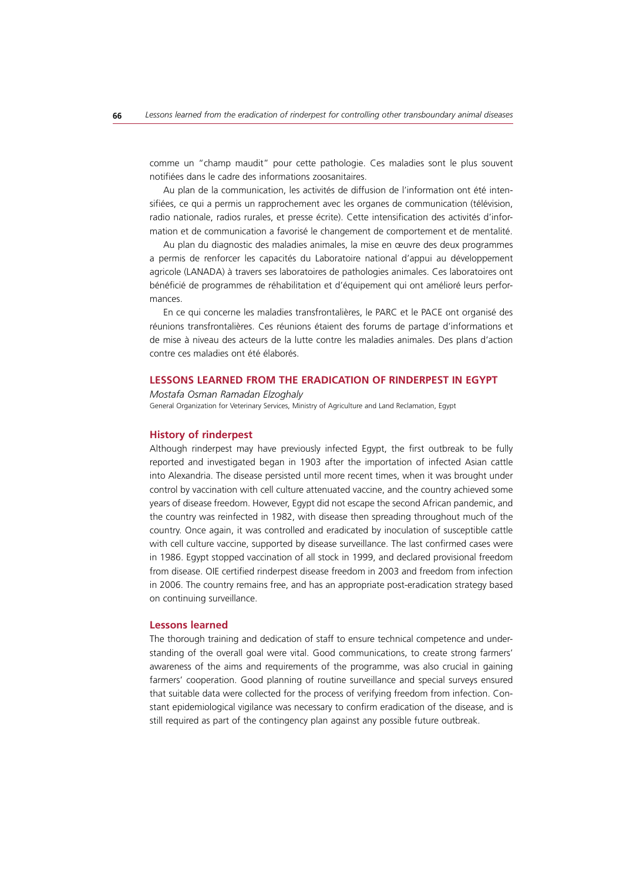comme un "champ maudit" pour cette pathologie. Ces maladies sont le plus souvent notifiées dans le cadre des informations zoosanitaires.

Au plan de la communication, les activités de diffusion de l'information ont été intensifiées, ce qui a permis un rapprochement avec les organes de communication (télévision, radio nationale, radios rurales, et presse écrite). Cette intensification des activités d'information et de communication a favorisé le changement de comportement et de mentalité.

Au plan du diagnostic des maladies animales, la mise en œuvre des deux programmes a permis de renforcer les capacités du Laboratoire national d'appui au développement agricole (LANADA) à travers ses laboratoires de pathologies animales. Ces laboratoires ont bénéficié de programmes de réhabilitation et d'équipement qui ont amélioré leurs performances.

En ce qui concerne les maladies transfrontalières, le PARC et le PACE ont organisé des réunions transfrontalières. Ces réunions étaient des forums de partage d'informations et de mise à niveau des acteurs de la lutte contre les maladies animales. Des plans d'action contre ces maladies ont été élaborés.

## LESSONS LEARNED FROM THE ERADICATION OF RINDERPEST IN EGYPT

*Mostafa Osman Ramadan Elzoghaly*

General Organization for Veterinary Services, Ministry of Agriculture and Land Reclamation, Egypt

### History of rinderpest

Although rinderpest may have previously infected Egypt, the first outbreak to be fully reported and investigated began in 1903 after the importation of infected Asian cattle into Alexandria. The disease persisted until more recent times, when it was brought under control by vaccination with cell culture attenuated vaccine, and the country achieved some years of disease freedom. However, Egypt did not escape the second African pandemic, and the country was reinfected in 1982, with disease then spreading throughout much of the country. Once again, it was controlled and eradicated by inoculation of susceptible cattle with cell culture vaccine, supported by disease surveillance. The last confirmed cases were in 1986. Egypt stopped vaccination of all stock in 1999, and declared provisional freedom from disease. OIE certified rinderpest disease freedom in 2003 and freedom from infection in 2006. The country remains free, and has an appropriate post-eradication strategy based on continuing surveillance.

### Lessons learned

The thorough training and dedication of staff to ensure technical competence and understanding of the overall goal were vital. Good communications, to create strong farmers' awareness of the aims and requirements of the programme, was also crucial in gaining farmers' cooperation. Good planning of routine surveillance and special surveys ensured that suitable data were collected for the process of verifying freedom from infection. Constant epidemiological vigilance was necessary to confirm eradication of the disease, and is still required as part of the contingency plan against any possible future outbreak.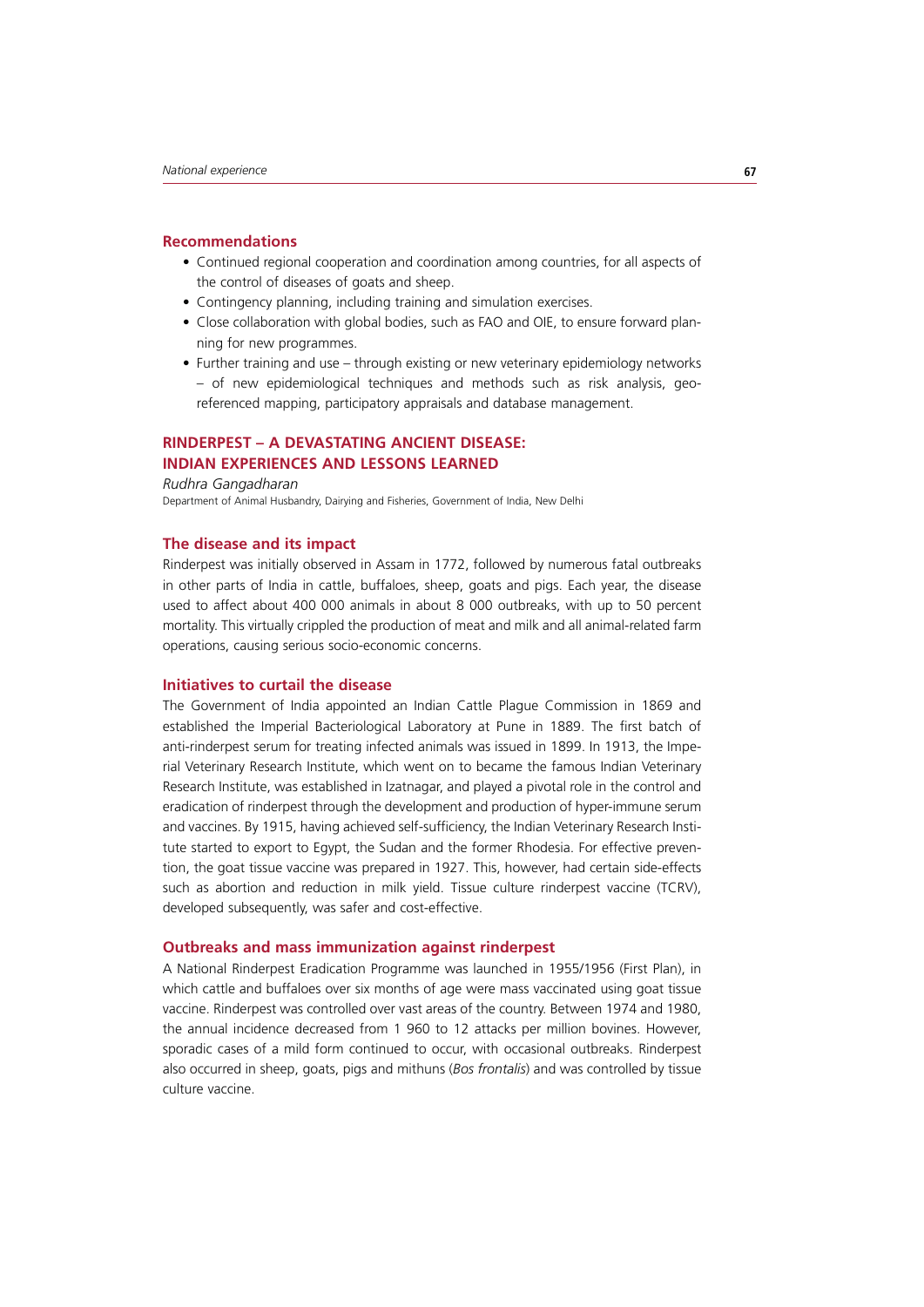### Recommendations

- Continued regional cooperation and coordination among countries, for all aspects of the control of diseases of goats and sheep.
- Contingency planning, including training and simulation exercises.
- Close collaboration with global bodies, such as FAO and OIE, to ensure forward planning for new programmes.
- Further training and use – through existing or new veterinary epidemiology networks – of new epidemiological techniques and methods such as risk analysis, georeferenced mapping, participatory appraisals and database management.

## RINDERPEST – A DEVASTATING ANCIENT DISEASE: INDIAN EXPERIENCES AND LESSONS LEARNED

*Rudhra Gangadharan*

Department of Animal Husbandry, Dairying and Fisheries, Government of India, New Delhi

### The disease and its impact

Rinderpest was initially observed in Assam in 1772, followed by numerous fatal outbreaks in other parts of India in cattle, buffaloes, sheep, goats and pigs. Each year, the disease used to affect about 400 000 animals in about 8 000 outbreaks, with up to 50 percent mortality. This virtually crippled the production of meat and milk and all animal-related farm operations, causing serious socio-economic concerns.

### Initiatives to curtail the disease

The Government of India appointed an Indian Cattle Plague Commission in 1869 and established the Imperial Bacteriological Laboratory at Pune in 1889. The first batch of anti-rinderpest serum for treating infected animals was issued in 1899. In 1913, the Imperial Veterinary Research Institute, which went on to became the famous Indian Veterinary Research Institute, was established in Izatnagar, and played a pivotal role in the control and eradication of rinderpest through the development and production of hyper-immune serum and vaccines. By 1915, having achieved self-sufficiency, the Indian Veterinary Research Institute started to export to Egypt, the Sudan and the former Rhodesia. For effective prevention, the goat tissue vaccine was prepared in 1927. This, however, had certain side-effects such as abortion and reduction in milk yield. Tissue culture rinderpest vaccine (TCRV), developed subsequently, was safer and cost-effective.

### Outbreaks and mass immunization against rinderpest

A National Rinderpest Eradication Programme was launched in 1955/1956 (First Plan), in which cattle and buffaloes over six months of age were mass vaccinated using goat tissue vaccine. Rinderpest was controlled over vast areas of the country. Between 1974 and 1980, the annual incidence decreased from 1 960 to 12 attacks per million bovines. However, sporadic cases of a mild form continued to occur, with occasional outbreaks. Rinderpest also occurred in sheep, goats, pigs and mithuns (*Bos frontalis*) and was controlled by tissue culture vaccine.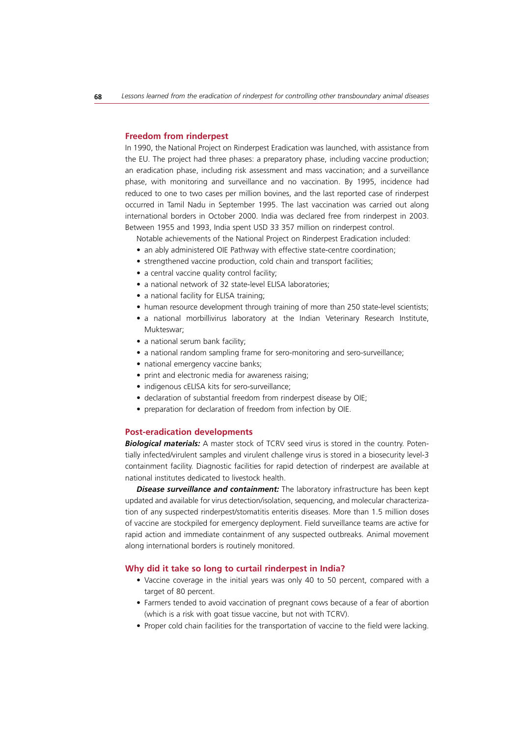## Freedom from rinderpest

In 1990, the National Project on Rinderpest Eradication was launched, with assistance from the EU. The project had three phases: a preparatory phase, including vaccine production; an eradication phase, including risk assessment and mass vaccination; and a surveillance phase, with monitoring and surveillance and no vaccination. By 1995, incidence had reduced to one to two cases per million bovines, and the last reported case of rinderpest occurred in Tamil Nadu in September 1995. The last vaccination was carried out along international borders in October 2000. India was declared free from rinderpest in 2003. Between 1955 and 1993, India spent USD 33 357 million on rinderpest control.

Notable achievements of the National Project on Rinderpest Eradication included:

- an ably administered OIE Pathway with effective state-centre coordination;
- strengthened vaccine production, cold chain and transport facilities;
- a central vaccine quality control facility;
- a national network of 32 state-level ELISA laboratories;
- a national facility for ELISA training;
- human resource development through training of more than 250 state-level scientists;
- a national morbillivirus laboratory at the Indian Veterinary Research Institute, Mukteswar;
- a national serum bank facility;
- a national random sampling frame for sero-monitoring and sero-surveillance;
- national emergency vaccine banks;
- print and electronic media for awareness raising;
- indigenous cELISA kits for sero-surveillance;
- declaration of substantial freedom from rinderpest disease by OIE;
- preparation for declaration of freedom from infection by OIE.

## Post-eradication developments

***Biological materials:*** A master stock of TCRV seed virus is stored in the country. Potentially infected/virulent samples and virulent challenge virus is stored in a biosecurity level-3 containment facility. Diagnostic facilities for rapid detection of rinderpest are available at national institutes dedicated to livestock health.

***Disease surveillance and containment:*** The laboratory infrastructure has been kept updated and available for virus detection/isolation, sequencing, and molecular characterization of any suspected rinderpest/stomatitis enteritis diseases. More than 1.5 million doses of vaccine are stockpiled for emergency deployment. Field surveillance teams are active for rapid action and immediate containment of any suspected outbreaks. Animal movement along international borders is routinely monitored.

## Why did it take so long to curtail rinderpest in India?

- Vaccine coverage in the initial years was only 40 to 50 percent, compared with a target of 80 percent.
- Farmers tended to avoid vaccination of pregnant cows because of a fear of abortion (which is a risk with goat tissue vaccine, but not with TCRV).
- Proper cold chain facilities for the transportation of vaccine to the field were lacking.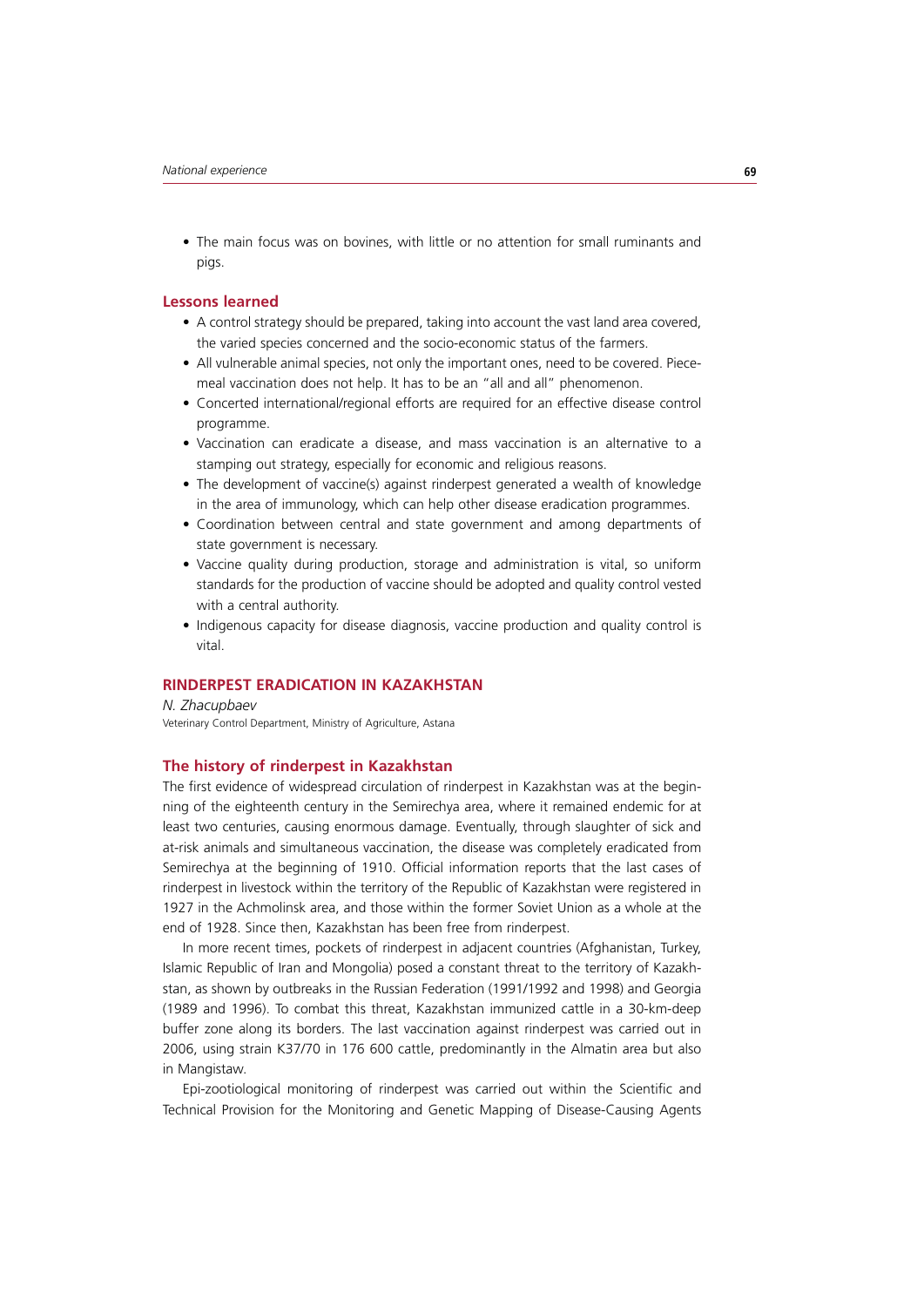- The main focus was on bovines, with little or no attention for small ruminants and pigs.

## Lessons learned

- A control strategy should be prepared, taking into account the vast land area covered, the varied species concerned and the socio-economic status of the farmers.
- All vulnerable animal species, not only the important ones, need to be covered. Piecemeal vaccination does not help. It has to be an "all and all" phenomenon.
- Concerted international/regional efforts are required for an effective disease control programme.
- Vaccination can eradicate a disease, and mass vaccination is an alternative to a stamping out strategy, especially for economic and religious reasons.
- The development of vaccine(s) against rinderpest generated a wealth of knowledge in the area of immunology, which can help other disease eradication programmes.
- Coordination between central and state government and among departments of state government is necessary.
- Vaccine quality during production, storage and administration is vital, so uniform standards for the production of vaccine should be adopted and quality control vested with a central authority.
- Indigenous capacity for disease diagnosis, vaccine production and quality control is vital.

# RINDERPEST ERADICATION IN KAZAKHSTAN

*N. Zhacupbaev*

Veterinary Control Department, Ministry of Agriculture, Astana

## The history of rinderpest in Kazakhstan

The first evidence of widespread circulation of rinderpest in Kazakhstan was at the beginning of the eighteenth century in the Semirechya area, where it remained endemic for at least two centuries, causing enormous damage. Eventually, through slaughter of sick and at-risk animals and simultaneous vaccination, the disease was completely eradicated from Semirechya at the beginning of 1910. Official information reports that the last cases of rinderpest in livestock within the territory of the Republic of Kazakhstan were registered in 1927 in the Achmolinsk area, and those within the former Soviet Union as a whole at the end of 1928. Since then, Kazakhstan has been free from rinderpest.

In more recent times, pockets of rinderpest in adjacent countries (Afghanistan, Turkey, Islamic Republic of Iran and Mongolia) posed a constant threat to the territory of Kazakhstan, as shown by outbreaks in the Russian Federation (1991/1992 and 1998) and Georgia (1989 and 1996). To combat this threat, Kazakhstan immunized cattle in a 30-km-deep buffer zone along its borders. The last vaccination against rinderpest was carried out in 2006, using strain K37/70 in 176 600 cattle, predominantly in the Almatin area but also in Mangistaw.

Epi-zootiological monitoring of rinderpest was carried out within the Scientific and Technical Provision for the Monitoring and Genetic Mapping of Disease-Causing Agents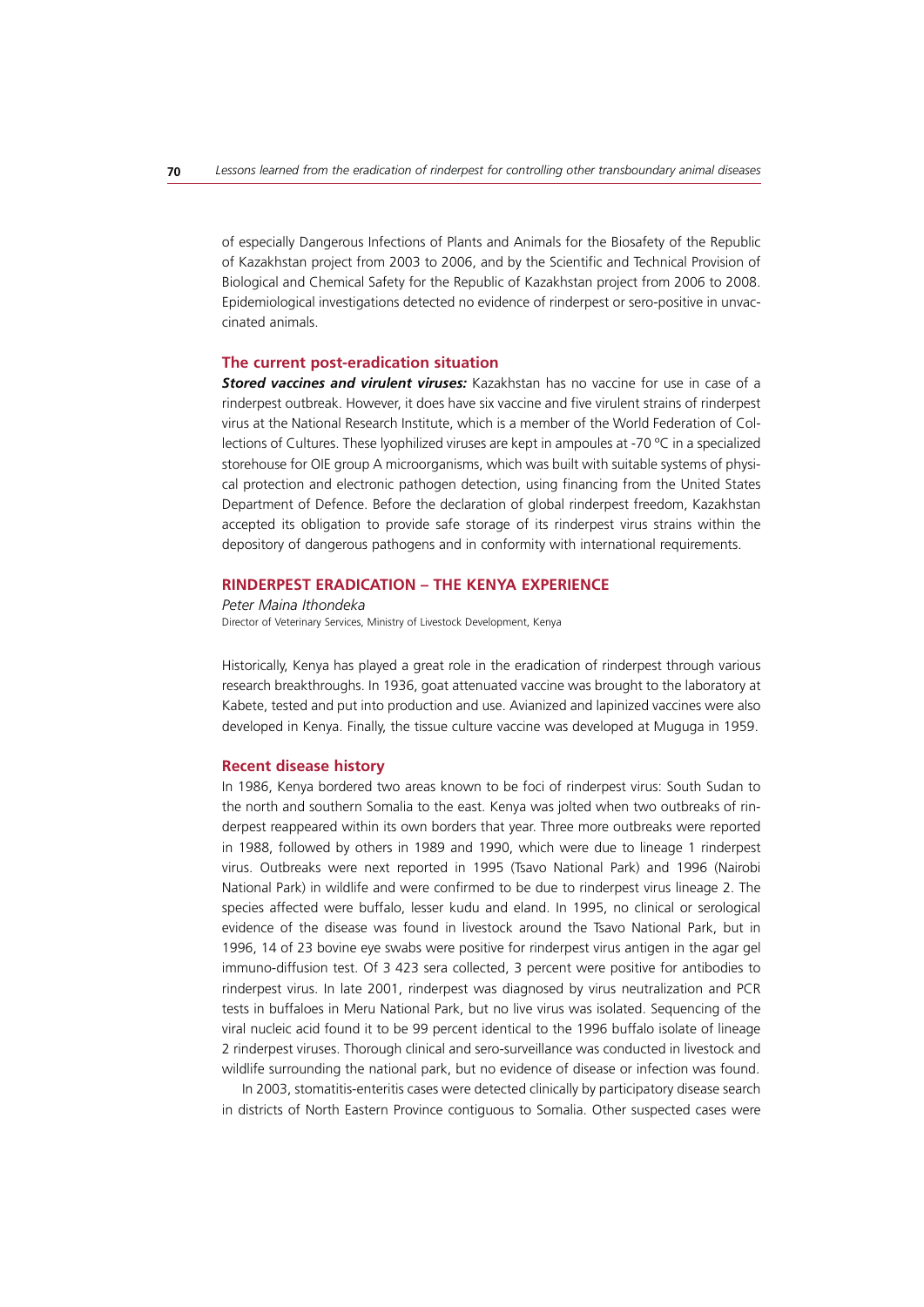of especially Dangerous Infections of Plants and Animals for the Biosafety of the Republic of Kazakhstan project from 2003 to 2006, and by the Scientific and Technical Provision of Biological and Chemical Safety for the Republic of Kazakhstan project from 2006 to 2008. Epidemiological investigations detected no evidence of rinderpest or sero-positive in unvaccinated animals.

### The current post-eradication situation

***Stored vaccines and virulent viruses:*** Kazakhstan has no vaccine for use in case of a rinderpest outbreak. However, it does have six vaccine and five virulent strains of rinderpest virus at the National Research Institute, which is a member of the World Federation of Collections of Cultures. These lyophilized viruses are kept in ampoules at -70 ºC in a specialized storehouse for OIE group A microorganisms, which was built with suitable systems of physical protection and electronic pathogen detection, using financing from the United States Department of Defence. Before the declaration of global rinderpest freedom, Kazakhstan accepted its obligation to provide safe storage of its rinderpest virus strains within the depository of dangerous pathogens and in conformity with international requirements.

## RINDERPEST ERADICATION – THE KENYA EXPERIENCE

*Peter Maina Ithondeka*

Director of Veterinary Services, Ministry of Livestock Development, Kenya

Historically, Kenya has played a great role in the eradication of rinderpest through various research breakthroughs. In 1936, goat attenuated vaccine was brought to the laboratory at Kabete, tested and put into production and use. Avianized and lapinized vaccines were also developed in Kenya. Finally, the tissue culture vaccine was developed at Muguga in 1959.

### Recent disease history

In 1986, Kenya bordered two areas known to be foci of rinderpest virus: South Sudan to the north and southern Somalia to the east. Kenya was jolted when two outbreaks of rinderpest reappeared within its own borders that year. Three more outbreaks were reported in 1988, followed by others in 1989 and 1990, which were due to lineage 1 rinderpest virus. Outbreaks were next reported in 1995 (Tsavo National Park) and 1996 (Nairobi National Park) in wildlife and were confirmed to be due to rinderpest virus lineage 2. The species affected were buffalo, lesser kudu and eland. In 1995, no clinical or serological evidence of the disease was found in livestock around the Tsavo National Park, but in 1996, 14 of 23 bovine eye swabs were positive for rinderpest virus antigen in the agar gel immuno-diffusion test. Of 3 423 sera collected, 3 percent were positive for antibodies to rinderpest virus. In late 2001, rinderpest was diagnosed by virus neutralization and PCR tests in buffaloes in Meru National Park, but no live virus was isolated. Sequencing of the viral nucleic acid found it to be 99 percent identical to the 1996 buffalo isolate of lineage 2 rinderpest viruses. Thorough clinical and sero-surveillance was conducted in livestock and wildlife surrounding the national park, but no evidence of disease or infection was found.

In 2003, stomatitis-enteritis cases were detected clinically by participatory disease search in districts of North Eastern Province contiguous to Somalia. Other suspected cases were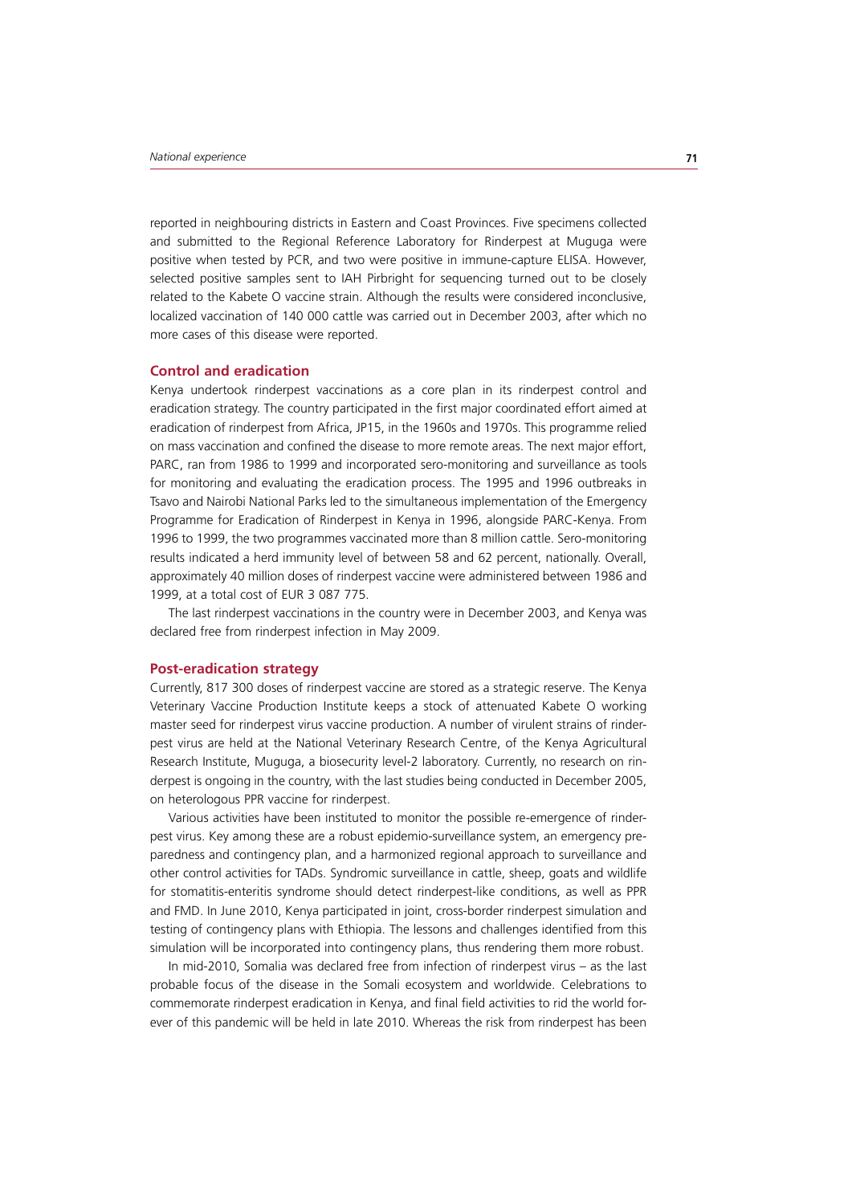reported in neighbouring districts in Eastern and Coast Provinces. Five specimens collected and submitted to the Regional Reference Laboratory for Rinderpest at Muguga were positive when tested by PCR, and two were positive in immune-capture ELISA. However, selected positive samples sent to IAH Pirbright for sequencing turned out to be closely related to the Kabete O vaccine strain. Although the results were considered inconclusive, localized vaccination of 140 000 cattle was carried out in December 2003, after which no more cases of this disease were reported.

## Control and eradication

Kenya undertook rinderpest vaccinations as a core plan in its rinderpest control and eradication strategy. The country participated in the first major coordinated effort aimed at eradication of rinderpest from Africa, JP15, in the 1960s and 1970s. This programme relied on mass vaccination and confined the disease to more remote areas. The next major effort, PARC, ran from 1986 to 1999 and incorporated sero-monitoring and surveillance as tools for monitoring and evaluating the eradication process. The 1995 and 1996 outbreaks in Tsavo and Nairobi National Parks led to the simultaneous implementation of the Emergency Programme for Eradication of Rinderpest in Kenya in 1996, alongside PARC-Kenya. From 1996 to 1999, the two programmes vaccinated more than 8 million cattle. Sero-monitoring results indicated a herd immunity level of between 58 and 62 percent, nationally. Overall, approximately 40 million doses of rinderpest vaccine were administered between 1986 and 1999, at a total cost of EUR 3 087 775.

The last rinderpest vaccinations in the country were in December 2003, and Kenya was declared free from rinderpest infection in May 2009.

## Post-eradication strategy

Currently, 817 300 doses of rinderpest vaccine are stored as a strategic reserve. The Kenya Veterinary Vaccine Production Institute keeps a stock of attenuated Kabete O working master seed for rinderpest virus vaccine production. A number of virulent strains of rinderpest virus are held at the National Veterinary Research Centre, of the Kenya Agricultural Research Institute, Muguga, a biosecurity level-2 laboratory. Currently, no research on rinderpest is ongoing in the country, with the last studies being conducted in December 2005, on heterologous PPR vaccine for rinderpest.

Various activities have been instituted to monitor the possible re-emergence of rinderpest virus. Key among these are a robust epidemio-surveillance system, an emergency preparedness and contingency plan, and a harmonized regional approach to surveillance and other control activities for TADs. Syndromic surveillance in cattle, sheep, goats and wildlife for stomatitis-enteritis syndrome should detect rinderpest-like conditions, as well as PPR and FMD. In June 2010, Kenya participated in joint, cross-border rinderpest simulation and testing of contingency plans with Ethiopia. The lessons and challenges identified from this simulation will be incorporated into contingency plans, thus rendering them more robust.

In mid-2010, Somalia was declared free from infection of rinderpest virus – as the last probable focus of the disease in the Somali ecosystem and worldwide. Celebrations to commemorate rinderpest eradication in Kenya, and final field activities to rid the world forever of this pandemic will be held in late 2010. Whereas the risk from rinderpest has been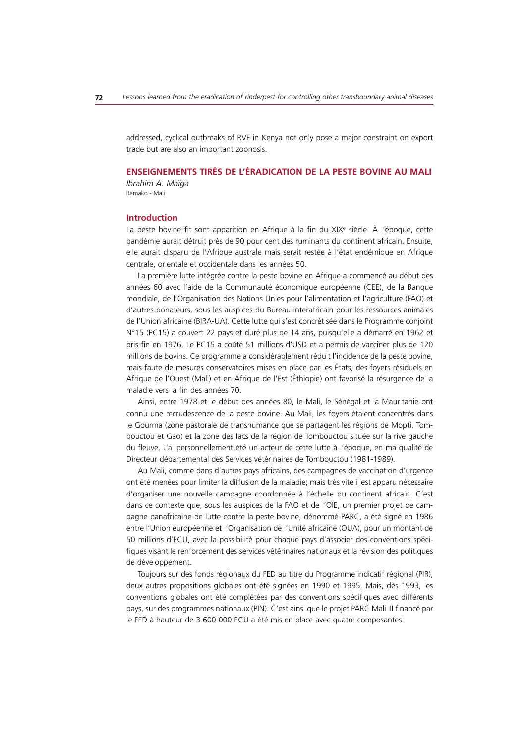addressed, cyclical outbreaks of RVF in Kenya not only pose a major constraint on export trade but are also an important zoonosis.

## ENSEIGNEMENTS TIRÉS DE L'ÉRADICATION DE LA PESTE BOVINE AU MALI

*Ibrahim A. Maïga*
Bamako - Mali

### Introduction

La peste bovine fit sont apparition en Afrique à la fin du XIX[e] siècle. À l'époque, cette pandémie aurait détruit près de 90 pour cent des ruminants du continent africain. Ensuite, elle aurait disparu de l'Afrique australe mais serait restée à l'état endémique en Afrique centrale, orientale et occidentale dans les années 50.

La première lutte intégrée contre la peste bovine en Afrique a commencé au début des années 60 avec l'aide de la Communauté économique européenne (CEE), de la Banque mondiale, de l'Organisation des Nations Unies pour l'alimentation et l'agriculture (FAO) et d'autres donateurs, sous les auspices du Bureau interafricain pour les ressources animales de l'Union africaine (BIRA-UA). Cette lutte qui s'est concrétisée dans le Programme conjoint N°15 (PC15) a couvert 22 pays et duré plus de 14 ans, puisqu'elle a démarré en 1962 et pris fin en 1976. Le PC15 a coûté 51 millions d'USD et a permis de vacciner plus de 120 millions de bovins. Ce programme a considérablement réduit l'incidence de la peste bovine, mais faute de mesures conservatoires mises en place par les États, des foyers résiduels en Afrique de l'Ouest (Mali) et en Afrique de l'Est (Éthiopie) ont favorisé la résurgence de la maladie vers la fin des années 70.

Ainsi, entre 1978 et le début des années 80, le Mali, le Sénégal et la Mauritanie ont connu une recrudescence de la peste bovine. Au Mali, les foyers étaient concentrés dans le Gourma (zone pastorale de transhumance que se partagent les régions de Mopti, Tombouctou et Gao) et la zone des lacs de la région de Tombouctou située sur la rive gauche du fleuve. J'ai personnellement été un acteur de cette lutte à l'époque, en ma qualité de Directeur départemental des Services vétérinaires de Tombouctou (1981-1989).

Au Mali, comme dans d'autres pays africains, des campagnes de vaccination d'urgence ont été menées pour limiter la diffusion de la maladie; mais très vite il est apparu nécessaire d'organiser une nouvelle campagne coordonnée à l'échelle du continent africain. C'est dans ce contexte que, sous les auspices de la FAO et de l'OIE, un premier projet de campagne panafricaine de lutte contre la peste bovine, dénommé PARC, a été signé en 1986 entre l'Union européenne et l'Organisation de l'Unité africaine (OUA), pour un montant de 50 millions d'ECU, avec la possibilité pour chaque pays d'associer des conventions spécifiques visant le renforcement des services vétérinaires nationaux et la révision des politiques de développement.

Toujours sur des fonds régionaux du FED au titre du Programme indicatif régional (PIR), deux autres propositions globales ont été signées en 1990 et 1995. Mais, dès 1993, les conventions globales ont été complétées par des conventions spécifiques avec différents pays, sur des programmes nationaux (PIN). C'est ainsi que le projet PARC Mali III financé par le FED à hauteur de 3 600 000 ECU a été mis en place avec quatre composantes: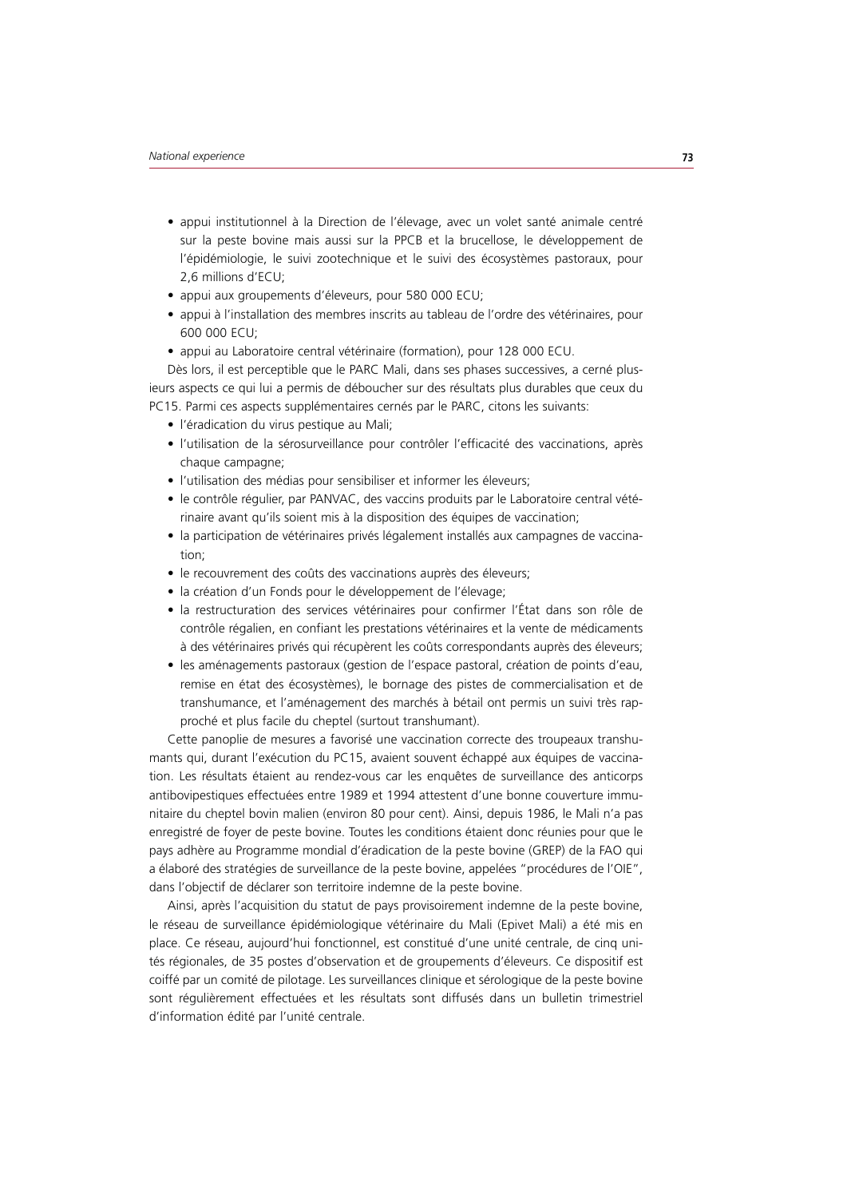- appui institutionnel à la Direction de l'élevage, avec un volet santé animale centré sur la peste bovine mais aussi sur la PPCB et la brucellose, le développement de l'épidémiologie, le suivi zootechnique et le suivi des écosystèmes pastoraux, pour 2,6 millions d'ECU;
- appui aux groupements d'éleveurs, pour 580 000 ECU;
- appui à l'installation des membres inscrits au tableau de l'ordre des vétérinaires, pour 600 000 ECU;
- appui au Laboratoire central vétérinaire (formation), pour 128 000 ECU.

Dès lors, il est perceptible que le PARC Mali, dans ses phases successives, a cerné plusieurs aspects ce qui lui a permis de déboucher sur des résultats plus durables que ceux du PC15. Parmi ces aspects supplémentaires cernés par le PARC, citons les suivants:

- l'éradication du virus pestique au Mali;
- l'utilisation de la sérosurveillance pour contrôler l'efficacité des vaccinations, après chaque campagne;
- l'utilisation des médias pour sensibiliser et informer les éleveurs;
- le contrôle régulier, par PANVAC, des vaccins produits par le Laboratoire central vétérinaire avant qu'ils soient mis à la disposition des équipes de vaccination;
- la participation de vétérinaires privés légalement installés aux campagnes de vaccination;
- le recouvrement des coûts des vaccinations auprès des éleveurs;
- la création d'un Fonds pour le développement de l'élevage;
- la restructuration des services vétérinaires pour confirmer l'État dans son rôle de contrôle régalien, en confiant les prestations vétérinaires et la vente de médicaments à des vétérinaires privés qui récupèrent les coûts correspondants auprès des éleveurs;
- les aménagements pastoraux (gestion de l'espace pastoral, création de points d'eau, remise en état des écosystèmes), le bornage des pistes de commercialisation et de transhumance, et l'aménagement des marchés à bétail ont permis un suivi très rapproché et plus facile du cheptel (surtout transhumant).

Cette panoplie de mesures a favorisé une vaccination correcte des troupeaux transhumants qui, durant l'exécution du PC15, avaient souvent échappé aux équipes de vaccination. Les résultats étaient au rendez-vous car les enquêtes de surveillance des anticorps antibovipestiques effectuées entre 1989 et 1994 attestent d'une bonne couverture immunitaire du cheptel bovin malien (environ 80 pour cent). Ainsi, depuis 1986, le Mali n'a pas enregistré de foyer de peste bovine. Toutes les conditions étaient donc réunies pour que le pays adhère au Programme mondial d'éradication de la peste bovine (GREP) de la FAO qui a élaboré des stratégies de surveillance de la peste bovine, appelées "procédures de l'OIE", dans l'objectif de déclarer son territoire indemne de la peste bovine.

Ainsi, après l'acquisition du statut de pays provisoirement indemne de la peste bovine, le réseau de surveillance épidémiologique vétérinaire du Mali (Epivet Mali) a été mis en place. Ce réseau, aujourd'hui fonctionnel, est constitué d'une unité centrale, de cinq unités régionales, de 35 postes d'observation et de groupements d'éleveurs. Ce dispositif est coiffé par un comité de pilotage. Les surveillances clinique et sérologique de la peste bovine sont régulièrement effectuées et les résultats sont diffusés dans un bulletin trimestriel d'information édité par l'unité centrale.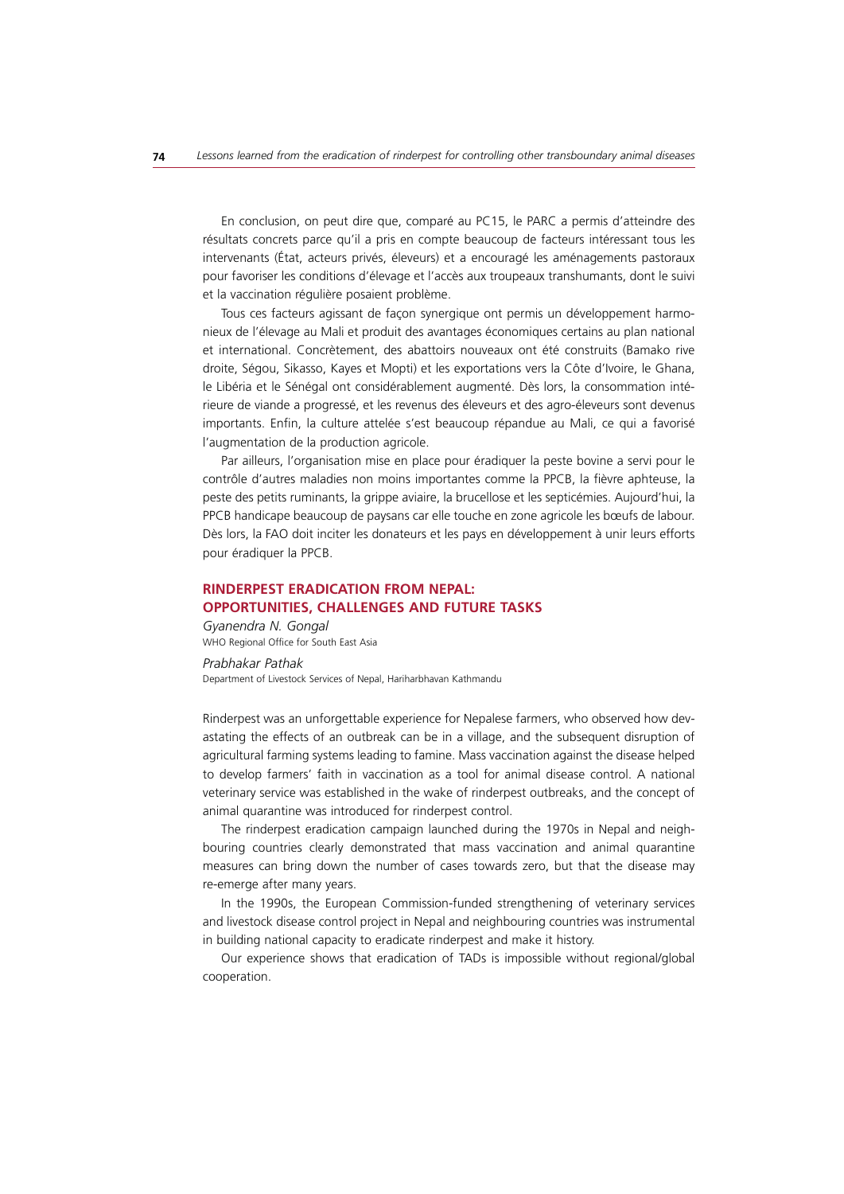En conclusion, on peut dire que, comparé au PC15, le PARC a permis d'atteindre des résultats concrets parce qu'il a pris en compte beaucoup de facteurs intéressant tous les intervenants (État, acteurs privés, éleveurs) et a encouragé les aménagements pastoraux pour favoriser les conditions d'élevage et l'accès aux troupeaux transhumants, dont le suivi et la vaccination régulière posaient problème.

Tous ces facteurs agissant de façon synergique ont permis un développement harmonieux de l'élevage au Mali et produit des avantages économiques certains au plan national et international. Concrètement, des abattoirs nouveaux ont été construits (Bamako rive droite, Ségou, Sikasso, Kayes et Mopti) et les exportations vers la Côte d'Ivoire, le Ghana, le Libéria et le Sénégal ont considérablement augmenté. Dès lors, la consommation intérieure de viande a progressé, et les revenus des éleveurs et des agro-éleveurs sont devenus importants. Enfin, la culture attelée s'est beaucoup répandue au Mali, ce qui a favorisé l'augmentation de la production agricole.

Par ailleurs, l'organisation mise en place pour éradiquer la peste bovine a servi pour le contrôle d'autres maladies non moins importantes comme la PPCB, la fièvre aphteuse, la peste des petits ruminants, la grippe aviaire, la brucellose et les septicémies. Aujourd'hui, la PPCB handicape beaucoup de paysans car elle touche en zone agricole les bœufs de labour. Dès lors, la FAO doit inciter les donateurs et les pays en développement à unir leurs efforts pour éradiquer la PPCB.

## RINDERPEST ERADICATION FROM NEPAL: OPPORTUNITIES, CHALLENGES AND FUTURE TASKS

*Gyanendra N. Gongal*
WHO Regional Office for South East Asia

*Prabhakar Pathak*
Department of Livestock Services of Nepal, Hariharbhavan Kathmandu

Rinderpest was an unforgettable experience for Nepalese farmers, who observed how devastating the effects of an outbreak can be in a village, and the subsequent disruption of agricultural farming systems leading to famine. Mass vaccination against the disease helped to develop farmers' faith in vaccination as a tool for animal disease control. A national veterinary service was established in the wake of rinderpest outbreaks, and the concept of animal quarantine was introduced for rinderpest control.

The rinderpest eradication campaign launched during the 1970s in Nepal and neighbouring countries clearly demonstrated that mass vaccination and animal quarantine measures can bring down the number of cases towards zero, but that the disease may re-emerge after many years.

In the 1990s, the European Commission-funded strengthening of veterinary services and livestock disease control project in Nepal and neighbouring countries was instrumental in building national capacity to eradicate rinderpest and make it history.

Our experience shows that eradication of TADs is impossible without regional/global cooperation.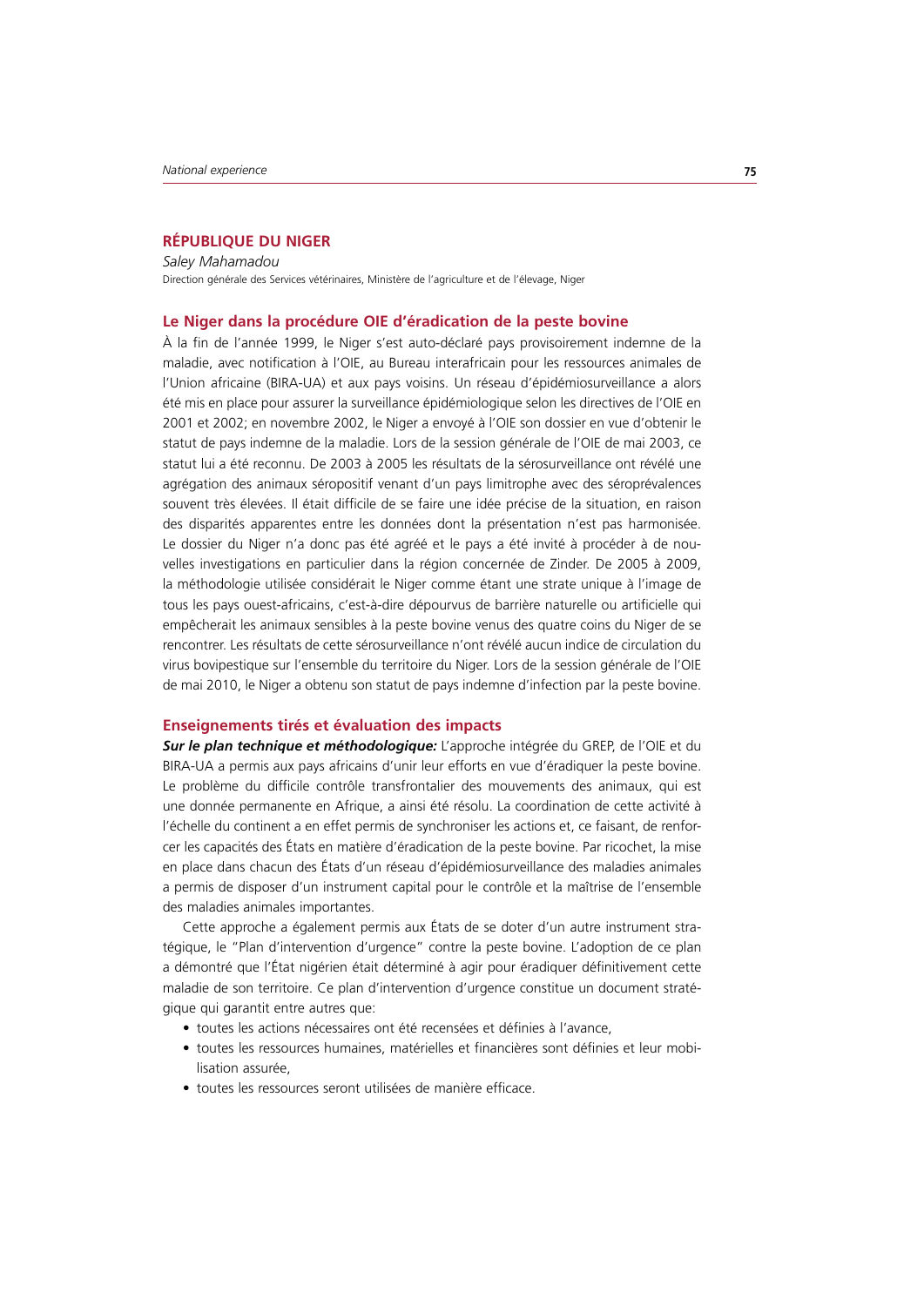## RÉPUBLIQUE DU NIGER

*Saley Mahamadou*

Direction générale des Services vétérinaires, Ministère de l'agriculture et de l'élevage, Niger

### Le Niger dans la procédure OIE d'éradication de la peste bovine

À la fin de l'année 1999, le Niger s'est auto-déclaré pays provisoirement indemne de la maladie, avec notification à l'OIE, au Bureau interafricain pour les ressources animales de l'Union africaine (BIRA-UA) et aux pays voisins. Un réseau d'épidémiosurveillance a alors été mis en place pour assurer la surveillance épidémiologique selon les directives de l'OIE en 2001 et 2002; en novembre 2002, le Niger a envoyé à l'OIE son dossier en vue d'obtenir le statut de pays indemne de la maladie. Lors de la session générale de l'OIE de mai 2003, ce statut lui a été reconnu. De 2003 à 2005 les résultats de la sérosurveillance ont révélé une agrégation des animaux séropositif venant d'un pays limitrophe avec des séroprévalences souvent très élevées. Il était difficile de se faire une idée précise de la situation, en raison des disparités apparentes entre les données dont la présentation n'est pas harmonisée. Le dossier du Niger n'a donc pas été agréé et le pays a été invité à procéder à de nouvelles investigations en particulier dans la région concernée de Zinder. De 2005 à 2009, la méthodologie utilisée considérait le Niger comme étant une strate unique à l'image de tous les pays ouest-africains, c'est-à-dire dépourvus de barrière naturelle ou artificielle qui empêcherait les animaux sensibles à la peste bovine venus des quatre coins du Niger de se rencontrer. Les résultats de cette sérosurveillance n'ont révélé aucun indice de circulation du virus bovipestique sur l'ensemble du territoire du Niger. Lors de la session générale de l'OIE de mai 2010, le Niger a obtenu son statut de pays indemne d'infection par la peste bovine.

### Enseignements tirés et évaluation des impacts

***Sur le plan technique et méthodologique:*** L'approche intégrée du GREP, de l'OIE et du BIRA-UA a permis aux pays africains d'unir leur efforts en vue d'éradiquer la peste bovine. Le problème du difficile contrôle transfrontalier des mouvements des animaux, qui est une donnée permanente en Afrique, a ainsi été résolu. La coordination de cette activité à l'échelle du continent a en effet permis de synchroniser les actions et, ce faisant, de renforcer les capacités des États en matière d'éradication de la peste bovine. Par ricochet, la mise en place dans chacun des États d'un réseau d'épidémiosurveillance des maladies animales a permis de disposer d'un instrument capital pour le contrôle et la maîtrise de l'ensemble des maladies animales importantes.

Cette approche a également permis aux États de se doter d'un autre instrument stratégique, le "Plan d'intervention d'urgence" contre la peste bovine. L'adoption de ce plan a démontré que l'État nigérien était déterminé à agir pour éradiquer définitivement cette maladie de son territoire. Ce plan d'intervention d'urgence constitue un document stratégique qui garantit entre autres que:

- toutes les actions nécessaires ont été recensées et définies à l'avance,
- toutes les ressources humaines, matérielles et financières sont définies et leur mobilisation assurée,
- toutes les ressources seront utilisées de manière efficace.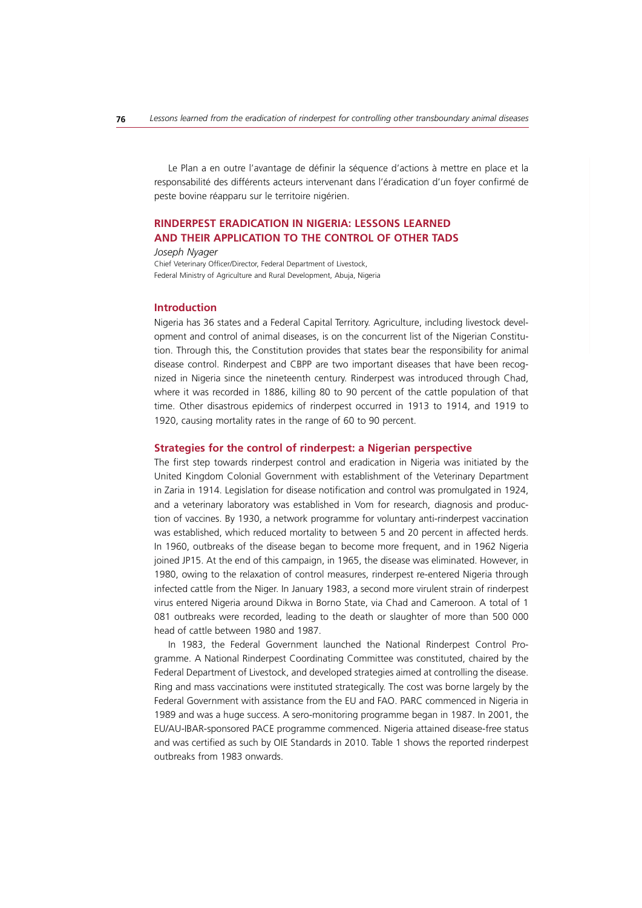Le Plan a en outre l'avantage de définir la séquence d'actions à mettre en place et la responsabilité des différents acteurs intervenant dans l'éradication d'un foyer confirmé de peste bovine réapparu sur le territoire nigérien.

## RINDERPEST ERADICATION IN NIGERIA: LESSONS LEARNED AND THEIR APPLICATION TO THE CONTROL OF OTHER TADS

*Joseph Nyager*

Chief Veterinary Officer/Director, Federal Department of Livestock, Federal Ministry of Agriculture and Rural Development, Abuja, Nigeria

### Introduction

Nigeria has 36 states and a Federal Capital Territory. Agriculture, including livestock development and control of animal diseases, is on the concurrent list of the Nigerian Constitution. Through this, the Constitution provides that states bear the responsibility for animal disease control. Rinderpest and CBPP are two important diseases that have been recognized in Nigeria since the nineteenth century. Rinderpest was introduced through Chad, where it was recorded in 1886, killing 80 to 90 percent of the cattle population of that time. Other disastrous epidemics of rinderpest occurred in 1913 to 1914, and 1919 to 1920, causing mortality rates in the range of 60 to 90 percent.

### Strategies for the control of rinderpest: a Nigerian perspective

The first step towards rinderpest control and eradication in Nigeria was initiated by the United Kingdom Colonial Government with establishment of the Veterinary Department in Zaria in 1914. Legislation for disease notification and control was promulgated in 1924, and a veterinary laboratory was established in Vom for research, diagnosis and production of vaccines. By 1930, a network programme for voluntary anti-rinderpest vaccination was established, which reduced mortality to between 5 and 20 percent in affected herds. In 1960, outbreaks of the disease began to become more frequent, and in 1962 Nigeria joined JP15. At the end of this campaign, in 1965, the disease was eliminated. However, in 1980, owing to the relaxation of control measures, rinderpest re-entered Nigeria through infected cattle from the Niger. In January 1983, a second more virulent strain of rinderpest virus entered Nigeria around Dikwa in Borno State, via Chad and Cameroon. A total of 1 081 outbreaks were recorded, leading to the death or slaughter of more than 500 000 head of cattle between 1980 and 1987.

In 1983, the Federal Government launched the National Rinderpest Control Programme. A National Rinderpest Coordinating Committee was constituted, chaired by the Federal Department of Livestock, and developed strategies aimed at controlling the disease. Ring and mass vaccinations were instituted strategically. The cost was borne largely by the Federal Government with assistance from the EU and FAO. PARC commenced in Nigeria in 1989 and was a huge success. A sero-monitoring programme began in 1987. In 2001, the EU/AU-IBAR-sponsored PACE programme commenced. Nigeria attained disease-free status and was certified as such by OIE Standards in 2010. Table 1 shows the reported rinderpest outbreaks from 1983 onwards.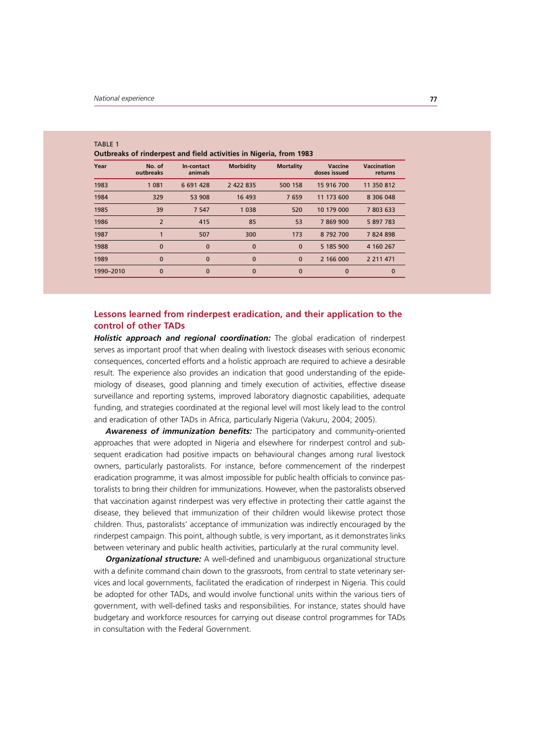TABLE 1

**Outbreaks of rinderpest and field activities in Nigeria, from 1983**

| Year | No. of outbreaks | In-contact animals | Morbidity | Mortality | Vaccine doses issued | Vaccination returns |
|---|---|---|---|---|---|---|
| 1983 | 1 081 | 6 691 428 | 2 422 835 | 500 158 | 15 916 700 | 11 350 812 |
| 1984 | 329 | 53 908 | 16 493 | 7 659 | 11 173 600 | 8 306 048 |
| 1985 | 39 | 7 547 | 1 038 | 520 | 10 179 000 | 7 803 633 |
| 1986 | 2 | 415 | 85 | 53 | 7 869 900 | 5 897 783 |
| 1987 | 1 | 507 | 300 | 173 | 8 792 700 | 7 824 898 |
| 1988 | 0 | 0 | 0 | 0 | 5 185 900 | 4 160 267 |
| 1989 | 0 | 0 | 0 | 0 | 2 166 000 | 2 211 471 |
| 1990–2010 | 0 | 0 | 0 | 0 | 0 | 0 |

## Lessons learned from rinderpest eradication, and their application to the control of other TADs

***Holistic approach and regional coordination:*** The global eradication of rinderpest serves as important proof that when dealing with livestock diseases with serious economic consequences, concerted efforts and a holistic approach are required to achieve a desirable result. The experience also provides an indication that good understanding of the epidemiology of diseases, good planning and timely execution of activities, effective disease surveillance and reporting systems, improved laboratory diagnostic capabilities, adequate funding, and strategies coordinated at the regional level will most likely lead to the control and eradication of other TADs in Africa, particularly Nigeria (Vakuru, 2004; 2005).

***Awareness of immunization benefits:*** The participatory and community-oriented approaches that were adopted in Nigeria and elsewhere for rinderpest control and subsequent eradication had positive impacts on behavioural changes among rural livestock owners, particularly pastoralists. For instance, before commencement of the rinderpest eradication programme, it was almost impossible for public health officials to convince pastoralists to bring their children for immunizations. However, when the pastoralists observed that vaccination against rinderpest was very effective in protecting their cattle against the disease, they believed that immunization of their children would likewise protect those children. Thus, pastoralists' acceptance of immunization was indirectly encouraged by the rinderpest campaign. This point, although subtle, is very important, as it demonstrates links between veterinary and public health activities, particularly at the rural community level.

***Organizational structure:*** A well-defined and unambiguous organizational structure with a definite command chain down to the grassroots, from central to state veterinary services and local governments, facilitated the eradication of rinderpest in Nigeria. This could be adopted for other TADs, and would involve functional units within the various tiers of government, with well-defined tasks and responsibilities. For instance, states should have budgetary and workforce resources for carrying out disease control programmes for TADs in consultation with the Federal Government.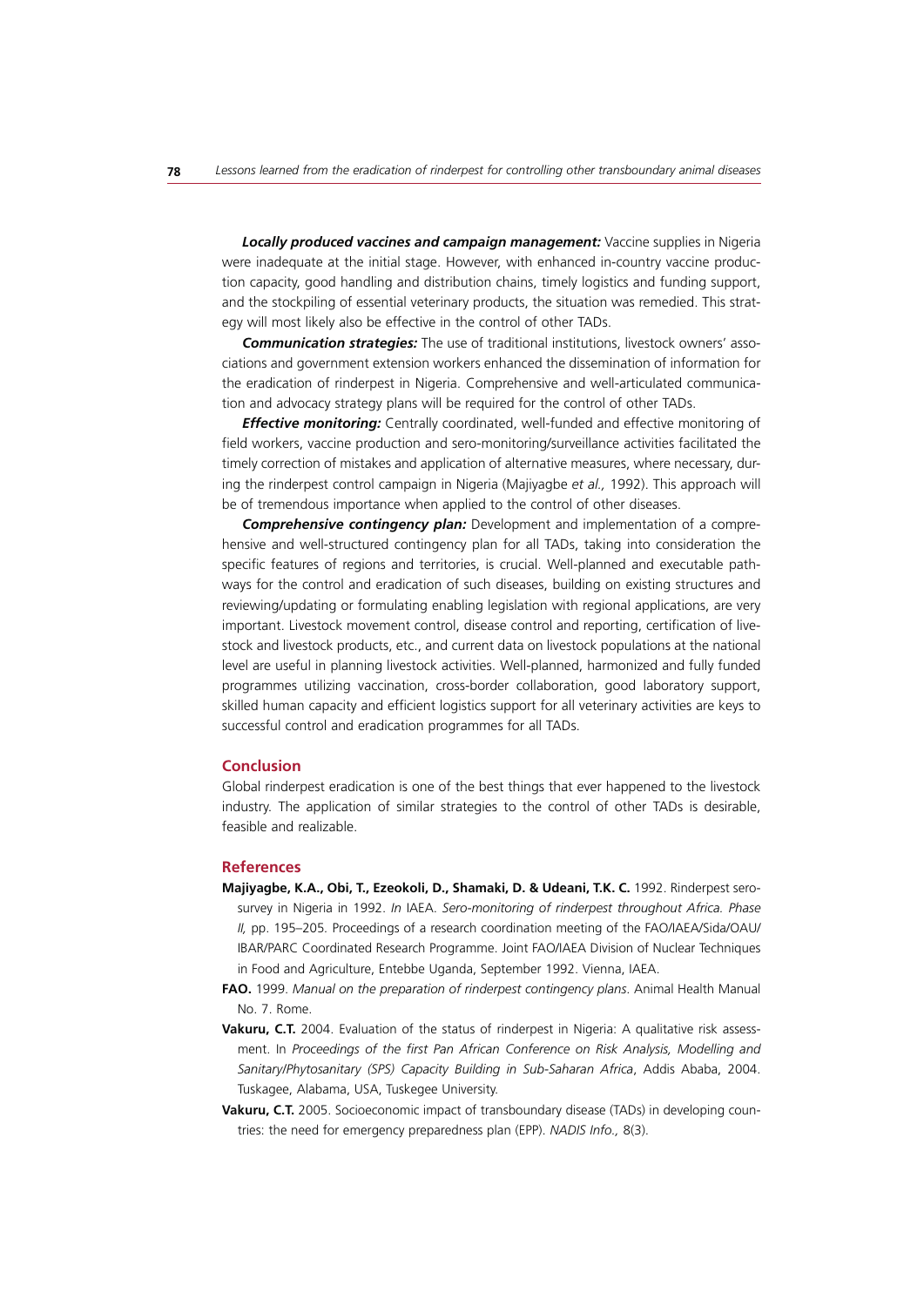***Locally produced vaccines and campaign management:*** Vaccine supplies in Nigeria were inadequate at the initial stage. However, with enhanced in-country vaccine production capacity, good handling and distribution chains, timely logistics and funding support, and the stockpiling of essential veterinary products, the situation was remedied. This strategy will most likely also be effective in the control of other TADs.

***Communication strategies:*** The use of traditional institutions, livestock owners' associations and government extension workers enhanced the dissemination of information for the eradication of rinderpest in Nigeria. Comprehensive and well-articulated communication and advocacy strategy plans will be required for the control of other TADs.

***Effective monitoring:*** Centrally coordinated, well-funded and effective monitoring of field workers, vaccine production and sero-monitoring/surveillance activities facilitated the timely correction of mistakes and application of alternative measures, where necessary, during the rinderpest control campaign in Nigeria (Majiyagbe *et al.,* 1992). This approach will be of tremendous importance when applied to the control of other diseases.

***Comprehensive contingency plan:*** Development and implementation of a comprehensive and well-structured contingency plan for all TADs, taking into consideration the specific features of regions and territories, is crucial. Well-planned and executable pathways for the control and eradication of such diseases, building on existing structures and reviewing/updating or formulating enabling legislation with regional applications, are very important. Livestock movement control, disease control and reporting, certification of livestock and livestock products, etc., and current data on livestock populations at the national level are useful in planning livestock activities. Well-planned, harmonized and fully funded programmes utilizing vaccination, cross-border collaboration, good laboratory support, skilled human capacity and efficient logistics support for all veterinary activities are keys to successful control and eradication programmes for all TADs.

## Conclusion

Global rinderpest eradication is one of the best things that ever happened to the livestock industry. The application of similar strategies to the control of other TADs is desirable, feasible and realizable.

## References

**Majiyagbe, K.A., Obi, T., Ezeokoli, D., Shamaki, D. & Udeani, T.K. C.** 1992. Rinderpest serosurvey in Nigeria in 1992. *In* IAEA. *Sero-monitoring of rinderpest throughout Africa. Phase II,* pp. 195–205. Proceedings of a research coordination meeting of the FAO/IAEA/Sida/OAU/IBAR/PARC Coordinated Research Programme. Joint FAO/IAEA Division of Nuclear Techniques in Food and Agriculture, Entebbe Uganda, September 1992. Vienna, IAEA.

**FAO.** 1999. *Manual on the preparation of rinderpest contingency plans*. Animal Health Manual No. 7. Rome.

**Vakuru, C.T.** 2004. Evaluation of the status of rinderpest in Nigeria: A qualitative risk assessment. In *Proceedings of the first Pan African Conference on Risk Analysis, Modelling and Sanitary/Phytosanitary (SPS) Capacity Building in Sub-Saharan Africa*, Addis Ababa, 2004. Tuskagee, Alabama, USA, Tuskegee University.

**Vakuru, C.T.** 2005. Socioeconomic impact of transboundary disease (TADs) in developing countries: the need for emergency preparedness plan (EPP). *NADIS Info.,* 8(3).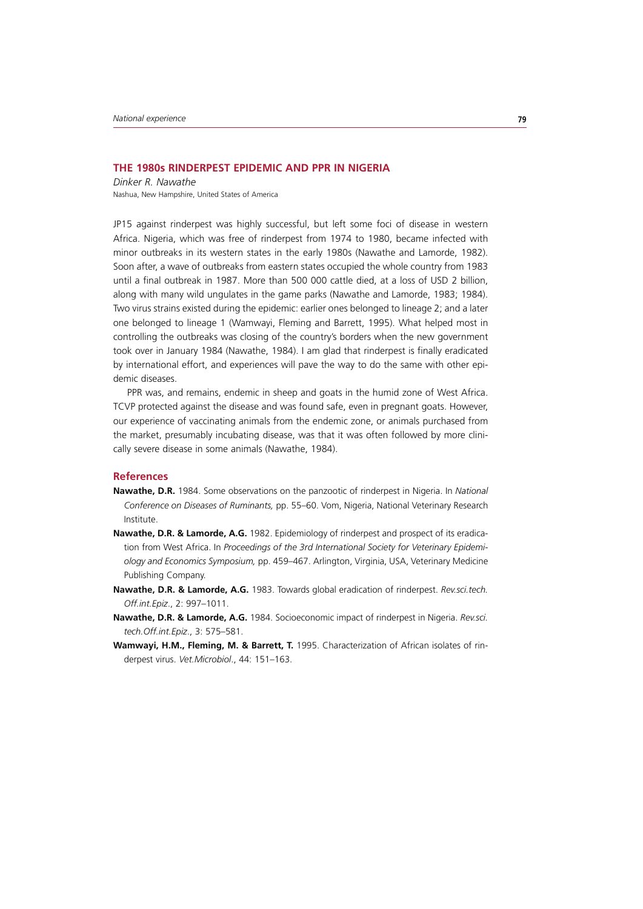## THE 1980s RINDERPEST EPIDEMIC AND PPR IN NIGERIA

*Dinker R. Nawathe*

Nashua, New Hampshire, United States of America

JP15 against rinderpest was highly successful, but left some foci of disease in western Africa. Nigeria, which was free of rinderpest from 1974 to 1980, became infected with minor outbreaks in its western states in the early 1980s (Nawathe and Lamorde, 1982). Soon after, a wave of outbreaks from eastern states occupied the whole country from 1983 until a final outbreak in 1987. More than 500 000 cattle died, at a loss of USD 2 billion, along with many wild ungulates in the game parks (Nawathe and Lamorde, 1983; 1984). Two virus strains existed during the epidemic: earlier ones belonged to lineage 2; and a later one belonged to lineage 1 (Wamwayi, Fleming and Barrett, 1995). What helped most in controlling the outbreaks was closing of the country's borders when the new government took over in January 1984 (Nawathe, 1984). I am glad that rinderpest is finally eradicated by international effort, and experiences will pave the way to do the same with other epidemic diseases.

PPR was, and remains, endemic in sheep and goats in the humid zone of West Africa. TCVP protected against the disease and was found safe, even in pregnant goats. However, our experience of vaccinating animals from the endemic zone, or animals purchased from the market, presumably incubating disease, was that it was often followed by more clinically severe disease in some animals (Nawathe, 1984).

### References

**Nawathe, D.R.** 1984. Some observations on the panzootic of rinderpest in Nigeria. In *National Conference on Diseases of Ruminants,* pp. 55–60. Vom, Nigeria, National Veterinary Research Institute.

**Nawathe, D.R. & Lamorde, A.G.** 1982. Epidemiology of rinderpest and prospect of its eradication from West Africa. In *Proceedings of the 3rd International Society for Veterinary Epidemiology and Economics Symposium,* pp. 459–467. Arlington, Virginia, USA, Veterinary Medicine Publishing Company.

**Nawathe, D.R. & Lamorde, A.G.** 1983. Towards global eradication of rinderpest. *Rev.sci.tech. Off.int.Epiz*., 2: 997–1011.

**Nawathe, D.R. & Lamorde, A.G.** 1984. Socioeconomic impact of rinderpest in Nigeria. *Rev.sci. tech.Off.int.Epiz*., 3: 575–581.

**Wamwayi, H.M., Fleming, M. & Barrett, T.** 1995. Characterization of African isolates of rinderpest virus. *Vet.Microbiol*., 44: 151–163.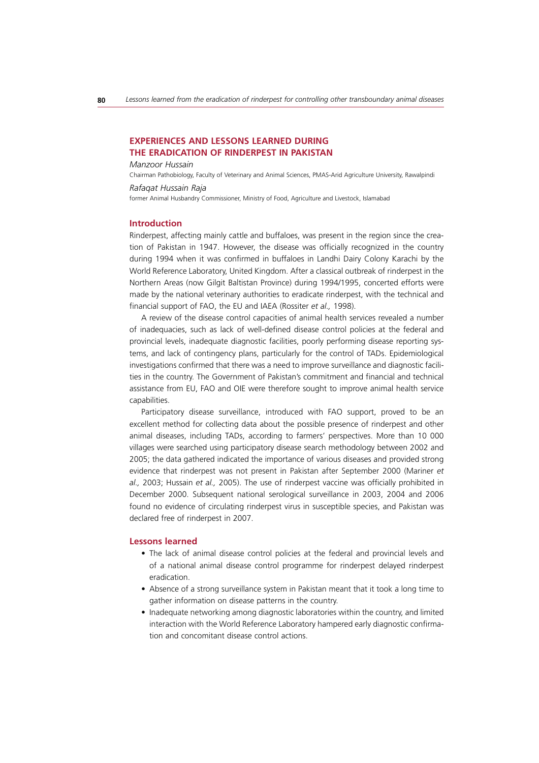## EXPERIENCES AND LESSONS LEARNED DURING THE ERADICATION OF RINDERPEST IN PAKISTAN

*Manzoor Hussain*

Chairman Pathobiology, Faculty of Veterinary and Animal Sciences, PMAS-Arid Agriculture University, Rawalpindi

*Rafaqat Hussain Raja*

former Animal Husbandry Commissioner, Ministry of Food, Agriculture and Livestock, Islamabad

### Introduction

Rinderpest, affecting mainly cattle and buffaloes, was present in the region since the creation of Pakistan in 1947. However, the disease was officially recognized in the country during 1994 when it was confirmed in buffaloes in Landhi Dairy Colony Karachi by the World Reference Laboratory, United Kingdom. After a classical outbreak of rinderpest in the Northern Areas (now Gilgit Baltistan Province) during 1994/1995, concerted efforts were made by the national veterinary authorities to eradicate rinderpest, with the technical and financial support of FAO, the EU and IAEA (Rossiter *et al.,* 1998).

A review of the disease control capacities of animal health services revealed a number of inadequacies, such as lack of well-defined disease control policies at the federal and provincial levels, inadequate diagnostic facilities, poorly performing disease reporting systems, and lack of contingency plans, particularly for the control of TADs. Epidemiological investigations confirmed that there was a need to improve surveillance and diagnostic facilities in the country. The Government of Pakistan's commitment and financial and technical assistance from EU, FAO and OIE were therefore sought to improve animal health service capabilities.

Participatory disease surveillance, introduced with FAO support, proved to be an excellent method for collecting data about the possible presence of rinderpest and other animal diseases, including TADs, according to farmers' perspectives. More than 10 000 villages were searched using participatory disease search methodology between 2002 and 2005; the data gathered indicated the importance of various diseases and provided strong evidence that rinderpest was not present in Pakistan after September 2000 (Mariner *et al.,* 2003; Hussain *et al.,* 2005). The use of rinderpest vaccine was officially prohibited in December 2000. Subsequent national serological surveillance in 2003, 2004 and 2006 found no evidence of circulating rinderpest virus in susceptible species, and Pakistan was declared free of rinderpest in 2007.

### Lessons learned

- The lack of animal disease control policies at the federal and provincial levels and of a national animal disease control programme for rinderpest delayed rinderpest eradication.
- Absence of a strong surveillance system in Pakistan meant that it took a long time to gather information on disease patterns in the country.
- Inadequate networking among diagnostic laboratories within the country, and limited interaction with the World Reference Laboratory hampered early diagnostic confirmation and concomitant disease control actions.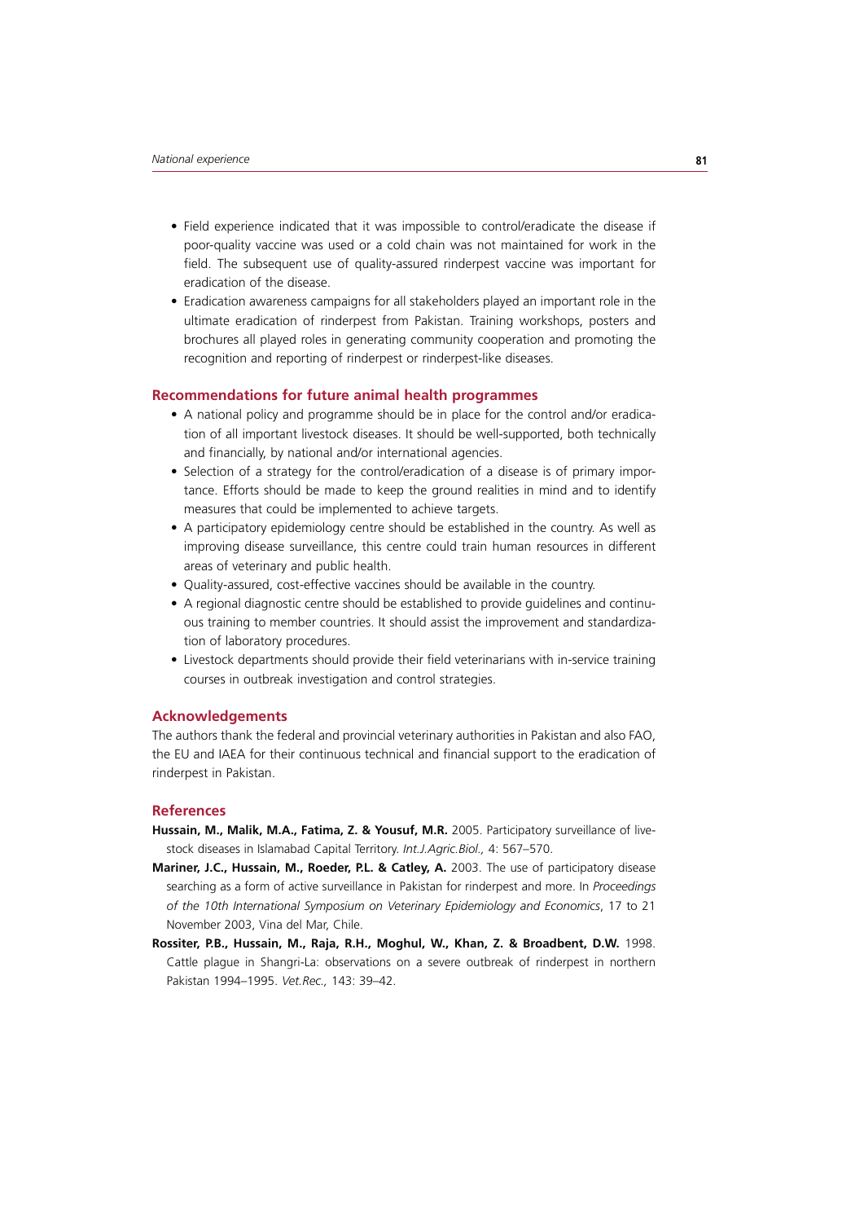- Field experience indicated that it was impossible to control/eradicate the disease if poor-quality vaccine was used or a cold chain was not maintained for work in the field. The subsequent use of quality-assured rinderpest vaccine was important for eradication of the disease.
- Eradication awareness campaigns for all stakeholders played an important role in the ultimate eradication of rinderpest from Pakistan. Training workshops, posters and brochures all played roles in generating community cooperation and promoting the recognition and reporting of rinderpest or rinderpest-like diseases.

## Recommendations for future animal health programmes

- A national policy and programme should be in place for the control and/or eradication of all important livestock diseases. It should be well-supported, both technically and financially, by national and/or international agencies.
- Selection of a strategy for the control/eradication of a disease is of primary importance. Efforts should be made to keep the ground realities in mind and to identify measures that could be implemented to achieve targets.
- A participatory epidemiology centre should be established in the country. As well as improving disease surveillance, this centre could train human resources in different areas of veterinary and public health.
- Quality-assured, cost-effective vaccines should be available in the country.
- A regional diagnostic centre should be established to provide guidelines and continuous training to member countries. It should assist the improvement and standardization of laboratory procedures.
- Livestock departments should provide their field veterinarians with in-service training courses in outbreak investigation and control strategies.

## Acknowledgements

The authors thank the federal and provincial veterinary authorities in Pakistan and also FAO, the EU and IAEA for their continuous technical and financial support to the eradication of rinderpest in Pakistan.

## References

**Hussain, M., Malik, M.A., Fatima, Z. & Yousuf, M.R.** 2005. Participatory surveillance of livestock diseases in Islamabad Capital Territory. *Int.J.Agric.Biol.,* 4: 567–570.

**Mariner, J.C., Hussain, M., Roeder, P.L. & Catley, A.** 2003. The use of participatory disease searching as a form of active surveillance in Pakistan for rinderpest and more. In *Proceedings of the 10th International Symposium on Veterinary Epidemiology and Economics*, 17 to 21 November 2003, Vina del Mar, Chile.

**Rossiter, P.B., Hussain, M., Raja, R.H., Moghul, W., Khan, Z. & Broadbent, D.W.** 1998. Cattle plague in Shangri-La: observations on a severe outbreak of rinderpest in northern Pakistan 1994–1995. *Vet.Rec.,* 143: 39–42.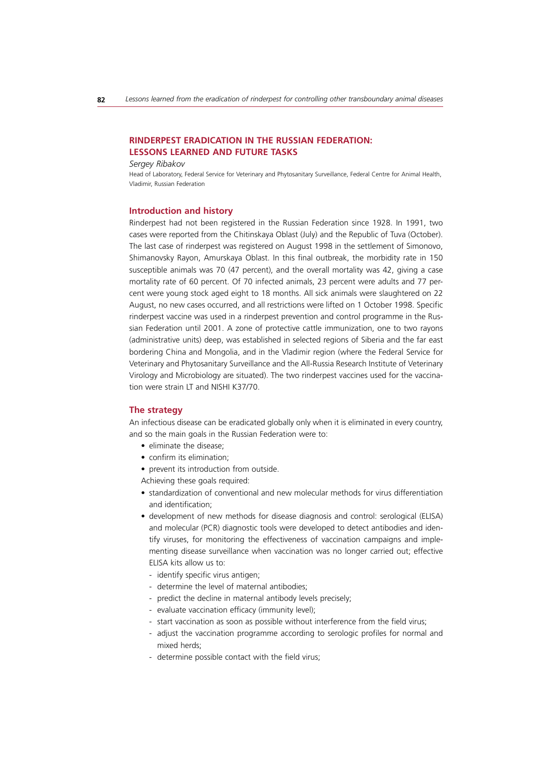## RINDERPEST ERADICATION IN THE RUSSIAN FEDERATION: LESSONS LEARNED AND FUTURE TASKS

*Sergey Ribakov*

Head of Laboratory, Federal Service for Veterinary and Phytosanitary Surveillance, Federal Centre for Animal Health, Vladimir, Russian Federation

### Introduction and history

Rinderpest had not been registered in the Russian Federation since 1928. In 1991, two cases were reported from the Chitinskaya Oblast (July) and the Republic of Tuva (October). The last case of rinderpest was registered on August 1998 in the settlement of Simonovo, Shimanovsky Rayon, Amurskaya Oblast. In this final outbreak, the morbidity rate in 150 susceptible animals was 70 (47 percent), and the overall mortality was 42, giving a case mortality rate of 60 percent. Of 70 infected animals, 23 percent were adults and 77 percent were young stock aged eight to 18 months. All sick animals were slaughtered on 22 August, no new cases occurred, and all restrictions were lifted on 1 October 1998. Specific rinderpest vaccine was used in a rinderpest prevention and control programme in the Russian Federation until 2001. A zone of protective cattle immunization, one to two rayons (administrative units) deep, was established in selected regions of Siberia and the far east bordering China and Mongolia, and in the Vladimir region (where the Federal Service for Veterinary and Phytosanitary Surveillance and the All-Russia Research Institute of Veterinary Virology and Microbiology are situated). The two rinderpest vaccines used for the vaccination were strain LT and NISHI K37/70.

### The strategy

An infectious disease can be eradicated globally only when it is eliminated in every country, and so the main goals in the Russian Federation were to:

- eliminate the disease;
- confirm its elimination;
- prevent its introduction from outside.

Achieving these goals required:

- standardization of conventional and new molecular methods for virus differentiation and identification;
- development of new methods for disease diagnosis and control: serological (ELISA) and molecular (PCR) diagnostic tools were developed to detect antibodies and identify viruses, for monitoring the effectiveness of vaccination campaigns and implementing disease surveillance when vaccination was no longer carried out; effective ELISA kits allow us to:
  - identify specific virus antigen;
  - determine the level of maternal antibodies;
  - predict the decline in maternal antibody levels precisely;
  - evaluate vaccination efficacy (immunity level);
  - start vaccination as soon as possible without interference from the field virus;
  - adjust the vaccination programme according to serologic profiles for normal and mixed herds;
  - determine possible contact with the field virus;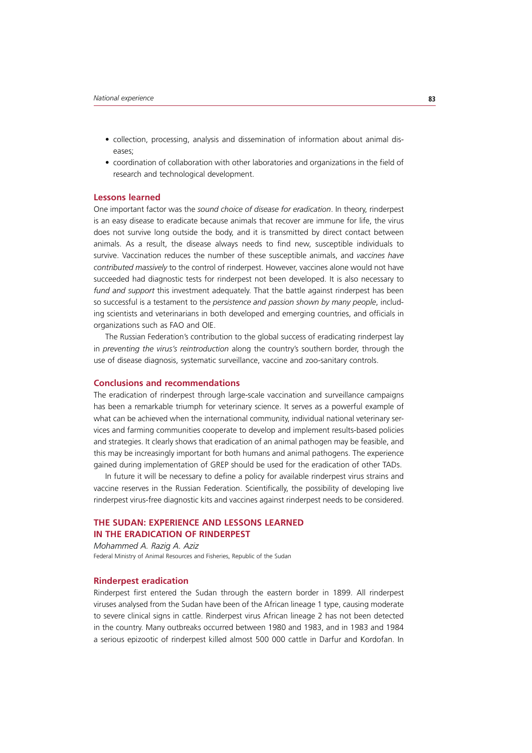- collection, processing, analysis and dissemination of information about animal diseases;
- coordination of collaboration with other laboratories and organizations in the field of research and technological development.

### Lessons learned

One important factor was the *sound choice of disease for eradication*. In theory, rinderpest is an easy disease to eradicate because animals that recover are immune for life, the virus does not survive long outside the body, and it is transmitted by direct contact between animals. As a result, the disease always needs to find new, susceptible individuals to survive. Vaccination reduces the number of these susceptible animals, and *vaccines have contributed massively* to the control of rinderpest. However, vaccines alone would not have succeeded had diagnostic tests for rinderpest not been developed. It is also necessary to *fund and support* this investment adequately. That the battle against rinderpest has been so successful is a testament to the *persistence and passion shown by many people*, including scientists and veterinarians in both developed and emerging countries, and officials in organizations such as FAO and OIE.

The Russian Federation's contribution to the global success of eradicating rinderpest lay in *preventing the virus's reintroduction* along the country's southern border, through the use of disease diagnosis, systematic surveillance, vaccine and zoo-sanitary controls.

### Conclusions and recommendations

The eradication of rinderpest through large-scale vaccination and surveillance campaigns has been a remarkable triumph for veterinary science. It serves as a powerful example of what can be achieved when the international community, individual national veterinary services and farming communities cooperate to develop and implement results-based policies and strategies. It clearly shows that eradication of an animal pathogen may be feasible, and this may be increasingly important for both humans and animal pathogens. The experience gained during implementation of GREP should be used for the eradication of other TADs.

In future it will be necessary to define a policy for available rinderpest virus strains and vaccine reserves in the Russian Federation. Scientifically, the possibility of developing live rinderpest virus-free diagnostic kits and vaccines against rinderpest needs to be considered.

## THE SUDAN: EXPERIENCE AND LESSONS LEARNED IN THE ERADICATION OF RINDERPEST

*Mohammed A. Razig A. Aziz*

Federal Ministry of Animal Resources and Fisheries, Republic of the Sudan

### Rinderpest eradication

Rinderpest first entered the Sudan through the eastern border in 1899. All rinderpest viruses analysed from the Sudan have been of the African lineage 1 type, causing moderate to severe clinical signs in cattle. Rinderpest virus African lineage 2 has not been detected in the country. Many outbreaks occurred between 1980 and 1983, and in 1983 and 1984 a serious epizootic of rinderpest killed almost 500 000 cattle in Darfur and Kordofan. In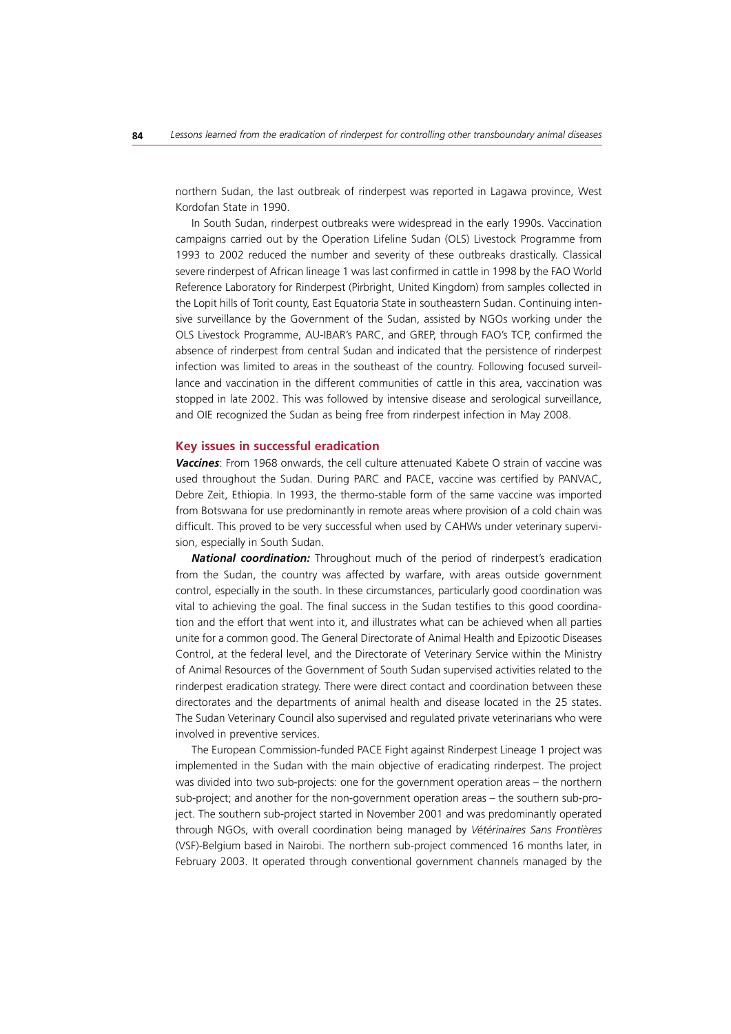northern Sudan, the last outbreak of rinderpest was reported in Lagawa province, West Kordofan State in 1990.

In South Sudan, rinderpest outbreaks were widespread in the early 1990s. Vaccination campaigns carried out by the Operation Lifeline Sudan (OLS) Livestock Programme from 1993 to 2002 reduced the number and severity of these outbreaks drastically. Classical severe rinderpest of African lineage 1 was last confirmed in cattle in 1998 by the FAO World Reference Laboratory for Rinderpest (Pirbright, United Kingdom) from samples collected in the Lopit hills of Torit county, East Equatoria State in southeastern Sudan. Continuing intensive surveillance by the Government of the Sudan, assisted by NGOs working under the OLS Livestock Programme, AU-IBAR's PARC, and GREP, through FAO's TCP, confirmed the absence of rinderpest from central Sudan and indicated that the persistence of rinderpest infection was limited to areas in the southeast of the country. Following focused surveillance and vaccination in the different communities of cattle in this area, vaccination was stopped in late 2002. This was followed by intensive disease and serological surveillance, and OIE recognized the Sudan as being free from rinderpest infection in May 2008.

## Key issues in successful eradication

***Vaccines***: From 1968 onwards, the cell culture attenuated Kabete O strain of vaccine was used throughout the Sudan. During PARC and PACE, vaccine was certified by PANVAC, Debre Zeit, Ethiopia. In 1993, the thermo-stable form of the same vaccine was imported from Botswana for use predominantly in remote areas where provision of a cold chain was difficult. This proved to be very successful when used by CAHWs under veterinary supervision, especially in South Sudan.

***National coordination:*** Throughout much of the period of rinderpest's eradication from the Sudan, the country was affected by warfare, with areas outside government control, especially in the south. In these circumstances, particularly good coordination was vital to achieving the goal. The final success in the Sudan testifies to this good coordination and the effort that went into it, and illustrates what can be achieved when all parties unite for a common good. The General Directorate of Animal Health and Epizootic Diseases Control, at the federal level, and the Directorate of Veterinary Service within the Ministry of Animal Resources of the Government of South Sudan supervised activities related to the rinderpest eradication strategy. There were direct contact and coordination between these directorates and the departments of animal health and disease located in the 25 states. The Sudan Veterinary Council also supervised and regulated private veterinarians who were involved in preventive services.

The European Commission-funded PACE Fight against Rinderpest Lineage 1 project was implemented in the Sudan with the main objective of eradicating rinderpest. The project was divided into two sub-projects: one for the government operation areas – the northern sub-project; and another for the non-government operation areas – the southern sub-project. The southern sub-project started in November 2001 and was predominantly operated through NGOs, with overall coordination being managed by *Vétérinaires Sans Frontières* (VSF)-Belgium based in Nairobi. The northern sub-project commenced 16 months later, in February 2003. It operated through conventional government channels managed by the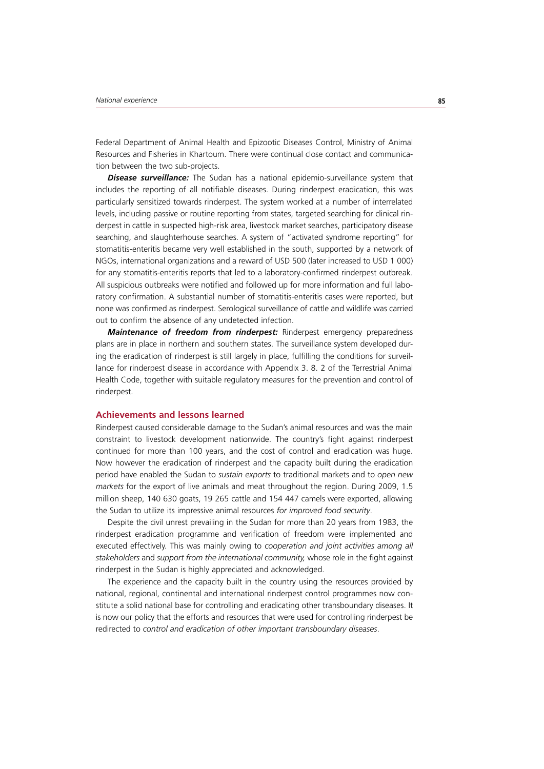Federal Department of Animal Health and Epizootic Diseases Control, Ministry of Animal Resources and Fisheries in Khartoum. There were continual close contact and communication between the two sub-projects.

***Disease surveillance:*** The Sudan has a national epidemio-surveillance system that includes the reporting of all notifiable diseases. During rinderpest eradication, this was particularly sensitized towards rinderpest. The system worked at a number of interrelated levels, including passive or routine reporting from states, targeted searching for clinical rinderpest in cattle in suspected high-risk area, livestock market searches, participatory disease searching, and slaughterhouse searches. A system of "activated syndrome reporting" for stomatitis-enteritis became very well established in the south, supported by a network of NGOs, international organizations and a reward of USD 500 (later increased to USD 1 000) for any stomatitis-enteritis reports that led to a laboratory-confirmed rinderpest outbreak. All suspicious outbreaks were notified and followed up for more information and full laboratory confirmation. A substantial number of stomatitis-enteritis cases were reported, but none was confirmed as rinderpest. Serological surveillance of cattle and wildlife was carried out to confirm the absence of any undetected infection.

***Maintenance of freedom from rinderpest:*** Rinderpest emergency preparedness plans are in place in northern and southern states. The surveillance system developed during the eradication of rinderpest is still largely in place, fulfilling the conditions for surveillance for rinderpest disease in accordance with Appendix 3. 8. 2 of the Terrestrial Animal Health Code, together with suitable regulatory measures for the prevention and control of rinderpest.

## Achievements and lessons learned

Rinderpest caused considerable damage to the Sudan's animal resources and was the main constraint to livestock development nationwide. The country's fight against rinderpest continued for more than 100 years, and the cost of control and eradication was huge. Now however the eradication of rinderpest and the capacity built during the eradication period have enabled the Sudan to *sustain exports* to traditional markets and to *open new markets* for the export of live animals and meat throughout the region. During 2009, 1.5 million sheep, 140 630 goats, 19 265 cattle and 154 447 camels were exported, allowing the Sudan to utilize its impressive animal resources *for improved food security*.

Despite the civil unrest prevailing in the Sudan for more than 20 years from 1983, the rinderpest eradication programme and verification of freedom were implemented and executed effectively. This was mainly owing to *cooperation and joint activities among all stakeholders* and *support from the international community,* whose role in the fight against rinderpest in the Sudan is highly appreciated and acknowledged.

The experience and the capacity built in the country using the resources provided by national, regional, continental and international rinderpest control programmes now constitute a solid national base for controlling and eradicating other transboundary diseases. It is now our policy that the efforts and resources that were used for controlling rinderpest be redirected to *control and eradication of other important transboundary diseases*.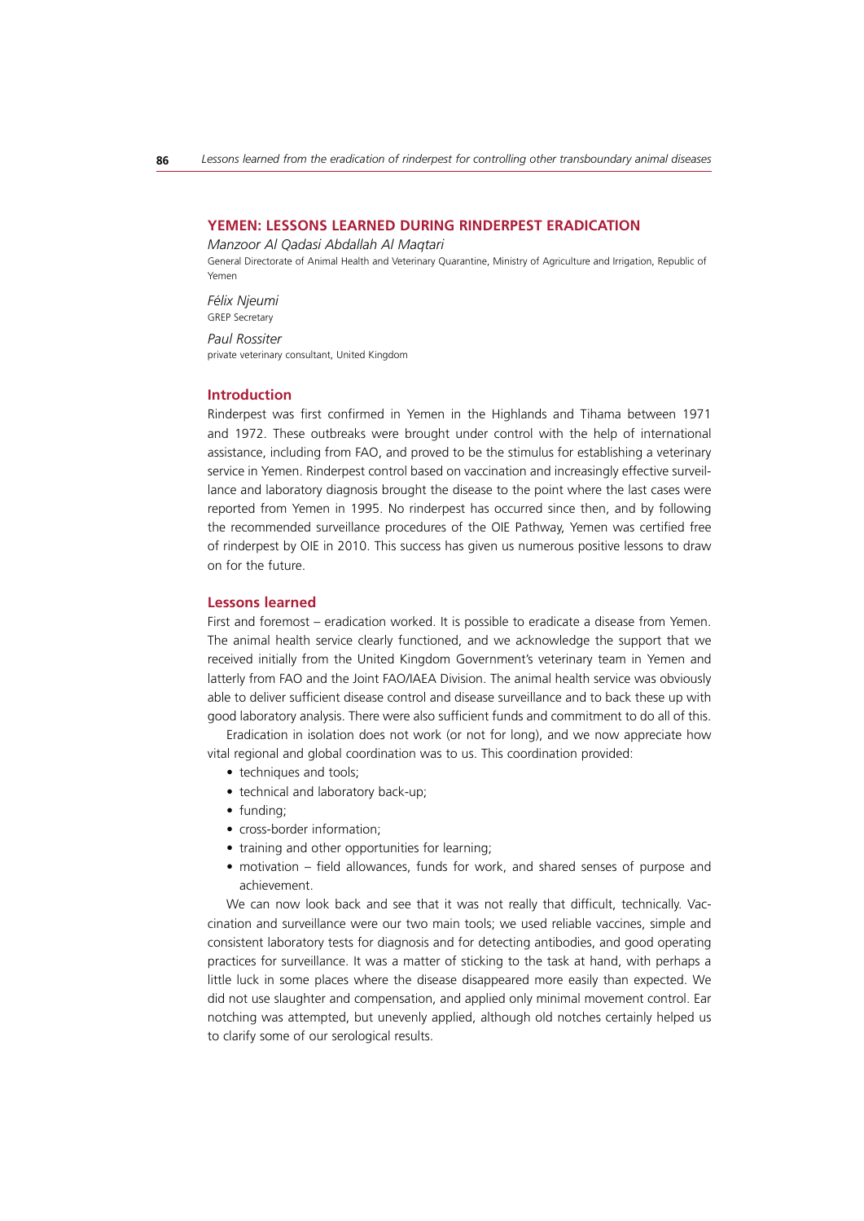## YEMEN: LESSONS LEARNED DURING RINDERPEST ERADICATION

*Manzoor Al Qadasi Abdallah Al Maqtari*
General Directorate of Animal Health and Veterinary Quarantine, Ministry of Agriculture and Irrigation, Republic of Yemen

*Félix Njeumi*
GREP Secretary

*Paul Rossiter*
private veterinary consultant, United Kingdom

### Introduction

Rinderpest was first confirmed in Yemen in the Highlands and Tihama between 1971 and 1972. These outbreaks were brought under control with the help of international assistance, including from FAO, and proved to be the stimulus for establishing a veterinary service in Yemen. Rinderpest control based on vaccination and increasingly effective surveillance and laboratory diagnosis brought the disease to the point where the last cases were reported from Yemen in 1995. No rinderpest has occurred since then, and by following the recommended surveillance procedures of the OIE Pathway, Yemen was certified free of rinderpest by OIE in 2010. This success has given us numerous positive lessons to draw on for the future.

### Lessons learned

First and foremost – eradication worked. It is possible to eradicate a disease from Yemen. The animal health service clearly functioned, and we acknowledge the support that we received initially from the United Kingdom Government's veterinary team in Yemen and latterly from FAO and the Joint FAO/IAEA Division. The animal health service was obviously able to deliver sufficient disease control and disease surveillance and to back these up with good laboratory analysis. There were also sufficient funds and commitment to do all of this.

Eradication in isolation does not work (or not for long), and we now appreciate how vital regional and global coordination was to us. This coordination provided:

- techniques and tools;
- technical and laboratory back-up;
- funding;
- cross-border information;
- training and other opportunities for learning;
- motivation – field allowances, funds for work, and shared senses of purpose and achievement.

We can now look back and see that it was not really that difficult, technically. Vaccination and surveillance were our two main tools; we used reliable vaccines, simple and consistent laboratory tests for diagnosis and for detecting antibodies, and good operating practices for surveillance. It was a matter of sticking to the task at hand, with perhaps a little luck in some places where the disease disappeared more easily than expected. We did not use slaughter and compensation, and applied only minimal movement control. Ear notching was attempted, but unevenly applied, although old notches certainly helped us to clarify some of our serological results.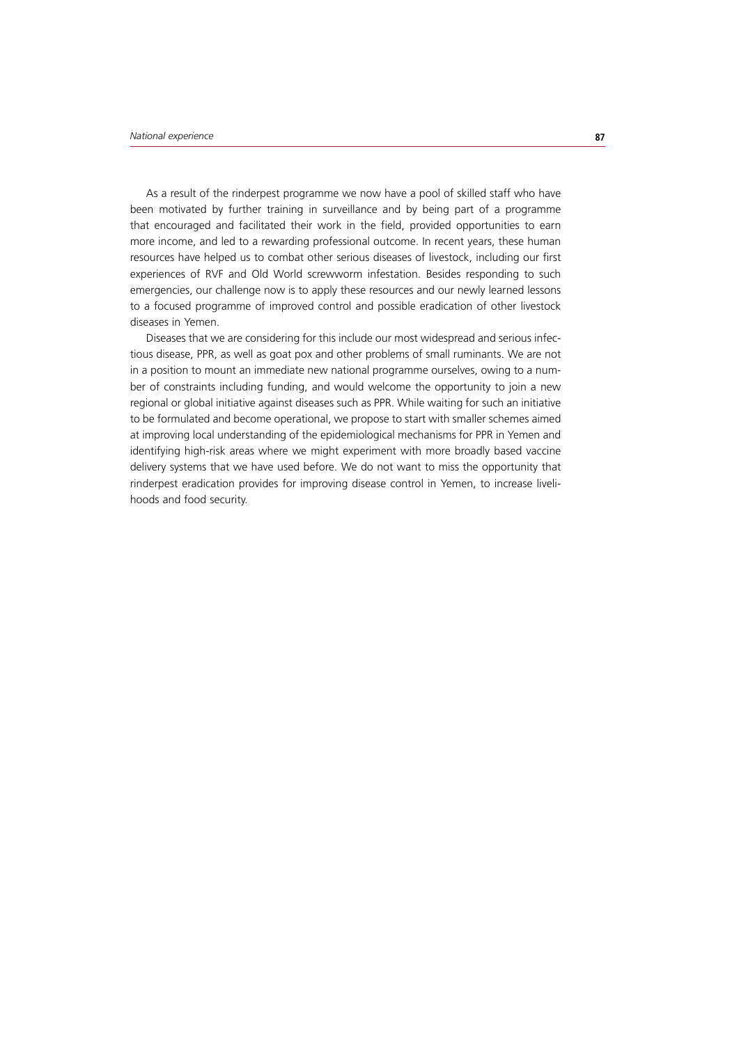As a result of the rinderpest programme we now have a pool of skilled staff who have been motivated by further training in surveillance and by being part of a programme that encouraged and facilitated their work in the field, provided opportunities to earn more income, and led to a rewarding professional outcome. In recent years, these human resources have helped us to combat other serious diseases of livestock, including our first experiences of RVF and Old World screwworm infestation. Besides responding to such emergencies, our challenge now is to apply these resources and our newly learned lessons to a focused programme of improved control and possible eradication of other livestock diseases in Yemen.

Diseases that we are considering for this include our most widespread and serious infectious disease, PPR, as well as goat pox and other problems of small ruminants. We are not in a position to mount an immediate new national programme ourselves, owing to a number of constraints including funding, and would welcome the opportunity to join a new regional or global initiative against diseases such as PPR. While waiting for such an initiative to be formulated and become operational, we propose to start with smaller schemes aimed at improving local understanding of the epidemiological mechanisms for PPR in Yemen and identifying high-risk areas where we might experiment with more broadly based vaccine delivery systems that we have used before. We do not want to miss the opportunity that rinderpest eradication provides for improving disease control in Yemen, to increase livelihoods and food security.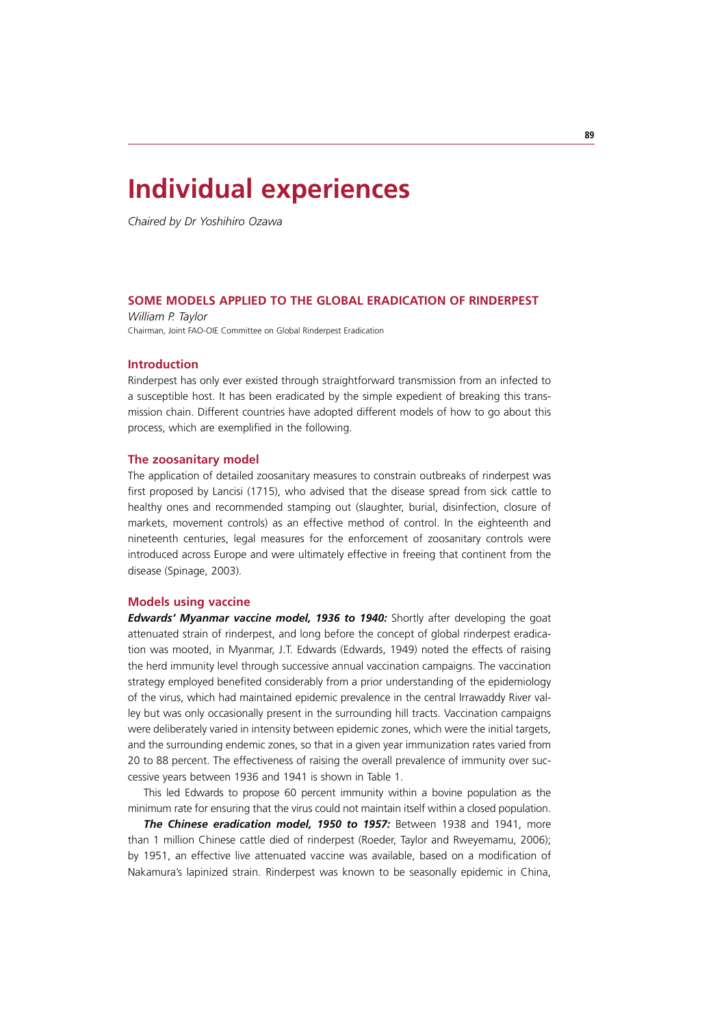# Individual experiences

*Chaired by Dr Yoshihiro Ozawa*

## SOME MODELS APPLIED TO THE GLOBAL ERADICATION OF RINDERPEST

*William P. Taylor*
Chairman, Joint FAO-OIE Committee on Global Rinderpest Eradication

### Introduction

Rinderpest has only ever existed through straightforward transmission from an infected to a susceptible host. It has been eradicated by the simple expedient of breaking this transmission chain. Different countries have adopted different models of how to go about this process, which are exemplified in the following.

### The zoosanitary model

The application of detailed zoosanitary measures to constrain outbreaks of rinderpest was first proposed by Lancisi (1715), who advised that the disease spread from sick cattle to healthy ones and recommended stamping out (slaughter, burial, disinfection, closure of markets, movement controls) as an effective method of control. In the eighteenth and nineteenth centuries, legal measures for the enforcement of zoosanitary controls were introduced across Europe and were ultimately effective in freeing that continent from the disease (Spinage, 2003).

### Models using vaccine

***Edwards' Myanmar vaccine model, 1936 to 1940:*** Shortly after developing the goat attenuated strain of rinderpest, and long before the concept of global rinderpest eradication was mooted, in Myanmar, J.T. Edwards (Edwards, 1949) noted the effects of raising the herd immunity level through successive annual vaccination campaigns. The vaccination strategy employed benefited considerably from a prior understanding of the epidemiology of the virus, which had maintained epidemic prevalence in the central Irrawaddy River valley but was only occasionally present in the surrounding hill tracts. Vaccination campaigns were deliberately varied in intensity between epidemic zones, which were the initial targets, and the surrounding endemic zones, so that in a given year immunization rates varied from 20 to 88 percent. The effectiveness of raising the overall prevalence of immunity over successive years between 1936 and 1941 is shown in Table 1.

This led Edwards to propose 60 percent immunity within a bovine population as the minimum rate for ensuring that the virus could not maintain itself within a closed population.

***The Chinese eradication model, 1950 to 1957:*** Between 1938 and 1941, more than 1 million Chinese cattle died of rinderpest (Roeder, Taylor and Rweyemamu, 2006); by 1951, an effective live attenuated vaccine was available, based on a modification of Nakamura's lapinized strain. Rinderpest was known to be seasonally epidemic in China,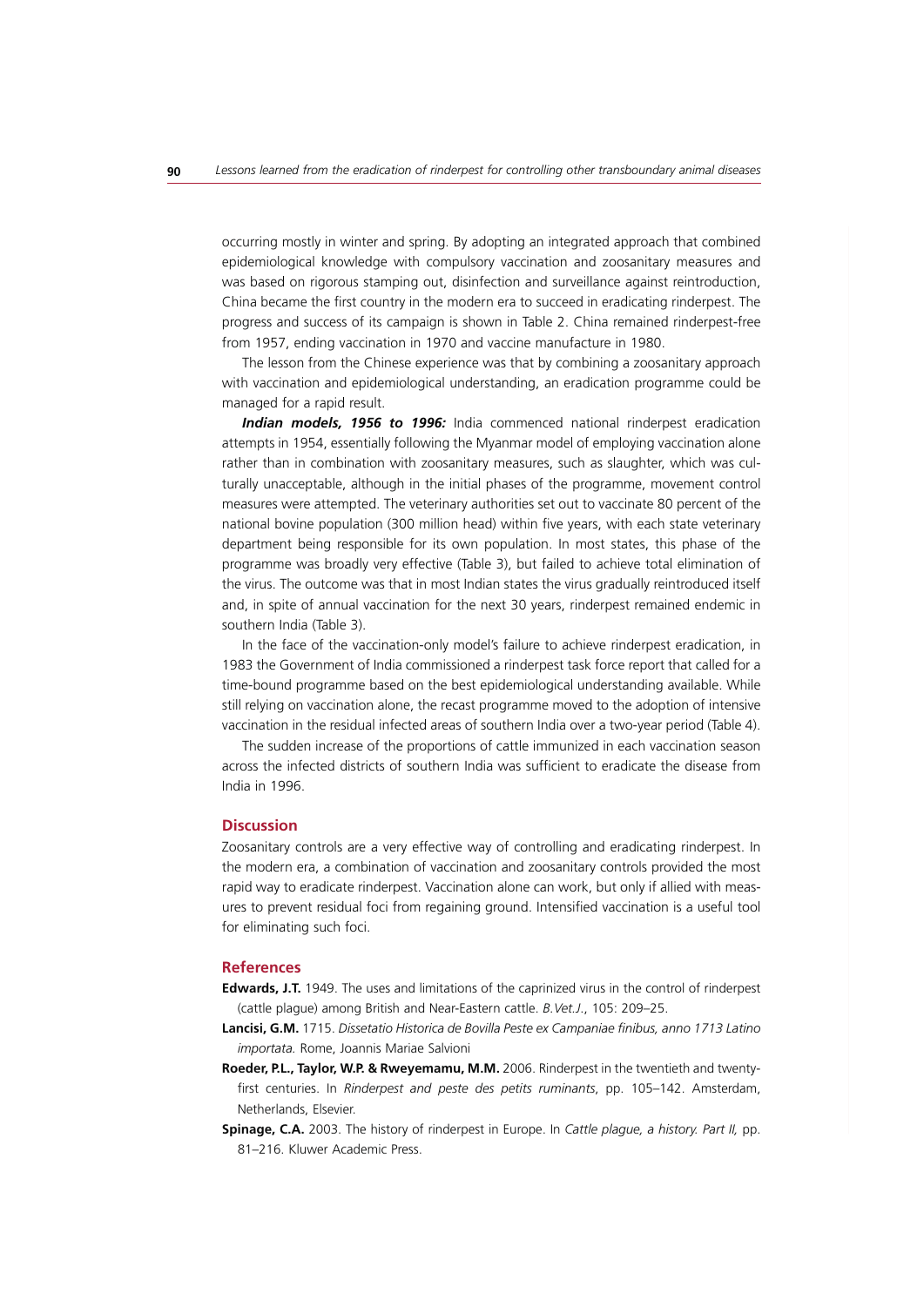occurring mostly in winter and spring. By adopting an integrated approach that combined epidemiological knowledge with compulsory vaccination and zoosanitary measures and was based on rigorous stamping out, disinfection and surveillance against reintroduction, China became the first country in the modern era to succeed in eradicating rinderpest. The progress and success of its campaign is shown in Table 2. China remained rinderpest-free from 1957, ending vaccination in 1970 and vaccine manufacture in 1980.

The lesson from the Chinese experience was that by combining a zoosanitary approach with vaccination and epidemiological understanding, an eradication programme could be managed for a rapid result.

***Indian models, 1956 to 1996:*** India commenced national rinderpest eradication attempts in 1954, essentially following the Myanmar model of employing vaccination alone rather than in combination with zoosanitary measures, such as slaughter, which was culturally unacceptable, although in the initial phases of the programme, movement control measures were attempted. The veterinary authorities set out to vaccinate 80 percent of the national bovine population (300 million head) within five years, with each state veterinary department being responsible for its own population. In most states, this phase of the programme was broadly very effective (Table 3), but failed to achieve total elimination of the virus. The outcome was that in most Indian states the virus gradually reintroduced itself and, in spite of annual vaccination for the next 30 years, rinderpest remained endemic in southern India (Table 3).

In the face of the vaccination-only model's failure to achieve rinderpest eradication, in 1983 the Government of India commissioned a rinderpest task force report that called for a time-bound programme based on the best epidemiological understanding available. While still relying on vaccination alone, the recast programme moved to the adoption of intensive vaccination in the residual infected areas of southern India over a two-year period (Table 4).

The sudden increase of the proportions of cattle immunized in each vaccination season across the infected districts of southern India was sufficient to eradicate the disease from India in 1996.

## Discussion

Zoosanitary controls are a very effective way of controlling and eradicating rinderpest. In the modern era, a combination of vaccination and zoosanitary controls provided the most rapid way to eradicate rinderpest. Vaccination alone can work, but only if allied with measures to prevent residual foci from regaining ground. Intensified vaccination is a useful tool for eliminating such foci.

## References

**Edwards, J.T.** 1949. The uses and limitations of the caprinized virus in the control of rinderpest (cattle plague) among British and Near-Eastern cattle. *B.Vet.J.*, 105: 209–25.

**Lancisi, G.M.** 1715. *Dissetatio Historica de Bovilla Peste ex Campaniae finibus, anno 1713 Latino importata.* Rome, Joannis Mariae Salvioni

**Roeder, P.L., Taylor, W.P. & Rweyemamu, M.M.** 2006. Rinderpest in the twentieth and twenty-first centuries. In *Rinderpest and peste des petits ruminants*, pp. 105–142. Amsterdam, Netherlands, Elsevier.

**Spinage, C.A.** 2003. The history of rinderpest in Europe. In *Cattle plague, a history. Part II,* pp. 81–216. Kluwer Academic Press.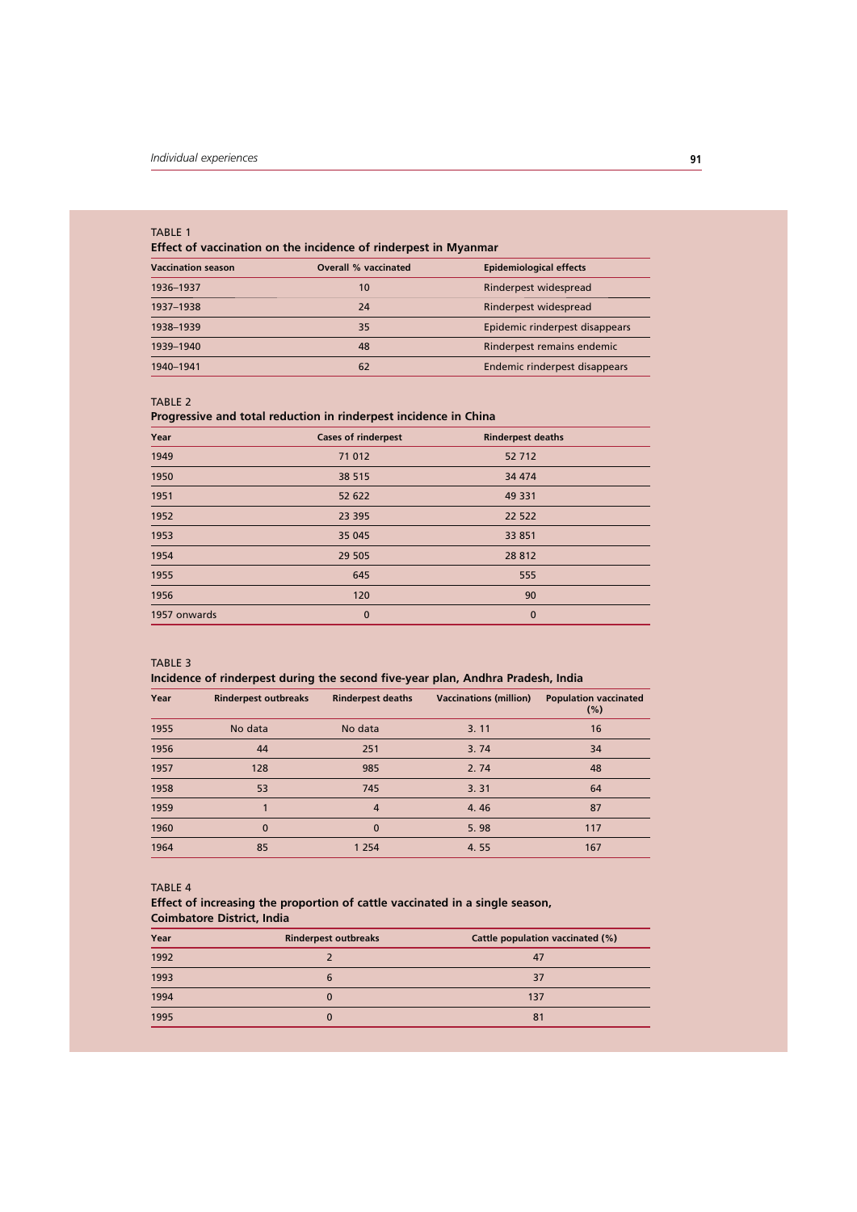TABLE 1

**Effect of vaccination on the incidence of rinderpest in Myanmar**

| Vaccination season | Overall % vaccinated | Epidemiological effects |
|---|---|---|
| 1936–1937 | 10 | Rinderpest widespread |
| 1937–1938 | 24 | Rinderpest widespread |
| 1938–1939 | 35 | Epidemic rinderpest disappears |
| 1939–1940 | 48 | Rinderpest remains endemic |
| 1940–1941 | 62 | Endemic rinderpest disappears |

TABLE 2

**Progressive and total reduction in rinderpest incidence in China**

| Year | Cases of rinderpest | Rinderpest deaths |
|---|---|---|
| 1949 | 71 012 | 52 712 |
| 1950 | 38 515 | 34 474 |
| 1951 | 52 622 | 49 331 |
| 1952 | 23 395 | 22 522 |
| 1953 | 35 045 | 33 851 |
| 1954 | 29 505 | 28 812 |
| 1955 | 645 | 555 |
| 1956 | 120 | 90 |
| 1957 onwards | 0 | 0 |

TABLE 3

**Incidence of rinderpest during the second five-year plan, Andhra Pradesh, India**

| Year | Rinderpest outbreaks | Rinderpest deaths | Vaccinations (million) | Population vaccinated (%) |
|---|---|---|---|---|
| 1955 | No data | No data | 3. 11 | 16 |
| 1956 | 44 | 251 | 3. 74 | 34 |
| 1957 | 128 | 985 | 2. 74 | 48 |
| 1958 | 53 | 745 | 3. 31 | 64 |
| 1959 | 1 | 4 | 4. 46 | 87 |
| 1960 | 0 | 0 | 5. 98 | 117 |
| 1964 | 85 | 1 254 | 4. 55 | 167 |

TABLE 4

**Effect of increasing the proportion of cattle vaccinated in a single season, Coimbatore District, India**

| Year | Rinderpest outbreaks | Cattle population vaccinated (%) |
|---|---|---|
| 1992 | 2 | 47 |
| 1993 | 6 | 37 |
| 1994 | 0 | 137 |
| 1995 | 0 | 81 |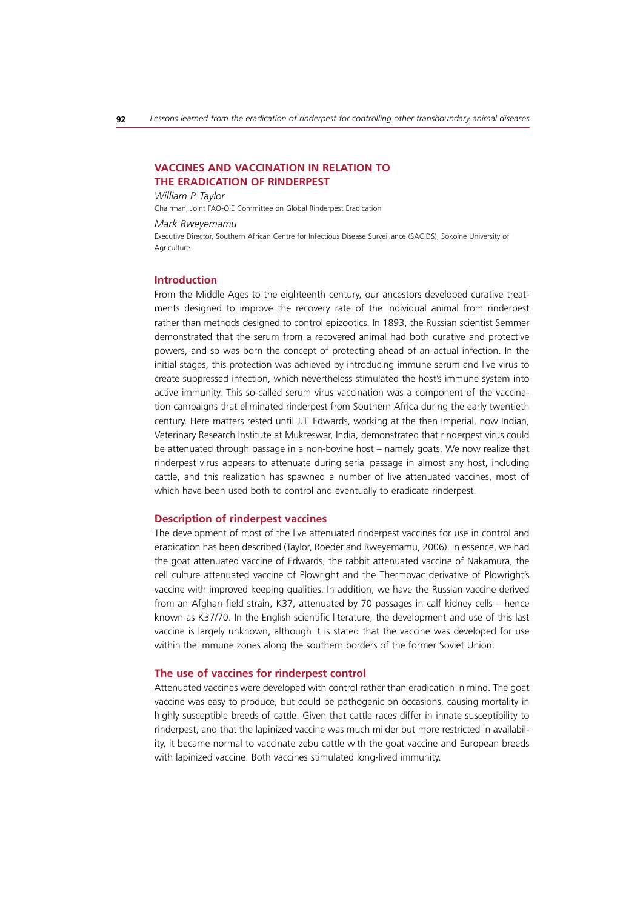## VACCINES AND VACCINATION IN RELATION TO THE ERADICATION OF RINDERPEST

*William P. Taylor*

Chairman, Joint FAO-OIE Committee on Global Rinderpest Eradication

*Mark Rweyemamu*

Executive Director, Southern African Centre for Infectious Disease Surveillance (SACIDS), Sokoine University of Agriculture

### Introduction

From the Middle Ages to the eighteenth century, our ancestors developed curative treatments designed to improve the recovery rate of the individual animal from rinderpest rather than methods designed to control epizootics. In 1893, the Russian scientist Semmer demonstrated that the serum from a recovered animal had both curative and protective powers, and so was born the concept of protecting ahead of an actual infection. In the initial stages, this protection was achieved by introducing immune serum and live virus to create suppressed infection, which nevertheless stimulated the host's immune system into active immunity. This so-called serum virus vaccination was a component of the vaccination campaigns that eliminated rinderpest from Southern Africa during the early twentieth century. Here matters rested until J.T. Edwards, working at the then Imperial, now Indian, Veterinary Research Institute at Mukteswar, India, demonstrated that rinderpest virus could be attenuated through passage in a non-bovine host – namely goats. We now realize that rinderpest virus appears to attenuate during serial passage in almost any host, including cattle, and this realization has spawned a number of live attenuated vaccines, most of which have been used both to control and eventually to eradicate rinderpest.

### Description of rinderpest vaccines

The development of most of the live attenuated rinderpest vaccines for use in control and eradication has been described (Taylor, Roeder and Rweyemamu, 2006). In essence, we had the goat attenuated vaccine of Edwards, the rabbit attenuated vaccine of Nakamura, the cell culture attenuated vaccine of Plowright and the Thermovac derivative of Plowright's vaccine with improved keeping qualities. In addition, we have the Russian vaccine derived from an Afghan field strain, K37, attenuated by 70 passages in calf kidney cells – hence known as K37/70. In the English scientific literature, the development and use of this last vaccine is largely unknown, although it is stated that the vaccine was developed for use within the immune zones along the southern borders of the former Soviet Union.

### The use of vaccines for rinderpest control

Attenuated vaccines were developed with control rather than eradication in mind. The goat vaccine was easy to produce, but could be pathogenic on occasions, causing mortality in highly susceptible breeds of cattle. Given that cattle races differ in innate susceptibility to rinderpest, and that the lapinized vaccine was much milder but more restricted in availability, it became normal to vaccinate zebu cattle with the goat vaccine and European breeds with lapinized vaccine. Both vaccines stimulated long-lived immunity.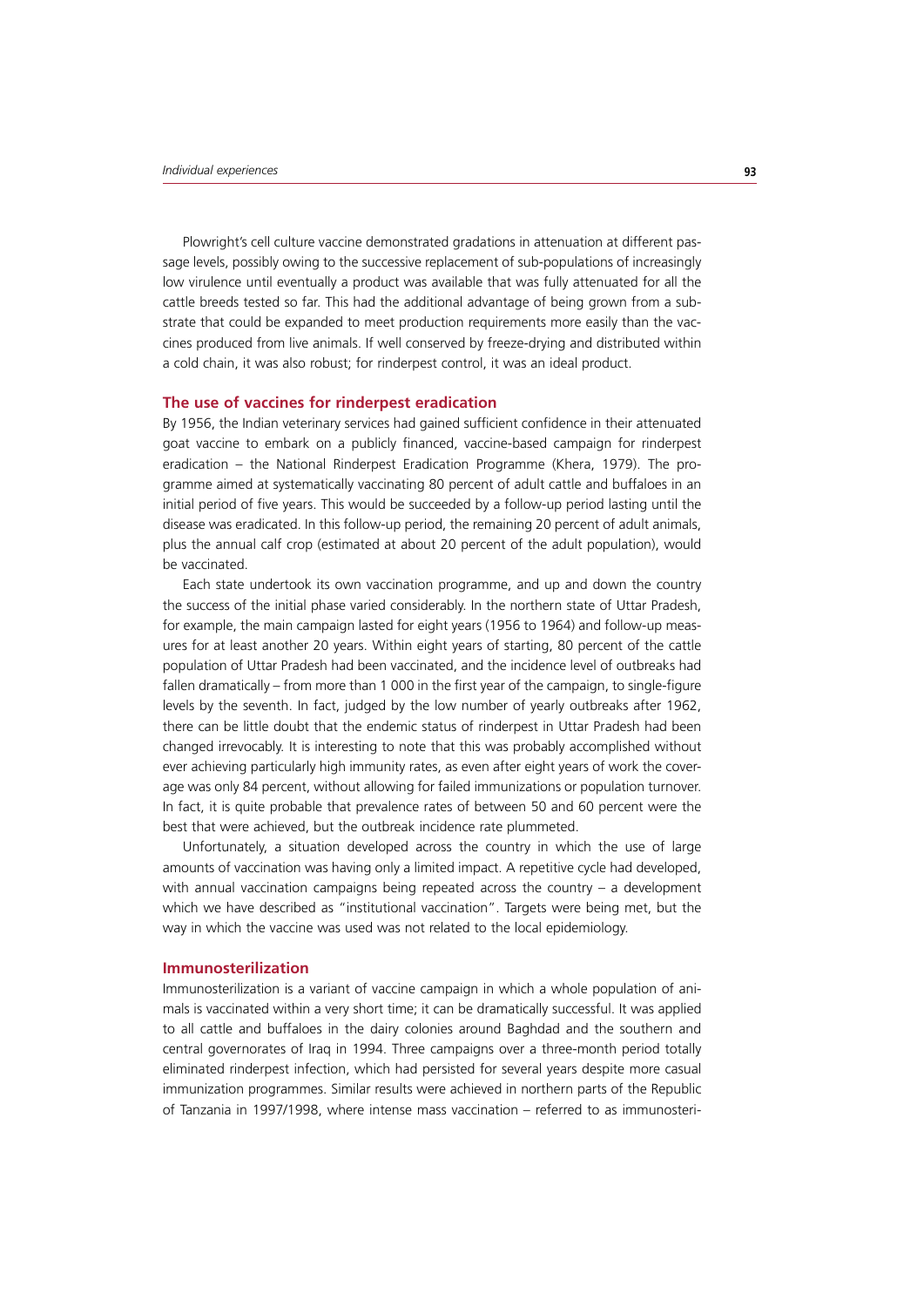Plowright's cell culture vaccine demonstrated gradations in attenuation at different passage levels, possibly owing to the successive replacement of sub-populations of increasingly low virulence until eventually a product was available that was fully attenuated for all the cattle breeds tested so far. This had the additional advantage of being grown from a substrate that could be expanded to meet production requirements more easily than the vaccines produced from live animals. If well conserved by freeze-drying and distributed within a cold chain, it was also robust; for rinderpest control, it was an ideal product.

## The use of vaccines for rinderpest eradication

By 1956, the Indian veterinary services had gained sufficient confidence in their attenuated goat vaccine to embark on a publicly financed, vaccine-based campaign for rinderpest eradication – the National Rinderpest Eradication Programme (Khera, 1979). The programme aimed at systematically vaccinating 80 percent of adult cattle and buffaloes in an initial period of five years. This would be succeeded by a follow-up period lasting until the disease was eradicated. In this follow-up period, the remaining 20 percent of adult animals, plus the annual calf crop (estimated at about 20 percent of the adult population), would be vaccinated.

Each state undertook its own vaccination programme, and up and down the country the success of the initial phase varied considerably. In the northern state of Uttar Pradesh, for example, the main campaign lasted for eight years (1956 to 1964) and follow-up measures for at least another 20 years. Within eight years of starting, 80 percent of the cattle population of Uttar Pradesh had been vaccinated, and the incidence level of outbreaks had fallen dramatically – from more than 1 000 in the first year of the campaign, to single-figure levels by the seventh. In fact, judged by the low number of yearly outbreaks after 1962, there can be little doubt that the endemic status of rinderpest in Uttar Pradesh had been changed irrevocably. It is interesting to note that this was probably accomplished without ever achieving particularly high immunity rates, as even after eight years of work the coverage was only 84 percent, without allowing for failed immunizations or population turnover. In fact, it is quite probable that prevalence rates of between 50 and 60 percent were the best that were achieved, but the outbreak incidence rate plummeted.

Unfortunately, a situation developed across the country in which the use of large amounts of vaccination was having only a limited impact. A repetitive cycle had developed, with annual vaccination campaigns being repeated across the country – a development which we have described as "institutional vaccination". Targets were being met, but the way in which the vaccine was used was not related to the local epidemiology.

## Immunosterilization

Immunosterilization is a variant of vaccine campaign in which a whole population of animals is vaccinated within a very short time; it can be dramatically successful. It was applied to all cattle and buffaloes in the dairy colonies around Baghdad and the southern and central governorates of Iraq in 1994. Three campaigns over a three-month period totally eliminated rinderpest infection, which had persisted for several years despite more casual immunization programmes. Similar results were achieved in northern parts of the Republic of Tanzania in 1997/1998, where intense mass vaccination – referred to as immunosteri-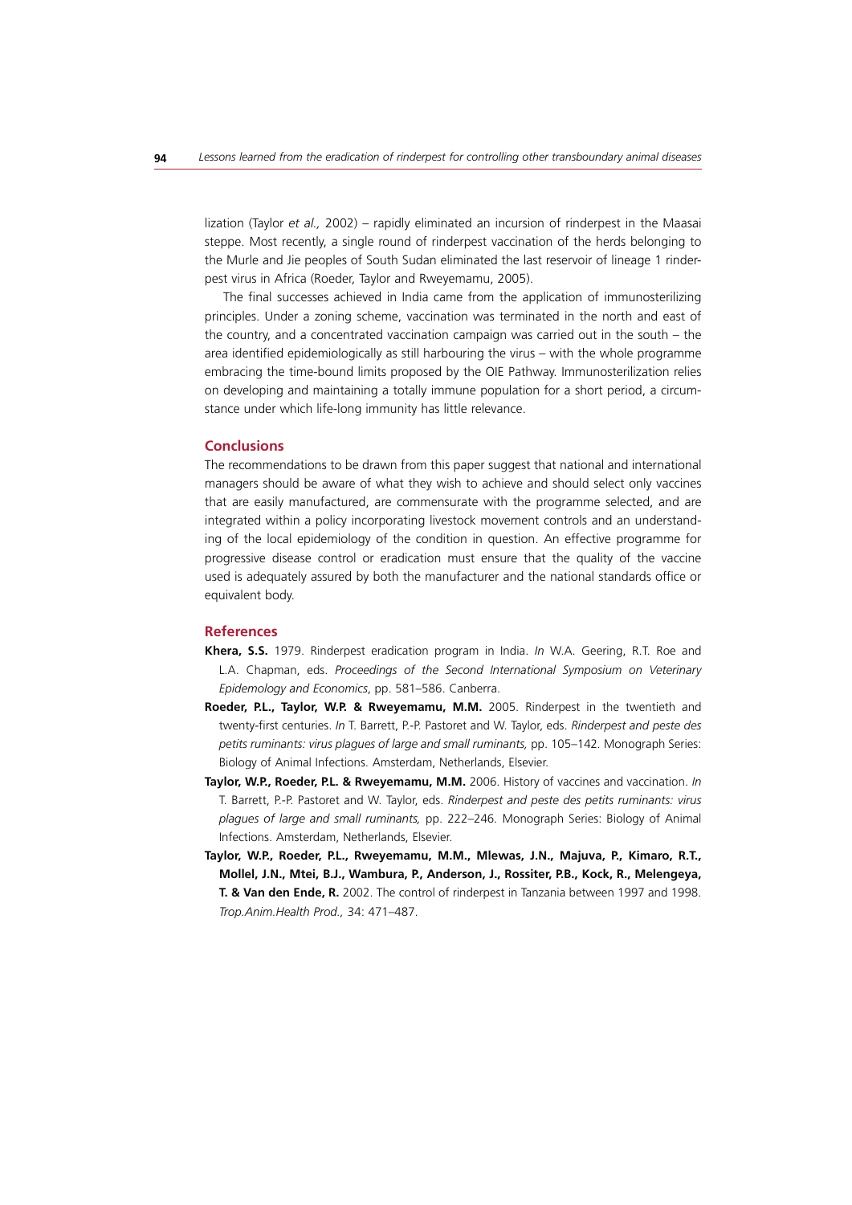lization (Taylor *et al.,* 2002) – rapidly eliminated an incursion of rinderpest in the Maasai steppe. Most recently, a single round of rinderpest vaccination of the herds belonging to the Murle and Jie peoples of South Sudan eliminated the last reservoir of lineage 1 rinderpest virus in Africa (Roeder, Taylor and Rweyemamu, 2005).

The final successes achieved in India came from the application of immunosterilizing principles. Under a zoning scheme, vaccination was terminated in the north and east of the country, and a concentrated vaccination campaign was carried out in the south – the area identified epidemiologically as still harbouring the virus – with the whole programme embracing the time-bound limits proposed by the OIE Pathway. Immunosterilization relies on developing and maintaining a totally immune population for a short period, a circumstance under which life-long immunity has little relevance.

## Conclusions

The recommendations to be drawn from this paper suggest that national and international managers should be aware of what they wish to achieve and should select only vaccines that are easily manufactured, are commensurate with the programme selected, and are integrated within a policy incorporating livestock movement controls and an understanding of the local epidemiology of the condition in question. An effective programme for progressive disease control or eradication must ensure that the quality of the vaccine used is adequately assured by both the manufacturer and the national standards office or equivalent body.

## References

**Khera, S.S.** 1979. Rinderpest eradication program in India. *In* W.A. Geering, R.T. Roe and L.A. Chapman, eds. *Proceedings of the Second International Symposium on Veterinary Epidemology and Economics*, pp. 581–586. Canberra.

**Roeder, P.L., Taylor, W.P. & Rweyemamu, M.M.** 2005. Rinderpest in the twentieth and twenty-first centuries. *In* T. Barrett, P.-P. Pastoret and W. Taylor, eds. *Rinderpest and peste des petits ruminants: virus plagues of large and small ruminants,* pp. 105–142. Monograph Series: Biology of Animal Infections. Amsterdam, Netherlands, Elsevier.

**Taylor, W.P., Roeder, P.L. & Rweyemamu, M.M.** 2006. History of vaccines and vaccination. *In* T. Barrett, P.-P. Pastoret and W. Taylor, eds. *Rinderpest and peste des petits ruminants: virus plagues of large and small ruminants,* pp. 222–246. Monograph Series: Biology of Animal Infections. Amsterdam, Netherlands, Elsevier.

**Taylor, W.P., Roeder, P.L., Rweyemamu, M.M., Mlewas, J.N., Majuva, P., Kimaro, R.T., Mollel, J.N., Mtei, B.J., Wambura, P., Anderson, J., Rossiter, P.B., Kock, R., Melengeya, T. & Van den Ende, R.** 2002. The control of rinderpest in Tanzania between 1997 and 1998. *Trop.Anim.Health Prod.,* 34: 471–487.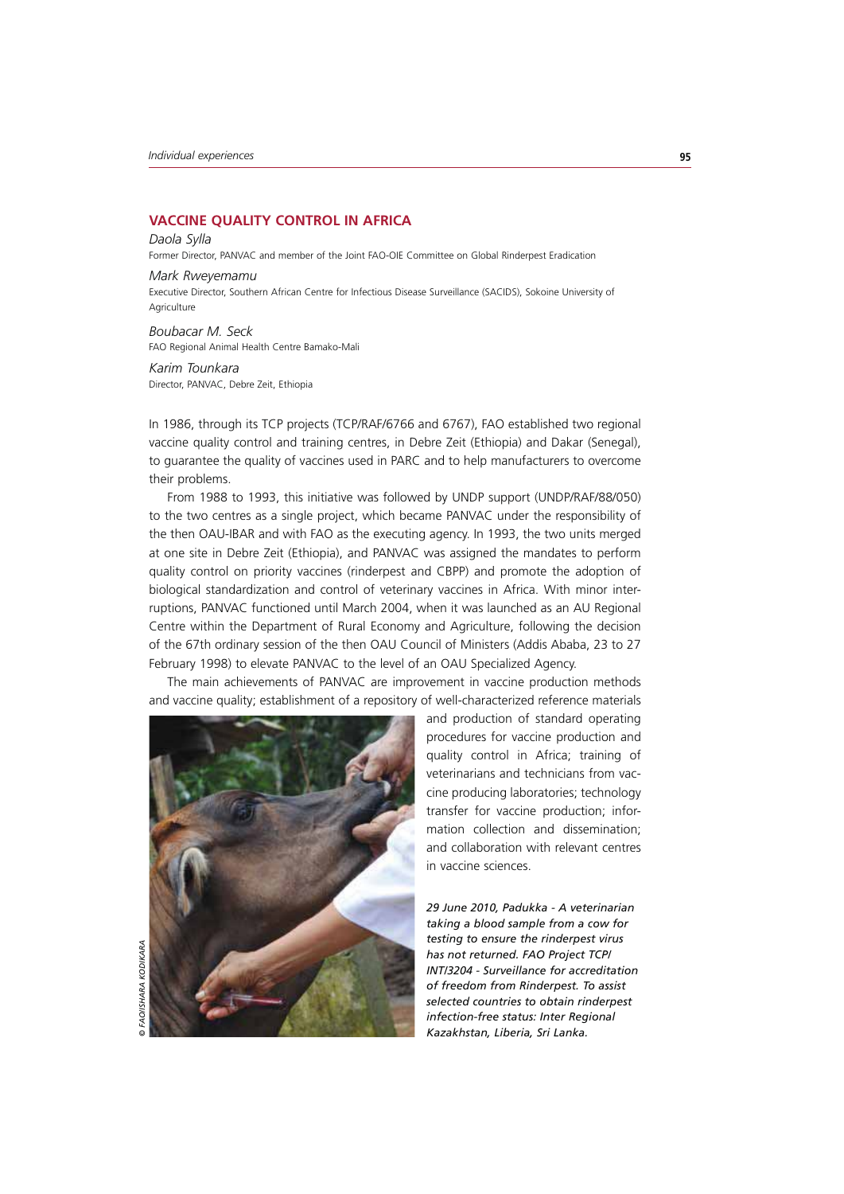## VACCINE QUALITY CONTROL IN AFRICA

*Daola Sylla*
Former Director, PANVAC and member of the Joint FAO-OIE Committee on Global Rinderpest Eradication

*Mark Rweyemamu*
Executive Director, Southern African Centre for Infectious Disease Surveillance (SACIDS), Sokoine University of Agriculture

*Boubacar M. Seck*
FAO Regional Animal Health Centre Bamako-Mali

*Karim Tounkara*
Director, PANVAC, Debre Zeit, Ethiopia

In 1986, through its TCP projects (TCP/RAF/6766 and 6767), FAO established two regional vaccine quality control and training centres, in Debre Zeit (Ethiopia) and Dakar (Senegal), to guarantee the quality of vaccines used in PARC and to help manufacturers to overcome their problems.

From 1988 to 1993, this initiative was followed by UNDP support (UNDP/RAF/88/050) to the two centres as a single project, which became PANVAC under the responsibility of the then OAU-IBAR and with FAO as the executing agency. In 1993, the two units merged at one site in Debre Zeit (Ethiopia), and PANVAC was assigned the mandates to perform quality control on priority vaccines (rinderpest and CBPP) and promote the adoption of biological standardization and control of veterinary vaccines in Africa. With minor interruptions, PANVAC functioned until March 2004, when it was launched as an AU Regional Centre within the Department of Rural Economy and Agriculture, following the decision of the 67th ordinary session of the then OAU Council of Ministers (Addis Ababa, 23 to 27 February 1998) to elevate PANVAC to the level of an OAU Specialized Agency.

The main achievements of PANVAC are improvement in vaccine production methods and vaccine quality; establishment of a repository of well-characterized reference materials and production of standard operating procedures for vaccine production and quality control in Africa; training of veterinarians and technicians from vaccine producing laboratories; technology transfer for vaccine production; information collection and dissemination; and collaboration with relevant centres in vaccine sciences.

*29 June 2010, Padukka - A veterinarian taking a blood sample from a cow for testing to ensure the rinderpest virus has not returned. FAO Project TCP/INT/3204 - Surveillance for accreditation of freedom from Rinderpest. To assist selected countries to obtain rinderpest infection-free status: Inter Regional Kazakhstan, Liberia, Sri Lanka.*

© FAO/ISHARA KODIKARA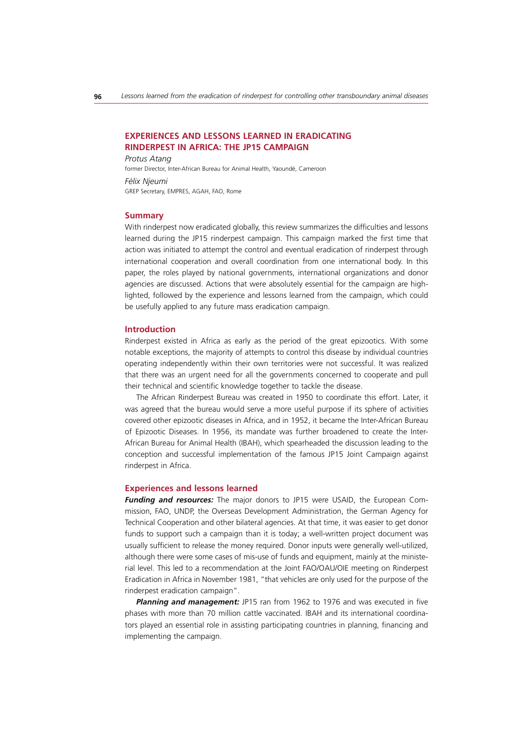## EXPERIENCES AND LESSONS LEARNED IN ERADICATING RINDERPEST IN AFRICA: THE JP15 CAMPAIGN

*Protus Atang*
former Director, Inter-African Bureau for Animal Health, Yaoundé, Cameroon

*Félix Njeumi*
GREP Secretary, EMPRES, AGAH, FAO, Rome

### Summary

With rinderpest now eradicated globally, this review summarizes the difficulties and lessons learned during the JP15 rinderpest campaign. This campaign marked the first time that action was initiated to attempt the control and eventual eradication of rinderpest through international cooperation and overall coordination from one international body. In this paper, the roles played by national governments, international organizations and donor agencies are discussed. Actions that were absolutely essential for the campaign are highlighted, followed by the experience and lessons learned from the campaign, which could be usefully applied to any future mass eradication campaign.

### Introduction

Rinderpest existed in Africa as early as the period of the great epizootics. With some notable exceptions, the majority of attempts to control this disease by individual countries operating independently within their own territories were not successful. It was realized that there was an urgent need for all the governments concerned to cooperate and pull their technical and scientific knowledge together to tackle the disease.

The African Rinderpest Bureau was created in 1950 to coordinate this effort. Later, it was agreed that the bureau would serve a more useful purpose if its sphere of activities covered other epizootic diseases in Africa, and in 1952, it became the Inter-African Bureau of Epizootic Diseases. In 1956, its mandate was further broadened to create the Inter-African Bureau for Animal Health (IBAH), which spearheaded the discussion leading to the conception and successful implementation of the famous JP15 Joint Campaign against rinderpest in Africa.

### Experiences and lessons learned

***Funding and resources:*** The major donors to JP15 were USAID, the European Commission, FAO, UNDP, the Overseas Development Administration, the German Agency for Technical Cooperation and other bilateral agencies. At that time, it was easier to get donor funds to support such a campaign than it is today; a well-written project document was usually sufficient to release the money required. Donor inputs were generally well-utilized, although there were some cases of mis-use of funds and equipment, mainly at the ministerial level. This led to a recommendation at the Joint FAO/OAU/OIE meeting on Rinderpest Eradication in Africa in November 1981, "that vehicles are only used for the purpose of the rinderpest eradication campaign".

***Planning and management:*** JP15 ran from 1962 to 1976 and was executed in five phases with more than 70 million cattle vaccinated. IBAH and its international coordinators played an essential role in assisting participating countries in planning, financing and implementing the campaign.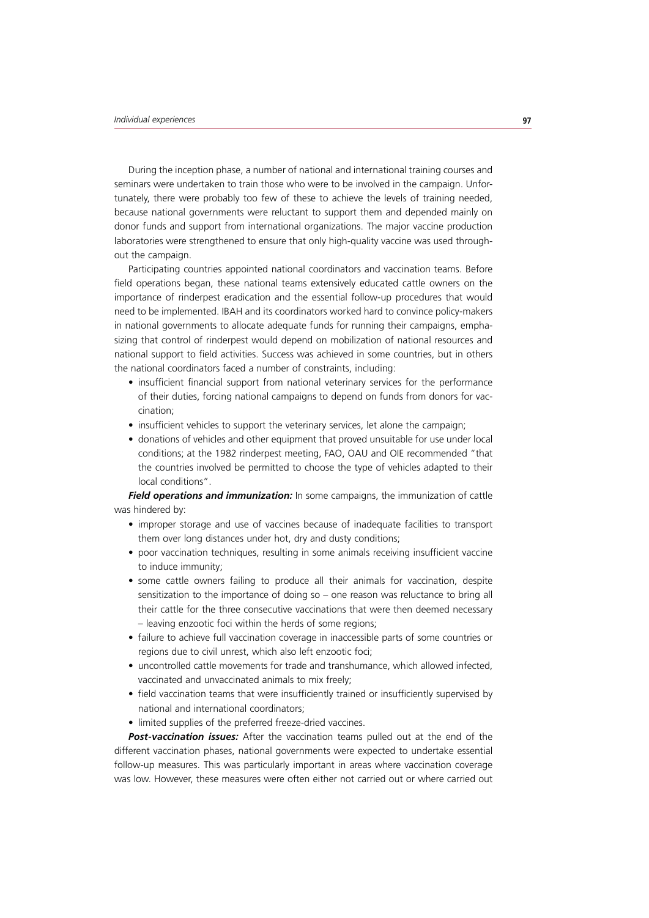During the inception phase, a number of national and international training courses and seminars were undertaken to train those who were to be involved in the campaign. Unfortunately, there were probably too few of these to achieve the levels of training needed, because national governments were reluctant to support them and depended mainly on donor funds and support from international organizations. The major vaccine production laboratories were strengthened to ensure that only high-quality vaccine was used throughout the campaign.

Participating countries appointed national coordinators and vaccination teams. Before field operations began, these national teams extensively educated cattle owners on the importance of rinderpest eradication and the essential follow-up procedures that would need to be implemented. IBAH and its coordinators worked hard to convince policy-makers in national governments to allocate adequate funds for running their campaigns, emphasizing that control of rinderpest would depend on mobilization of national resources and national support to field activities. Success was achieved in some countries, but in others the national coordinators faced a number of constraints, including:

- insufficient financial support from national veterinary services for the performance of their duties, forcing national campaigns to depend on funds from donors for vaccination;
- insufficient vehicles to support the veterinary services, let alone the campaign;
- donations of vehicles and other equipment that proved unsuitable for use under local conditions; at the 1982 rinderpest meeting, FAO, OAU and OIE recommended "that the countries involved be permitted to choose the type of vehicles adapted to their local conditions".

***Field operations and immunization:*** In some campaigns, the immunization of cattle was hindered by:

- improper storage and use of vaccines because of inadequate facilities to transport them over long distances under hot, dry and dusty conditions;
- poor vaccination techniques, resulting in some animals receiving insufficient vaccine to induce immunity;
- some cattle owners failing to produce all their animals for vaccination, despite sensitization to the importance of doing so – one reason was reluctance to bring all their cattle for the three consecutive vaccinations that were then deemed necessary – leaving enzootic foci within the herds of some regions;
- failure to achieve full vaccination coverage in inaccessible parts of some countries or regions due to civil unrest, which also left enzootic foci;
- uncontrolled cattle movements for trade and transhumance, which allowed infected, vaccinated and unvaccinated animals to mix freely;
- field vaccination teams that were insufficiently trained or insufficiently supervised by national and international coordinators;
- limited supplies of the preferred freeze-dried vaccines.

***Post-vaccination issues:*** After the vaccination teams pulled out at the end of the different vaccination phases, national governments were expected to undertake essential follow-up measures. This was particularly important in areas where vaccination coverage was low. However, these measures were often either not carried out or where carried out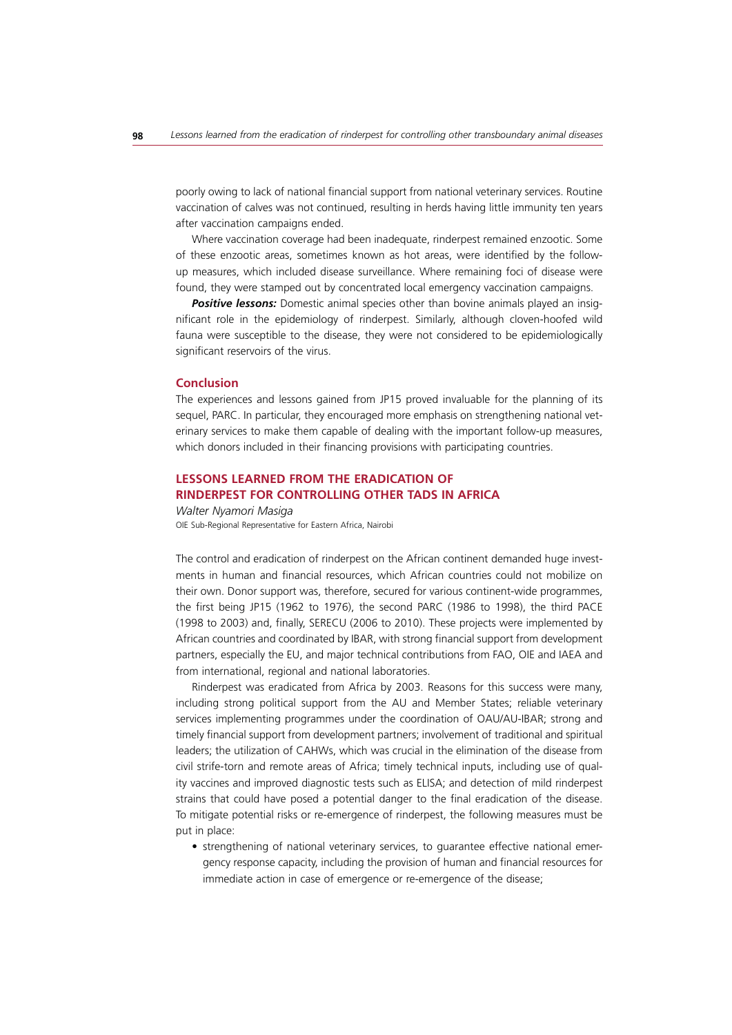poorly owing to lack of national financial support from national veterinary services. Routine vaccination of calves was not continued, resulting in herds having little immunity ten years after vaccination campaigns ended.

Where vaccination coverage had been inadequate, rinderpest remained enzootic. Some of these enzootic areas, sometimes known as hot areas, were identified by the follow-up measures, which included disease surveillance. Where remaining foci of disease were found, they were stamped out by concentrated local emergency vaccination campaigns.

***Positive lessons:*** Domestic animal species other than bovine animals played an insignificant role in the epidemiology of rinderpest. Similarly, although cloven-hoofed wild fauna were susceptible to the disease, they were not considered to be epidemiologically significant reservoirs of the virus.

### Conclusion

The experiences and lessons gained from JP15 proved invaluable for the planning of its sequel, PARC. In particular, they encouraged more emphasis on strengthening national veterinary services to make them capable of dealing with the important follow-up measures, which donors included in their financing provisions with participating countries.

## LESSONS LEARNED FROM THE ERADICATION OF RINDERPEST FOR CONTROLLING OTHER TADS IN AFRICA

*Walter Nyamori Masiga*

OIE Sub-Regional Representative for Eastern Africa, Nairobi

The control and eradication of rinderpest on the African continent demanded huge investments in human and financial resources, which African countries could not mobilize on their own. Donor support was, therefore, secured for various continent-wide programmes, the first being JP15 (1962 to 1976), the second PARC (1986 to 1998), the third PACE (1998 to 2003) and, finally, SERECU (2006 to 2010). These projects were implemented by African countries and coordinated by IBAR, with strong financial support from development partners, especially the EU, and major technical contributions from FAO, OIE and IAEA and from international, regional and national laboratories.

Rinderpest was eradicated from Africa by 2003. Reasons for this success were many, including strong political support from the AU and Member States; reliable veterinary services implementing programmes under the coordination of OAU/AU-IBAR; strong and timely financial support from development partners; involvement of traditional and spiritual leaders; the utilization of CAHWs, which was crucial in the elimination of the disease from civil strife-torn and remote areas of Africa; timely technical inputs, including use of quality vaccines and improved diagnostic tests such as ELISA; and detection of mild rinderpest strains that could have posed a potential danger to the final eradication of the disease. To mitigate potential risks or re-emergence of rinderpest, the following measures must be put in place:

- strengthening of national veterinary services, to guarantee effective national emergency response capacity, including the provision of human and financial resources for immediate action in case of emergence or re-emergence of the disease;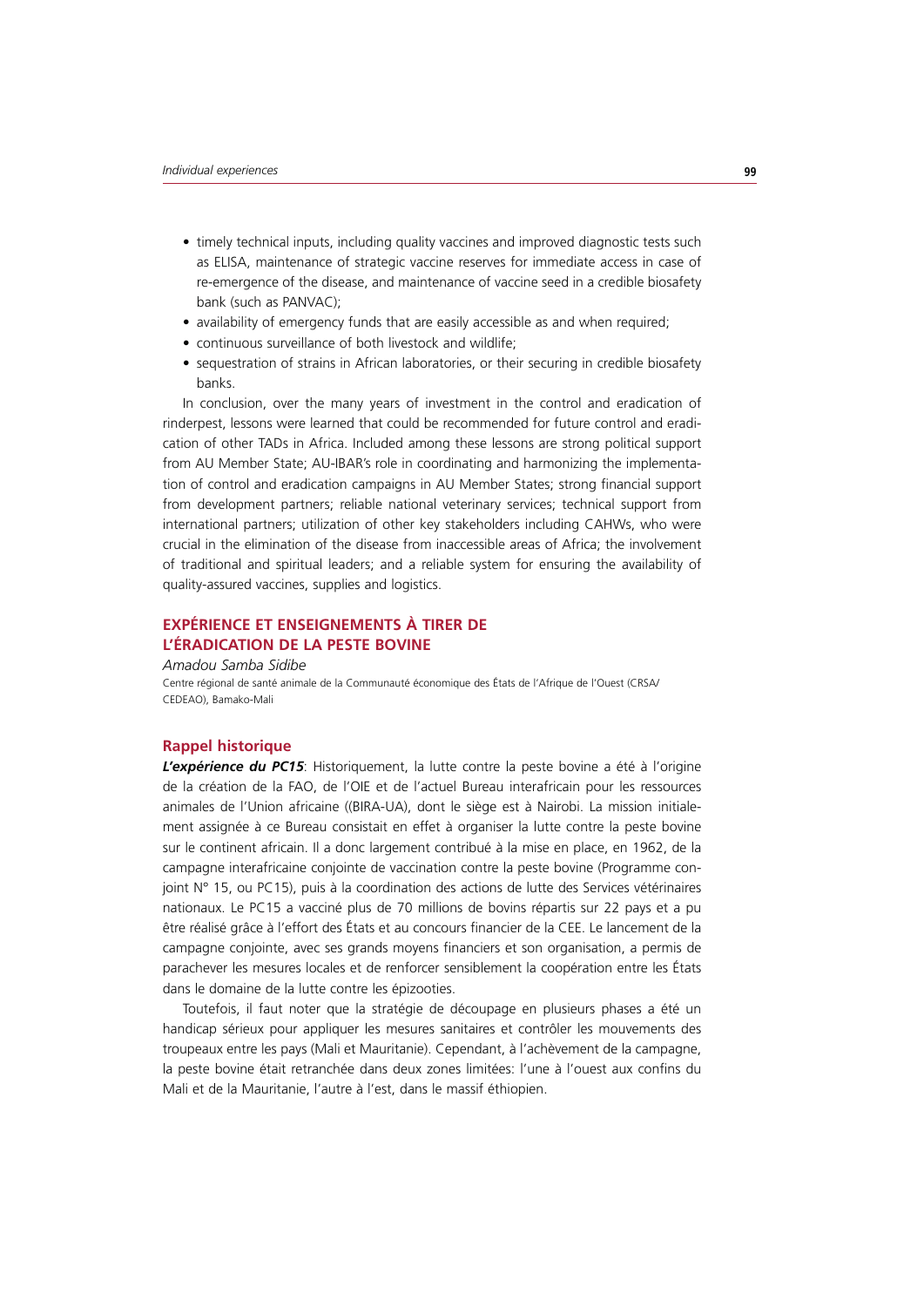- timely technical inputs, including quality vaccines and improved diagnostic tests such as ELISA, maintenance of strategic vaccine reserves for immediate access in case of re-emergence of the disease, and maintenance of vaccine seed in a credible biosafety bank (such as PANVAC);
- availability of emergency funds that are easily accessible as and when required;
- continuous surveillance of both livestock and wildlife;
- sequestration of strains in African laboratories, or their securing in credible biosafety banks.

In conclusion, over the many years of investment in the control and eradication of rinderpest, lessons were learned that could be recommended for future control and eradication of other TADs in Africa. Included among these lessons are strong political support from AU Member State; AU-IBAR's role in coordinating and harmonizing the implementation of control and eradication campaigns in AU Member States; strong financial support from development partners; reliable national veterinary services; technical support from international partners; utilization of other key stakeholders including CAHWs, who were crucial in the elimination of the disease from inaccessible areas of Africa; the involvement of traditional and spiritual leaders; and a reliable system for ensuring the availability of quality-assured vaccines, supplies and logistics.

## EXPÉRIENCE ET ENSEIGNEMENTS À TIRER DE L'ÉRADICATION DE LA PESTE BOVINE

*Amadou Samba Sidibe*

Centre régional de santé animale de la Communauté économique des États de l'Afrique de l'Ouest (CRSA/CEDEAO), Bamako-Mali

### Rappel historique

***L'expérience du PC15***: Historiquement, la lutte contre la peste bovine a été à l'origine de la création de la FAO, de l'OIE et de l'actuel Bureau interafricain pour les ressources animales de l'Union africaine ((BIRA-UA), dont le siège est à Nairobi. La mission initialement assignée à ce Bureau consistait en effet à organiser la lutte contre la peste bovine sur le continent africain. Il a donc largement contribué à la mise en place, en 1962, de la campagne interafricaine conjointe de vaccination contre la peste bovine (Programme conjoint N° 15, ou PC15), puis à la coordination des actions de lutte des Services vétérinaires nationaux. Le PC15 a vacciné plus de 70 millions de bovins répartis sur 22 pays et a pu être réalisé grâce à l'effort des États et au concours financier de la CEE. Le lancement de la campagne conjointe, avec ses grands moyens financiers et son organisation, a permis de parachever les mesures locales et de renforcer sensiblement la coopération entre les États dans le domaine de la lutte contre les épizooties.

Toutefois, il faut noter que la stratégie de découpage en plusieurs phases a été un handicap sérieux pour appliquer les mesures sanitaires et contrôler les mouvements des troupeaux entre les pays (Mali et Mauritanie). Cependant, à l'achèvement de la campagne, la peste bovine était retranchée dans deux zones limitées: l'une à l'ouest aux confins du Mali et de la Mauritanie, l'autre à l'est, dans le massif éthiopien.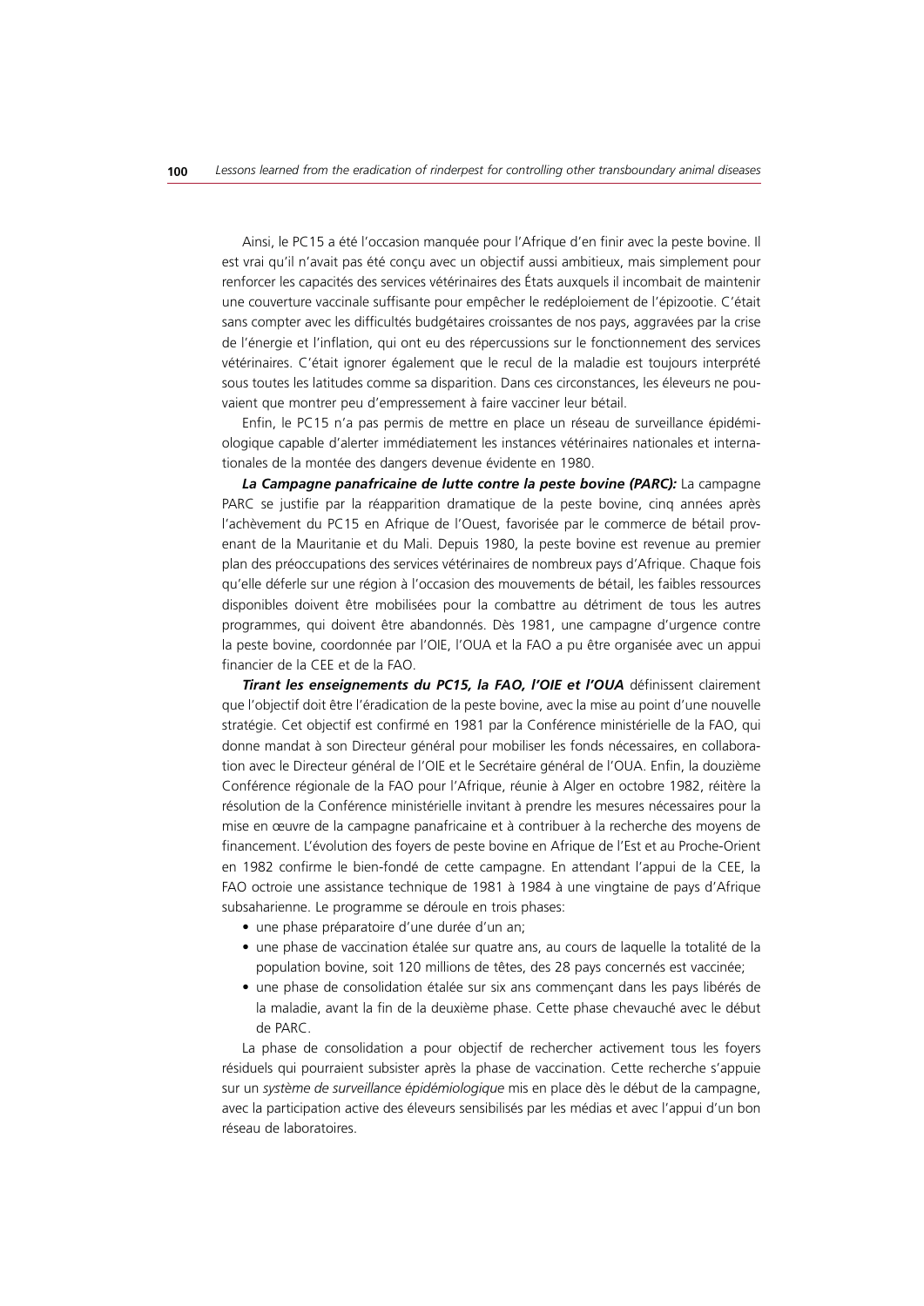Ainsi, le PC15 a été l'occasion manquée pour l'Afrique d'en finir avec la peste bovine. Il est vrai qu'il n'avait pas été conçu avec un objectif aussi ambitieux, mais simplement pour renforcer les capacités des services vétérinaires des États auxquels il incombait de maintenir une couverture vaccinale suffisante pour empêcher le redéploiement de l'épizootie. C'était sans compter avec les difficultés budgétaires croissantes de nos pays, aggravées par la crise de l'énergie et l'inflation, qui ont eu des répercussions sur le fonctionnement des services vétérinaires. C'était ignorer également que le recul de la maladie est toujours interprété sous toutes les latitudes comme sa disparition. Dans ces circonstances, les éleveurs ne pouvaient que montrer peu d'empressement à faire vacciner leur bétail.

Enfin, le PC15 n'a pas permis de mettre en place un réseau de surveillance épidémiologique capable d'alerter immédiatement les instances vétérinaires nationales et internationales de la montée des dangers devenue évidente en 1980.

***La Campagne panafricaine de lutte contre la peste bovine (PARC):*** La campagne PARC se justifie par la réapparition dramatique de la peste bovine, cinq années après l'achèvement du PC15 en Afrique de l'Ouest, favorisée par le commerce de bétail provenant de la Mauritanie et du Mali. Depuis 1980, la peste bovine est revenue au premier plan des préoccupations des services vétérinaires de nombreux pays d'Afrique. Chaque fois qu'elle déferle sur une région à l'occasion des mouvements de bétail, les faibles ressources disponibles doivent être mobilisées pour la combattre au détriment de tous les autres programmes, qui doivent être abandonnés. Dès 1981, une campagne d'urgence contre la peste bovine, coordonnée par l'OIE, l'OUA et la FAO a pu être organisée avec un appui financier de la CEE et de la FAO.

***Tirant les enseignements du PC15, la FAO, l'OIE et l'OUA*** définissent clairement que l'objectif doit être l'éradication de la peste bovine, avec la mise au point d'une nouvelle stratégie. Cet objectif est confirmé en 1981 par la Conférence ministérielle de la FAO, qui donne mandat à son Directeur général pour mobiliser les fonds nécessaires, en collaboration avec le Directeur général de l'OIE et le Secrétaire général de l'OUA. Enfin, la douzième Conférence régionale de la FAO pour l'Afrique, réunie à Alger en octobre 1982, réitère la résolution de la Conférence ministérielle invitant à prendre les mesures nécessaires pour la mise en œuvre de la campagne panafricaine et à contribuer à la recherche des moyens de financement. L'évolution des foyers de peste bovine en Afrique de l'Est et au Proche-Orient en 1982 confirme le bien-fondé de cette campagne. En attendant l'appui de la CEE, la FAO octroie une assistance technique de 1981 à 1984 à une vingtaine de pays d'Afrique subsaharienne. Le programme se déroule en trois phases:

- une phase préparatoire d'une durée d'un an;
- une phase de vaccination étalée sur quatre ans, au cours de laquelle la totalité de la population bovine, soit 120 millions de têtes, des 28 pays concernés est vaccinée;
- une phase de consolidation étalée sur six ans commençant dans les pays libérés de la maladie, avant la fin de la deuxième phase. Cette phase chevauché avec le début de PARC.

La phase de consolidation a pour objectif de rechercher activement tous les foyers résiduels qui pourraient subsister après la phase de vaccination. Cette recherche s'appuie sur un *système de surveillance épidémiologique* mis en place dès le début de la campagne, avec la participation active des éleveurs sensibilisés par les médias et avec l'appui d'un bon réseau de laboratoires.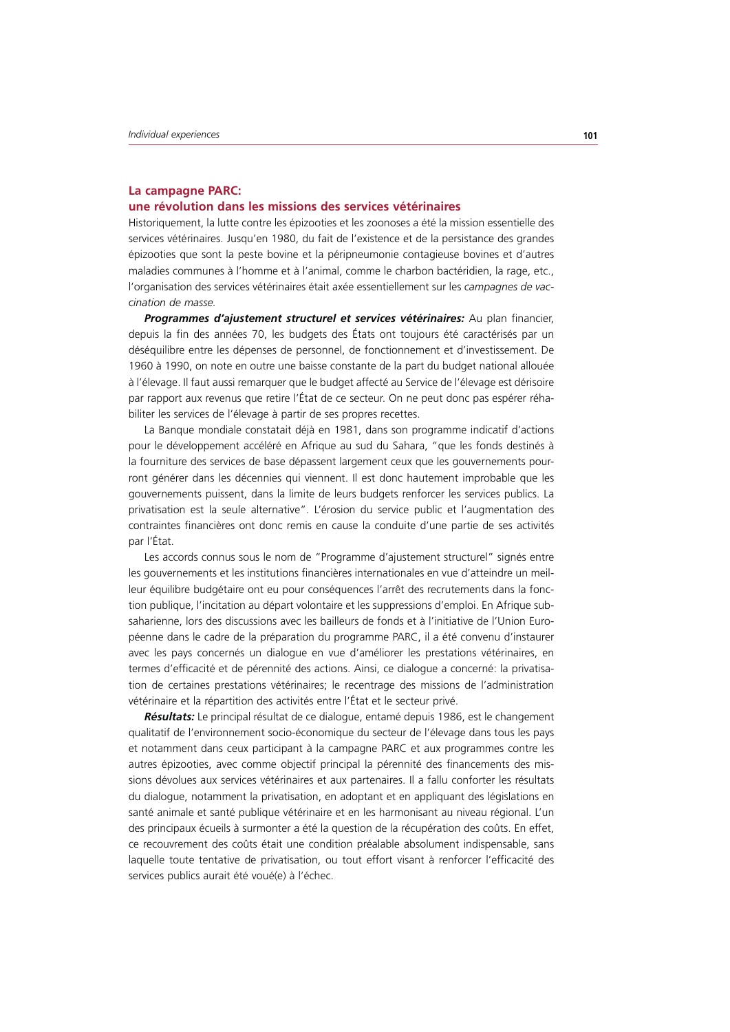## La campagne PARC: une révolution dans les missions des services vétérinaires

Historiquement, la lutte contre les épizooties et les zoonoses a été la mission essentielle des services vétérinaires. Jusqu'en 1980, du fait de l'existence et de la persistance des grandes épizooties que sont la peste bovine et la péripneumonie contagieuse bovines et d'autres maladies communes à l'homme et à l'animal, comme le charbon bactéridien, la rage, etc., l'organisation des services vétérinaires était axée essentiellement sur les *campagnes de vaccination de masse*.

***Programmes d'ajustement structurel et services vétérinaires:*** Au plan financier, depuis la fin des années 70, les budgets des États ont toujours été caractérisés par un déséquilibre entre les dépenses de personnel, de fonctionnement et d'investissement. De 1960 à 1990, on note en outre une baisse constante de la part du budget national allouée à l'élevage. Il faut aussi remarquer que le budget affecté au Service de l'élevage est dérisoire par rapport aux revenus que retire l'État de ce secteur. On ne peut donc pas espérer réhabiliter les services de l'élevage à partir de ses propres recettes.

La Banque mondiale constatait déjà en 1981, dans son programme indicatif d'actions pour le développement accéléré en Afrique au sud du Sahara, "que les fonds destinés à la fourniture des services de base dépassent largement ceux que les gouvernements pourront générer dans les décennies qui viennent. Il est donc hautement improbable que les gouvernements puissent, dans la limite de leurs budgets renforcer les services publics. La privatisation est la seule alternative". L'érosion du service public et l'augmentation des contraintes financières ont donc remis en cause la conduite d'une partie de ses activités par l'État.

Les accords connus sous le nom de "Programme d'ajustement structurel" signés entre les gouvernements et les institutions financières internationales en vue d'atteindre un meilleur équilibre budgétaire ont eu pour conséquences l'arrêt des recrutements dans la fonction publique, l'incitation au départ volontaire et les suppressions d'emploi. En Afrique subsaharienne, lors des discussions avec les bailleurs de fonds et à l'initiative de l'Union Européenne dans le cadre de la préparation du programme PARC, il a été convenu d'instaurer avec les pays concernés un dialogue en vue d'améliorer les prestations vétérinaires, en termes d'efficacité et de pérennité des actions. Ainsi, ce dialogue a concerné: la privatisation de certaines prestations vétérinaires; le recentrage des missions de l'administration vétérinaire et la répartition des activités entre l'État et le secteur privé.

***Résultats:*** Le principal résultat de ce dialogue, entamé depuis 1986, est le changement qualitatif de l'environnement socio-économique du secteur de l'élevage dans tous les pays et notamment dans ceux participant à la campagne PARC et aux programmes contre les autres épizooties, avec comme objectif principal la pérennité des financements des missions dévolues aux services vétérinaires et aux partenaires. Il a fallu conforter les résultats du dialogue, notamment la privatisation, en adoptant et en appliquant des législations en santé animale et santé publique vétérinaire et en les harmonisant au niveau régional. L'un des principaux écueils à surmonter a été la question de la récupération des coûts. En effet, ce recouvrement des coûts était une condition préalable absolument indispensable, sans laquelle toute tentative de privatisation, ou tout effort visant à renforcer l'efficacité des services publics aurait été voué(e) à l'échec.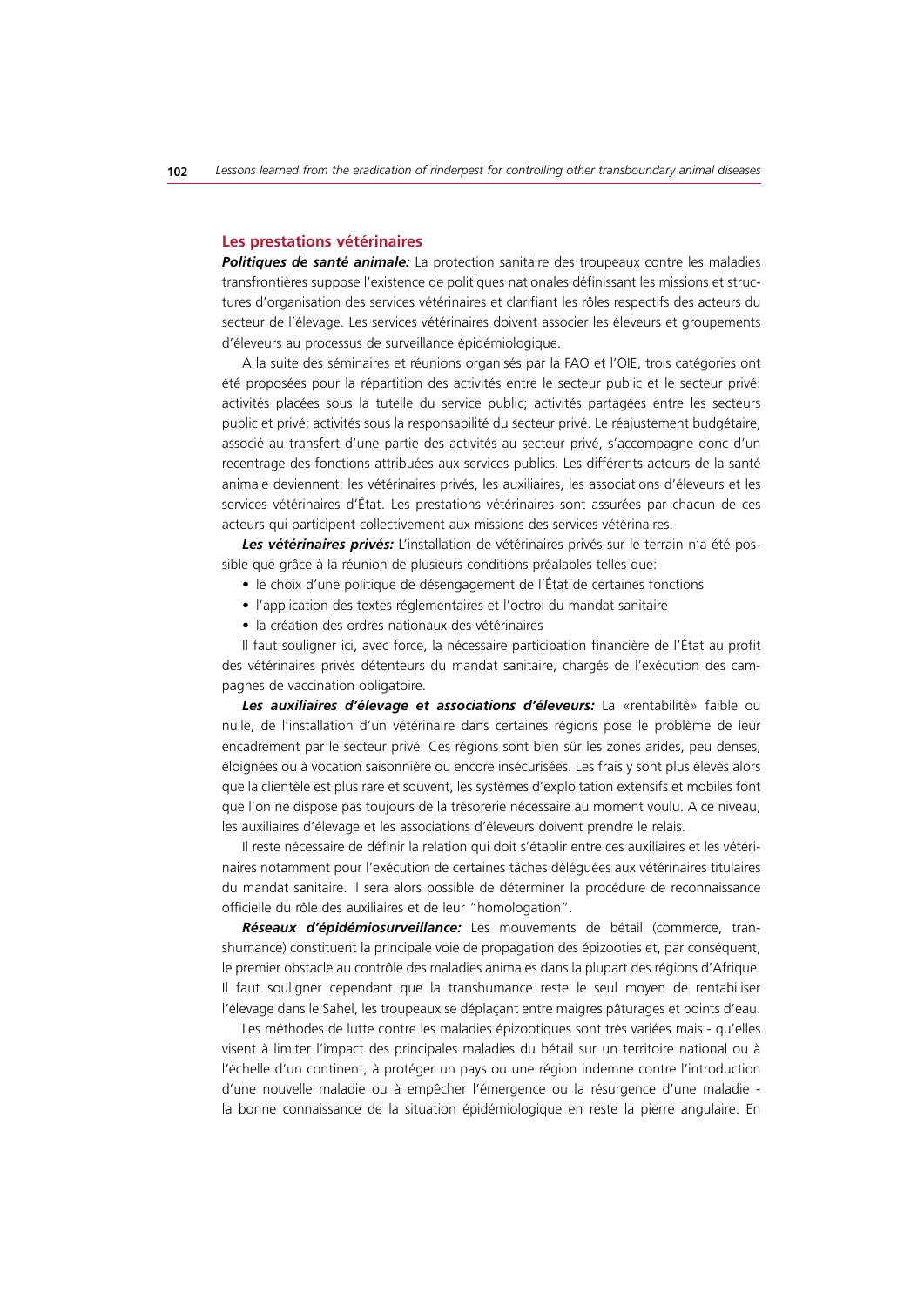## Les prestations vétérinaires

***Politiques de santé animale:*** La protection sanitaire des troupeaux contre les maladies transfrontières suppose l'existence de politiques nationales définissant les missions et structures d'organisation des services vétérinaires et clarifiant les rôles respectifs des acteurs du secteur de l'élevage. Les services vétérinaires doivent associer les éleveurs et groupements d'éleveurs au processus de surveillance épidémiologique.

A la suite des séminaires et réunions organisés par la FAO et l'OIE, trois catégories ont été proposées pour la répartition des activités entre le secteur public et le secteur privé: activités placées sous la tutelle du service public; activités partagées entre les secteurs public et privé; activités sous la responsabilité du secteur privé. Le réajustement budgétaire, associé au transfert d'une partie des activités au secteur privé, s'accompagne donc d'un recentrage des fonctions attribuées aux services publics. Les différents acteurs de la santé animale deviennent: les vétérinaires privés, les auxiliaires, les associations d'éleveurs et les services vétérinaires d'État. Les prestations vétérinaires sont assurées par chacun de ces acteurs qui participent collectivement aux missions des services vétérinaires.

***Les vétérinaires privés:*** L'installation de vétérinaires privés sur le terrain n'a été possible que grâce à la réunion de plusieurs conditions préalables telles que:

- le choix d'une politique de désengagement de l'État de certaines fonctions
- l'application des textes réglementaires et l'octroi du mandat sanitaire
- la création des ordres nationaux des vétérinaires

Il faut souligner ici, avec force, la nécessaire participation financière de l'État au profit des vétérinaires privés détenteurs du mandat sanitaire, chargés de l'exécution des campagnes de vaccination obligatoire.

***Les auxiliaires d'élevage et associations d'éleveurs:*** La «rentabilité» faible ou nulle, de l'installation d'un vétérinaire dans certaines régions pose le problème de leur encadrement par le secteur privé. Ces régions sont bien sûr les zones arides, peu denses, éloignées ou à vocation saisonnière ou encore insécurisées. Les frais y sont plus élevés alors que la clientèle est plus rare et souvent, les systèmes d'exploitation extensifs et mobiles font que l'on ne dispose pas toujours de la trésorerie nécessaire au moment voulu. A ce niveau, les auxiliaires d'élevage et les associations d'éleveurs doivent prendre le relais.

Il reste nécessaire de définir la relation qui doit s'établir entre ces auxiliaires et les vétérinaires notamment pour l'exécution de certaines tâches déléguées aux vétérinaires titulaires du mandat sanitaire. Il sera alors possible de déterminer la procédure de reconnaissance officielle du rôle des auxiliaires et de leur "homologation".

***Réseaux d'épidémiosurveillance:*** Les mouvements de bétail (commerce, transhumance) constituent la principale voie de propagation des épizooties et, par conséquent, le premier obstacle au contrôle des maladies animales dans la plupart des régions d'Afrique. Il faut souligner cependant que la transhumance reste le seul moyen de rentabiliser l'élevage dans le Sahel, les troupeaux se déplaçant entre maigres pâturages et points d'eau.

Les méthodes de lutte contre les maladies épizootiques sont très variées mais - qu'elles visent à limiter l'impact des principales maladies du bétail sur un territoire national ou à l'échelle d'un continent, à protéger un pays ou une région indemne contre l'introduction d'une nouvelle maladie ou à empêcher l'émergence ou la résurgence d'une maladie - la bonne connaissance de la situation épidémiologique en reste la pierre angulaire. En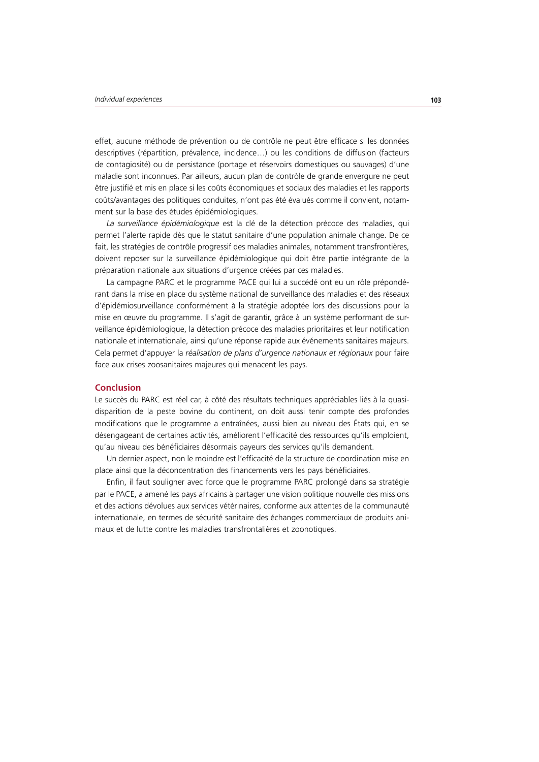effet, aucune méthode de prévention ou de contrôle ne peut être efficace si les données descriptives (répartition, prévalence, incidence…) ou les conditions de diffusion (facteurs de contagiosité) ou de persistance (portage et réservoirs domestiques ou sauvages) d'une maladie sont inconnues. Par ailleurs, aucun plan de contrôle de grande envergure ne peut être justifié et mis en place si les coûts économiques et sociaux des maladies et les rapports coûts/avantages des politiques conduites, n'ont pas été évalués comme il convient, notamment sur la base des études épidémiologiques.

*La surveillance épidémiologique* est la clé de la détection précoce des maladies, qui permet l'alerte rapide dès que le statut sanitaire d'une population animale change. De ce fait, les stratégies de contrôle progressif des maladies animales, notamment transfrontières, doivent reposer sur la surveillance épidémiologique qui doit être partie intégrante de la préparation nationale aux situations d'urgence créées par ces maladies.

La campagne PARC et le programme PACE qui lui a succédé ont eu un rôle prépondérant dans la mise en place du système national de surveillance des maladies et des réseaux d'épidémiosurveillance conformément à la stratégie adoptée lors des discussions pour la mise en œuvre du programme. Il s'agit de garantir, grâce à un système performant de surveillance épidémiologique, la détection précoce des maladies prioritaires et leur notification nationale et internationale, ainsi qu'une réponse rapide aux événements sanitaires majeurs. Cela permet d'appuyer la *réalisation de plans d'urgence nationaux et régionaux* pour faire face aux crises zoosanitaires majeures qui menacent les pays.

## Conclusion

Le succès du PARC est réel car, à côté des résultats techniques appréciables liés à la quasi-disparition de la peste bovine du continent, on doit aussi tenir compte des profondes modifications que le programme a entraînées, aussi bien au niveau des États qui, en se désengageant de certaines activités, améliorent l'efficacité des ressources qu'ils emploient, qu'au niveau des bénéficiaires désormais payeurs des services qu'ils demandent.

Un dernier aspect, non le moindre est l'efficacité de la structure de coordination mise en place ainsi que la déconcentration des financements vers les pays bénéficiaires.

Enfin, il faut souligner avec force que le programme PARC prolongé dans sa stratégie par le PACE, a amené les pays africains à partager une vision politique nouvelle des missions et des actions dévolues aux services vétérinaires, conforme aux attentes de la communauté internationale, en termes de sécurité sanitaire des échanges commerciaux de produits animaux et de lutte contre les maladies transfrontalières et zoonotiques.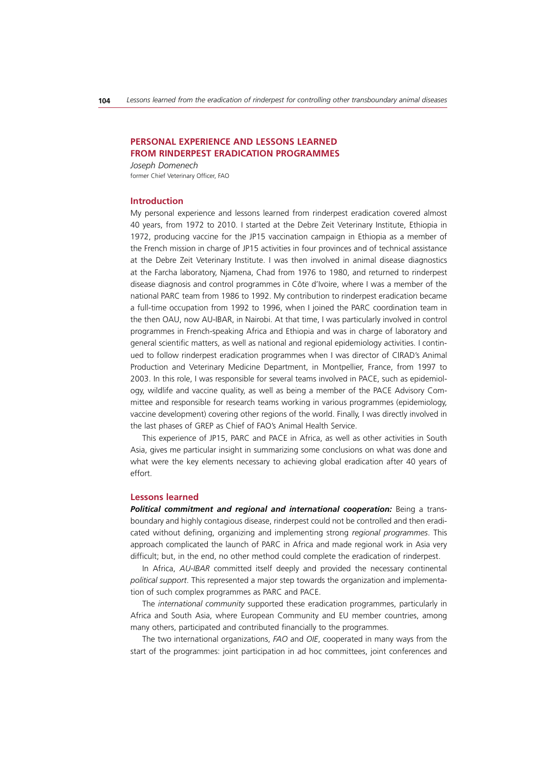## PERSONAL EXPERIENCE AND LESSONS LEARNED FROM RINDERPEST ERADICATION PROGRAMMES

*Joseph Domenech*
former Chief Veterinary Officer, FAO

### Introduction

My personal experience and lessons learned from rinderpest eradication covered almost 40 years, from 1972 to 2010. I started at the Debre Zeit Veterinary Institute, Ethiopia in 1972, producing vaccine for the JP15 vaccination campaign in Ethiopia as a member of the French mission in charge of JP15 activities in four provinces and of technical assistance at the Debre Zeit Veterinary Institute. I was then involved in animal disease diagnostics at the Farcha laboratory, Njamena, Chad from 1976 to 1980, and returned to rinderpest disease diagnosis and control programmes in Côte d'Ivoire, where I was a member of the national PARC team from 1986 to 1992. My contribution to rinderpest eradication became a full-time occupation from 1992 to 1996, when I joined the PARC coordination team in the then OAU, now AU-IBAR, in Nairobi. At that time, I was particularly involved in control programmes in French-speaking Africa and Ethiopia and was in charge of laboratory and general scientific matters, as well as national and regional epidemiology activities. I continued to follow rinderpest eradication programmes when I was director of CIRAD's Animal Production and Veterinary Medicine Department, in Montpellier, France, from 1997 to 2003. In this role, I was responsible for several teams involved in PACE, such as epidemiology, wildlife and vaccine quality, as well as being a member of the PACE Advisory Committee and responsible for research teams working in various programmes (epidemiology, vaccine development) covering other regions of the world. Finally, I was directly involved in the last phases of GREP as Chief of FAO's Animal Health Service.

This experience of JP15, PARC and PACE in Africa, as well as other activities in South Asia, gives me particular insight in summarizing some conclusions on what was done and what were the key elements necessary to achieving global eradication after 40 years of effort.

### Lessons learned

***Political commitment and regional and international cooperation:*** Being a transboundary and highly contagious disease, rinderpest could not be controlled and then eradicated without defining, organizing and implementing strong *regional programmes*. This approach complicated the launch of PARC in Africa and made regional work in Asia very difficult; but, in the end, no other method could complete the eradication of rinderpest.

In Africa, *AU-IBAR* committed itself deeply and provided the necessary continental *political support*. This represented a major step towards the organization and implementation of such complex programmes as PARC and PACE.

The *international community* supported these eradication programmes, particularly in Africa and South Asia, where European Community and EU member countries, among many others, participated and contributed financially to the programmes.

The two international organizations, *FAO* and *OIE*, cooperated in many ways from the start of the programmes: joint participation in ad hoc committees, joint conferences and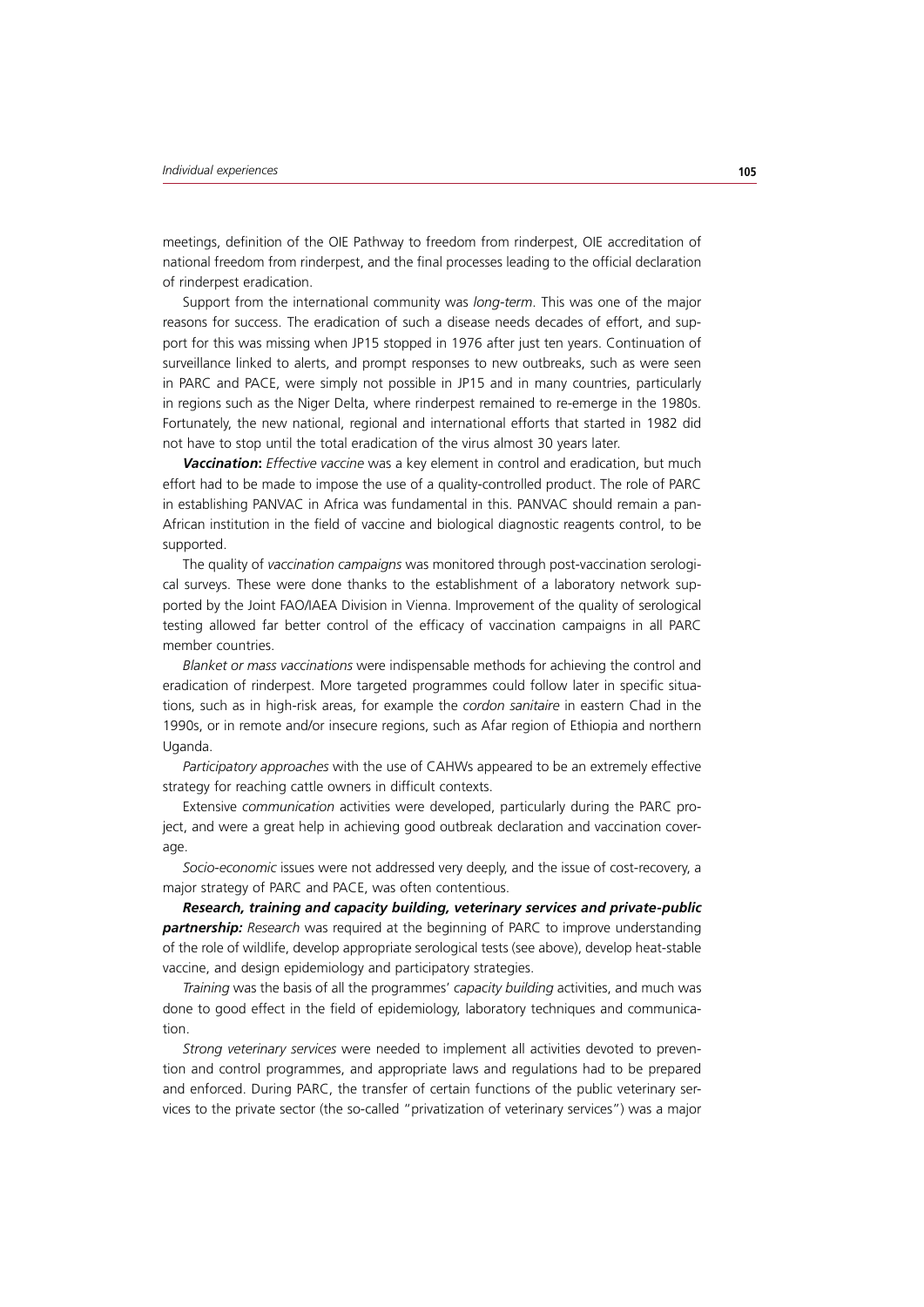meetings, definition of the OIE Pathway to freedom from rinderpest, OIE accreditation of national freedom from rinderpest, and the final processes leading to the official declaration of rinderpest eradication.

Support from the international community was *long-term*. This was one of the major reasons for success. The eradication of such a disease needs decades of effort, and support for this was missing when JP15 stopped in 1976 after just ten years. Continuation of surveillance linked to alerts, and prompt responses to new outbreaks, such as were seen in PARC and PACE, were simply not possible in JP15 and in many countries, particularly in regions such as the Niger Delta, where rinderpest remained to re-emerge in the 1980s. Fortunately, the new national, regional and international efforts that started in 1982 did not have to stop until the total eradication of the virus almost 30 years later.

***Vaccination*****:** *Effective vaccine* was a key element in control and eradication, but much effort had to be made to impose the use of a quality-controlled product. The role of PARC in establishing PANVAC in Africa was fundamental in this. PANVAC should remain a pan-African institution in the field of vaccine and biological diagnostic reagents control, to be supported.

The quality of *vaccination campaigns* was monitored through post-vaccination serological surveys. These were done thanks to the establishment of a laboratory network supported by the Joint FAO/IAEA Division in Vienna. Improvement of the quality of serological testing allowed far better control of the efficacy of vaccination campaigns in all PARC member countries.

*Blanket or mass vaccinations* were indispensable methods for achieving the control and eradication of rinderpest. More targeted programmes could follow later in specific situations, such as in high-risk areas, for example the *cordon sanitaire* in eastern Chad in the 1990s, or in remote and/or insecure regions, such as Afar region of Ethiopia and northern Uganda.

*Participatory approaches* with the use of CAHWs appeared to be an extremely effective strategy for reaching cattle owners in difficult contexts.

Extensive *communication* activities were developed, particularly during the PARC project, and were a great help in achieving good outbreak declaration and vaccination coverage.

*Socio-economic* issues were not addressed very deeply, and the issue of cost-recovery, a major strategy of PARC and PACE, was often contentious.

***Research, training and capacity building, veterinary services and private-public partnership:*** *Research* was required at the beginning of PARC to improve understanding of the role of wildlife, develop appropriate serological tests (see above), develop heat-stable vaccine, and design epidemiology and participatory strategies.

*Training* was the basis of all the programmes' *capacity building* activities, and much was done to good effect in the field of epidemiology, laboratory techniques and communication.

*Strong veterinary services* were needed to implement all activities devoted to prevention and control programmes, and appropriate laws and regulations had to be prepared and enforced. During PARC, the transfer of certain functions of the public veterinary services to the private sector (the so-called "privatization of veterinary services") was a major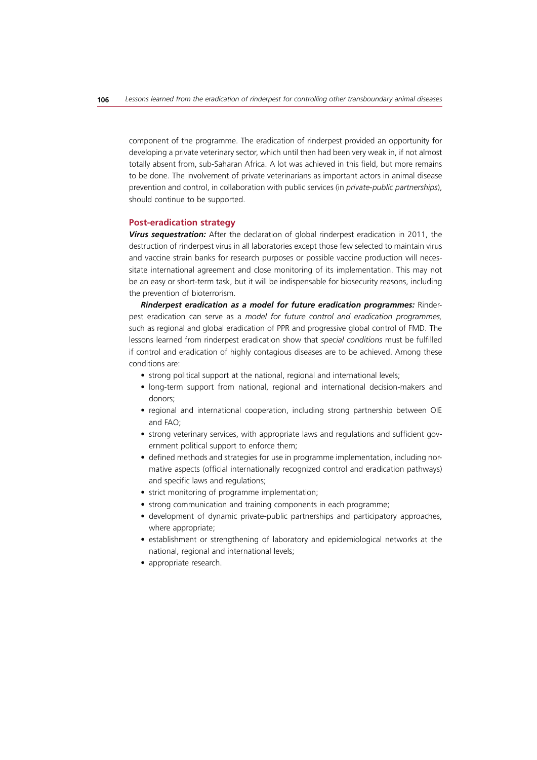component of the programme. The eradication of rinderpest provided an opportunity for developing a private veterinary sector, which until then had been very weak in, if not almost totally absent from, sub-Saharan Africa. A lot was achieved in this field, but more remains to be done. The involvement of private veterinarians as important actors in animal disease prevention and control, in collaboration with public services (in *private-public partnerships*), should continue to be supported.

### Post-eradication strategy

***Virus sequestration:*** After the declaration of global rinderpest eradication in 2011, the destruction of rinderpest virus in all laboratories except those few selected to maintain virus and vaccine strain banks for research purposes or possible vaccine production will necessitate international agreement and close monitoring of its implementation. This may not be an easy or short-term task, but it will be indispensable for biosecurity reasons, including the prevention of bioterrorism.

***Rinderpest eradication as a model for future eradication programmes:*** Rinderpest eradication can serve as a *model for future control and eradication programmes,* such as regional and global eradication of PPR and progressive global control of FMD. The lessons learned from rinderpest eradication show that *special conditions* must be fulfilled if control and eradication of highly contagious diseases are to be achieved. Among these conditions are:

- strong political support at the national, regional and international levels;
- long-term support from national, regional and international decision-makers and donors;
- regional and international cooperation, including strong partnership between OIE and FAO;
- strong veterinary services, with appropriate laws and regulations and sufficient government political support to enforce them;
- defined methods and strategies for use in programme implementation, including normative aspects (official internationally recognized control and eradication pathways) and specific laws and regulations;
- strict monitoring of programme implementation;
- strong communication and training components in each programme;
- development of dynamic private-public partnerships and participatory approaches, where appropriate;
- establishment or strengthening of laboratory and epidemiological networks at the national, regional and international levels;
- appropriate research.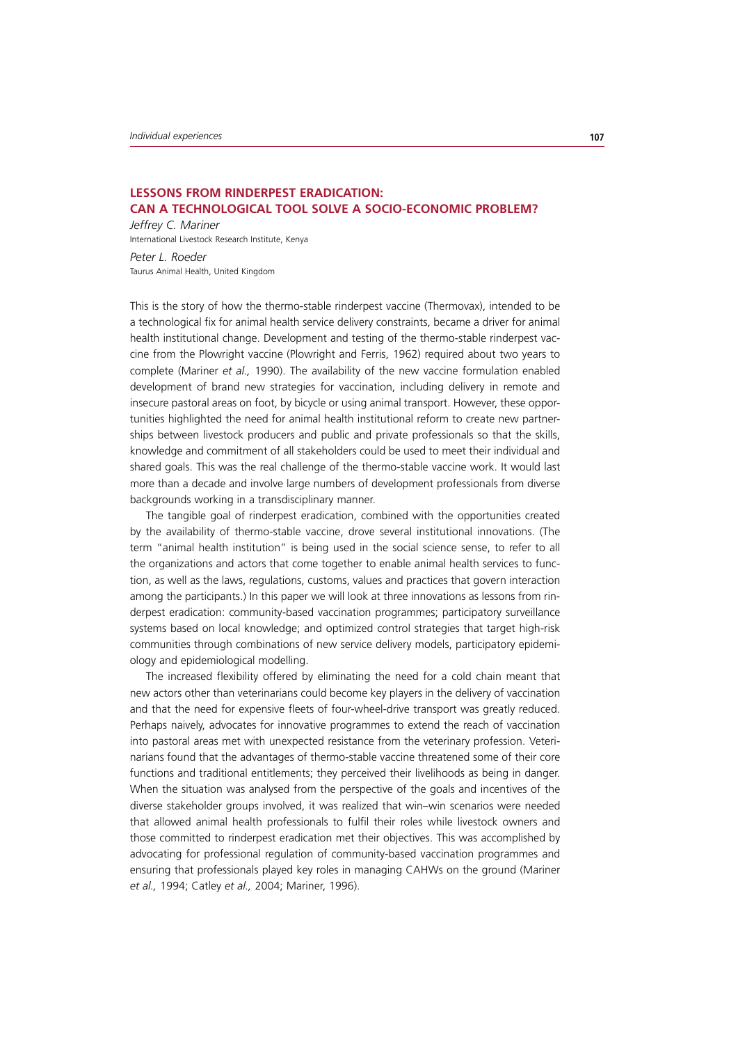## LESSONS FROM RINDERPEST ERADICATION: CAN A TECHNOLOGICAL TOOL SOLVE A SOCIO-ECONOMIC PROBLEM?

*Jeffrey C. Mariner*
International Livestock Research Institute, Kenya

*Peter L. Roeder*
Taurus Animal Health, United Kingdom

This is the story of how the thermo-stable rinderpest vaccine (Thermovax), intended to be a technological fix for animal health service delivery constraints, became a driver for animal health institutional change. Development and testing of the thermo-stable rinderpest vaccine from the Plowright vaccine (Plowright and Ferris, 1962) required about two years to complete (Mariner *et al.,* 1990). The availability of the new vaccine formulation enabled development of brand new strategies for vaccination, including delivery in remote and insecure pastoral areas on foot, by bicycle or using animal transport. However, these opportunities highlighted the need for animal health institutional reform to create new partnerships between livestock producers and public and private professionals so that the skills, knowledge and commitment of all stakeholders could be used to meet their individual and shared goals. This was the real challenge of the thermo-stable vaccine work. It would last more than a decade and involve large numbers of development professionals from diverse backgrounds working in a transdisciplinary manner.

The tangible goal of rinderpest eradication, combined with the opportunities created by the availability of thermo-stable vaccine, drove several institutional innovations. (The term "animal health institution" is being used in the social science sense, to refer to all the organizations and actors that come together to enable animal health services to function, as well as the laws, regulations, customs, values and practices that govern interaction among the participants.) In this paper we will look at three innovations as lessons from rinderpest eradication: community-based vaccination programmes; participatory surveillance systems based on local knowledge; and optimized control strategies that target high-risk communities through combinations of new service delivery models, participatory epidemiology and epidemiological modelling.

The increased flexibility offered by eliminating the need for a cold chain meant that new actors other than veterinarians could become key players in the delivery of vaccination and that the need for expensive fleets of four-wheel-drive transport was greatly reduced. Perhaps naively, advocates for innovative programmes to extend the reach of vaccination into pastoral areas met with unexpected resistance from the veterinary profession. Veterinarians found that the advantages of thermo-stable vaccine threatened some of their core functions and traditional entitlements; they perceived their livelihoods as being in danger. When the situation was analysed from the perspective of the goals and incentives of the diverse stakeholder groups involved, it was realized that win–win scenarios were needed that allowed animal health professionals to fulfil their roles while livestock owners and those committed to rinderpest eradication met their objectives. This was accomplished by advocating for professional regulation of community-based vaccination programmes and ensuring that professionals played key roles in managing CAHWs on the ground (Mariner *et al.,* 1994; Catley *et al.,* 2004; Mariner, 1996).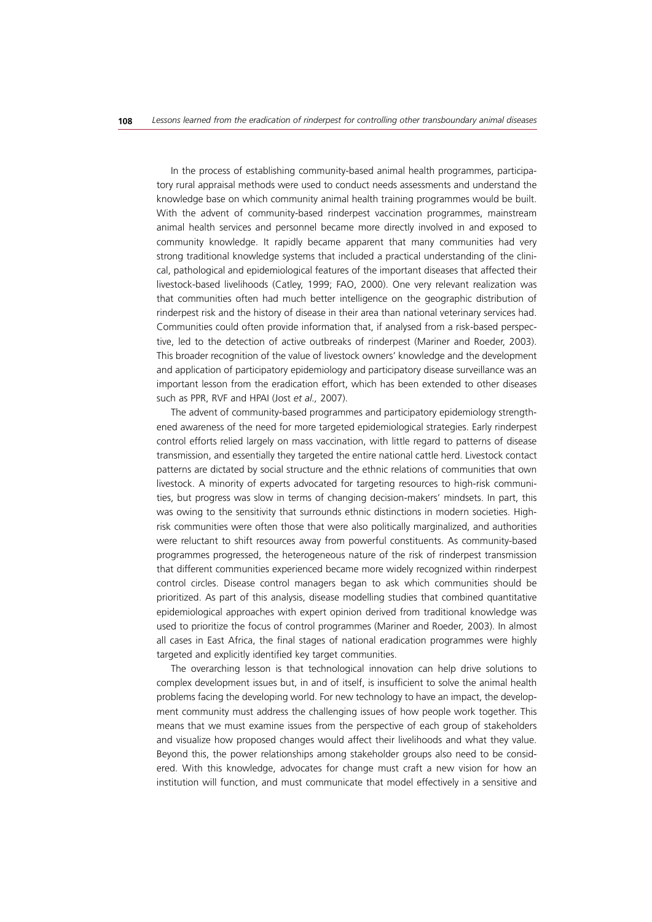In the process of establishing community-based animal health programmes, participatory rural appraisal methods were used to conduct needs assessments and understand the knowledge base on which community animal health training programmes would be built. With the advent of community-based rinderpest vaccination programmes, mainstream animal health services and personnel became more directly involved in and exposed to community knowledge. It rapidly became apparent that many communities had very strong traditional knowledge systems that included a practical understanding of the clinical, pathological and epidemiological features of the important diseases that affected their livestock-based livelihoods (Catley, 1999; FAO, 2000). One very relevant realization was that communities often had much better intelligence on the geographic distribution of rinderpest risk and the history of disease in their area than national veterinary services had. Communities could often provide information that, if analysed from a risk-based perspective, led to the detection of active outbreaks of rinderpest (Mariner and Roeder, 2003). This broader recognition of the value of livestock owners' knowledge and the development and application of participatory epidemiology and participatory disease surveillance was an important lesson from the eradication effort, which has been extended to other diseases such as PPR, RVF and HPAI (Jost *et al.,* 2007).

The advent of community-based programmes and participatory epidemiology strengthened awareness of the need for more targeted epidemiological strategies. Early rinderpest control efforts relied largely on mass vaccination, with little regard to patterns of disease transmission, and essentially they targeted the entire national cattle herd. Livestock contact patterns are dictated by social structure and the ethnic relations of communities that own livestock. A minority of experts advocated for targeting resources to high-risk communities, but progress was slow in terms of changing decision-makers' mindsets. In part, this was owing to the sensitivity that surrounds ethnic distinctions in modern societies. High-risk communities were often those that were also politically marginalized, and authorities were reluctant to shift resources away from powerful constituents. As community-based programmes progressed, the heterogeneous nature of the risk of rinderpest transmission that different communities experienced became more widely recognized within rinderpest control circles. Disease control managers began to ask which communities should be prioritized. As part of this analysis, disease modelling studies that combined quantitative epidemiological approaches with expert opinion derived from traditional knowledge was used to prioritize the focus of control programmes (Mariner and Roeder, 2003). In almost all cases in East Africa, the final stages of national eradication programmes were highly targeted and explicitly identified key target communities.

The overarching lesson is that technological innovation can help drive solutions to complex development issues but, in and of itself, is insufficient to solve the animal health problems facing the developing world. For new technology to have an impact, the development community must address the challenging issues of how people work together. This means that we must examine issues from the perspective of each group of stakeholders and visualize how proposed changes would affect their livelihoods and what they value. Beyond this, the power relationships among stakeholder groups also need to be considered. With this knowledge, advocates for change must craft a new vision for how an institution will function, and must communicate that model effectively in a sensitive and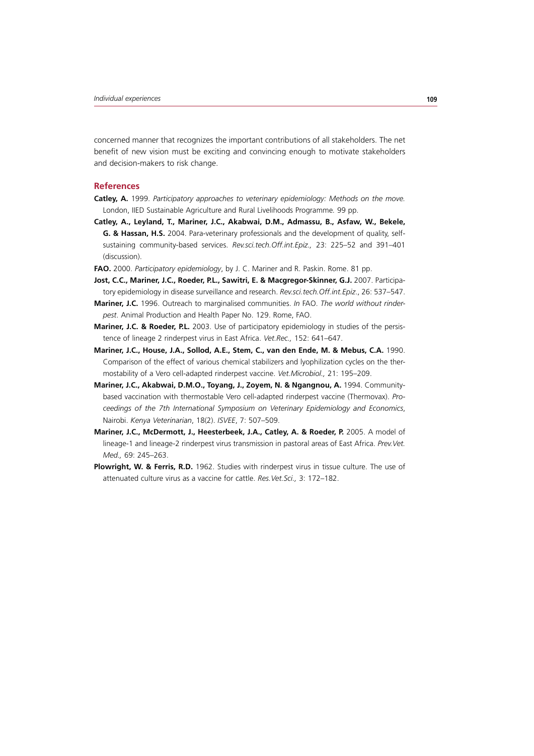concerned manner that recognizes the important contributions of all stakeholders. The net benefit of new vision must be exciting and convincing enough to motivate stakeholders and decision-makers to risk change.

## References

**Catley, A.** 1999. *Participatory approaches to veterinary epidemiology: Methods on the move.* London, IIED Sustainable Agriculture and Rural Livelihoods Programme. 99 pp.

**Catley, A., Leyland, T., Mariner, J.C., Akabwai, D.M., Admassu, B., Asfaw, W., Bekele, G. & Hassan, H.S.** 2004. Para-veterinary professionals and the development of quality, self-sustaining community-based services. *Rev.sci.tech.Off.int.Epiz.,* 23: 225–52 and 391–401 (discussion).

**FAO.** 2000. *Participatory epidemiology*, by J. C. Mariner and R. Paskin. Rome. 81 pp.

**Jost, C.C., Mariner, J.C., Roeder, P.L., Sawitri, E. & Macgregor-Skinner, G.J.** 2007. Participatory epidemiology in disease surveillance and research. *Rev.sci.tech.Off.int.Epiz.*, 26: 537–547.

**Mariner, J.C.** 1996. Outreach to marginalised communities. *In* FAO. *The world without rinderpest*. Animal Production and Health Paper No. 129. Rome, FAO.

**Mariner, J.C. & Roeder, P.L.** 2003. Use of participatory epidemiology in studies of the persistence of lineage 2 rinderpest virus in East Africa. *Vet.Rec.,* 152: 641–647.

**Mariner, J.C., House, J.A., Sollod, A.E., Stem, C., van den Ende, M. & Mebus, C.A.** 1990. Comparison of the effect of various chemical stabilizers and lyophilization cycles on the thermostability of a Vero cell-adapted rinderpest vaccine. *Vet.Microbiol.,* 21: 195–209.

**Mariner, J.C., Akabwai, D.M.O., Toyang, J., Zoyem, N. & Ngangnou, A.** 1994. Community-based vaccination with thermostable Vero cell-adapted rinderpest vaccine (Thermovax). *Proceedings of the 7th International Symposium on Veterinary Epidemiology and Economics*, Nairobi. *Kenya Veterinarian*, 18(2). *ISVEE*, 7: 507–509.

**Mariner, J.C., McDermott, J., Heesterbeek, J.A., Catley, A. & Roeder, P.** 2005. A model of lineage-1 and lineage-2 rinderpest virus transmission in pastoral areas of East Africa. *Prev.Vet. Med.,* 69: 245–263.

**Plowright, W. & Ferris, R.D.** 1962. Studies with rinderpest virus in tissue culture. The use of attenuated culture virus as a vaccine for cattle. *Res.Vet.Sci.,* 3: 172–182.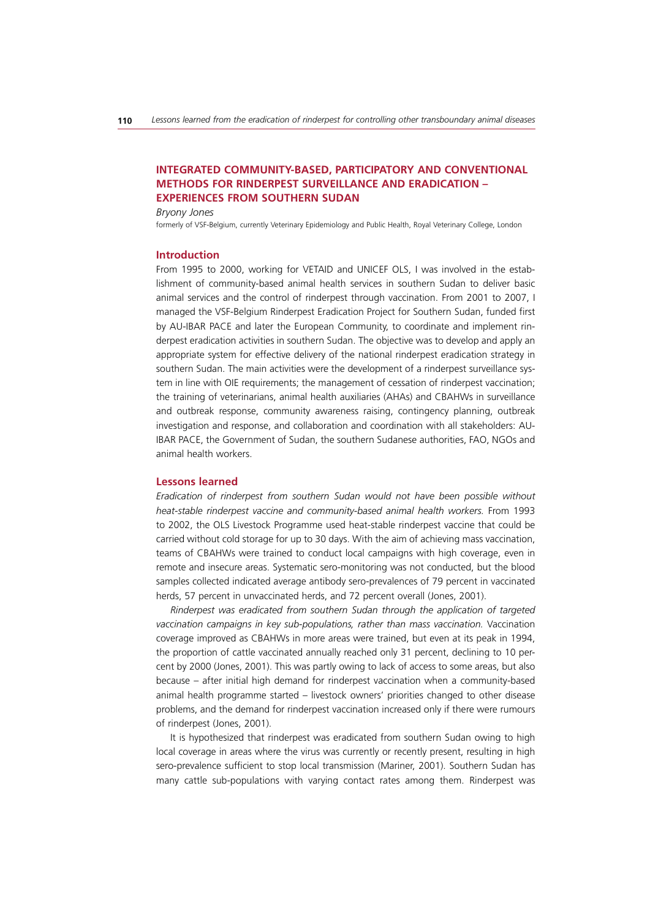## INTEGRATED COMMUNITY-BASED, PARTICIPATORY AND CONVENTIONAL METHODS FOR RINDERPEST SURVEILLANCE AND ERADICATION – EXPERIENCES FROM SOUTHERN SUDAN

*Bryony Jones*

formerly of VSF-Belgium, currently Veterinary Epidemiology and Public Health, Royal Veterinary College, London

### Introduction

From 1995 to 2000, working for VETAID and UNICEF OLS, I was involved in the establishment of community-based animal health services in southern Sudan to deliver basic animal services and the control of rinderpest through vaccination. From 2001 to 2007, I managed the VSF-Belgium Rinderpest Eradication Project for Southern Sudan, funded first by AU-IBAR PACE and later the European Community, to coordinate and implement rinderpest eradication activities in southern Sudan. The objective was to develop and apply an appropriate system for effective delivery of the national rinderpest eradication strategy in southern Sudan. The main activities were the development of a rinderpest surveillance system in line with OIE requirements; the management of cessation of rinderpest vaccination; the training of veterinarians, animal health auxiliaries (AHAs) and CBAHWs in surveillance and outbreak response, community awareness raising, contingency planning, outbreak investigation and response, and collaboration and coordination with all stakeholders: AU-IBAR PACE, the Government of Sudan, the southern Sudanese authorities, FAO, NGOs and animal health workers.

### Lessons learned

*Eradication of rinderpest from southern Sudan would not have been possible without heat-stable rinderpest vaccine and community-based animal health workers.* From 1993 to 2002, the OLS Livestock Programme used heat-stable rinderpest vaccine that could be carried without cold storage for up to 30 days. With the aim of achieving mass vaccination, teams of CBAHWs were trained to conduct local campaigns with high coverage, even in remote and insecure areas. Systematic sero-monitoring was not conducted, but the blood samples collected indicated average antibody sero-prevalences of 79 percent in vaccinated herds, 57 percent in unvaccinated herds, and 72 percent overall (Jones, 2001).

*Rinderpest was eradicated from southern Sudan through the application of targeted vaccination campaigns in key sub-populations, rather than mass vaccination.* Vaccination coverage improved as CBAHWs in more areas were trained, but even at its peak in 1994, the proportion of cattle vaccinated annually reached only 31 percent, declining to 10 percent by 2000 (Jones, 2001). This was partly owing to lack of access to some areas, but also because – after initial high demand for rinderpest vaccination when a community-based animal health programme started – livestock owners' priorities changed to other disease problems, and the demand for rinderpest vaccination increased only if there were rumours of rinderpest (Jones, 2001).

It is hypothesized that rinderpest was eradicated from southern Sudan owing to high local coverage in areas where the virus was currently or recently present, resulting in high sero-prevalence sufficient to stop local transmission (Mariner, 2001). Southern Sudan has many cattle sub-populations with varying contact rates among them. Rinderpest was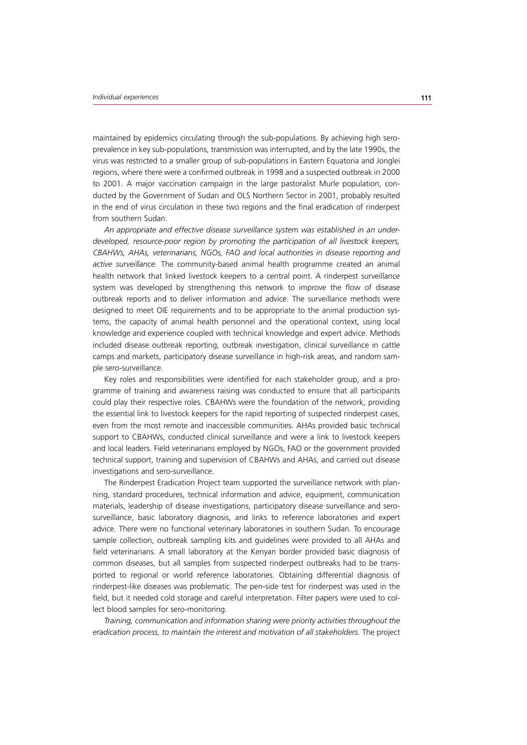maintained by epidemics circulating through the sub-populations. By achieving high seroprevalence in key sub-populations, transmission was interrupted, and by the late 1990s, the virus was restricted to a smaller group of sub-populations in Eastern Equatoria and Jonglei regions, where there were a confirmed outbreak in 1998 and a suspected outbreak in 2000 to 2001. A major vaccination campaign in the large pastoralist Murle population, conducted by the Government of Sudan and OLS Northern Sector in 2001, probably resulted in the end of virus circulation in these two regions and the final eradication of rinderpest from southern Sudan.

*An appropriate and effective disease surveillance system was established in an underdeveloped, resource-poor region by promoting the participation of all livestock keepers, CBAHWs, AHAs, veterinarians, NGOs, FAO and local authorities in disease reporting and active surveillance.* The community-based animal health programme created an animal health network that linked livestock keepers to a central point. A rinderpest surveillance system was developed by strengthening this network to improve the flow of disease outbreak reports and to deliver information and advice. The surveillance methods were designed to meet OIE requirements and to be appropriate to the animal production systems, the capacity of animal health personnel and the operational context, using local knowledge and experience coupled with technical knowledge and expert advice. Methods included disease outbreak reporting, outbreak investigation, clinical surveillance in cattle camps and markets, participatory disease surveillance in high-risk areas, and random sample sero-surveillance.

Key roles and responsibilities were identified for each stakeholder group, and a programme of training and awareness raising was conducted to ensure that all participants could play their respective roles. CBAHWs were the foundation of the network, providing the essential link to livestock keepers for the rapid reporting of suspected rinderpest cases, even from the most remote and inaccessible communities. AHAs provided basic technical support to CBAHWs, conducted clinical surveillance and were a link to livestock keepers and local leaders. Field veterinarians employed by NGOs, FAO or the government provided technical support, training and supervision of CBAHWs and AHAs, and carried out disease investigations and sero-surveillance.

The Rinderpest Eradication Project team supported the surveillance network with planning, standard procedures, technical information and advice, equipment, communication materials, leadership of disease investigations, participatory disease surveillance and sero-surveillance, basic laboratory diagnosis, and links to reference laboratories and expert advice. There were no functional veterinary laboratories in southern Sudan. To encourage sample collection, outbreak sampling kits and guidelines were provided to all AHAs and field veterinarians. A small laboratory at the Kenyan border provided basic diagnosis of common diseases, but all samples from suspected rinderpest outbreaks had to be transported to regional or world reference laboratories. Obtaining differential diagnosis of rinderpest-like diseases was problematic. The pen-side test for rinderpest was used in the field, but it needed cold storage and careful interpretation. Filter papers were used to collect blood samples for sero-monitoring.

*Training, communication and information sharing were priority activities throughout the eradication process, to maintain the interest and motivation of all stakeholders.* The project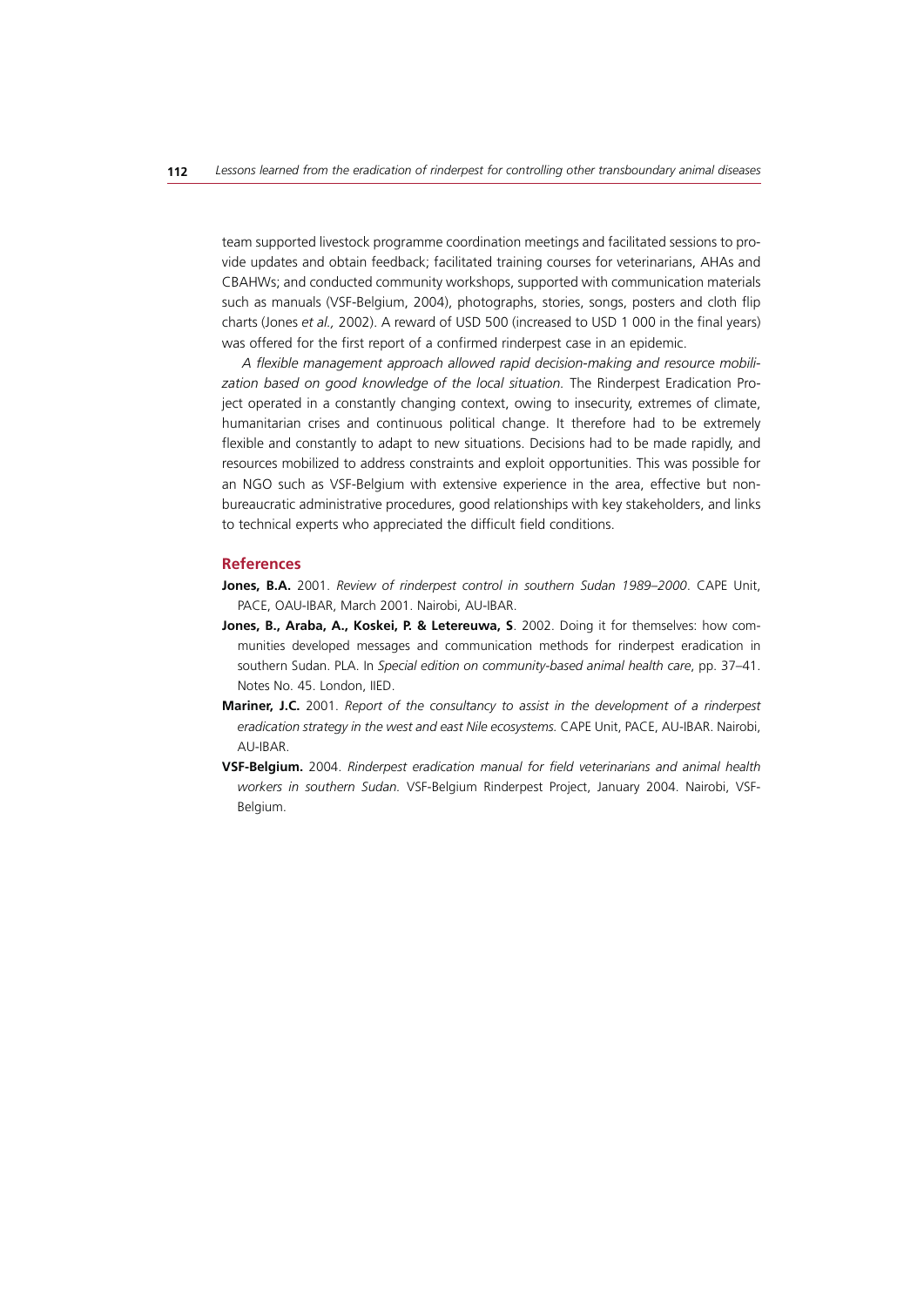team supported livestock programme coordination meetings and facilitated sessions to provide updates and obtain feedback; facilitated training courses for veterinarians, AHAs and CBAHWs; and conducted community workshops, supported with communication materials such as manuals (VSF-Belgium, 2004), photographs, stories, songs, posters and cloth flip charts (Jones *et al.,* 2002). A reward of USD 500 (increased to USD 1 000 in the final years) was offered for the first report of a confirmed rinderpest case in an epidemic.

*A flexible management approach allowed rapid decision-making and resource mobilization based on good knowledge of the local situation.* The Rinderpest Eradication Project operated in a constantly changing context, owing to insecurity, extremes of climate, humanitarian crises and continuous political change. It therefore had to be extremely flexible and constantly to adapt to new situations. Decisions had to be made rapidly, and resources mobilized to address constraints and exploit opportunities. This was possible for an NGO such as VSF-Belgium with extensive experience in the area, effective but non-bureaucratic administrative procedures, good relationships with key stakeholders, and links to technical experts who appreciated the difficult field conditions.

## References

**Jones, B.A.** 2001. *Review of rinderpest control in southern Sudan 1989–2000*. CAPE Unit, PACE, OAU-IBAR, March 2001. Nairobi, AU-IBAR.

**Jones, B., Araba, A., Koskei, P. & Letereuwa, S**. 2002. Doing it for themselves: how communities developed messages and communication methods for rinderpest eradication in southern Sudan. PLA. In *Special edition on community-based animal health care*, pp. 37–41. Notes No. 45. London, IIED.

**Mariner, J.C.** 2001. *Report of the consultancy to assist in the development of a rinderpest eradication strategy in the west and east Nile ecosystems.* CAPE Unit, PACE, AU-IBAR. Nairobi, AU-IBAR.

**VSF-Belgium.** 2004. *Rinderpest eradication manual for field veterinarians and animal health workers in southern Sudan.* VSF-Belgium Rinderpest Project, January 2004. Nairobi, VSF-Belgium.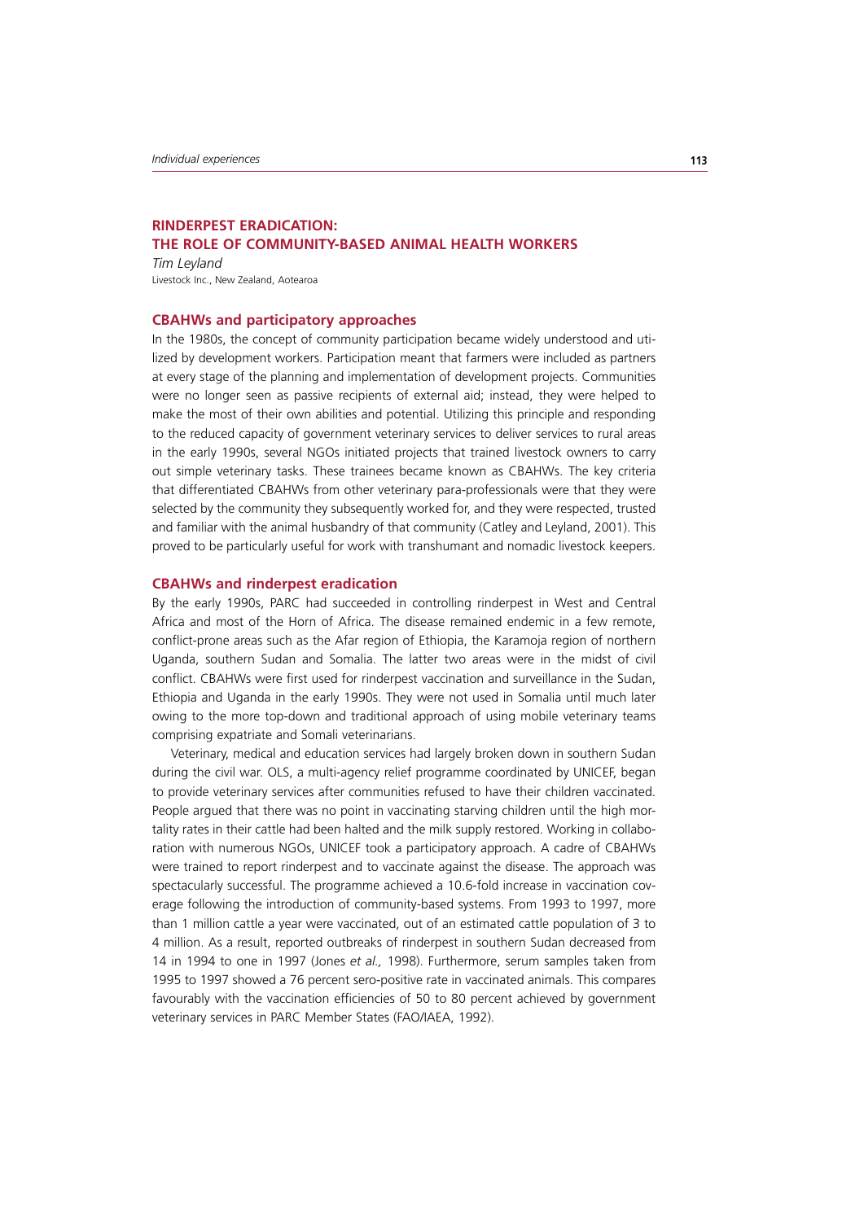## RINDERPEST ERADICATION: THE ROLE OF COMMUNITY-BASED ANIMAL HEALTH WORKERS

*Tim Leyland*

Livestock Inc., New Zealand, Aotearoa

### CBAHWs and participatory approaches

In the 1980s, the concept of community participation became widely understood and utilized by development workers. Participation meant that farmers were included as partners at every stage of the planning and implementation of development projects. Communities were no longer seen as passive recipients of external aid; instead, they were helped to make the most of their own abilities and potential. Utilizing this principle and responding to the reduced capacity of government veterinary services to deliver services to rural areas in the early 1990s, several NGOs initiated projects that trained livestock owners to carry out simple veterinary tasks. These trainees became known as CBAHWs. The key criteria that differentiated CBAHWs from other veterinary para-professionals were that they were selected by the community they subsequently worked for, and they were respected, trusted and familiar with the animal husbandry of that community (Catley and Leyland, 2001). This proved to be particularly useful for work with transhumant and nomadic livestock keepers.

### CBAHWs and rinderpest eradication

By the early 1990s, PARC had succeeded in controlling rinderpest in West and Central Africa and most of the Horn of Africa. The disease remained endemic in a few remote, conflict-prone areas such as the Afar region of Ethiopia, the Karamoja region of northern Uganda, southern Sudan and Somalia. The latter two areas were in the midst of civil conflict. CBAHWs were first used for rinderpest vaccination and surveillance in the Sudan, Ethiopia and Uganda in the early 1990s. They were not used in Somalia until much later owing to the more top-down and traditional approach of using mobile veterinary teams comprising expatriate and Somali veterinarians.

Veterinary, medical and education services had largely broken down in southern Sudan during the civil war. OLS, a multi-agency relief programme coordinated by UNICEF, began to provide veterinary services after communities refused to have their children vaccinated. People argued that there was no point in vaccinating starving children until the high mortality rates in their cattle had been halted and the milk supply restored. Working in collaboration with numerous NGOs, UNICEF took a participatory approach. A cadre of CBAHWs were trained to report rinderpest and to vaccinate against the disease. The approach was spectacularly successful. The programme achieved a 10.6-fold increase in vaccination coverage following the introduction of community-based systems. From 1993 to 1997, more than 1 million cattle a year were vaccinated, out of an estimated cattle population of 3 to 4 million. As a result, reported outbreaks of rinderpest in southern Sudan decreased from 14 in 1994 to one in 1997 (Jones *et al.,* 1998). Furthermore, serum samples taken from 1995 to 1997 showed a 76 percent sero-positive rate in vaccinated animals. This compares favourably with the vaccination efficiencies of 50 to 80 percent achieved by government veterinary services in PARC Member States (FAO/IAEA, 1992).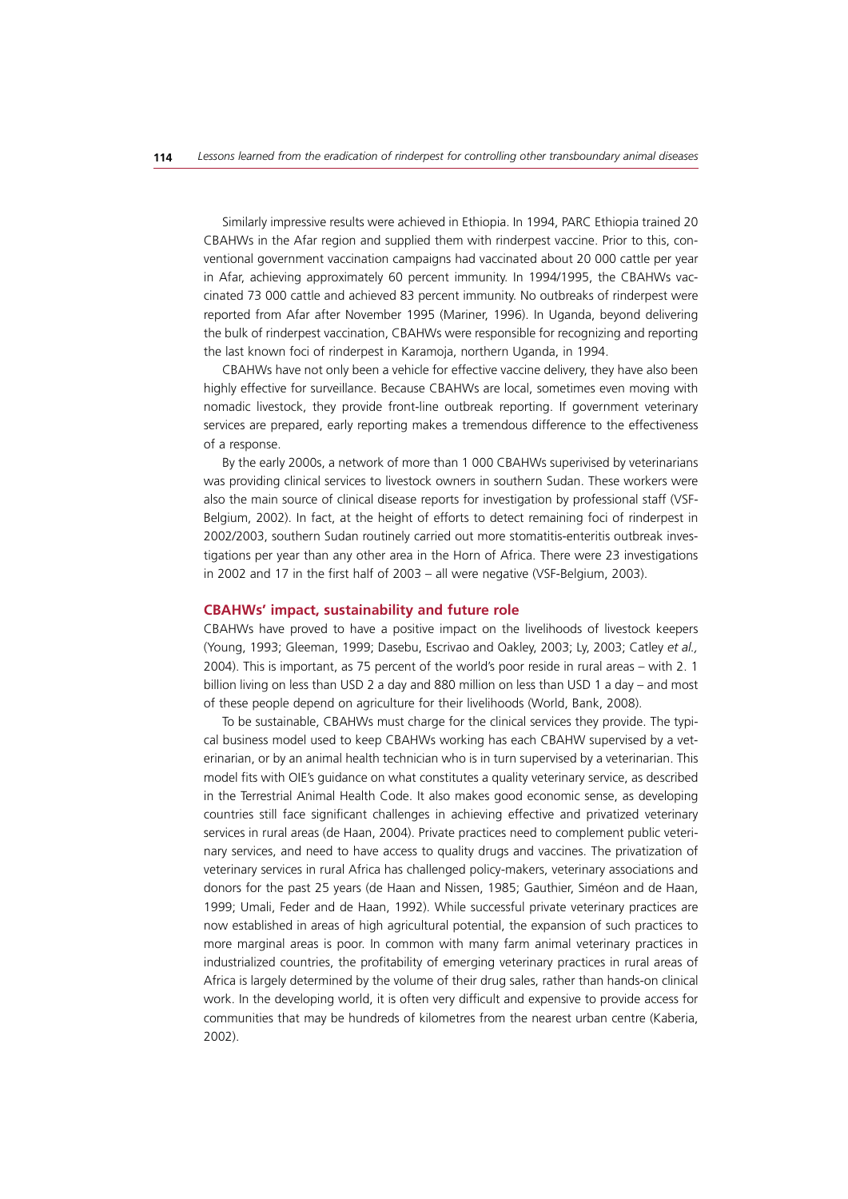Similarly impressive results were achieved in Ethiopia. In 1994, PARC Ethiopia trained 20 CBAHWs in the Afar region and supplied them with rinderpest vaccine. Prior to this, conventional government vaccination campaigns had vaccinated about 20 000 cattle per year in Afar, achieving approximately 60 percent immunity. In 1994/1995, the CBAHWs vaccinated 73 000 cattle and achieved 83 percent immunity. No outbreaks of rinderpest were reported from Afar after November 1995 (Mariner, 1996). In Uganda, beyond delivering the bulk of rinderpest vaccination, CBAHWs were responsible for recognizing and reporting the last known foci of rinderpest in Karamoja, northern Uganda, in 1994.

CBAHWs have not only been a vehicle for effective vaccine delivery, they have also been highly effective for surveillance. Because CBAHWs are local, sometimes even moving with nomadic livestock, they provide front-line outbreak reporting. If government veterinary services are prepared, early reporting makes a tremendous difference to the effectiveness of a response.

By the early 2000s, a network of more than 1 000 CBAHWs superivised by veterinarians was providing clinical services to livestock owners in southern Sudan. These workers were also the main source of clinical disease reports for investigation by professional staff (VSF-Belgium, 2002). In fact, at the height of efforts to detect remaining foci of rinderpest in 2002/2003, southern Sudan routinely carried out more stomatitis-enteritis outbreak investigations per year than any other area in the Horn of Africa. There were 23 investigations in 2002 and 17 in the first half of 2003 – all were negative (VSF-Belgium, 2003).

## CBAHWs' impact, sustainability and future role

CBAHWs have proved to have a positive impact on the livelihoods of livestock keepers (Young, 1993; Gleeman, 1999; Dasebu, Escrivao and Oakley, 2003; Ly, 2003; Catley *et al.,* 2004). This is important, as 75 percent of the world's poor reside in rural areas – with 2. 1 billion living on less than USD 2 a day and 880 million on less than USD 1 a day – and most of these people depend on agriculture for their livelihoods (World, Bank, 2008).

To be sustainable, CBAHWs must charge for the clinical services they provide. The typical business model used to keep CBAHWs working has each CBAHW supervised by a veterinarian, or by an animal health technician who is in turn supervised by a veterinarian. This model fits with OIE's guidance on what constitutes a quality veterinary service, as described in the Terrestrial Animal Health Code. It also makes good economic sense, as developing countries still face significant challenges in achieving effective and privatized veterinary services in rural areas (de Haan, 2004). Private practices need to complement public veterinary services, and need to have access to quality drugs and vaccines. The privatization of veterinary services in rural Africa has challenged policy-makers, veterinary associations and donors for the past 25 years (de Haan and Nissen, 1985; Gauthier, Siméon and de Haan, 1999; Umali, Feder and de Haan, 1992). While successful private veterinary practices are now established in areas of high agricultural potential, the expansion of such practices to more marginal areas is poor. In common with many farm animal veterinary practices in industrialized countries, the profitability of emerging veterinary practices in rural areas of Africa is largely determined by the volume of their drug sales, rather than hands-on clinical work. In the developing world, it is often very difficult and expensive to provide access for communities that may be hundreds of kilometres from the nearest urban centre (Kaberia, 2002).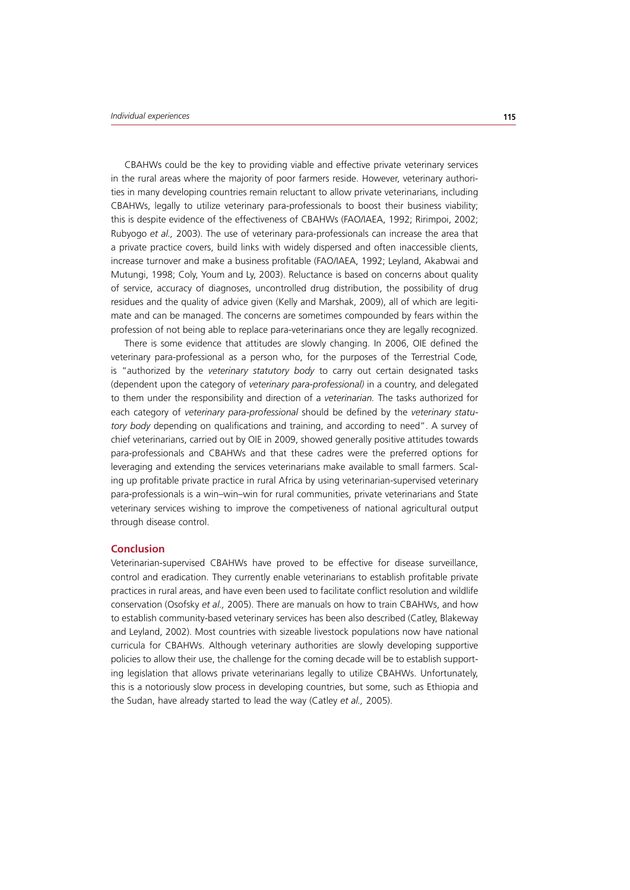CBAHWs could be the key to providing viable and effective private veterinary services in the rural areas where the majority of poor farmers reside. However, veterinary authorities in many developing countries remain reluctant to allow private veterinarians, including CBAHWs, legally to utilize veterinary para-professionals to boost their business viability; this is despite evidence of the effectiveness of CBAHWs (FAO/IAEA, 1992; Ririmpoi, 2002; Rubyogo *et al.,* 2003). The use of veterinary para-professionals can increase the area that a private practice covers, build links with widely dispersed and often inaccessible clients, increase turnover and make a business profitable (FAO/IAEA, 1992; Leyland, Akabwai and Mutungi, 1998; Coly, Youm and Ly, 2003). Reluctance is based on concerns about quality of service, accuracy of diagnoses, uncontrolled drug distribution, the possibility of drug residues and the quality of advice given (Kelly and Marshak, 2009), all of which are legitimate and can be managed. The concerns are sometimes compounded by fears within the profession of not being able to replace para-veterinarians once they are legally recognized.

There is some evidence that attitudes are slowly changing. In 2006, OIE defined the veterinary para-professional as a person who, for the purposes of the Terrestrial Code, is "authorized by the *veterinary statutory body* to carry out certain designated tasks (dependent upon the category of *veterinary para-professional)* in a country, and delegated to them under the responsibility and direction of a *veterinarian.* The tasks authorized for each category of *veterinary para-professional* should be defined by the *veterinary statutory body* depending on qualifications and training, and according to need". A survey of chief veterinarians, carried out by OIE in 2009, showed generally positive attitudes towards para-professionals and CBAHWs and that these cadres were the preferred options for leveraging and extending the services veterinarians make available to small farmers. Scaling up profitable private practice in rural Africa by using veterinarian-supervised veterinary para-professionals is a win–win–win for rural communities, private veterinarians and State veterinary services wishing to improve the competiveness of national agricultural output through disease control.

## Conclusion

Veterinarian-supervised CBAHWs have proved to be effective for disease surveillance, control and eradication. They currently enable veterinarians to establish profitable private practices in rural areas, and have even been used to facilitate conflict resolution and wildlife conservation (Osofsky *et al.,* 2005). There are manuals on how to train CBAHWs, and how to establish community-based veterinary services has been also described (Catley, Blakeway and Leyland, 2002). Most countries with sizeable livestock populations now have national curricula for CBAHWs. Although veterinary authorities are slowly developing supportive policies to allow their use, the challenge for the coming decade will be to establish supporting legislation that allows private veterinarians legally to utilize CBAHWs. Unfortunately, this is a notoriously slow process in developing countries, but some, such as Ethiopia and the Sudan, have already started to lead the way (Catley *et al.,* 2005).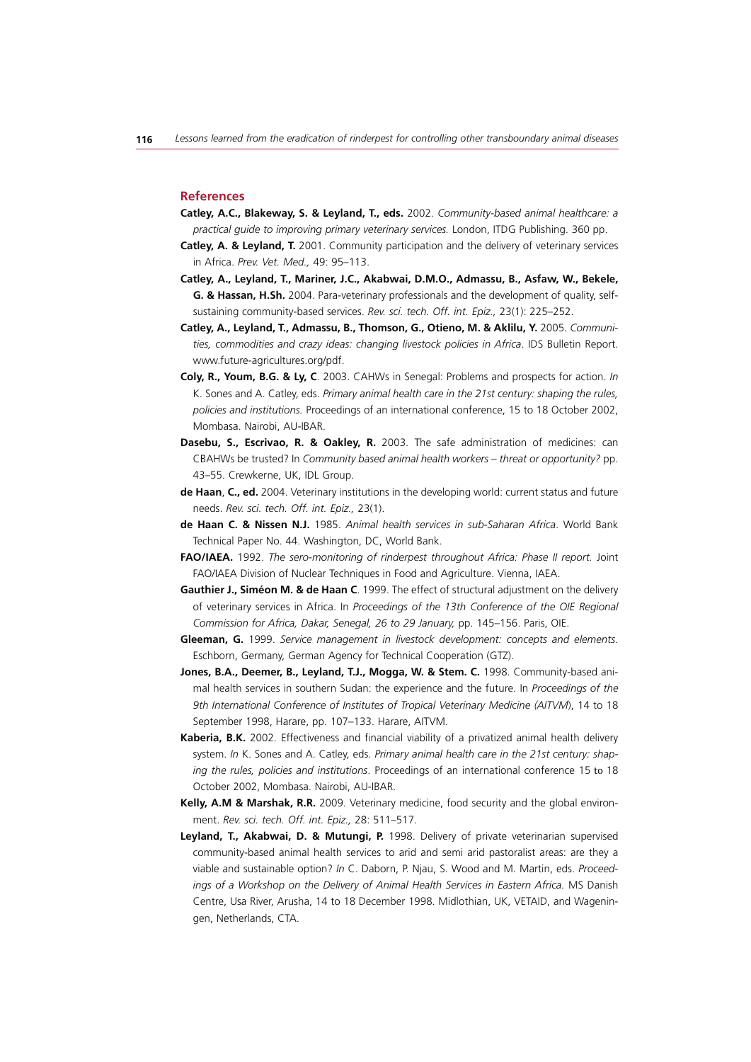## References

**Catley, A.C., Blakeway, S. & Leyland, T., eds.** 2002. *Community-based animal healthcare: a practical guide to improving primary veterinary services.* London, ITDG Publishing. 360 pp.

**Catley, A. & Leyland, T.** 2001. Community participation and the delivery of veterinary services in Africa. *Prev. Vet. Med.,* 49: 95–113.

**Catley, A., Leyland, T., Mariner, J.C., Akabwai, D.M.O., Admassu, B., Asfaw, W., Bekele, G. & Hassan, H.Sh.** 2004. Para-veterinary professionals and the development of quality, self-sustaining community-based services. *Rev. sci. tech. Off. int. Epiz.,* 23(1): 225–252.

**Catley, A., Leyland, T., Admassu, B., Thomson, G., Otieno, M. & Aklilu, Y.** 2005. *Communities, commodities and crazy ideas: changing livestock policies in Africa*. IDS Bulletin Report. www.future-agricultures.org/pdf.

**Coly, R., Youm, B.G. & Ly, C**. 2003. CAHWs in Senegal: Problems and prospects for action. *In* K. Sones and A. Catley, eds. *Primary animal health care in the 21st century: shaping the rules, policies and institutions.* Proceedings of an international conference, 15 to 18 October 2002, Mombasa. Nairobi, AU-IBAR.

**Dasebu, S., Escrivao, R. & Oakley, R.** 2003. The safe administration of medicines: can CBAHWs be trusted? In *Community based animal health workers – threat or opportunity?* pp. 43–55. Crewkerne, UK, IDL Group.

**de Haan**, **C., ed.** 2004. Veterinary institutions in the developing world: current status and future needs. *Rev. sci. tech. Off. int. Epiz.,* 23(1).

**de Haan C. & Nissen N.J.** 1985. *Animal health services in sub-Saharan Africa.* World Bank Technical Paper No. 44. Washington, DC, World Bank.

**FAO/IAEA.** 1992. *The sero-monitoring of rinderpest throughout Africa: Phase II report.* Joint FAO/IAEA Division of Nuclear Techniques in Food and Agriculture. Vienna, IAEA.

**Gauthier J., Siméon M. & de Haan C**. 1999. The effect of structural adjustment on the delivery of veterinary services in Africa. In *Proceedings of the 13th Conference of the OIE Regional Commission for Africa, Dakar, Senegal, 26 to 29 January,* pp. 145–156. Paris, OIE.

**Gleeman, G.** 1999. *Service management in livestock development: concepts and elements*. Eschborn, Germany, German Agency for Technical Cooperation (GTZ).

**Jones, B.A., Deemer, B., Leyland, T.J., Mogga, W. & Stem. C.** 1998. Community-based animal health services in southern Sudan: the experience and the future. In *Proceedings of the 9th International Conference of Institutes of Tropical Veterinary Medicine (AITVM*), 14 to 18 September 1998, Harare, pp. 107–133. Harare, AITVM.

**Kaberia, B.K.** 2002. Effectiveness and financial viability of a privatized animal health delivery system. *In* K. Sones and A. Catley, eds. *Primary animal health care in the 21st century: shaping the rules, policies and institutions*. Proceedings of an international conference 15 to 18 October 2002, Mombasa. Nairobi, AU-IBAR.

**Kelly, A.M & Marshak, R.R.** 2009. Veterinary medicine, food security and the global environment. *Rev. sci. tech. Off. int. Epiz.,* 28: 511–517.

**Leyland, T., Akabwai, D. & Mutungi, P.** 1998. Delivery of private veterinarian supervised community-based animal health services to arid and semi arid pastoralist areas: are they a viable and sustainable option? *In* C. Daborn, P. Njau, S. Wood and M. Martin, eds. *Proceedings of a Workshop on the Delivery of Animal Health Services in Eastern Africa.* MS Danish Centre, Usa River, Arusha, 14 to 18 December 1998. Midlothian, UK, VETAID, and Wageningen, Netherlands, CTA.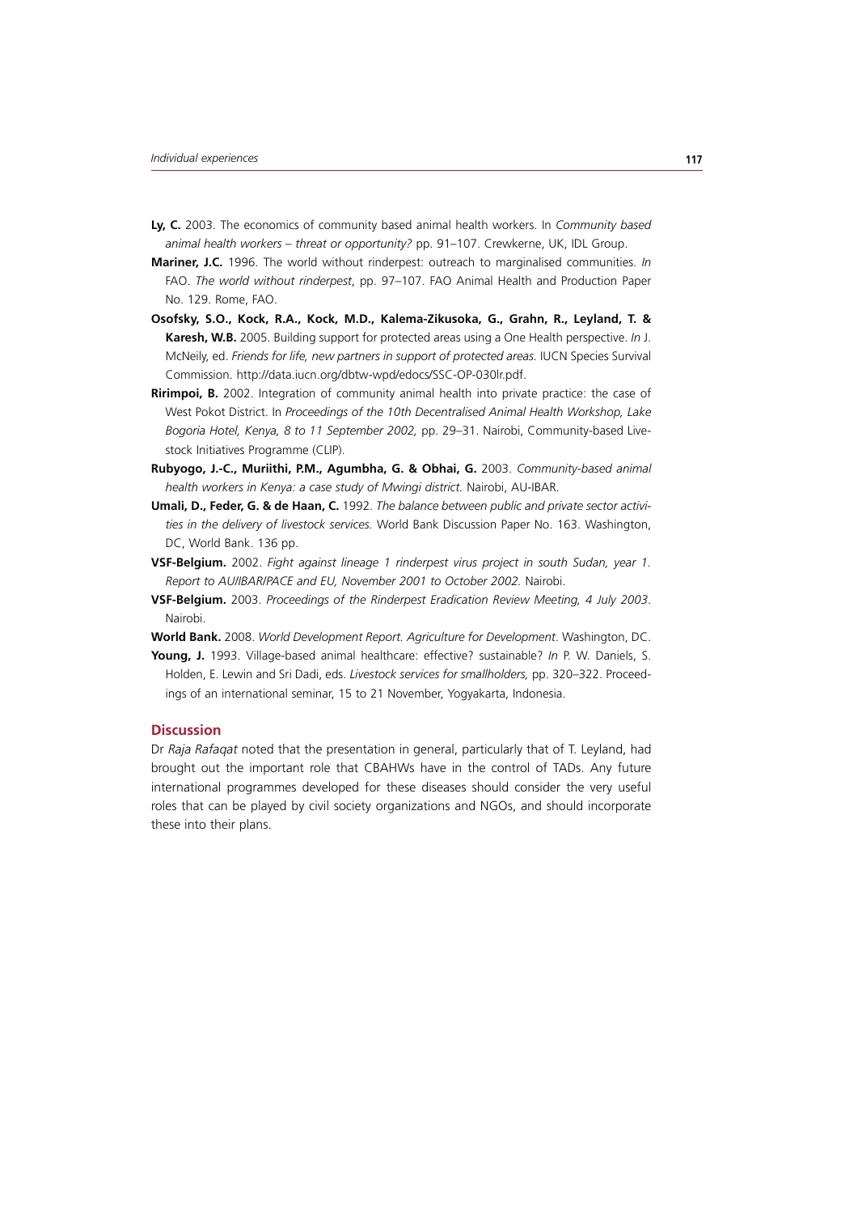**Ly, C.** 2003. The economics of community based animal health workers. In *Community based animal health workers – threat or opportunity?* pp. 91–107. Crewkerne, UK, IDL Group.

**Mariner, J.C.** 1996. The world without rinderpest: outreach to marginalised communities. *In* FAO. *The world without rinderpest*, pp. 97–107. FAO Animal Health and Production Paper No. 129. Rome, FAO.

**Osofsky, S.O., Kock, R.A., Kock, M.D., Kalema-Zikusoka, G., Grahn, R., Leyland, T. & Karesh, W.B.** 2005. Building support for protected areas using a One Health perspective. *In* J. McNeily, ed. *Friends for life, new partners in support of protected areas.* IUCN Species Survival Commission. http://data.iucn.org/dbtw-wpd/edocs/SSC-OP-030lr.pdf.

**Ririmpoi, B.** 2002. Integration of community animal health into private practice: the case of West Pokot District. In *Proceedings of the 10th Decentralised Animal Health Workshop, Lake Bogoria Hotel, Kenya, 8 to 11 September 2002,* pp. 29–31. Nairobi, Community-based Livestock Initiatives Programme (CLIP).

**Rubyogo, J.-C., Muriithi, P.M., Agumbha, G. & Obhai, G.** 2003. *Community-based animal health workers in Kenya: a case study of Mwingi district.* Nairobi, AU-IBAR.

**Umali, D., Feder, G. & de Haan, C.** 1992. *The balance between public and private sector activities in the delivery of livestock services.* World Bank Discussion Paper No. 163. Washington, DC, World Bank. 136 pp.

**VSF-Belgium.** 2002. *Fight against lineage 1 rinderpest virus project in south Sudan, year 1. Report to AU/IBAR/PACE and EU, November 2001 to October 2002.* Nairobi.

**VSF-Belgium.** 2003. *Proceedings of the Rinderpest Eradication Review Meeting, 4 July 2003*. Nairobi.

**World Bank.** 2008. *World Development Report. Agriculture for Development*. Washington, DC.

**Young, J.** 1993. Village-based animal healthcare: effective? sustainable? *In* P. W. Daniels, S. Holden, E. Lewin and Sri Dadi, eds. *Livestock services for smallholders,* pp. 320–322. Proceedings of an international seminar, 15 to 21 November, Yogyakarta, Indonesia.

## Discussion

Dr *Raja Rafaqat* noted that the presentation in general, particularly that of T. Leyland, had brought out the important role that CBAHWs have in the control of TADs. Any future international programmes developed for these diseases should consider the very useful roles that can be played by civil society organizations and NGOs, and should incorporate these into their plans.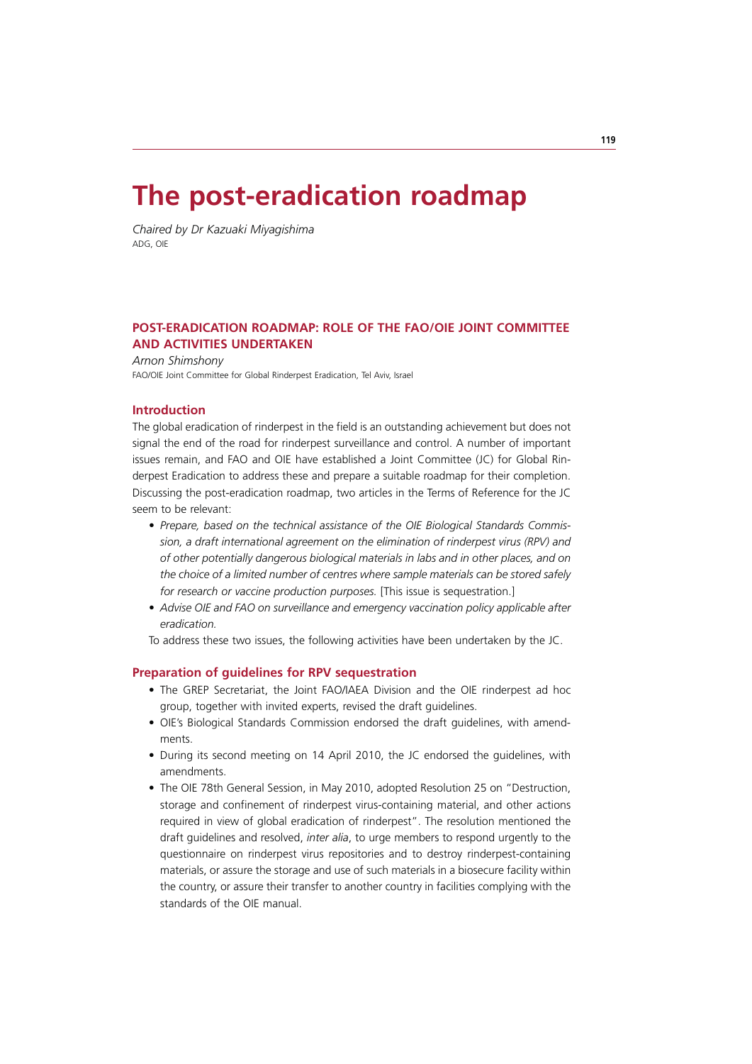# The post-eradication roadmap

*Chaired by Dr Kazuaki Miyagishima*
ADG, OIE

## POST-ERADICATION ROADMAP: ROLE OF THE FAO/OIE JOINT COMMITTEE AND ACTIVITIES UNDERTAKEN

*Arnon Shimshony*
FAO/OIE Joint Committee for Global Rinderpest Eradication, Tel Aviv, Israel

### Introduction

The global eradication of rinderpest in the field is an outstanding achievement but does not signal the end of the road for rinderpest surveillance and control. A number of important issues remain, and FAO and OIE have established a Joint Committee (JC) for Global Rinderpest Eradication to address these and prepare a suitable roadmap for their completion. Discussing the post-eradication roadmap, two articles in the Terms of Reference for the JC seem to be relevant:

- *Prepare, based on the technical assistance of the OIE Biological Standards Commission, a draft international agreement on the elimination of rinderpest virus (RPV) and of other potentially dangerous biological materials in labs and in other places, and on the choice of a limited number of centres where sample materials can be stored safely for research or vaccine production purposes.* [This issue is sequestration.]
- *Advise OIE and FAO on surveillance and emergency vaccination policy applicable after eradication.*

To address these two issues, the following activities have been undertaken by the JC.

### Preparation of guidelines for RPV sequestration

- The GREP Secretariat, the Joint FAO/IAEA Division and the OIE rinderpest ad hoc group, together with invited experts, revised the draft guidelines.
- OIE's Biological Standards Commission endorsed the draft guidelines, with amendments.
- During its second meeting on 14 April 2010, the JC endorsed the guidelines, with amendments.
- The OIE 78th General Session, in May 2010, adopted Resolution 25 on "Destruction, storage and confinement of rinderpest virus-containing material, and other actions required in view of global eradication of rinderpest". The resolution mentioned the draft guidelines and resolved, *inter alia*, to urge members to respond urgently to the questionnaire on rinderpest virus repositories and to destroy rinderpest-containing materials, or assure the storage and use of such materials in a biosecure facility within the country, or assure their transfer to another country in facilities complying with the standards of the OIE manual.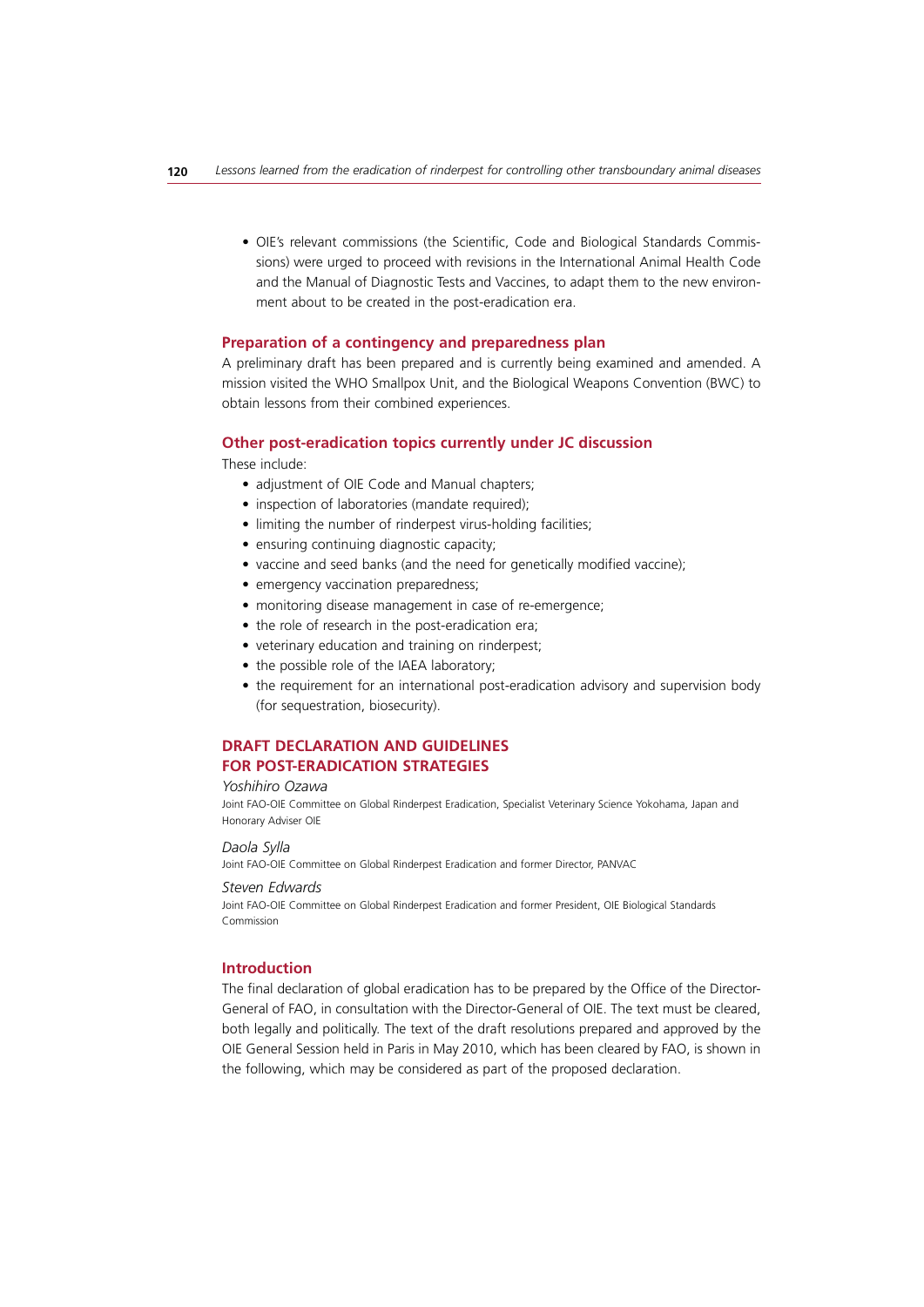- OIE's relevant commissions (the Scientific, Code and Biological Standards Commissions) were urged to proceed with revisions in the International Animal Health Code and the Manual of Diagnostic Tests and Vaccines, to adapt them to the new environment about to be created in the post-eradication era.

### Preparation of a contingency and preparedness plan

A preliminary draft has been prepared and is currently being examined and amended. A mission visited the WHO Smallpox Unit, and the Biological Weapons Convention (BWC) to obtain lessons from their combined experiences.

### Other post-eradication topics currently under JC discussion

These include:

- adjustment of OIE Code and Manual chapters;
- inspection of laboratories (mandate required);
- limiting the number of rinderpest virus-holding facilities;
- ensuring continuing diagnostic capacity;
- vaccine and seed banks (and the need for genetically modified vaccine);
- emergency vaccination preparedness;
- monitoring disease management in case of re-emergence;
- the role of research in the post-eradication era;
- veterinary education and training on rinderpest;
- the possible role of the IAEA laboratory;
- the requirement for an international post-eradication advisory and supervision body (for sequestration, biosecurity).

## DRAFT DECLARATION AND GUIDELINES FOR POST-ERADICATION STRATEGIES

*Yoshihiro Ozawa*

Joint FAO-OIE Committee on Global Rinderpest Eradication, Specialist Veterinary Science Yokohama, Japan and Honorary Adviser OIE

*Daola Sylla*

Joint FAO-OIE Committee on Global Rinderpest Eradication and former Director, PANVAC

*Steven Edwards*

Joint FAO-OIE Committee on Global Rinderpest Eradication and former President, OIE Biological Standards Commission

### Introduction

The final declaration of global eradication has to be prepared by the Office of the Director-General of FAO, in consultation with the Director-General of OIE. The text must be cleared, both legally and politically. The text of the draft resolutions prepared and approved by the OIE General Session held in Paris in May 2010, which has been cleared by FAO, is shown in the following, which may be considered as part of the proposed declaration.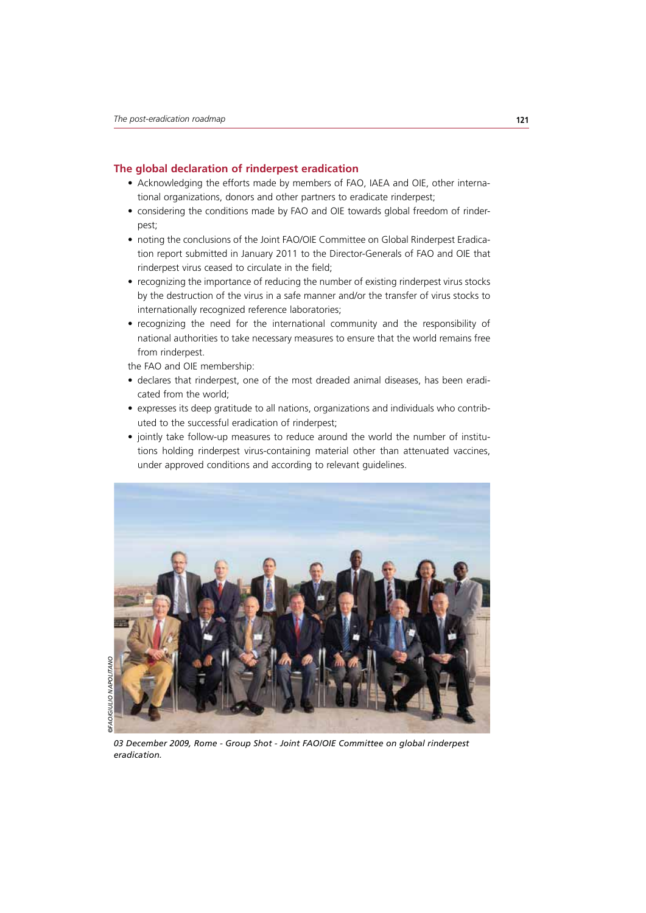## The global declaration of rinderpest eradication

- Acknowledging the efforts made by members of FAO, IAEA and OIE, other international organizations, donors and other partners to eradicate rinderpest;
- considering the conditions made by FAO and OIE towards global freedom of rinderpest;
- noting the conclusions of the Joint FAO/OIE Committee on Global Rinderpest Eradication report submitted in January 2011 to the Director-Generals of FAO and OIE that rinderpest virus ceased to circulate in the field;
- recognizing the importance of reducing the number of existing rinderpest virus stocks by the destruction of the virus in a safe manner and/or the transfer of virus stocks to internationally recognized reference laboratories;
- recognizing the need for the international community and the responsibility of national authorities to take necessary measures to ensure that the world remains free from rinderpest.

the FAO and OIE membership:

- declares that rinderpest, one of the most dreaded animal diseases, has been eradicated from the world;
- expresses its deep gratitude to all nations, organizations and individuals who contributed to the successful eradication of rinderpest;
- jointly take follow-up measures to reduce around the world the number of institutions holding rinderpest virus-containing material other than attenuated vaccines, under approved conditions and according to relevant guidelines.

©FAO/GIULIO NAPOLITANO

*03 December 2009, Rome - Group Shot - Joint FAO/OIE Committee on global rinderpest eradication.*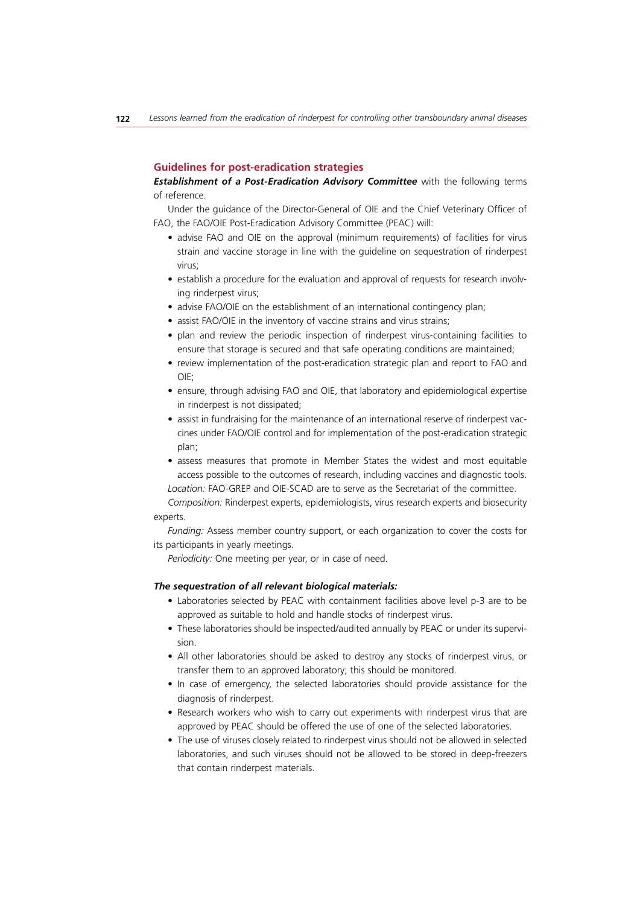## Guidelines for post-eradication strategies

***Establishment of a Post-Eradication Advisory Committee*** with the following terms of reference.

Under the guidance of the Director-General of OIE and the Chief Veterinary Officer of FAO, the FAO/OIE Post-Eradication Advisory Committee (PEAC) will:

- advise FAO and OIE on the approval (minimum requirements) of facilities for virus strain and vaccine storage in line with the guideline on sequestration of rinderpest virus;
- establish a procedure for the evaluation and approval of requests for research involving rinderpest virus;
- advise FAO/OIE on the establishment of an international contingency plan;
- assist FAO/OIE in the inventory of vaccine strains and virus strains;
- plan and review the periodic inspection of rinderpest virus-containing facilities to ensure that storage is secured and that safe operating conditions are maintained;
- review implementation of the post-eradication strategic plan and report to FAO and OIE;
- ensure, through advising FAO and OIE, that laboratory and epidemiological expertise in rinderpest is not dissipated;
- assist in fundraising for the maintenance of an international reserve of rinderpest vaccines under FAO/OIE control and for implementation of the post-eradication strategic plan;
- assess measures that promote in Member States the widest and most equitable access possible to the outcomes of research, including vaccines and diagnostic tools.

*Location:* FAO-GREP and OIE-SCAD are to serve as the Secretariat of the committee.

*Composition:* Rinderpest experts, epidemiologists, virus research experts and biosecurity experts.

*Funding:* Assess member country support, or each organization to cover the costs for its participants in yearly meetings.

*Periodicity:* One meeting per year, or in case of need.

#### *The sequestration of all relevant biological materials:*

- Laboratories selected by PEAC with containment facilities above level p-3 are to be approved as suitable to hold and handle stocks of rinderpest virus.
- These laboratories should be inspected/audited annually by PEAC or under its supervision.
- All other laboratories should be asked to destroy any stocks of rinderpest virus, or transfer them to an approved laboratory; this should be monitored.
- In case of emergency, the selected laboratories should provide assistance for the diagnosis of rinderpest.
- Research workers who wish to carry out experiments with rinderpest virus that are approved by PEAC should be offered the use of one of the selected laboratories.
- The use of viruses closely related to rinderpest virus should not be allowed in selected laboratories, and such viruses should not be allowed to be stored in deep-freezers that contain rinderpest materials.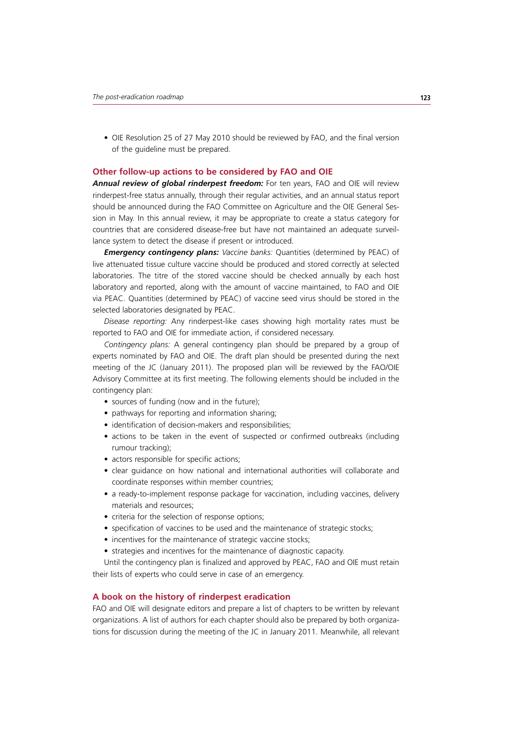- OIE Resolution 25 of 27 May 2010 should be reviewed by FAO, and the final version of the guideline must be prepared.

## Other follow-up actions to be considered by FAO and OIE

***Annual review of global rinderpest freedom:*** For ten years, FAO and OIE will review rinderpest-free status annually, through their regular activities, and an annual status report should be announced during the FAO Committee on Agriculture and the OIE General Session in May. In this annual review, it may be appropriate to create a status category for countries that are considered disease-free but have not maintained an adequate surveillance system to detect the disease if present or introduced.

***Emergency contingency plans:*** *Vaccine banks:* Quantities (determined by PEAC) of live attenuated tissue culture vaccine should be produced and stored correctly at selected laboratories. The titre of the stored vaccine should be checked annually by each host laboratory and reported, along with the amount of vaccine maintained, to FAO and OIE via PEAC. Quantities (determined by PEAC) of vaccine seed virus should be stored in the selected laboratories designated by PEAC.

*Disease reporting:* Any rinderpest-like cases showing high mortality rates must be reported to FAO and OIE for immediate action, if considered necessary.

*Contingency plans:* A general contingency plan should be prepared by a group of experts nominated by FAO and OIE. The draft plan should be presented during the next meeting of the JC (January 2011). The proposed plan will be reviewed by the FAO/OIE Advisory Committee at its first meeting. The following elements should be included in the contingency plan:

- sources of funding (now and in the future);
- pathways for reporting and information sharing;
- identification of decision-makers and responsibilities;
- actions to be taken in the event of suspected or confirmed outbreaks (including rumour tracking);
- actors responsible for specific actions;
- clear guidance on how national and international authorities will collaborate and coordinate responses within member countries;
- a ready-to-implement response package for vaccination, including vaccines, delivery materials and resources;
- criteria for the selection of response options;
- specification of vaccines to be used and the maintenance of strategic stocks;
- incentives for the maintenance of strategic vaccine stocks;
- strategies and incentives for the maintenance of diagnostic capacity.

Until the contingency plan is finalized and approved by PEAC, FAO and OIE must retain their lists of experts who could serve in case of an emergency.

## A book on the history of rinderpest eradication

FAO and OIE will designate editors and prepare a list of chapters to be written by relevant organizations. A list of authors for each chapter should also be prepared by both organizations for discussion during the meeting of the JC in January 2011. Meanwhile, all relevant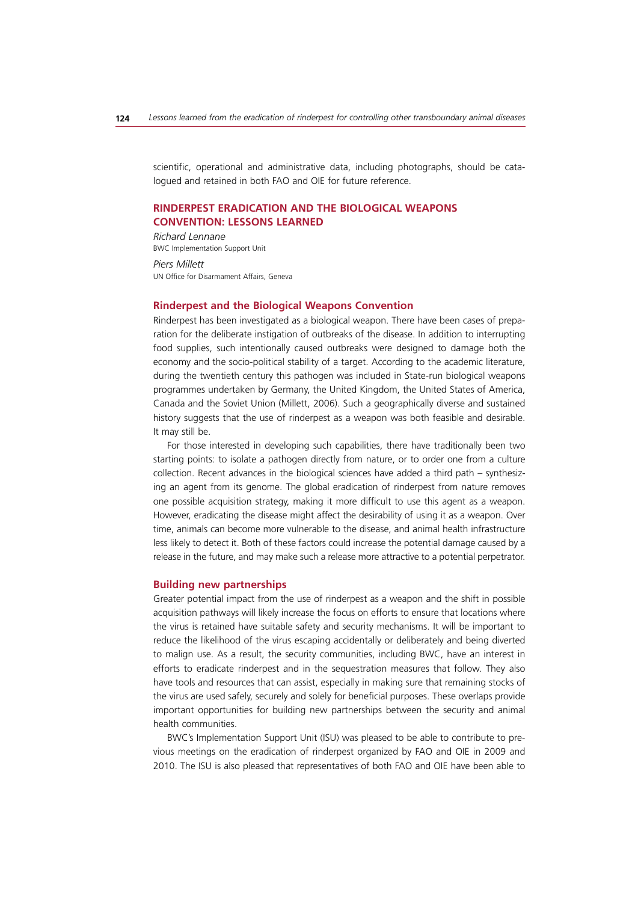scientific, operational and administrative data, including photographs, should be catalogued and retained in both FAO and OIE for future reference.

## RINDERPEST ERADICATION AND THE BIOLOGICAL WEAPONS CONVENTION: LESSONS LEARNED

*Richard Lennane*
BWC Implementation Support Unit

*Piers Millett*
UN Office for Disarmament Affairs, Geneva

### Rinderpest and the Biological Weapons Convention

Rinderpest has been investigated as a biological weapon. There have been cases of preparation for the deliberate instigation of outbreaks of the disease. In addition to interrupting food supplies, such intentionally caused outbreaks were designed to damage both the economy and the socio-political stability of a target. According to the academic literature, during the twentieth century this pathogen was included in State-run biological weapons programmes undertaken by Germany, the United Kingdom, the United States of America, Canada and the Soviet Union (Millett, 2006). Such a geographically diverse and sustained history suggests that the use of rinderpest as a weapon was both feasible and desirable. It may still be.

For those interested in developing such capabilities, there have traditionally been two starting points: to isolate a pathogen directly from nature, or to order one from a culture collection. Recent advances in the biological sciences have added a third path – synthesizing an agent from its genome. The global eradication of rinderpest from nature removes one possible acquisition strategy, making it more difficult to use this agent as a weapon. However, eradicating the disease might affect the desirability of using it as a weapon. Over time, animals can become more vulnerable to the disease, and animal health infrastructure less likely to detect it. Both of these factors could increase the potential damage caused by a release in the future, and may make such a release more attractive to a potential perpetrator.

### Building new partnerships

Greater potential impact from the use of rinderpest as a weapon and the shift in possible acquisition pathways will likely increase the focus on efforts to ensure that locations where the virus is retained have suitable safety and security mechanisms. It will be important to reduce the likelihood of the virus escaping accidentally or deliberately and being diverted to malign use. As a result, the security communities, including BWC, have an interest in efforts to eradicate rinderpest and in the sequestration measures that follow. They also have tools and resources that can assist, especially in making sure that remaining stocks of the virus are used safely, securely and solely for beneficial purposes. These overlaps provide important opportunities for building new partnerships between the security and animal health communities.

BWC's Implementation Support Unit (ISU) was pleased to be able to contribute to previous meetings on the eradication of rinderpest organized by FAO and OIE in 2009 and 2010. The ISU is also pleased that representatives of both FAO and OIE have been able to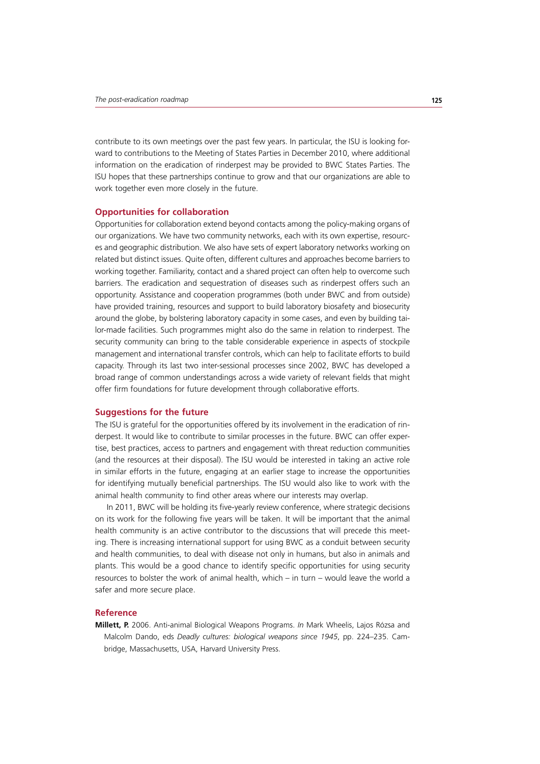contribute to its own meetings over the past few years. In particular, the ISU is looking forward to contributions to the Meeting of States Parties in December 2010, where additional information on the eradication of rinderpest may be provided to BWC States Parties. The ISU hopes that these partnerships continue to grow and that our organizations are able to work together even more closely in the future.

## Opportunities for collaboration

Opportunities for collaboration extend beyond contacts among the policy-making organs of our organizations. We have two community networks, each with its own expertise, resources and geographic distribution. We also have sets of expert laboratory networks working on related but distinct issues. Quite often, different cultures and approaches become barriers to working together. Familiarity, contact and a shared project can often help to overcome such barriers. The eradication and sequestration of diseases such as rinderpest offers such an opportunity. Assistance and cooperation programmes (both under BWC and from outside) have provided training, resources and support to build laboratory biosafety and biosecurity around the globe, by bolstering laboratory capacity in some cases, and even by building tailor-made facilities. Such programmes might also do the same in relation to rinderpest. The security community can bring to the table considerable experience in aspects of stockpile management and international transfer controls, which can help to facilitate efforts to build capacity. Through its last two inter-sessional processes since 2002, BWC has developed a broad range of common understandings across a wide variety of relevant fields that might offer firm foundations for future development through collaborative efforts.

## Suggestions for the future

The ISU is grateful for the opportunities offered by its involvement in the eradication of rinderpest. It would like to contribute to similar processes in the future. BWC can offer expertise, best practices, access to partners and engagement with threat reduction communities (and the resources at their disposal). The ISU would be interested in taking an active role in similar efforts in the future, engaging at an earlier stage to increase the opportunities for identifying mutually beneficial partnerships. The ISU would also like to work with the animal health community to find other areas where our interests may overlap.

In 2011, BWC will be holding its five-yearly review conference, where strategic decisions on its work for the following five years will be taken. It will be important that the animal health community is an active contributor to the discussions that will precede this meeting. There is increasing international support for using BWC as a conduit between security and health communities, to deal with disease not only in humans, but also in animals and plants. This would be a good chance to identify specific opportunities for using security resources to bolster the work of animal health, which – in turn – would leave the world a safer and more secure place.

## Reference

**Millett, P.** 2006. Anti-animal Biological Weapons Programs. *In* Mark Wheelis, Lajos Rózsa and Malcolm Dando, eds *Deadly cultures: biological weapons since 1945*, pp. 224–235. Cambridge, Massachusetts, USA, Harvard University Press.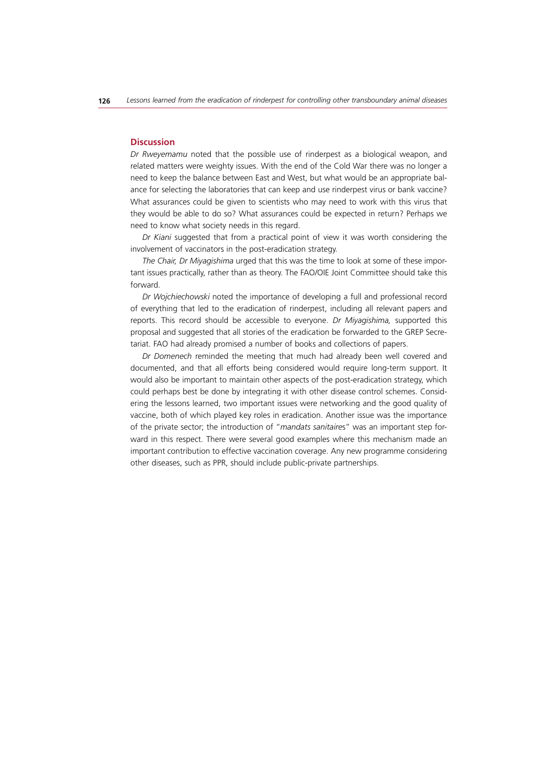## Discussion

*Dr Rweyemamu* noted that the possible use of rinderpest as a biological weapon, and related matters were weighty issues. With the end of the Cold War there was no longer a need to keep the balance between East and West, but what would be an appropriate balance for selecting the laboratories that can keep and use rinderpest virus or bank vaccine? What assurances could be given to scientists who may need to work with this virus that they would be able to do so? What assurances could be expected in return? Perhaps we need to know what society needs in this regard.

*Dr Kiani* suggested that from a practical point of view it was worth considering the involvement of vaccinators in the post-eradication strategy.

*The Chair, Dr Miyagishima* urged that this was the time to look at some of these important issues practically, rather than as theory. The FAO/OIE Joint Committee should take this forward.

*Dr Wojchiechowski* noted the importance of developing a full and professional record of everything that led to the eradication of rinderpest, including all relevant papers and reports. This record should be accessible to everyone. *Dr Miyagishima,* supported this proposal and suggested that all stories of the eradication be forwarded to the GREP Secretariat. FAO had already promised a number of books and collections of papers.

*Dr Domenech* reminded the meeting that much had already been well covered and documented, and that all efforts being considered would require long-term support. It would also be important to maintain other aspects of the post-eradication strategy, which could perhaps best be done by integrating it with other disease control schemes. Considering the lessons learned, two important issues were networking and the good quality of vaccine, both of which played key roles in eradication. Another issue was the importance of the private sector; the introduction of "*mandats sanitaires*" was an important step forward in this respect. There were several good examples where this mechanism made an important contribution to effective vaccination coverage. Any new programme considering other diseases, such as PPR, should include public-private partnerships.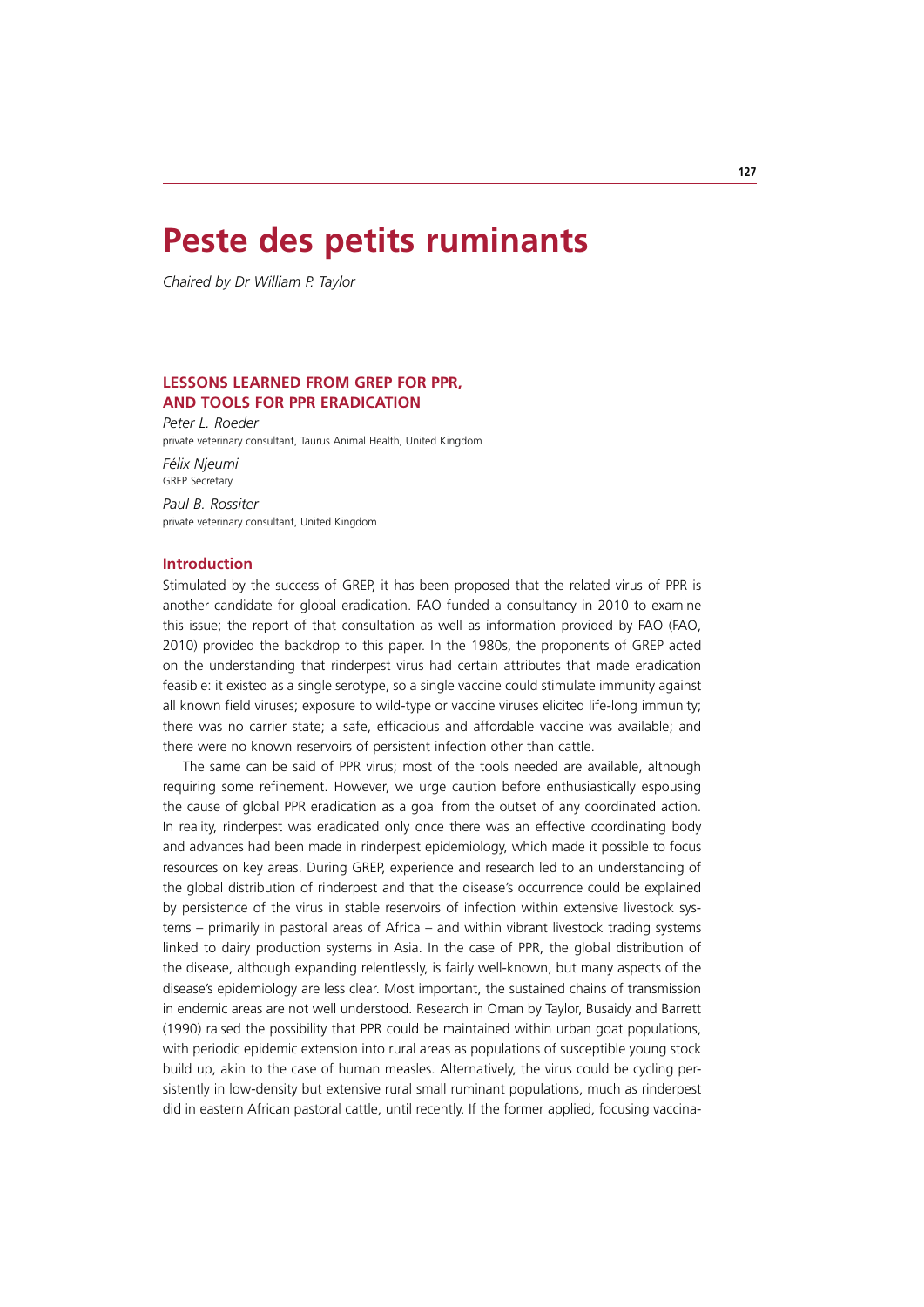# Peste des petits ruminants

*Chaired by Dr William P. Taylor*

## LESSONS LEARNED FROM GREP FOR PPR, AND TOOLS FOR PPR ERADICATION

*Peter L. Roeder*
private veterinary consultant, Taurus Animal Health, United Kingdom

*Félix Njeumi*
GREP Secretary

*Paul B. Rossiter*
private veterinary consultant, United Kingdom

### Introduction

Stimulated by the success of GREP, it has been proposed that the related virus of PPR is another candidate for global eradication. FAO funded a consultancy in 2010 to examine this issue; the report of that consultation as well as information provided by FAO (FAO, 2010) provided the backdrop to this paper. In the 1980s, the proponents of GREP acted on the understanding that rinderpest virus had certain attributes that made eradication feasible: it existed as a single serotype, so a single vaccine could stimulate immunity against all known field viruses; exposure to wild-type or vaccine viruses elicited life-long immunity; there was no carrier state; a safe, efficacious and affordable vaccine was available; and there were no known reservoirs of persistent infection other than cattle.

The same can be said of PPR virus; most of the tools needed are available, although requiring some refinement. However, we urge caution before enthusiastically espousing the cause of global PPR eradication as a goal from the outset of any coordinated action. In reality, rinderpest was eradicated only once there was an effective coordinating body and advances had been made in rinderpest epidemiology, which made it possible to focus resources on key areas. During GREP, experience and research led to an understanding of the global distribution of rinderpest and that the disease's occurrence could be explained by persistence of the virus in stable reservoirs of infection within extensive livestock systems – primarily in pastoral areas of Africa – and within vibrant livestock trading systems linked to dairy production systems in Asia. In the case of PPR, the global distribution of the disease, although expanding relentlessly, is fairly well-known, but many aspects of the disease's epidemiology are less clear. Most important, the sustained chains of transmission in endemic areas are not well understood. Research in Oman by Taylor, Busaidy and Barrett (1990) raised the possibility that PPR could be maintained within urban goat populations, with periodic epidemic extension into rural areas as populations of susceptible young stock build up, akin to the case of human measles. Alternatively, the virus could be cycling persistently in low-density but extensive rural small ruminant populations, much as rinderpest did in eastern African pastoral cattle, until recently. If the former applied, focusing vaccina-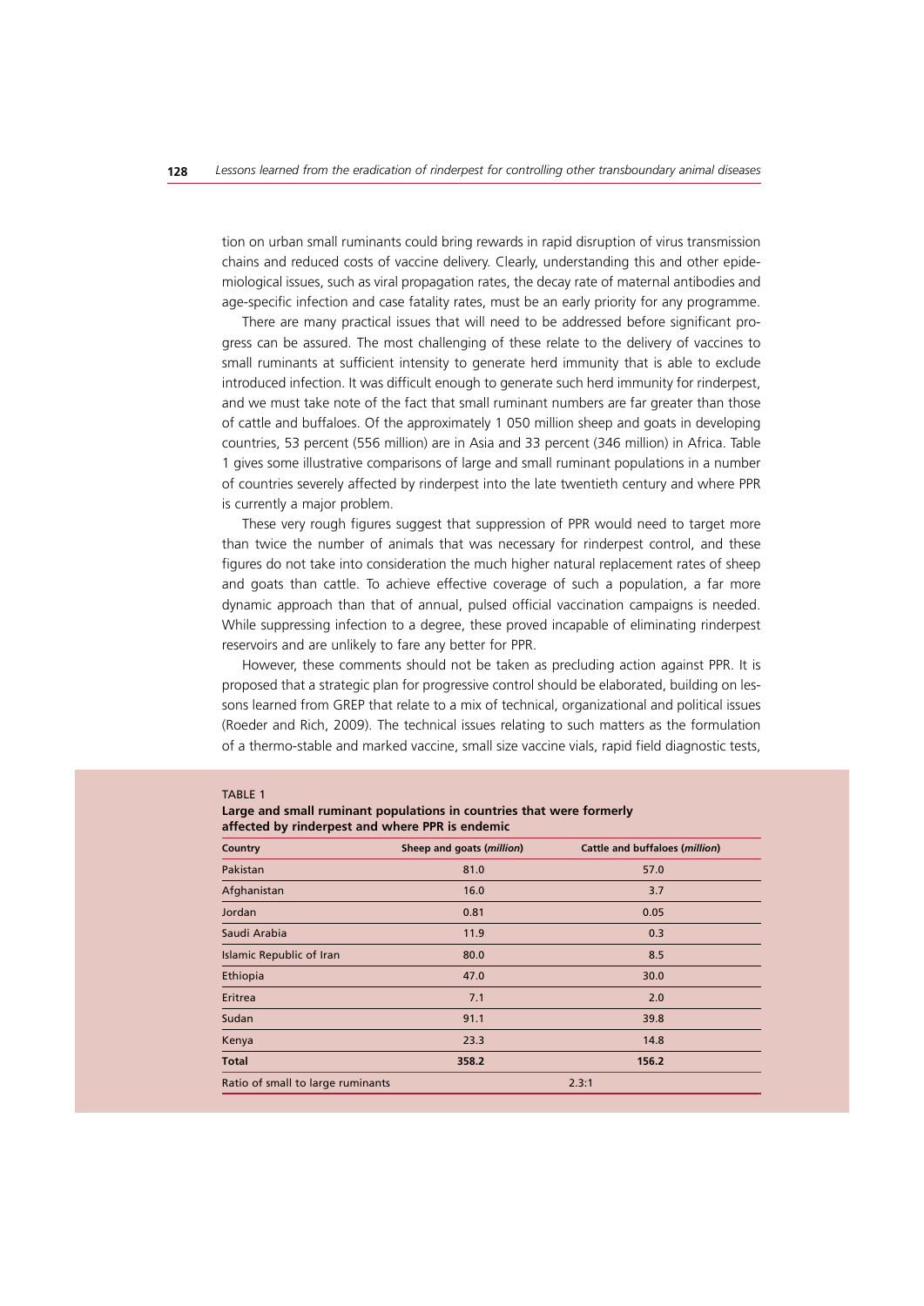tion on urban small ruminants could bring rewards in rapid disruption of virus transmission chains and reduced costs of vaccine delivery. Clearly, understanding this and other epidemiological issues, such as viral propagation rates, the decay rate of maternal antibodies and age-specific infection and case fatality rates, must be an early priority for any programme.

There are many practical issues that will need to be addressed before significant progress can be assured. The most challenging of these relate to the delivery of vaccines to small ruminants at sufficient intensity to generate herd immunity that is able to exclude introduced infection. It was difficult enough to generate such herd immunity for rinderpest, and we must take note of the fact that small ruminant numbers are far greater than those of cattle and buffaloes. Of the approximately 1 050 million sheep and goats in developing countries, 53 percent (556 million) are in Asia and 33 percent (346 million) in Africa. Table 1 gives some illustrative comparisons of large and small ruminant populations in a number of countries severely affected by rinderpest into the late twentieth century and where PPR is currently a major problem.

These very rough figures suggest that suppression of PPR would need to target more than twice the number of animals that was necessary for rinderpest control, and these figures do not take into consideration the much higher natural replacement rates of sheep and goats than cattle. To achieve effective coverage of such a population, a far more dynamic approach than that of annual, pulsed official vaccination campaigns is needed. While suppressing infection to a degree, these proved incapable of eliminating rinderpest reservoirs and are unlikely to fare any better for PPR.

However, these comments should not be taken as precluding action against PPR. It is proposed that a strategic plan for progressive control should be elaborated, building on lessons learned from GREP that relate to a mix of technical, organizational and political issues (Roeder and Rich, 2009). The technical issues relating to such matters as the formulation of a thermo-stable and marked vaccine, small size vaccine vials, rapid field diagnostic tests,

TABLE 1
**Large and small ruminant populations in countries that were formerly affected by rinderpest and where PPR is endemic**

| Country | Sheep and goats (*million*) | Cattle and buffaloes (*million*) |
|---|---|---|
| Pakistan | 81.0 | 57.0 |
| Afghanistan | 16.0 | 3.7 |
| Jordan | 0.81 | 0.05 |
| Saudi Arabia | 11.9 | 0.3 |
| Islamic Republic of Iran | 80.0 | 8.5 |
| Ethiopia | 47.0 | 30.0 |
| Eritrea | 7.1 | 2.0 |
| Sudan | 91.1 | 39.8 |
| Kenya | 23.3 | 14.8 |
| **Total** | **358.2** | **156.2** |
| Ratio of small to large ruminants | 2.3:1 | |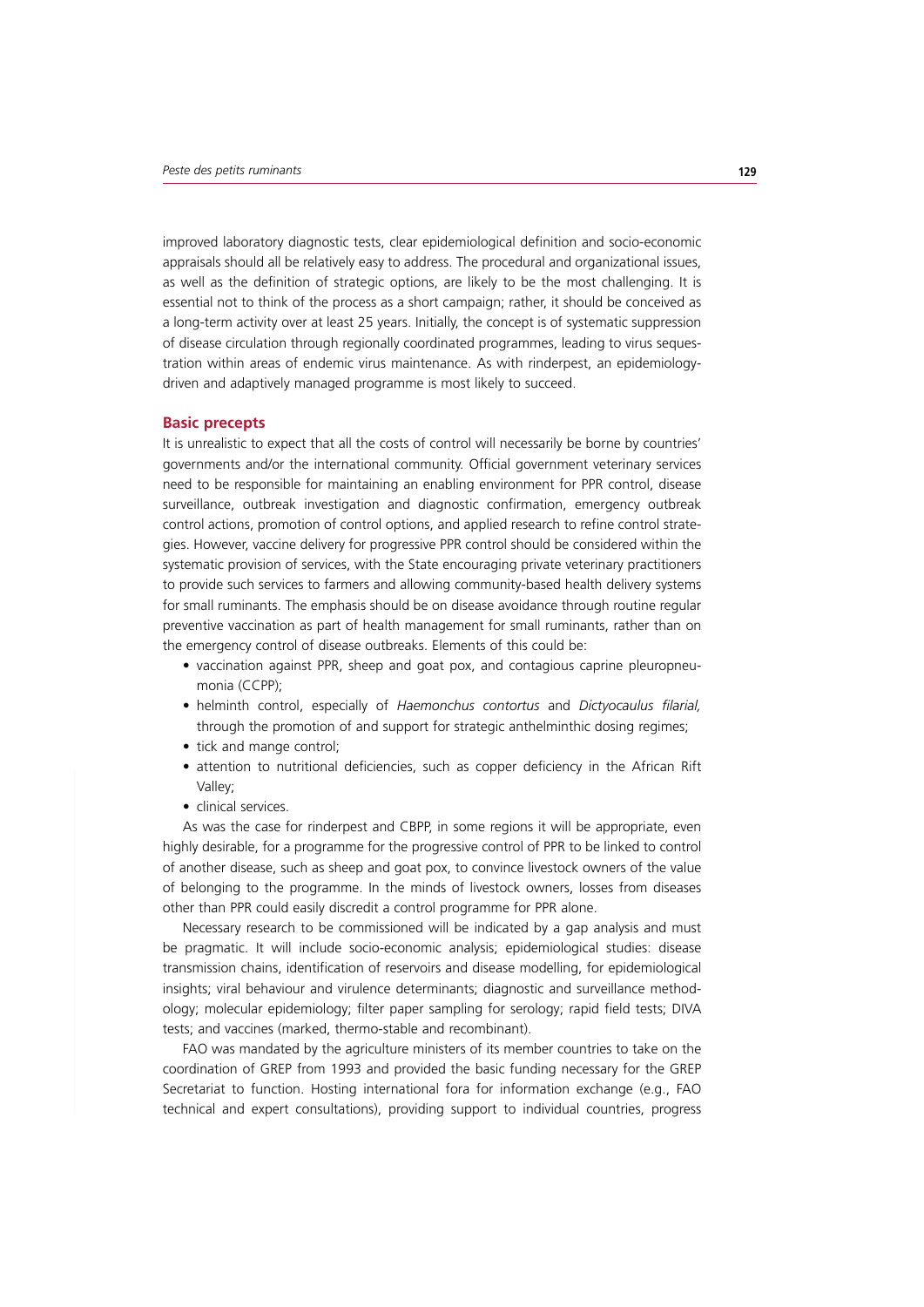improved laboratory diagnostic tests, clear epidemiological definition and socio-economic appraisals should all be relatively easy to address. The procedural and organizational issues, as well as the definition of strategic options, are likely to be the most challenging. It is essential not to think of the process as a short campaign; rather, it should be conceived as a long-term activity over at least 25 years. Initially, the concept is of systematic suppression of disease circulation through regionally coordinated programmes, leading to virus sequestration within areas of endemic virus maintenance. As with rinderpest, an epidemiology-driven and adaptively managed programme is most likely to succeed.

## Basic precepts

It is unrealistic to expect that all the costs of control will necessarily be borne by countries' governments and/or the international community. Official government veterinary services need to be responsible for maintaining an enabling environment for PPR control, disease surveillance, outbreak investigation and diagnostic confirmation, emergency outbreak control actions, promotion of control options, and applied research to refine control strategies. However, vaccine delivery for progressive PPR control should be considered within the systematic provision of services, with the State encouraging private veterinary practitioners to provide such services to farmers and allowing community-based health delivery systems for small ruminants. The emphasis should be on disease avoidance through routine regular preventive vaccination as part of health management for small ruminants, rather than on the emergency control of disease outbreaks. Elements of this could be:

- vaccination against PPR, sheep and goat pox, and contagious caprine pleuropneumonia (CCPP);
- helminth control, especially of *Haemonchus contortus* and *Dictyocaulus filarial,* through the promotion of and support for strategic anthelminthic dosing regimes;
- tick and mange control;
- attention to nutritional deficiencies, such as copper deficiency in the African Rift Valley;
- clinical services.

As was the case for rinderpest and CBPP, in some regions it will be appropriate, even highly desirable, for a programme for the progressive control of PPR to be linked to control of another disease, such as sheep and goat pox, to convince livestock owners of the value of belonging to the programme. In the minds of livestock owners, losses from diseases other than PPR could easily discredit a control programme for PPR alone.

Necessary research to be commissioned will be indicated by a gap analysis and must be pragmatic. It will include socio-economic analysis; epidemiological studies: disease transmission chains, identification of reservoirs and disease modelling, for epidemiological insights; viral behaviour and virulence determinants; diagnostic and surveillance methodology; molecular epidemiology; filter paper sampling for serology; rapid field tests; DIVA tests; and vaccines (marked, thermo-stable and recombinant).

FAO was mandated by the agriculture ministers of its member countries to take on the coordination of GREP from 1993 and provided the basic funding necessary for the GREP Secretariat to function. Hosting international fora for information exchange (e.g., FAO technical and expert consultations), providing support to individual countries, progress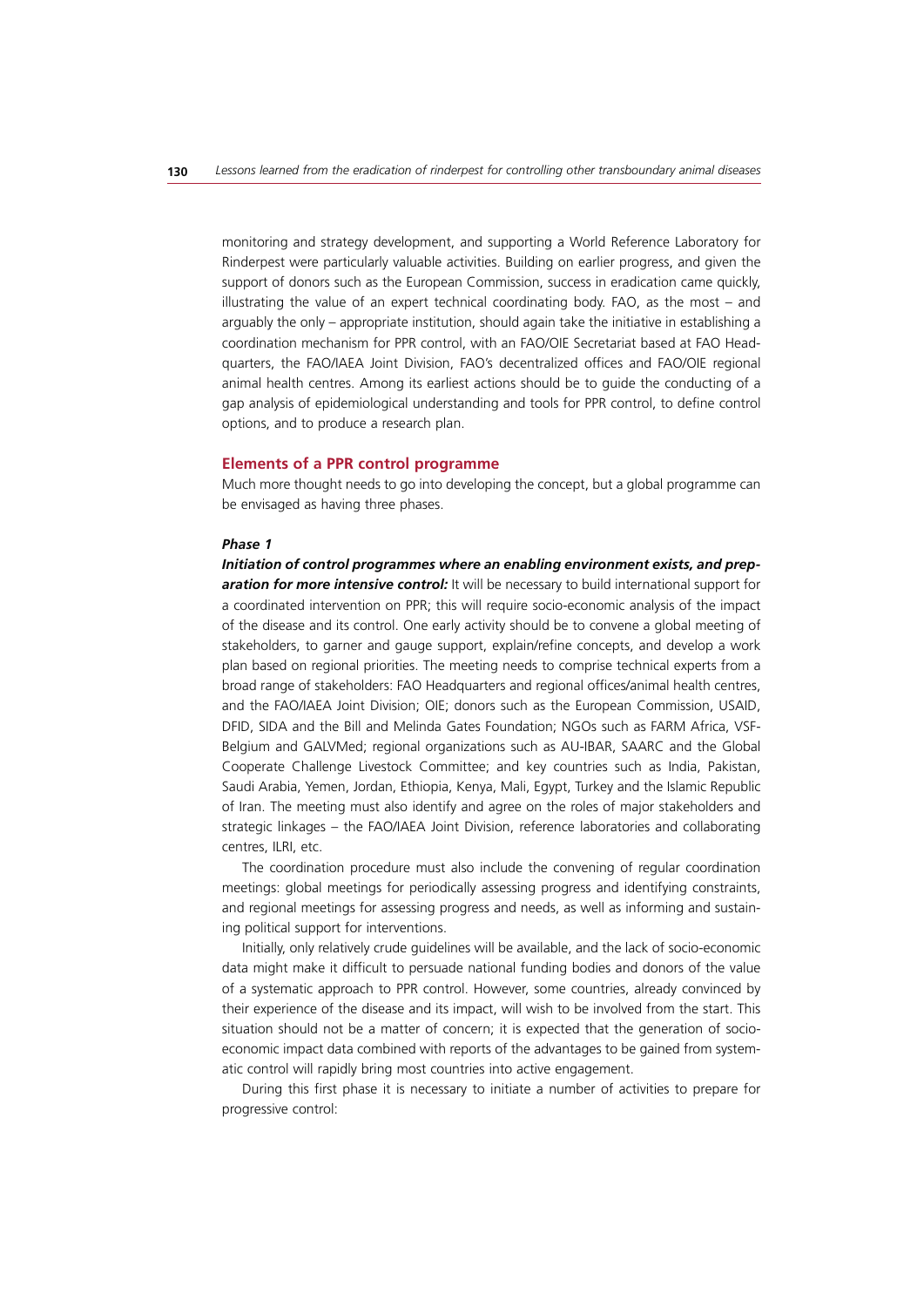monitoring and strategy development, and supporting a World Reference Laboratory for Rinderpest were particularly valuable activities. Building on earlier progress, and given the support of donors such as the European Commission, success in eradication came quickly, illustrating the value of an expert technical coordinating body. FAO, as the most – and arguably the only – appropriate institution, should again take the initiative in establishing a coordination mechanism for PPR control, with an FAO/OIE Secretariat based at FAO Headquarters, the FAO/IAEA Joint Division, FAO's decentralized offices and FAO/OIE regional animal health centres. Among its earliest actions should be to guide the conducting of a gap analysis of epidemiological understanding and tools for PPR control, to define control options, and to produce a research plan.

## Elements of a PPR control programme

Much more thought needs to go into developing the concept, but a global programme can be envisaged as having three phases.

### *Phase 1*

***Initiation of control programmes where an enabling environment exists, and preparation for more intensive control:*** It will be necessary to build international support for a coordinated intervention on PPR; this will require socio-economic analysis of the impact of the disease and its control. One early activity should be to convene a global meeting of stakeholders, to garner and gauge support, explain/refine concepts, and develop a work plan based on regional priorities. The meeting needs to comprise technical experts from a broad range of stakeholders: FAO Headquarters and regional offices/animal health centres, and the FAO/IAEA Joint Division; OIE; donors such as the European Commission, USAID, DFID, SIDA and the Bill and Melinda Gates Foundation; NGOs such as FARM Africa, VSF-Belgium and GALVMed; regional organizations such as AU-IBAR, SAARC and the Global Cooperate Challenge Livestock Committee; and key countries such as India, Pakistan, Saudi Arabia, Yemen, Jordan, Ethiopia, Kenya, Mali, Egypt, Turkey and the Islamic Republic of Iran. The meeting must also identify and agree on the roles of major stakeholders and strategic linkages – the FAO/IAEA Joint Division, reference laboratories and collaborating centres, ILRI, etc.

The coordination procedure must also include the convening of regular coordination meetings: global meetings for periodically assessing progress and identifying constraints, and regional meetings for assessing progress and needs, as well as informing and sustaining political support for interventions.

Initially, only relatively crude guidelines will be available, and the lack of socio-economic data might make it difficult to persuade national funding bodies and donors of the value of a systematic approach to PPR control. However, some countries, already convinced by their experience of the disease and its impact, will wish to be involved from the start. This situation should not be a matter of concern; it is expected that the generation of socio-economic impact data combined with reports of the advantages to be gained from systematic control will rapidly bring most countries into active engagement.

During this first phase it is necessary to initiate a number of activities to prepare for progressive control: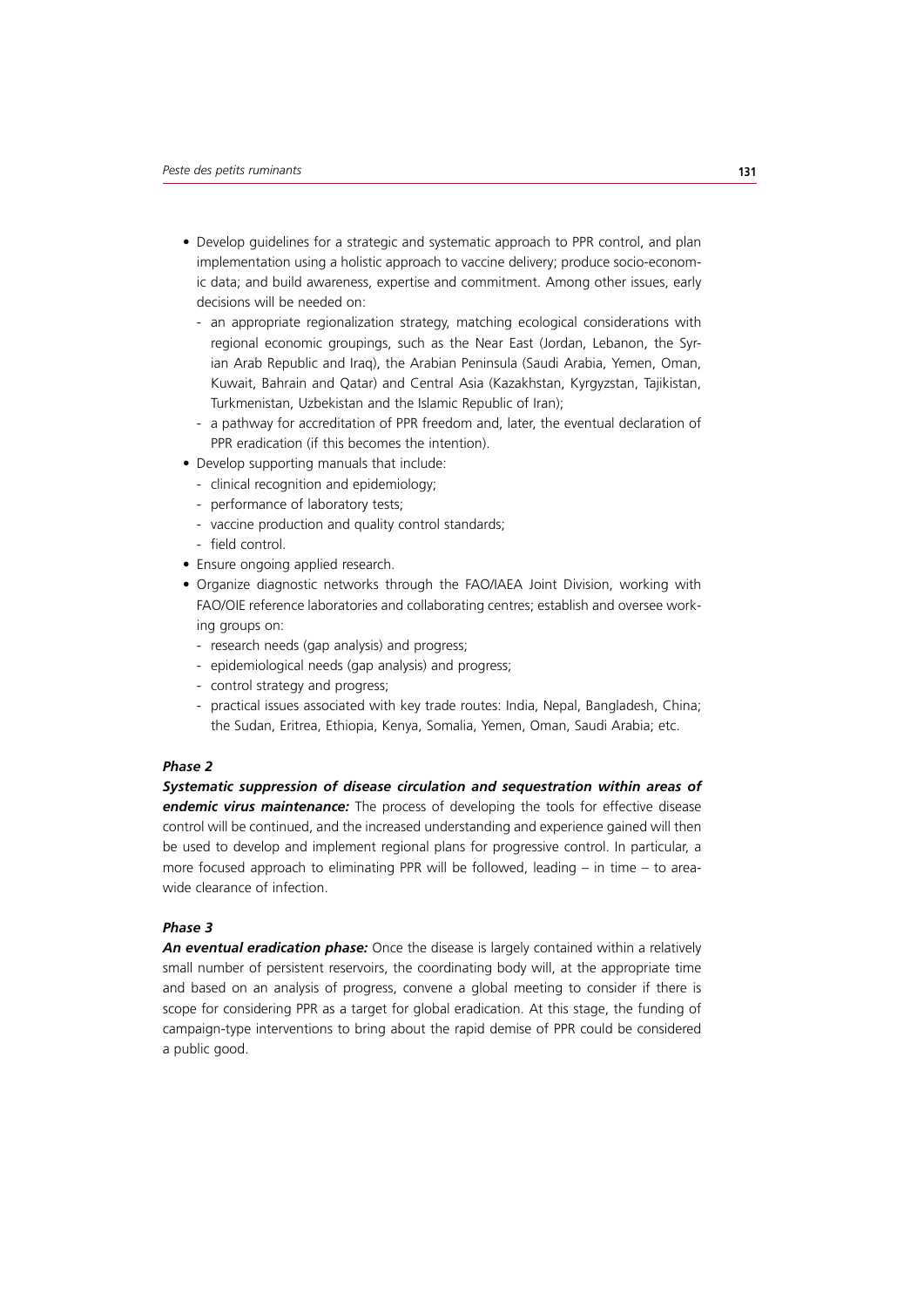- Develop guidelines for a strategic and systematic approach to PPR control, and plan implementation using a holistic approach to vaccine delivery; produce socio-economic data; and build awareness, expertise and commitment. Among other issues, early decisions will be needed on:
  - an appropriate regionalization strategy, matching ecological considerations with regional economic groupings, such as the Near East (Jordan, Lebanon, the Syrian Arab Republic and Iraq), the Arabian Peninsula (Saudi Arabia, Yemen, Oman, Kuwait, Bahrain and Qatar) and Central Asia (Kazakhstan, Kyrgyzstan, Tajikistan, Turkmenistan, Uzbekistan and the Islamic Republic of Iran);
  - a pathway for accreditation of PPR freedom and, later, the eventual declaration of PPR eradication (if this becomes the intention).
- Develop supporting manuals that include:
  - clinical recognition and epidemiology;
  - performance of laboratory tests;
  - vaccine production and quality control standards;
  - field control.
- Ensure ongoing applied research.
- Organize diagnostic networks through the FAO/IAEA Joint Division, working with FAO/OIE reference laboratories and collaborating centres; establish and oversee working groups on:
  - research needs (gap analysis) and progress;
  - epidemiological needs (gap analysis) and progress;
  - control strategy and progress;
  - practical issues associated with key trade routes: India, Nepal, Bangladesh, China; the Sudan, Eritrea, Ethiopia, Kenya, Somalia, Yemen, Oman, Saudi Arabia; etc.

#### *Phase 2*

***Systematic suppression of disease circulation and sequestration within areas of endemic virus maintenance:*** The process of developing the tools for effective disease control will be continued, and the increased understanding and experience gained will then be used to develop and implement regional plans for progressive control. In particular, a more focused approach to eliminating PPR will be followed, leading – in time – to area-wide clearance of infection.

#### *Phase 3*

***An eventual eradication phase:*** Once the disease is largely contained within a relatively small number of persistent reservoirs, the coordinating body will, at the appropriate time and based on an analysis of progress, convene a global meeting to consider if there is scope for considering PPR as a target for global eradication. At this stage, the funding of campaign-type interventions to bring about the rapid demise of PPR could be considered a public good.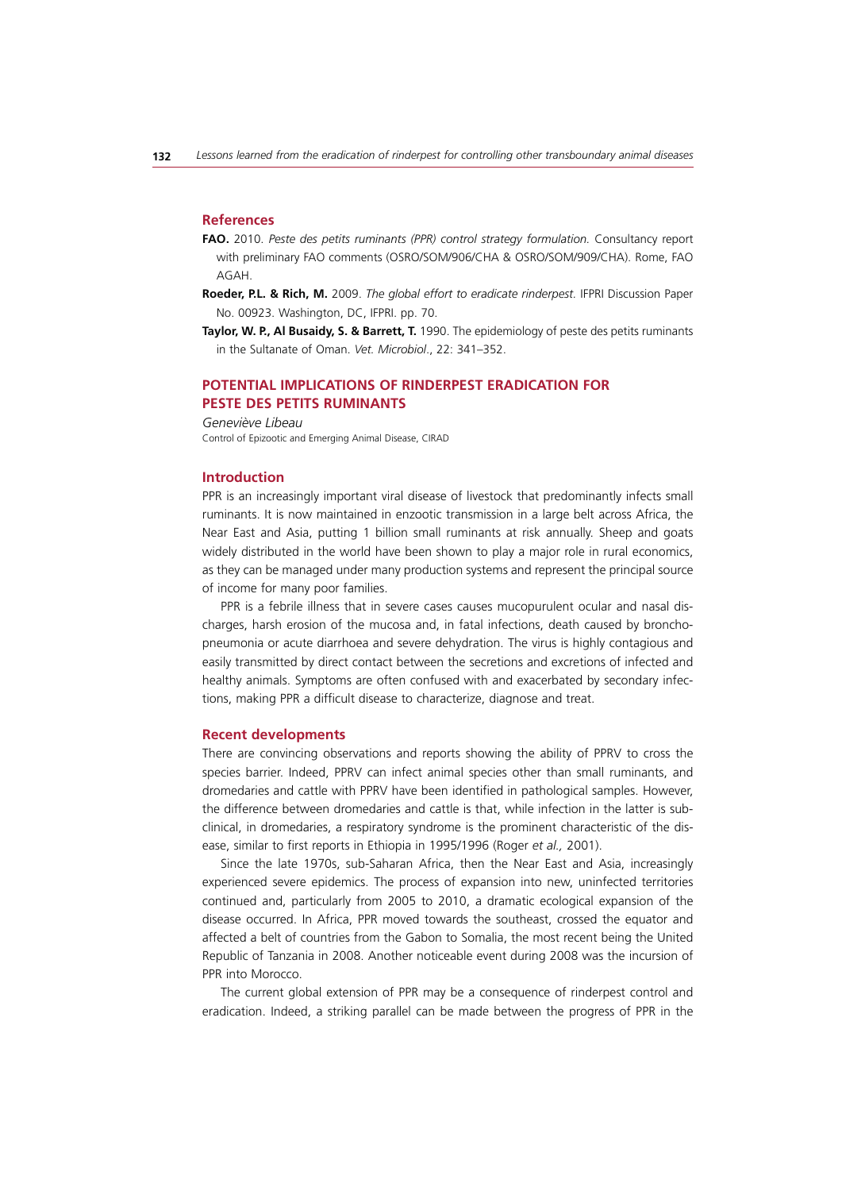### References

**FAO.** 2010. *Peste des petits ruminants (PPR) control strategy formulation.* Consultancy report with preliminary FAO comments (OSRO/SOM/906/CHA & OSRO/SOM/909/CHA). Rome, FAO AGAH.

**Roeder, P.L. & Rich, M.** 2009. *The global effort to eradicate rinderpest.* IFPRI Discussion Paper No. 00923. Washington, DC, IFPRI. pp. 70.

**Taylor, W. P., Al Busaidy, S. & Barrett, T.** 1990. The epidemiology of peste des petits ruminants in the Sultanate of Oman. *Vet. Microbiol*., 22: 341–352.

## POTENTIAL IMPLICATIONS OF RINDERPEST ERADICATION FOR PESTE DES PETITS RUMINANTS

*Geneviève Libeau*
Control of Epizootic and Emerging Animal Disease, CIRAD

### Introduction

PPR is an increasingly important viral disease of livestock that predominantly infects small ruminants. It is now maintained in enzootic transmission in a large belt across Africa, the Near East and Asia, putting 1 billion small ruminants at risk annually. Sheep and goats widely distributed in the world have been shown to play a major role in rural economics, as they can be managed under many production systems and represent the principal source of income for many poor families.

PPR is a febrile illness that in severe cases causes mucopurulent ocular and nasal discharges, harsh erosion of the mucosa and, in fatal infections, death caused by bronchopneumonia or acute diarrhoea and severe dehydration. The virus is highly contagious and easily transmitted by direct contact between the secretions and excretions of infected and healthy animals. Symptoms are often confused with and exacerbated by secondary infections, making PPR a difficult disease to characterize, diagnose and treat.

### Recent developments

There are convincing observations and reports showing the ability of PPRV to cross the species barrier. Indeed, PPRV can infect animal species other than small ruminants, and dromedaries and cattle with PPRV have been identified in pathological samples. However, the difference between dromedaries and cattle is that, while infection in the latter is subclinical, in dromedaries, a respiratory syndrome is the prominent characteristic of the disease, similar to first reports in Ethiopia in 1995/1996 (Roger *et al.,* 2001).

Since the late 1970s, sub-Saharan Africa, then the Near East and Asia, increasingly experienced severe epidemics. The process of expansion into new, uninfected territories continued and, particularly from 2005 to 2010, a dramatic ecological expansion of the disease occurred. In Africa, PPR moved towards the southeast, crossed the equator and affected a belt of countries from the Gabon to Somalia, the most recent being the United Republic of Tanzania in 2008. Another noticeable event during 2008 was the incursion of PPR into Morocco.

The current global extension of PPR may be a consequence of rinderpest control and eradication. Indeed, a striking parallel can be made between the progress of PPR in the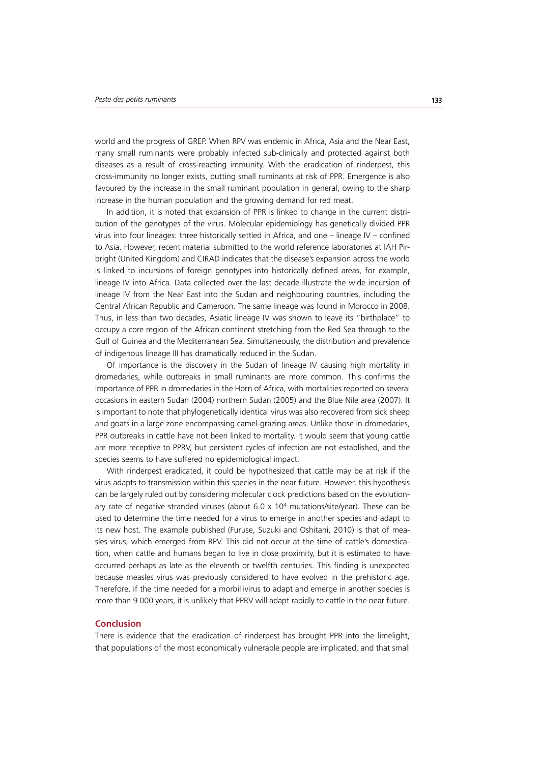world and the progress of GREP. When RPV was endemic in Africa, Asia and the Near East, many small ruminants were probably infected sub-clinically and protected against both diseases as a result of cross-reacting immunity. With the eradication of rinderpest, this cross-immunity no longer exists, putting small ruminants at risk of PPR. Emergence is also favoured by the increase in the small ruminant population in general, owing to the sharp increase in the human population and the growing demand for red meat.

In addition, it is noted that expansion of PPR is linked to change in the current distribution of the genotypes of the virus. Molecular epidemiology has genetically divided PPR virus into four lineages: three historically settled in Africa, and one – lineage IV – confined to Asia. However, recent material submitted to the world reference laboratories at IAH Pirbright (United Kingdom) and CIRAD indicates that the disease's expansion across the world is linked to incursions of foreign genotypes into historically defined areas, for example, lineage IV into Africa. Data collected over the last decade illustrate the wide incursion of lineage IV from the Near East into the Sudan and neighbouring countries, including the Central African Republic and Cameroon. The same lineage was found in Morocco in 2008. Thus, in less than two decades, Asiatic lineage IV was shown to leave its "birthplace" to occupy a core region of the African continent stretching from the Red Sea through to the Gulf of Guinea and the Mediterranean Sea. Simultaneously, the distribution and prevalence of indigenous lineage III has dramatically reduced in the Sudan.

Of importance is the discovery in the Sudan of lineage IV causing high mortality in dromedaries, while outbreaks in small ruminants are more common. This confirms the importance of PPR in dromedaries in the Horn of Africa, with mortalities reported on several occasions in eastern Sudan (2004) northern Sudan (2005) and the Blue Nile area (2007). It is important to note that phylogenetically identical virus was also recovered from sick sheep and goats in a large zone encompassing camel-grazing areas. Unlike those in dromedaries, PPR outbreaks in cattle have not been linked to mortality. It would seem that young cattle are more receptive to PPRV, but persistent cycles of infection are not established, and the species seems to have suffered no epidemiological impact.

With rinderpest eradicated, it could be hypothesized that cattle may be at risk if the virus adapts to transmission within this species in the near future. However, this hypothesis can be largely ruled out by considering molecular clock predictions based on the evolutionary rate of negative stranded viruses (about $6.0 \times 10^4$ mutations/site/year). These can be used to determine the time needed for a virus to emerge in another species and adapt to its new host. The example published (Furuse, Suzuki and Oshitani, 2010) is that of measles virus, which emerged from RPV. This did not occur at the time of cattle's domestication, when cattle and humans began to live in close proximity, but it is estimated to have occurred perhaps as late as the eleventh or twelfth centuries. This finding is unexpected because measles virus was previously considered to have evolved in the prehistoric age. Therefore, if the time needed for a morbillivirus to adapt and emerge in another species is more than 9 000 years, it is unlikely that PPRV will adapt rapidly to cattle in the near future.

## Conclusion

There is evidence that the eradication of rinderpest has brought PPR into the limelight, that populations of the most economically vulnerable people are implicated, and that small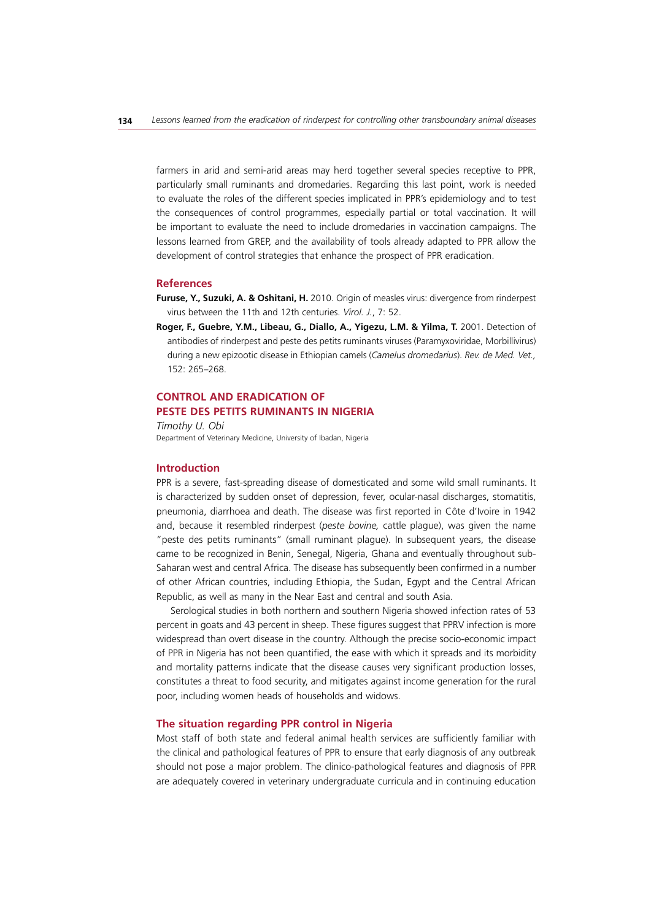farmers in arid and semi-arid areas may herd together several species receptive to PPR, particularly small ruminants and dromedaries. Regarding this last point, work is needed to evaluate the roles of the different species implicated in PPR's epidemiology and to test the consequences of control programmes, especially partial or total vaccination. It will be important to evaluate the need to include dromedaries in vaccination campaigns. The lessons learned from GREP, and the availability of tools already adapted to PPR allow the development of control strategies that enhance the prospect of PPR eradication.

### References

**Furuse, Y., Suzuki, A. & Oshitani, H.** 2010. Origin of measles virus: divergence from rinderpest virus between the 11th and 12th centuries. *Virol. J.*, 7: 52.

**Roger, F., Guebre, Y.M., Libeau, G., Diallo, A., Yigezu, L.M. & Yilma, T.** 2001. Detection of antibodies of rinderpest and peste des petits ruminants viruses (Paramyxoviridae, Morbillivirus) during a new epizootic disease in Ethiopian camels (*Camelus dromedarius*). *Rev. de Med. Vet.,* 152: 265–268.

## CONTROL AND ERADICATION OF PESTE DES PETITS RUMINANTS IN NIGERIA

*Timothy U. Obi*

Department of Veterinary Medicine, University of Ibadan, Nigeria

### Introduction

PPR is a severe, fast-spreading disease of domesticated and some wild small ruminants. It is characterized by sudden onset of depression, fever, ocular-nasal discharges, stomatitis, pneumonia, diarrhoea and death. The disease was first reported in Côte d'Ivoire in 1942 and, because it resembled rinderpest (*peste bovine,* cattle plague), was given the name "peste des petits ruminants" (small ruminant plague). In subsequent years, the disease came to be recognized in Benin, Senegal, Nigeria, Ghana and eventually throughout sub-Saharan west and central Africa. The disease has subsequently been confirmed in a number of other African countries, including Ethiopia, the Sudan, Egypt and the Central African Republic, as well as many in the Near East and central and south Asia.

Serological studies in both northern and southern Nigeria showed infection rates of 53 percent in goats and 43 percent in sheep. These figures suggest that PPRV infection is more widespread than overt disease in the country. Although the precise socio-economic impact of PPR in Nigeria has not been quantified, the ease with which it spreads and its morbidity and mortality patterns indicate that the disease causes very significant production losses, constitutes a threat to food security, and mitigates against income generation for the rural poor, including women heads of households and widows.

### The situation regarding PPR control in Nigeria

Most staff of both state and federal animal health services are sufficiently familiar with the clinical and pathological features of PPR to ensure that early diagnosis of any outbreak should not pose a major problem. The clinico-pathological features and diagnosis of PPR are adequately covered in veterinary undergraduate curricula and in continuing education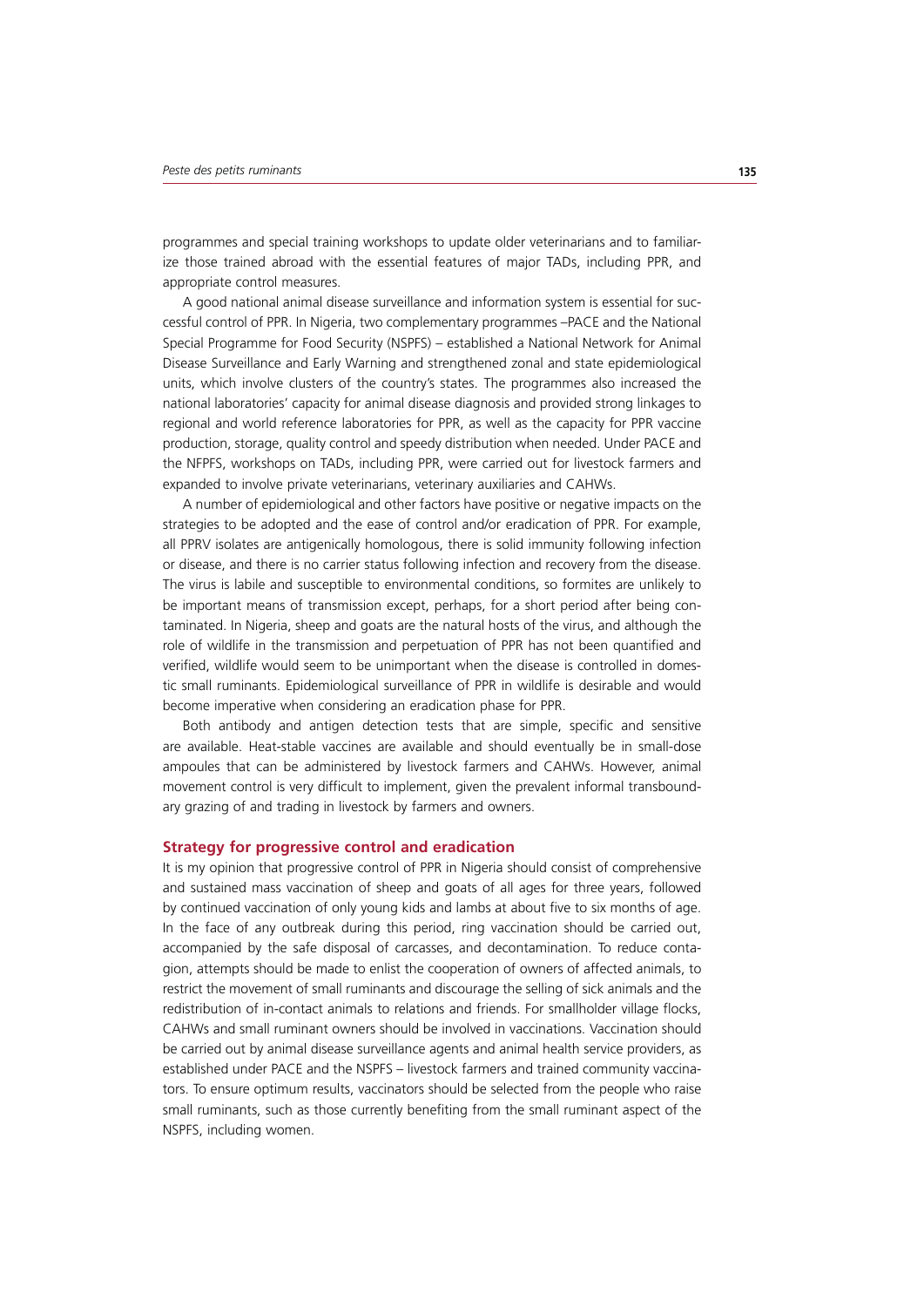programmes and special training workshops to update older veterinarians and to familiarize those trained abroad with the essential features of major TADs, including PPR, and appropriate control measures.

A good national animal disease surveillance and information system is essential for successful control of PPR. In Nigeria, two complementary programmes –PACE and the National Special Programme for Food Security (NSPFS) – established a National Network for Animal Disease Surveillance and Early Warning and strengthened zonal and state epidemiological units, which involve clusters of the country's states. The programmes also increased the national laboratories' capacity for animal disease diagnosis and provided strong linkages to regional and world reference laboratories for PPR, as well as the capacity for PPR vaccine production, storage, quality control and speedy distribution when needed. Under PACE and the NFPFS, workshops on TADs, including PPR, were carried out for livestock farmers and expanded to involve private veterinarians, veterinary auxiliaries and CAHWs.

A number of epidemiological and other factors have positive or negative impacts on the strategies to be adopted and the ease of control and/or eradication of PPR. For example, all PPRV isolates are antigenically homologous, there is solid immunity following infection or disease, and there is no carrier status following infection and recovery from the disease. The virus is labile and susceptible to environmental conditions, so formites are unlikely to be important means of transmission except, perhaps, for a short period after being contaminated. In Nigeria, sheep and goats are the natural hosts of the virus, and although the role of wildlife in the transmission and perpetuation of PPR has not been quantified and verified, wildlife would seem to be unimportant when the disease is controlled in domestic small ruminants. Epidemiological surveillance of PPR in wildlife is desirable and would become imperative when considering an eradication phase for PPR.

Both antibody and antigen detection tests that are simple, specific and sensitive are available. Heat-stable vaccines are available and should eventually be in small-dose ampoules that can be administered by livestock farmers and CAHWs. However, animal movement control is very difficult to implement, given the prevalent informal transboundary grazing of and trading in livestock by farmers and owners.

### Strategy for progressive control and eradication

It is my opinion that progressive control of PPR in Nigeria should consist of comprehensive and sustained mass vaccination of sheep and goats of all ages for three years, followed by continued vaccination of only young kids and lambs at about five to six months of age. In the face of any outbreak during this period, ring vaccination should be carried out, accompanied by the safe disposal of carcasses, and decontamination. To reduce contagion, attempts should be made to enlist the cooperation of owners of affected animals, to restrict the movement of small ruminants and discourage the selling of sick animals and the redistribution of in-contact animals to relations and friends. For smallholder village flocks, CAHWs and small ruminant owners should be involved in vaccinations. Vaccination should be carried out by animal disease surveillance agents and animal health service providers, as established under PACE and the NSPFS – livestock farmers and trained community vaccinators. To ensure optimum results, vaccinators should be selected from the people who raise small ruminants, such as those currently benefiting from the small ruminant aspect of the NSPFS, including women.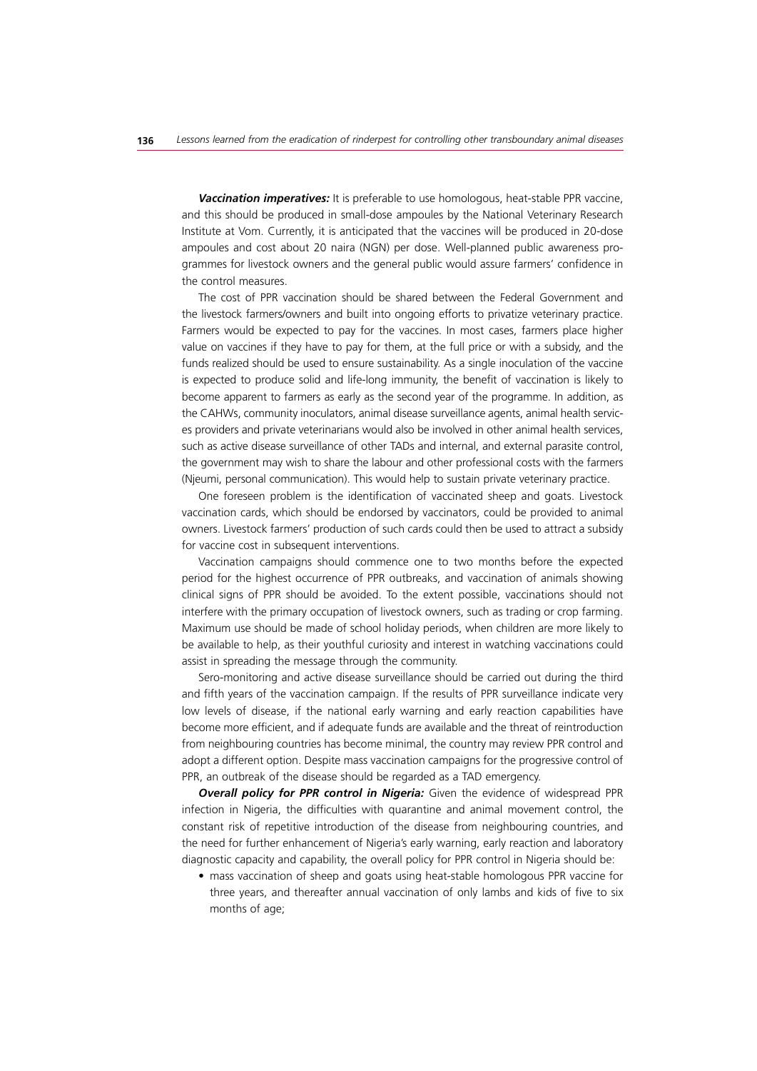***Vaccination imperatives:*** It is preferable to use homologous, heat-stable PPR vaccine, and this should be produced in small-dose ampoules by the National Veterinary Research Institute at Vom. Currently, it is anticipated that the vaccines will be produced in 20-dose ampoules and cost about 20 naira (NGN) per dose. Well-planned public awareness programmes for livestock owners and the general public would assure farmers' confidence in the control measures.

The cost of PPR vaccination should be shared between the Federal Government and the livestock farmers/owners and built into ongoing efforts to privatize veterinary practice. Farmers would be expected to pay for the vaccines. In most cases, farmers place higher value on vaccines if they have to pay for them, at the full price or with a subsidy, and the funds realized should be used to ensure sustainability. As a single inoculation of the vaccine is expected to produce solid and life-long immunity, the benefit of vaccination is likely to become apparent to farmers as early as the second year of the programme. In addition, as the CAHWs, community inoculators, animal disease surveillance agents, animal health services providers and private veterinarians would also be involved in other animal health services, such as active disease surveillance of other TADs and internal, and external parasite control, the government may wish to share the labour and other professional costs with the farmers (Njeumi, personal communication). This would help to sustain private veterinary practice.

One foreseen problem is the identification of vaccinated sheep and goats. Livestock vaccination cards, which should be endorsed by vaccinators, could be provided to animal owners. Livestock farmers' production of such cards could then be used to attract a subsidy for vaccine cost in subsequent interventions.

Vaccination campaigns should commence one to two months before the expected period for the highest occurrence of PPR outbreaks, and vaccination of animals showing clinical signs of PPR should be avoided. To the extent possible, vaccinations should not interfere with the primary occupation of livestock owners, such as trading or crop farming. Maximum use should be made of school holiday periods, when children are more likely to be available to help, as their youthful curiosity and interest in watching vaccinations could assist in spreading the message through the community.

Sero-monitoring and active disease surveillance should be carried out during the third and fifth years of the vaccination campaign. If the results of PPR surveillance indicate very low levels of disease, if the national early warning and early reaction capabilities have become more efficient, and if adequate funds are available and the threat of reintroduction from neighbouring countries has become minimal, the country may review PPR control and adopt a different option. Despite mass vaccination campaigns for the progressive control of PPR, an outbreak of the disease should be regarded as a TAD emergency.

***Overall policy for PPR control in Nigeria:*** Given the evidence of widespread PPR infection in Nigeria, the difficulties with quarantine and animal movement control, the constant risk of repetitive introduction of the disease from neighbouring countries, and the need for further enhancement of Nigeria's early warning, early reaction and laboratory diagnostic capacity and capability, the overall policy for PPR control in Nigeria should be:

- mass vaccination of sheep and goats using heat-stable homologous PPR vaccine for three years, and thereafter annual vaccination of only lambs and kids of five to six months of age;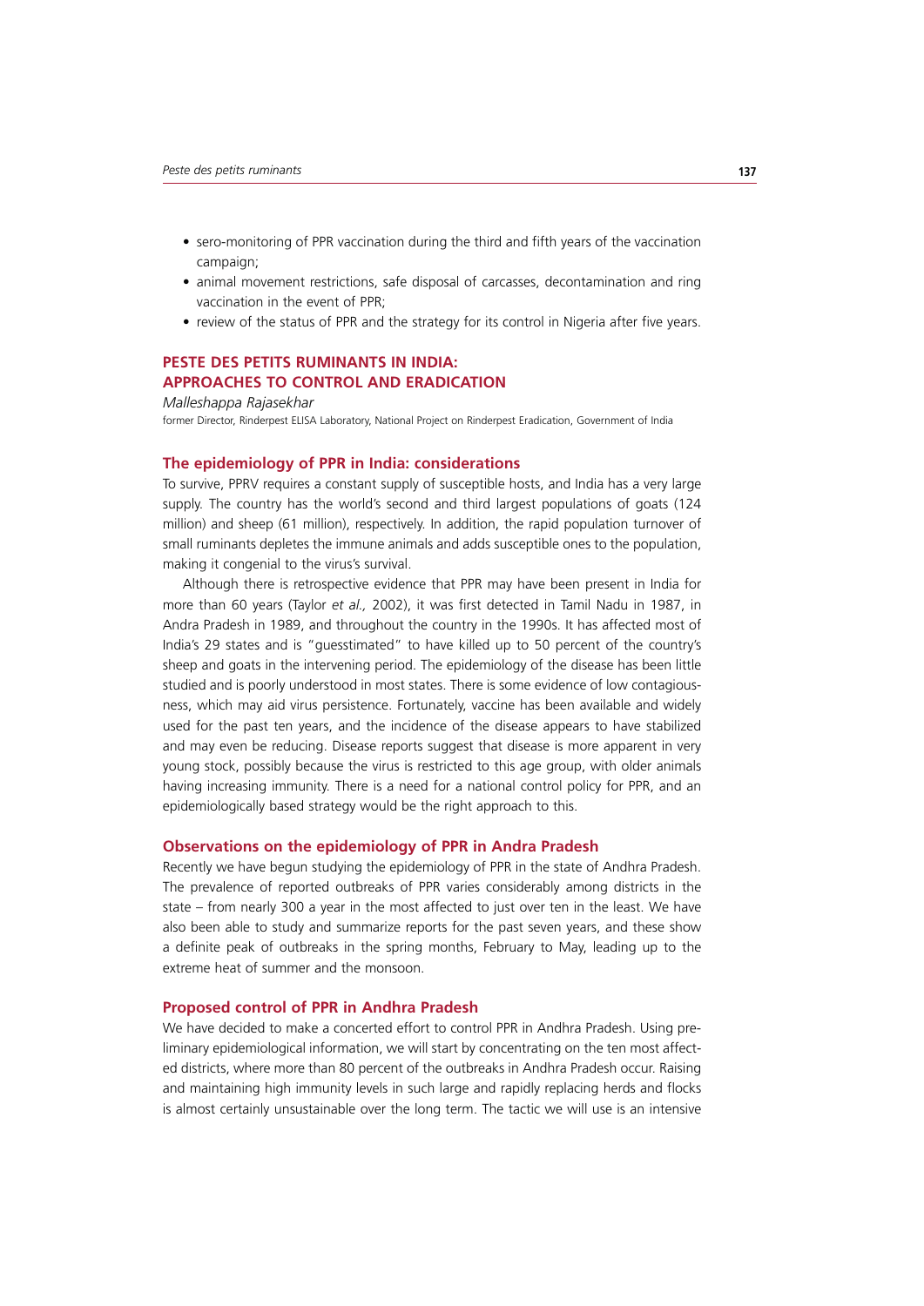- sero-monitoring of PPR vaccination during the third and fifth years of the vaccination campaign;
- animal movement restrictions, safe disposal of carcasses, decontamination and ring vaccination in the event of PPR;
- review of the status of PPR and the strategy for its control in Nigeria after five years.

## PESTE DES PETITS RUMINANTS IN INDIA: APPROACHES TO CONTROL AND ERADICATION

*Malleshappa Rajasekhar*

former Director, Rinderpest ELISA Laboratory, National Project on Rinderpest Eradication, Government of India

### The epidemiology of PPR in India: considerations

To survive, PPRV requires a constant supply of susceptible hosts, and India has a very large supply. The country has the world's second and third largest populations of goats (124 million) and sheep (61 million), respectively. In addition, the rapid population turnover of small ruminants depletes the immune animals and adds susceptible ones to the population, making it congenial to the virus's survival.

Although there is retrospective evidence that PPR may have been present in India for more than 60 years (Taylor *et al.,* 2002), it was first detected in Tamil Nadu in 1987, in Andra Pradesh in 1989, and throughout the country in the 1990s. It has affected most of India's 29 states and is "guesstimated" to have killed up to 50 percent of the country's sheep and goats in the intervening period. The epidemiology of the disease has been little studied and is poorly understood in most states. There is some evidence of low contagiousness, which may aid virus persistence. Fortunately, vaccine has been available and widely used for the past ten years, and the incidence of the disease appears to have stabilized and may even be reducing. Disease reports suggest that disease is more apparent in very young stock, possibly because the virus is restricted to this age group, with older animals having increasing immunity. There is a need for a national control policy for PPR, and an epidemiologically based strategy would be the right approach to this.

### Observations on the epidemiology of PPR in Andra Pradesh

Recently we have begun studying the epidemiology of PPR in the state of Andhra Pradesh. The prevalence of reported outbreaks of PPR varies considerably among districts in the state – from nearly 300 a year in the most affected to just over ten in the least. We have also been able to study and summarize reports for the past seven years, and these show a definite peak of outbreaks in the spring months, February to May, leading up to the extreme heat of summer and the monsoon.

### Proposed control of PPR in Andhra Pradesh

We have decided to make a concerted effort to control PPR in Andhra Pradesh. Using preliminary epidemiological information, we will start by concentrating on the ten most affected districts, where more than 80 percent of the outbreaks in Andhra Pradesh occur. Raising and maintaining high immunity levels in such large and rapidly replacing herds and flocks is almost certainly unsustainable over the long term. The tactic we will use is an intensive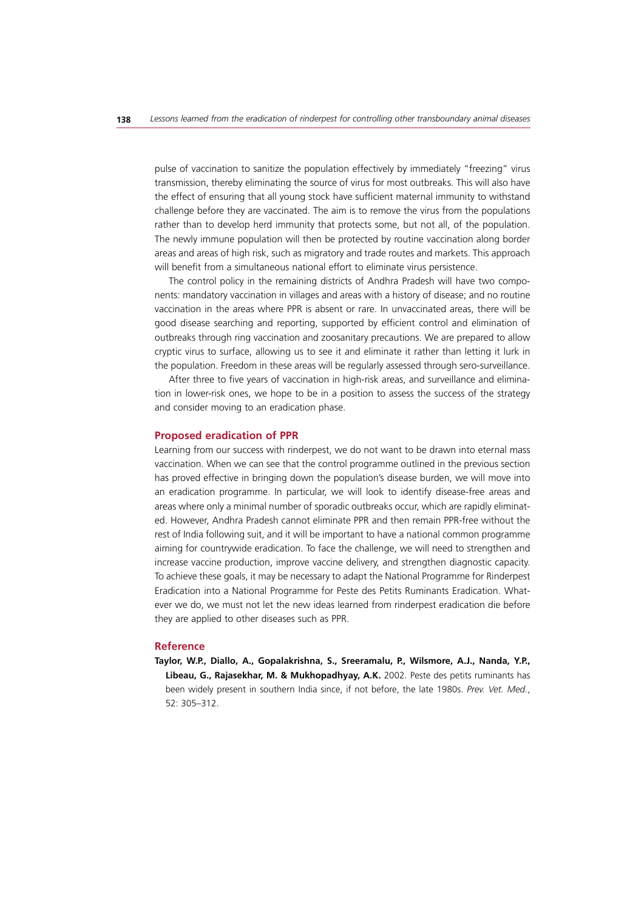pulse of vaccination to sanitize the population effectively by immediately "freezing" virus transmission, thereby eliminating the source of virus for most outbreaks. This will also have the effect of ensuring that all young stock have sufficient maternal immunity to withstand challenge before they are vaccinated. The aim is to remove the virus from the populations rather than to develop herd immunity that protects some, but not all, of the population. The newly immune population will then be protected by routine vaccination along border areas and areas of high risk, such as migratory and trade routes and markets. This approach will benefit from a simultaneous national effort to eliminate virus persistence.

The control policy in the remaining districts of Andhra Pradesh will have two components: mandatory vaccination in villages and areas with a history of disease; and no routine vaccination in the areas where PPR is absent or rare. In unvaccinated areas, there will be good disease searching and reporting, supported by efficient control and elimination of outbreaks through ring vaccination and zoosanitary precautions. We are prepared to allow cryptic virus to surface, allowing us to see it and eliminate it rather than letting it lurk in the population. Freedom in these areas will be regularly assessed through sero-surveillance.

After three to five years of vaccination in high-risk areas, and surveillance and elimination in lower-risk ones, we hope to be in a position to assess the success of the strategy and consider moving to an eradication phase.

### Proposed eradication of PPR

Learning from our success with rinderpest, we do not want to be drawn into eternal mass vaccination. When we can see that the control programme outlined in the previous section has proved effective in bringing down the population's disease burden, we will move into an eradication programme. In particular, we will look to identify disease-free areas and areas where only a minimal number of sporadic outbreaks occur, which are rapidly eliminated. However, Andhra Pradesh cannot eliminate PPR and then remain PPR-free without the rest of India following suit, and it will be important to have a national common programme aiming for countrywide eradication. To face the challenge, we will need to strengthen and increase vaccine production, improve vaccine delivery, and strengthen diagnostic capacity. To achieve these goals, it may be necessary to adapt the National Programme for Rinderpest Eradication into a National Programme for Peste des Petits Ruminants Eradication. Whatever we do, we must not let the new ideas learned from rinderpest eradication die before they are applied to other diseases such as PPR.

### Reference

**Taylor, W.P., Diallo, A., Gopalakrishna, S., Sreeramalu, P., Wilsmore, A.J., Nanda, Y.P., Libeau, G., Rajasekhar, M. & Mukhopadhyay, A.K.** 2002. Peste des petits ruminants has been widely present in southern India since, if not before, the late 1980s. *Prev. Vet. Med.*, 52: 305–312.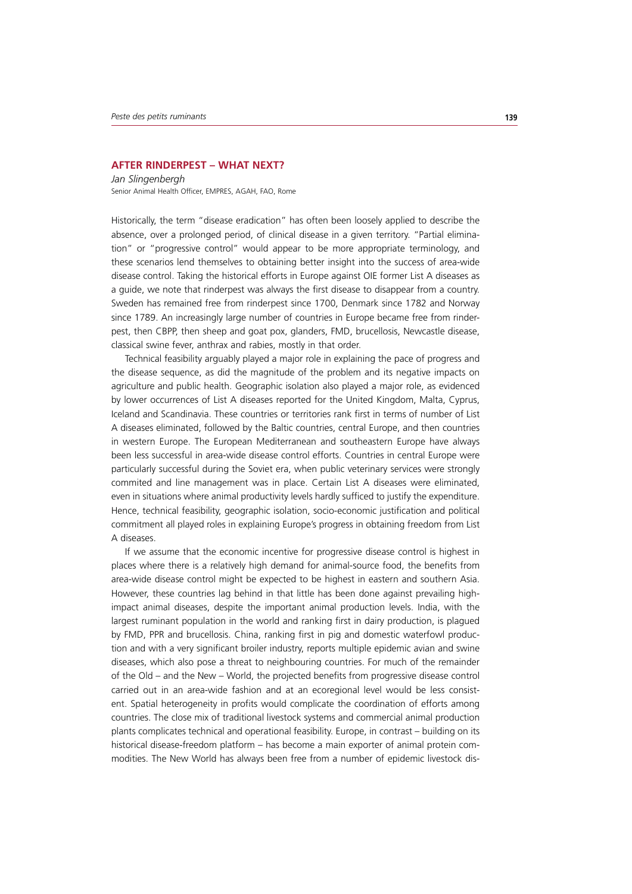## AFTER RINDERPEST – WHAT NEXT?

*Jan Slingenbergh*

Senior Animal Health Officer, EMPRES, AGAH, FAO, Rome

Historically, the term "disease eradication" has often been loosely applied to describe the absence, over a prolonged period, of clinical disease in a given territory. "Partial elimination" or "progressive control" would appear to be more appropriate terminology, and these scenarios lend themselves to obtaining better insight into the success of area-wide disease control. Taking the historical efforts in Europe against OIE former List A diseases as a guide, we note that rinderpest was always the first disease to disappear from a country. Sweden has remained free from rinderpest since 1700, Denmark since 1782 and Norway since 1789. An increasingly large number of countries in Europe became free from rinderpest, then CBPP, then sheep and goat pox, glanders, FMD, brucellosis, Newcastle disease, classical swine fever, anthrax and rabies, mostly in that order.

Technical feasibility arguably played a major role in explaining the pace of progress and the disease sequence, as did the magnitude of the problem and its negative impacts on agriculture and public health. Geographic isolation also played a major role, as evidenced by lower occurrences of List A diseases reported for the United Kingdom, Malta, Cyprus, Iceland and Scandinavia. These countries or territories rank first in terms of number of List A diseases eliminated, followed by the Baltic countries, central Europe, and then countries in western Europe. The European Mediterranean and southeastern Europe have always been less successful in area-wide disease control efforts. Countries in central Europe were particularly successful during the Soviet era, when public veterinary services were strongly commited and line management was in place. Certain List A diseases were eliminated, even in situations where animal productivity levels hardly sufficed to justify the expenditure. Hence, technical feasibility, geographic isolation, socio-economic justification and political commitment all played roles in explaining Europe's progress in obtaining freedom from List A diseases.

If we assume that the economic incentive for progressive disease control is highest in places where there is a relatively high demand for animal-source food, the benefits from area-wide disease control might be expected to be highest in eastern and southern Asia. However, these countries lag behind in that little has been done against prevailing high-impact animal diseases, despite the important animal production levels. India, with the largest ruminant population in the world and ranking first in dairy production, is plagued by FMD, PPR and brucellosis. China, ranking first in pig and domestic waterfowl production and with a very significant broiler industry, reports multiple epidemic avian and swine diseases, which also pose a threat to neighbouring countries. For much of the remainder of the Old – and the New – World, the projected benefits from progressive disease control carried out in an area-wide fashion and at an ecoregional level would be less consistent. Spatial heterogeneity in profits would complicate the coordination of efforts among countries. The close mix of traditional livestock systems and commercial animal production plants complicates technical and operational feasibility. Europe, in contrast – building on its historical disease-freedom platform – has become a main exporter of animal protein commodities. The New World has always been free from a number of epidemic livestock dis-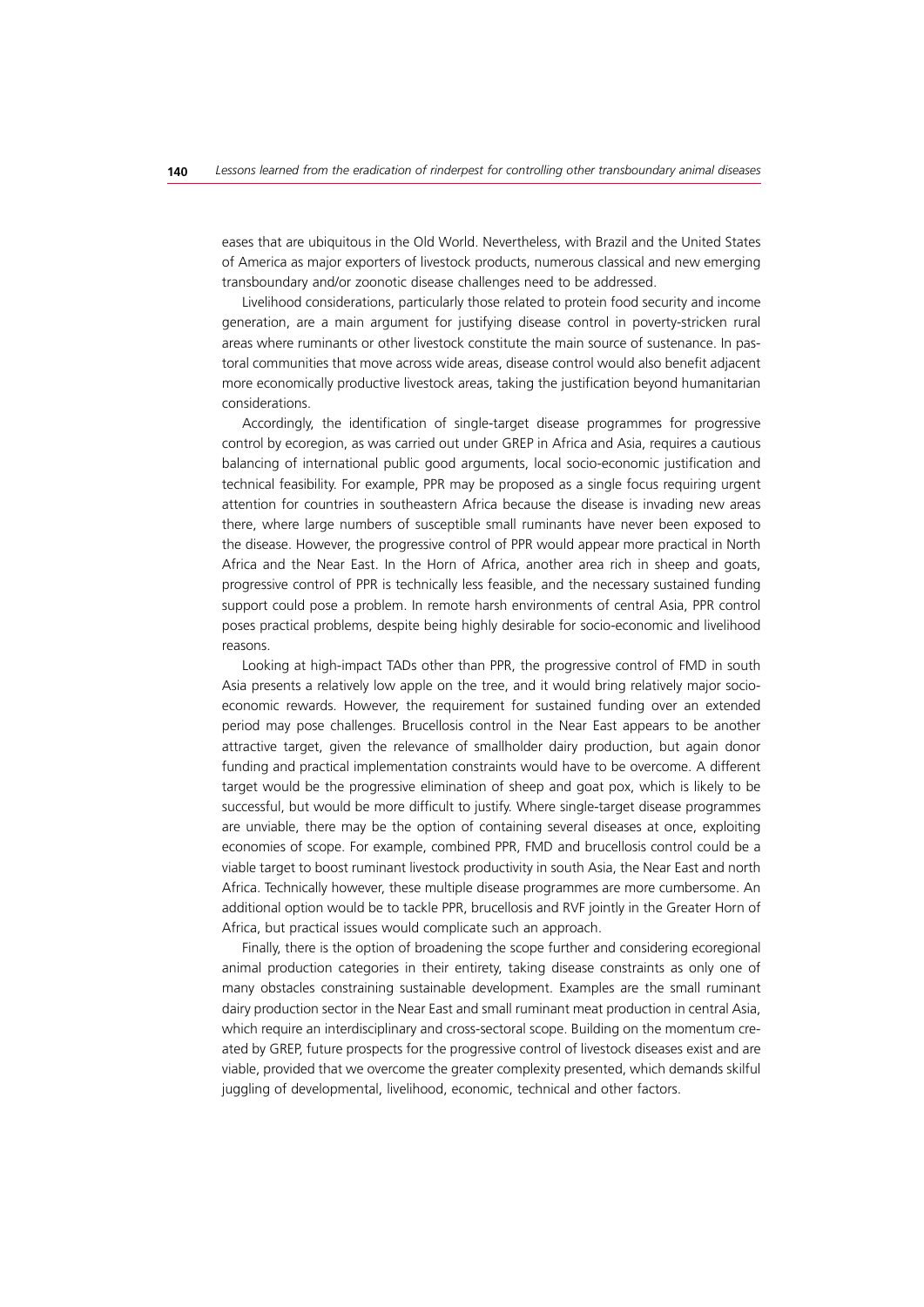eases that are ubiquitous in the Old World. Nevertheless, with Brazil and the United States of America as major exporters of livestock products, numerous classical and new emerging transboundary and/or zoonotic disease challenges need to be addressed.

Livelihood considerations, particularly those related to protein food security and income generation, are a main argument for justifying disease control in poverty-stricken rural areas where ruminants or other livestock constitute the main source of sustenance. In pastoral communities that move across wide areas, disease control would also benefit adjacent more economically productive livestock areas, taking the justification beyond humanitarian considerations.

Accordingly, the identification of single-target disease programmes for progressive control by ecoregion, as was carried out under GREP in Africa and Asia, requires a cautious balancing of international public good arguments, local socio-economic justification and technical feasibility. For example, PPR may be proposed as a single focus requiring urgent attention for countries in southeastern Africa because the disease is invading new areas there, where large numbers of susceptible small ruminants have never been exposed to the disease. However, the progressive control of PPR would appear more practical in North Africa and the Near East. In the Horn of Africa, another area rich in sheep and goats, progressive control of PPR is technically less feasible, and the necessary sustained funding support could pose a problem. In remote harsh environments of central Asia, PPR control poses practical problems, despite being highly desirable for socio-economic and livelihood reasons.

Looking at high-impact TADs other than PPR, the progressive control of FMD in south Asia presents a relatively low apple on the tree, and it would bring relatively major socio-economic rewards. However, the requirement for sustained funding over an extended period may pose challenges. Brucellosis control in the Near East appears to be another attractive target, given the relevance of smallholder dairy production, but again donor funding and practical implementation constraints would have to be overcome. A different target would be the progressive elimination of sheep and goat pox, which is likely to be successful, but would be more difficult to justify. Where single-target disease programmes are unviable, there may be the option of containing several diseases at once, exploiting economies of scope. For example, combined PPR, FMD and brucellosis control could be a viable target to boost ruminant livestock productivity in south Asia, the Near East and north Africa. Technically however, these multiple disease programmes are more cumbersome. An additional option would be to tackle PPR, brucellosis and RVF jointly in the Greater Horn of Africa, but practical issues would complicate such an approach.

Finally, there is the option of broadening the scope further and considering ecoregional animal production categories in their entirety, taking disease constraints as only one of many obstacles constraining sustainable development. Examples are the small ruminant dairy production sector in the Near East and small ruminant meat production in central Asia, which require an interdisciplinary and cross-sectoral scope. Building on the momentum created by GREP, future prospects for the progressive control of livestock diseases exist and are viable, provided that we overcome the greater complexity presented, which demands skilful juggling of developmental, livelihood, economic, technical and other factors.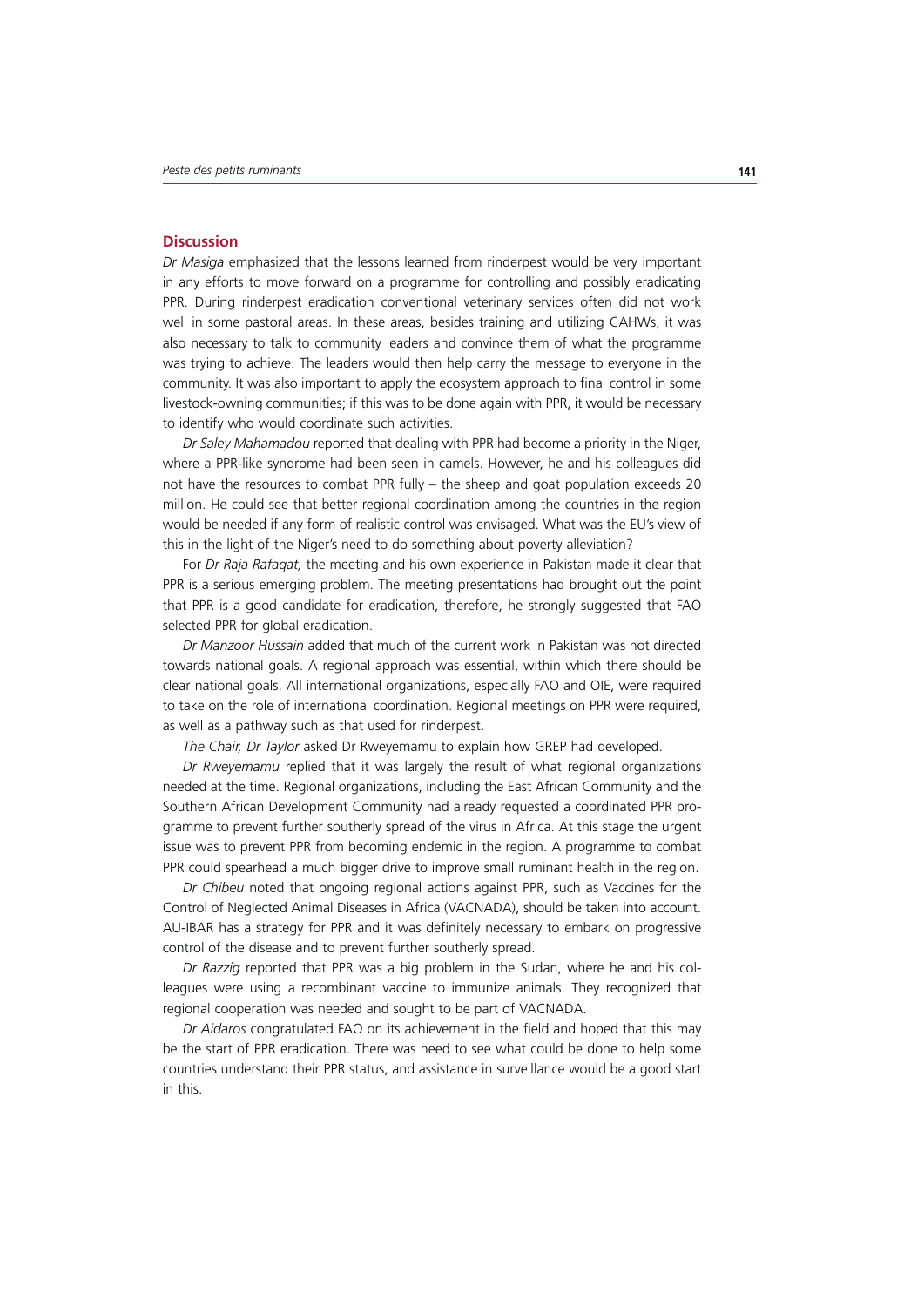## Discussion

*Dr Masiga* emphasized that the lessons learned from rinderpest would be very important in any efforts to move forward on a programme for controlling and possibly eradicating PPR. During rinderpest eradication conventional veterinary services often did not work well in some pastoral areas. In these areas, besides training and utilizing CAHWs, it was also necessary to talk to community leaders and convince them of what the programme was trying to achieve. The leaders would then help carry the message to everyone in the community. It was also important to apply the ecosystem approach to final control in some livestock-owning communities; if this was to be done again with PPR, it would be necessary to identify who would coordinate such activities.

*Dr Saley Mahamadou* reported that dealing with PPR had become a priority in the Niger, where a PPR-like syndrome had been seen in camels. However, he and his colleagues did not have the resources to combat PPR fully – the sheep and goat population exceeds 20 million. He could see that better regional coordination among the countries in the region would be needed if any form of realistic control was envisaged. What was the EU's view of this in the light of the Niger's need to do something about poverty alleviation?

For *Dr Raja Rafaqat,* the meeting and his own experience in Pakistan made it clear that PPR is a serious emerging problem. The meeting presentations had brought out the point that PPR is a good candidate for eradication, therefore, he strongly suggested that FAO selected PPR for global eradication.

*Dr Manzoor Hussain* added that much of the current work in Pakistan was not directed towards national goals. A regional approach was essential, within which there should be clear national goals. All international organizations, especially FAO and OIE, were required to take on the role of international coordination. Regional meetings on PPR were required, as well as a pathway such as that used for rinderpest.

*The Chair, Dr Taylor* asked Dr Rweyemamu to explain how GREP had developed.

*Dr Rweyemamu* replied that it was largely the result of what regional organizations needed at the time. Regional organizations, including the East African Community and the Southern African Development Community had already requested a coordinated PPR programme to prevent further southerly spread of the virus in Africa. At this stage the urgent issue was to prevent PPR from becoming endemic in the region. A programme to combat PPR could spearhead a much bigger drive to improve small ruminant health in the region.

*Dr Chibeu* noted that ongoing regional actions against PPR, such as Vaccines for the Control of Neglected Animal Diseases in Africa (VACNADA), should be taken into account. AU-IBAR has a strategy for PPR and it was definitely necessary to embark on progressive control of the disease and to prevent further southerly spread.

*Dr Razzig* reported that PPR was a big problem in the Sudan, where he and his colleagues were using a recombinant vaccine to immunize animals. They recognized that regional cooperation was needed and sought to be part of VACNADA.

*Dr Aidaros* congratulated FAO on its achievement in the field and hoped that this may be the start of PPR eradication. There was need to see what could be done to help some countries understand their PPR status, and assistance in surveillance would be a good start in this.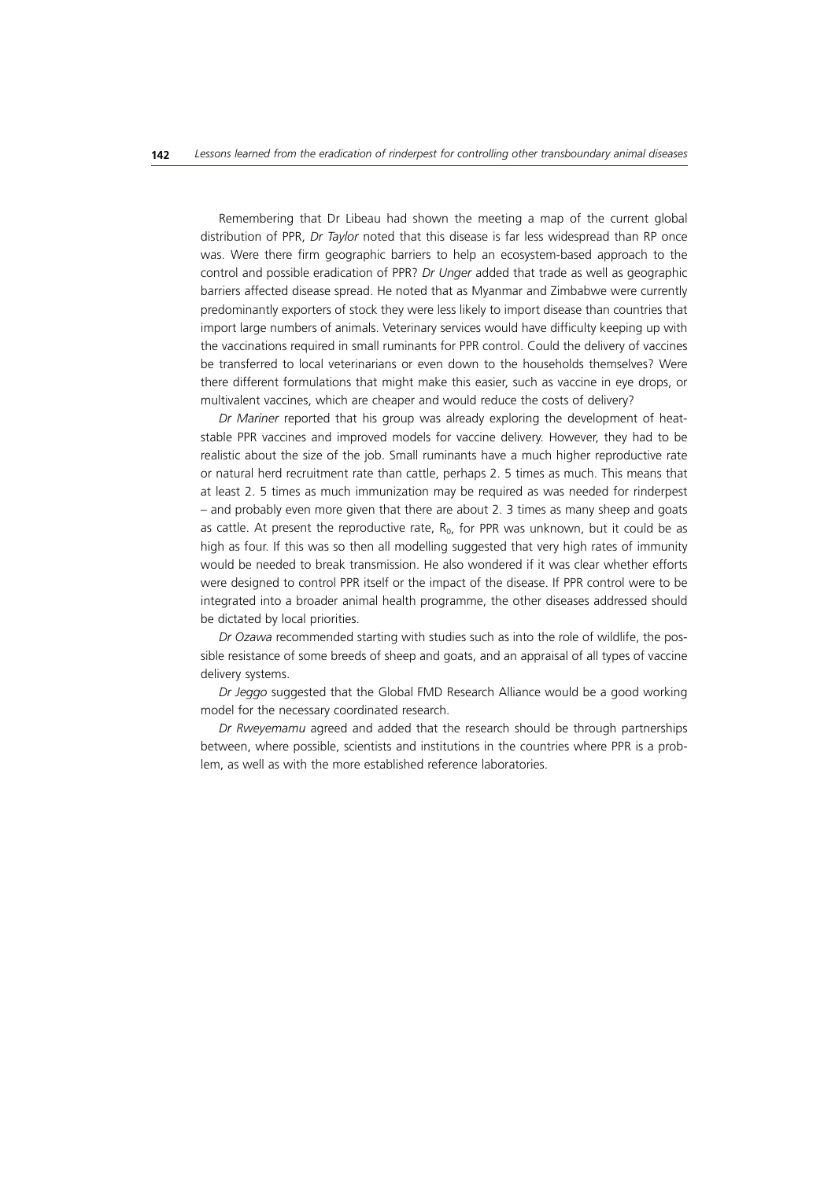Remembering that Dr Libeau had shown the meeting a map of the current global distribution of PPR, *Dr Taylor* noted that this disease is far less widespread than RP once was. Were there firm geographic barriers to help an ecosystem-based approach to the control and possible eradication of PPR? *Dr Unger* added that trade as well as geographic barriers affected disease spread. He noted that as Myanmar and Zimbabwe were currently predominantly exporters of stock they were less likely to import disease than countries that import large numbers of animals. Veterinary services would have difficulty keeping up with the vaccinations required in small ruminants for PPR control. Could the delivery of vaccines be transferred to local veterinarians or even down to the households themselves? Were there different formulations that might make this easier, such as vaccine in eye drops, or multivalent vaccines, which are cheaper and would reduce the costs of delivery?

*Dr Mariner* reported that his group was already exploring the development of heat-stable PPR vaccines and improved models for vaccine delivery. However, they had to be realistic about the size of the job. Small ruminants have a much higher reproductive rate or natural herd recruitment rate than cattle, perhaps 2. 5 times as much. This means that at least 2. 5 times as much immunization may be required as was needed for rinderpest – and probably even more given that there are about 2. 3 times as many sheep and goats as cattle. At present the reproductive rate, $R_0$, for PPR was unknown, but it could be as high as four. If this was so then all modelling suggested that very high rates of immunity would be needed to break transmission. He also wondered if it was clear whether efforts were designed to control PPR itself or the impact of the disease. If PPR control were to be integrated into a broader animal health programme, the other diseases addressed should be dictated by local priorities.

*Dr Ozawa* recommended starting with studies such as into the role of wildlife, the possible resistance of some breeds of sheep and goats, and an appraisal of all types of vaccine delivery systems.

*Dr Jeggo* suggested that the Global FMD Research Alliance would be a good working model for the necessary coordinated research.

*Dr Rweyemamu* agreed and added that the research should be through partnerships between, where possible, scientists and institutions in the countries where PPR is a problem, as well as with the more established reference laboratories.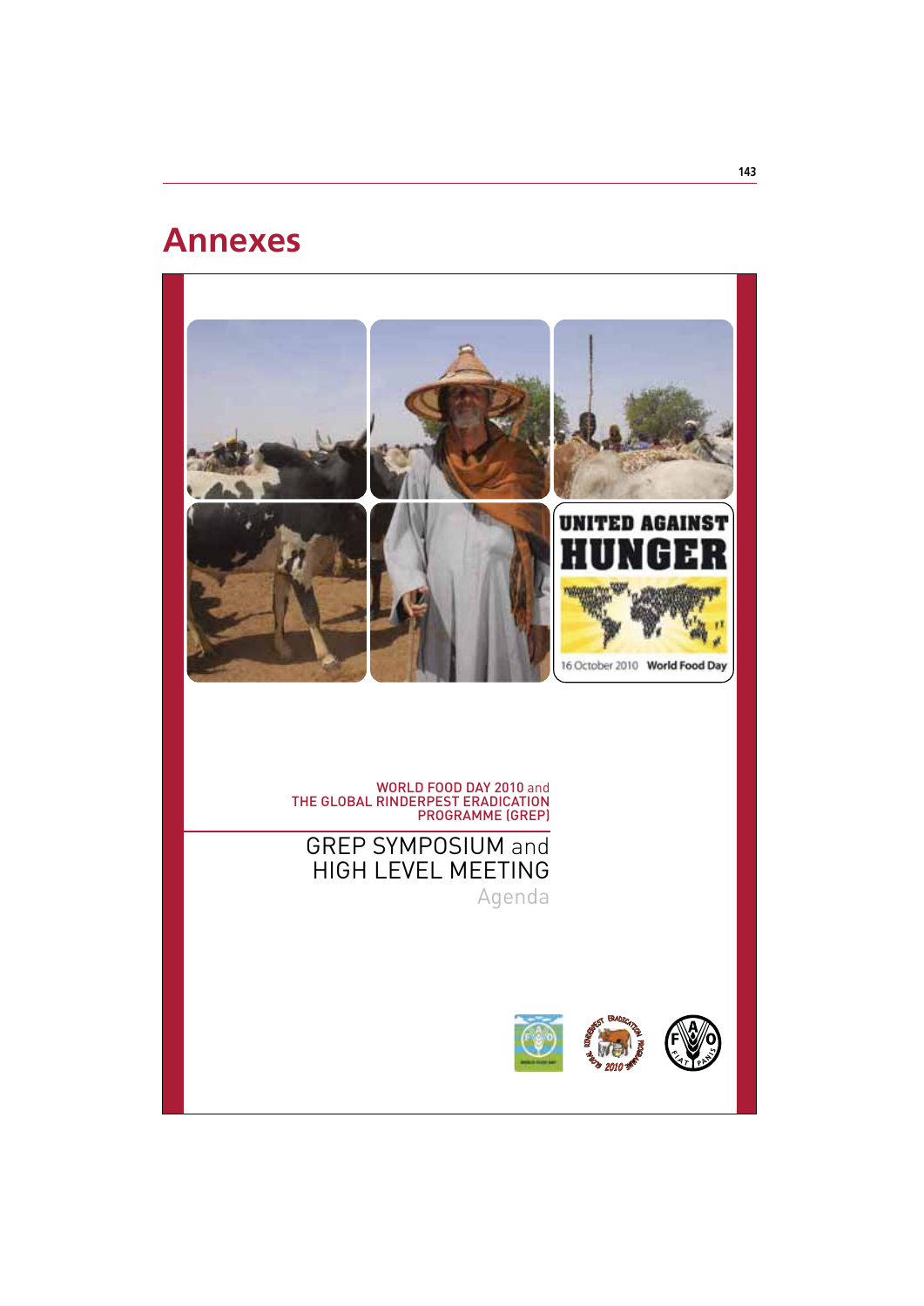# Annexes

UNITED AGAINST HUNGER

16 October 2010 World Food Day

WORLD FOOD DAY 2010 and
THE GLOBAL RINDERPEST ERADICATION PROGRAMME (GREP)

GREP SYMPOSIUM and
HIGH LEVEL MEETING

Agenda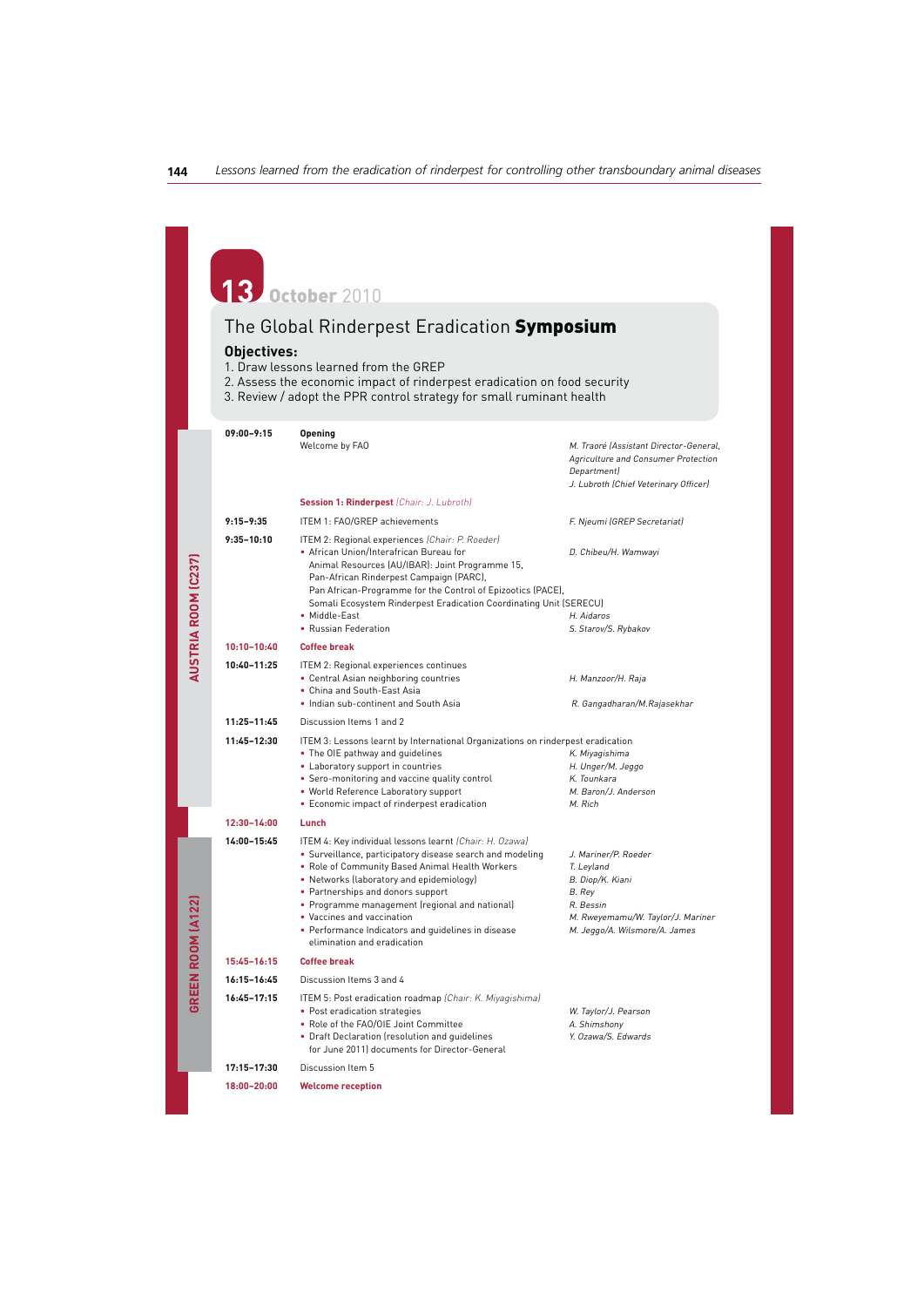# 13 October 2010

## The Global Rinderpest Eradication **Symposium**

**Objectives:**

1. Draw lessons learned from the GREP
2. Assess the economic impact of rinderpest eradication on food security
3. Review / adopt the PPR control strategy for small ruminant health

**AUSTRIA ROOM (C237)**

| Time | Programme | Speaker |
|---|---|---|
| **09:00–9:15** | **Opening**<br>Welcome by FAO | *M. Traoré (Assistant Director-General, Agriculture and Consumer Protection Department)*<br>*J. Lubroth (Chief Veterinary Officer)* |
| | **Session 1: Rinderpest** *(Chair: J. Lubroth)* | |
| **9:15–9:35** | ITEM 1: FAO/GREP achievements | *F. Njeumi (GREP Secretariat)* |
| **9:35–10:10** | ITEM 2: Regional experiences *(Chair: P. Roeder)*<br>• African Union/Interafrican Bureau for Animal Resources (AU/IBAR): Joint Programme 15, Pan-African Rinderpest Campaign (PARC), Pan African-Programme for the Control of Epizootics (PACE), Somali Ecosystem Rinderpest Eradication Coordinating Unit (SERECU)<br>• Middle-East<br>• Russian Federation | <br>*D. Chibeu/H. Wamwayi*<br><br><br><br>*H. Aidaros*<br>*S. Starov/S. Rybakov* |
| **10:10–10:40** | **Coffee break** | |
| **10:40–11:25** | ITEM 2: Regional experiences continues<br>• Central Asian neighboring countries<br>• China and South-East Asia<br>• Indian sub-continent and South Asia | <br>*H. Manzoor/H. Raja*<br><br>*R. Gangadharan/M.Rajasekhar* |
| **11:25–11:45** | Discussion Items 1 and 2 | |
| **11:45–12:30** | ITEM 3: Lessons learnt by International Organizations on rinderpest eradication<br>• The OIE pathway and guidelines<br>• Laboratory support in countries<br>• Sero-monitoring and vaccine quality control<br>• World Reference Laboratory support<br>• Economic impact of rinderpest eradication | <br>*K. Miyagishima*<br>*H. Unger/M. Jeggo*<br>*K. Tounkara*<br>*M. Baron/J. Anderson*<br>*M. Rich* |
| **12:30–14:00** | **Lunch** | |

**GREEN ROOM (A122)**

| Time | Programme | Speaker |
|---|---|---|
| **14:00–15:45** | ITEM 4: Key individual lessons learnt *(Chair: H. Ozawa)*<br>• Surveillance, participatory disease search and modeling<br>• Role of Community Based Animal Health Workers<br>• Networks (laboratory and epidemiology)<br>• Partnerships and donors support<br>• Programme management (regional and national)<br>• Vaccines and vaccination<br>• Performance Indicators and guidelines in disease elimination and eradication | <br>*J. Mariner/P. Roeder*<br>*T. Leyland*<br>*B. Diop/K. Kiani*<br>*B. Rey*<br>*R. Bessin*<br>*M. Rweyemamu/W. Taylor/J. Mariner*<br>*M. Jeggo/A. Wilsmore/A. James* |
| **15:45–16:15** | **Coffee break** | |
| **16:15–16:45** | Discussion Items 3 and 4 | |
| **16:45–17:15** | ITEM 5: Post eradication roadmap *(Chair: K. Miyagishima)*<br>• Post eradication strategies<br>• Role of the FAO/OIE Joint Committee<br>• Draft Declaration (resolution and guidelines for June 2011) documents for Director-General | <br>*W. Taylor/J. Pearson*<br>*A. Shimshony*<br>*Y. Ozawa/S. Edwards* |
| **17:15–17:30** | Discussion Item 5 | |
| **18:00–20:00** | **Welcome reception** | |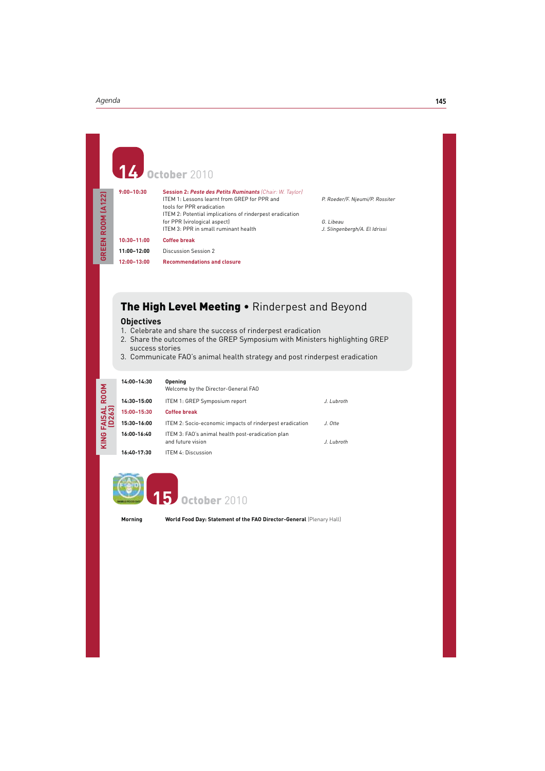## 14 October 2010

**GREEN ROOM (A122)**

| | | |
|---|---|---|
| 9:00–10:30 | **Session 2: *Peste des Petits Ruminants*** *(Chair: W. Taylor)* | |
| | ITEM 1: Lessons learnt from GREP for PPR and tools for PPR eradication | *P. Roeder/F. Njeumi/P. Rossiter* |
| | ITEM 2: Potential implications of rinderpest eradication for PPR (virological aspect) | *G. Libeau* |
| | ITEM 3: PPR in small ruminant health | *J. Slingenbergh/A. El Idrissi* |
| 10:30–11:00 | **Coffee break** | |
| 11:00–12:00 | Discussion Session 2 | |
| 12:00–13:00 | **Recommendations and closure** | |

## The High Level Meeting • Rinderpest and Beyond

### Objectives

1. Celebrate and share the success of rinderpest eradication
2. Share the outcomes of the GREP Symposium with Ministers highlighting GREP success stories
3. Communicate FAO's animal health strategy and post rinderpest eradication

**KING FAISAL ROOM (D263)**

| | | |
|---|---|---|
| 14:00–14:30 | **Opening** Welcome by the Director-General FAO | |
| 14:30–15:00 | ITEM 1: GREP Symposium report | *J. Lubroth* |
| 15:00–15:30 | **Coffee break** | |
| 15:30–16:00 | ITEM 2: Socio-economic impacts of rinderpest eradication | *J. Otte* |
| 16:00–16:40 | ITEM 3: FAO's animal health post-eradication plan and future vision | *J. Lubroth* |
| 16:40-17:30 | ITEM 4: Discussion | |

## 15 October 2010

| | |
|---|---|
| **Morning** | **World Food Day: Statement of the FAO Director-General** (Plenary Hall) |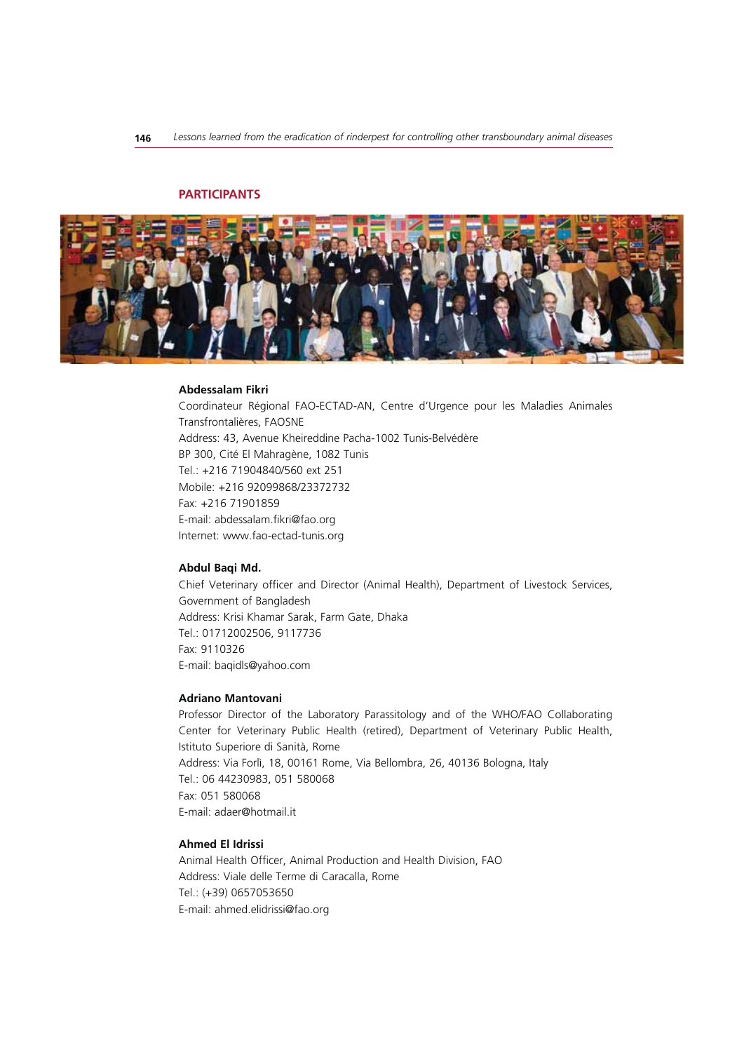## PARTICIPANTS

**Abdessalam Fikri**
Coordinateur Régional FAO-ECTAD-AN, Centre d'Urgence pour les Maladies Animales Transfrontalières, FAOSNE
Address: 43, Avenue Kheireddine Pacha-1002 Tunis-Belvédère
BP 300, Cité El Mahragène, 1082 Tunis
Tel.: +216 71904840/560 ext 251
Mobile: +216 92099868/23372732
Fax: +216 71901859
E-mail: abdessalam.fikri@fao.org
Internet: www.fao-ectad-tunis.org

**Abdul Baqi Md.**
Chief Veterinary officer and Director (Animal Health), Department of Livestock Services, Government of Bangladesh
Address: Krisi Khamar Sarak, Farm Gate, Dhaka
Tel.: 01712002506, 9117736
Fax: 9110326
E-mail: baqidls@yahoo.com

**Adriano Mantovani**
Professor Director of the Laboratory Parassitology and of the WHO/FAO Collaborating Center for Veterinary Public Health (retired), Department of Veterinary Public Health, Istituto Superiore di Sanità, Rome
Address: Via Forlì, 18, 00161 Rome, Via Bellombra, 26, 40136 Bologna, Italy
Tel.: 06 44230983, 051 580068
Fax: 051 580068
E-mail: adaer@hotmail.it

**Ahmed El Idrissi**
Animal Health Officer, Animal Production and Health Division, FAO
Address: Viale delle Terme di Caracalla, Rome
Tel.: (+39) 0657053650
E-mail: ahmed.elidrissi@fao.org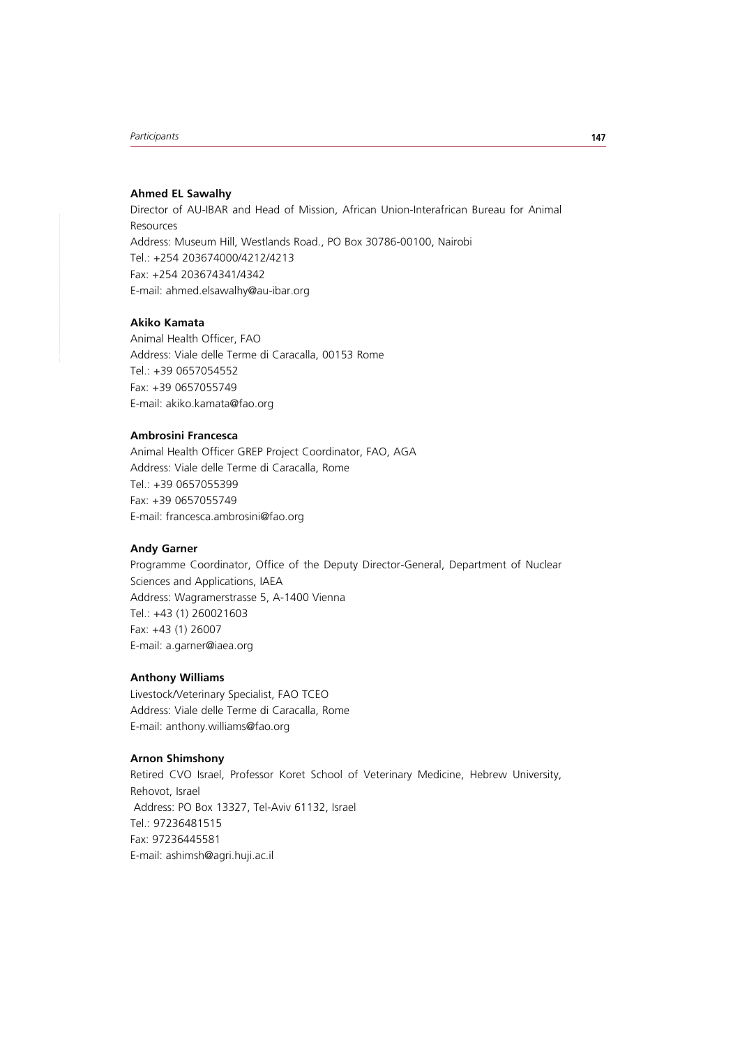**Ahmed EL Sawalhy**

Director of AU-IBAR and Head of Mission, African Union-Interafrican Bureau for Animal Resources
Address: Museum Hill, Westlands Road., PO Box 30786-00100, Nairobi
Tel.: +254 203674000/4212/4213
Fax: +254 203674341/4342
E-mail: ahmed.elsawalhy@au-ibar.org

**Akiko Kamata**

Animal Health Officer, FAO
Address: Viale delle Terme di Caracalla, 00153 Rome
Tel.: +39 0657054552
Fax: +39 0657055749
E-mail: akiko.kamata@fao.org

**Ambrosini Francesca**

Animal Health Officer GREP Project Coordinator, FAO, AGA
Address: Viale delle Terme di Caracalla, Rome
Tel.: +39 0657055399
Fax: +39 0657055749
E-mail: francesca.ambrosini@fao.org

**Andy Garner**

Programme Coordinator, Office of the Deputy Director-General, Department of Nuclear Sciences and Applications, IAEA
Address: Wagramerstrasse 5, A-1400 Vienna
Tel.: +43 (1) 260021603
Fax: +43 (1) 26007
E-mail: a.garner@iaea.org

**Anthony Williams**

Livestock/Veterinary Specialist, FAO TCEO
Address: Viale delle Terme di Caracalla, Rome
E-mail: anthony.williams@fao.org

**Arnon Shimshony**

Retired CVO Israel, Professor Koret School of Veterinary Medicine, Hebrew University, Rehovot, Israel
Address: PO Box 13327, Tel-Aviv 61132, Israel
Tel.: 97236481515
Fax: 97236445581
E-mail: ashimsh@agri.huji.ac.il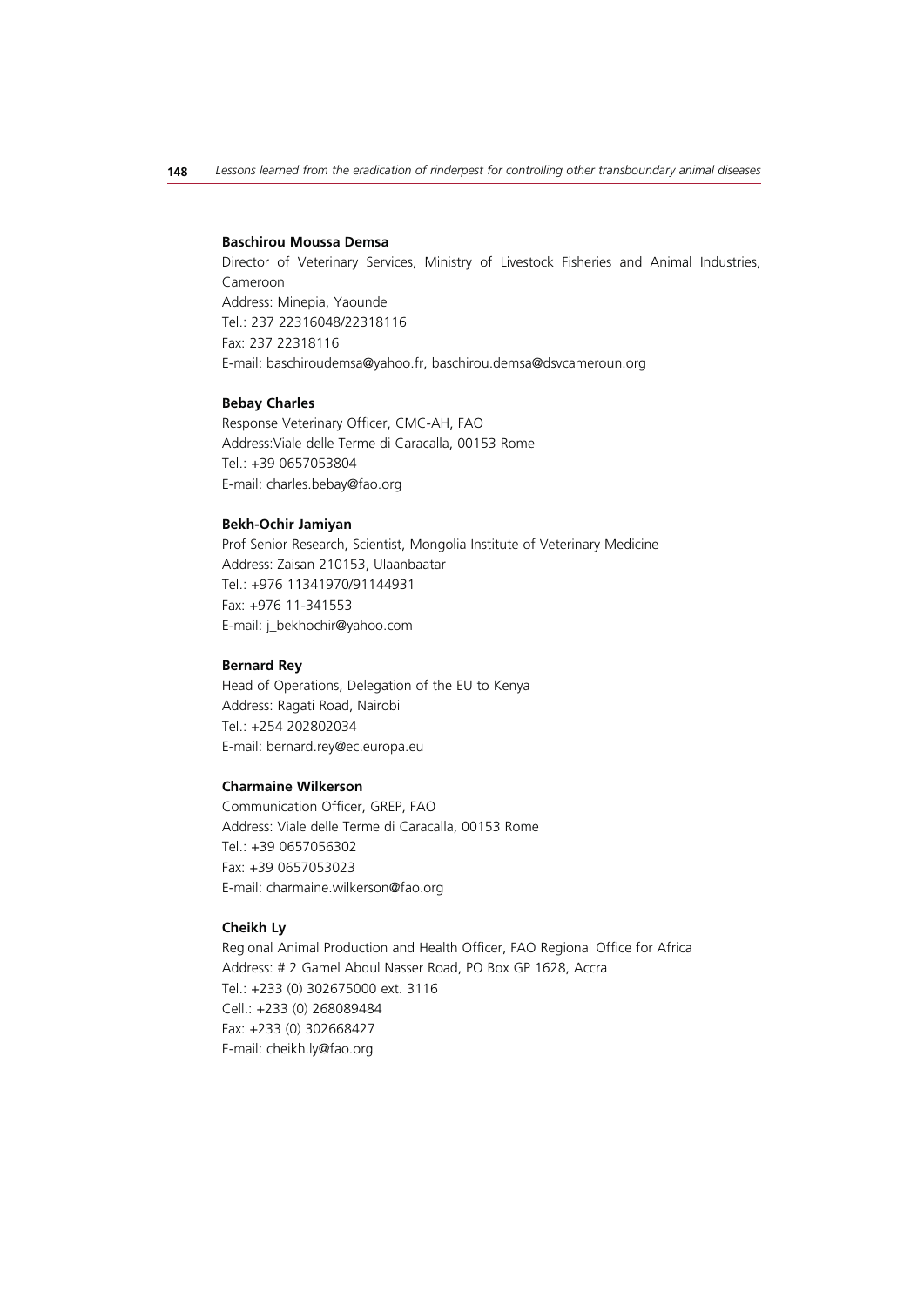**Baschirou Moussa Demsa**

Director of Veterinary Services, Ministry of Livestock Fisheries and Animal Industries, Cameroon
Address: Minepia, Yaounde
Tel.: 237 22316048/22318116
Fax: 237 22318116
E-mail: baschiroudemsa@yahoo.fr, baschirou.demsa@dsvcameroun.org

**Bebay Charles**

Response Veterinary Officer, CMC-AH, FAO
Address:Viale delle Terme di Caracalla, 00153 Rome
Tel.: +39 0657053804
E-mail: charles.bebay@fao.org

**Bekh-Ochir Jamiyan**

Prof Senior Research, Scientist, Mongolia Institute of Veterinary Medicine
Address: Zaisan 210153, Ulaanbaatar
Tel.: +976 11341970/91144931
Fax: +976 11-341553
E-mail: j_bekhochir@yahoo.com

**Bernard Rey**

Head of Operations, Delegation of the EU to Kenya
Address: Ragati Road, Nairobi
Tel.: +254 202802034
E-mail: bernard.rey@ec.europa.eu

**Charmaine Wilkerson**

Communication Officer, GREP, FAO
Address: Viale delle Terme di Caracalla, 00153 Rome
Tel.: +39 0657056302
Fax: +39 0657053023
E-mail: charmaine.wilkerson@fao.org

**Cheikh Ly**

Regional Animal Production and Health Officer, FAO Regional Office for Africa
Address: # 2 Gamel Abdul Nasser Road, PO Box GP 1628, Accra
Tel.: +233 (0) 302675000 ext. 3116
Cell.: +233 (0) 268089484
Fax: +233 (0) 302668427
E-mail: cheikh.ly@fao.org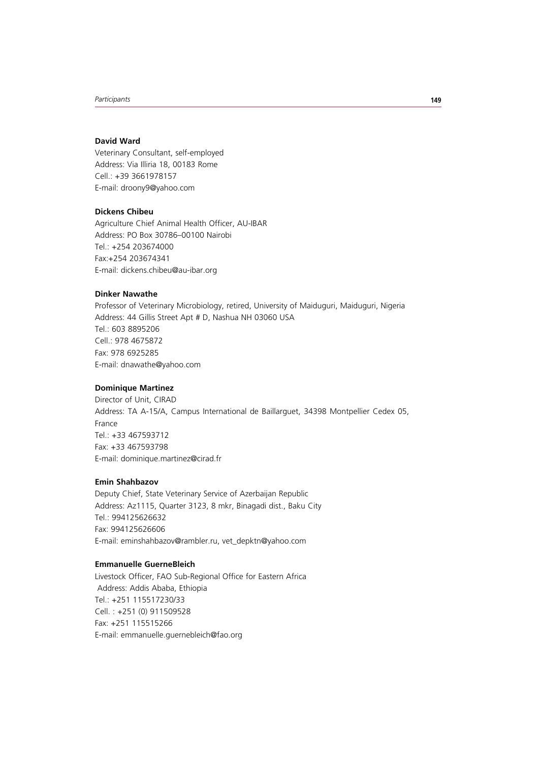**David Ward**
Veterinary Consultant, self-employed
Address: Via Illiria 18, 00183 Rome
Cell.: +39 3661978157
E-mail: droony9@yahoo.com

**Dickens Chibeu**
Agriculture Chief Animal Health Officer, AU-IBAR
Address: PO Box 30786–00100 Nairobi
Tel.: +254 203674000
Fax:+254 203674341
E-mail: dickens.chibeu@au-ibar.org

**Dinker Nawathe**
Professor of Veterinary Microbiology, retired, University of Maiduguri, Maiduguri, Nigeria
Address: 44 Gillis Street Apt # D, Nashua NH 03060 USA
Tel.: 603 8895206
Cell.: 978 4675872
Fax: 978 6925285
E-mail: dnawathe@yahoo.com

**Dominique Martinez**
Director of Unit, CIRAD
Address: TA A-15/A, Campus International de Baillarguet, 34398 Montpellier Cedex 05, France
Tel.: +33 467593712
Fax: +33 467593798
E-mail: dominique.martinez@cirad.fr

**Emin Shahbazov**
Deputy Chief, State Veterinary Service of Azerbaijan Republic
Address: Az1115, Quarter 3123, 8 mkr, Binagadi dist., Baku City
Tel.: 994125626632
Fax: 994125626606
E-mail: eminshahbazov@rambler.ru, vet_depktn@yahoo.com

**Emmanuelle GuerneBleich**
Livestock Officer, FAO Sub-Regional Office for Eastern Africa
Address: Addis Ababa, Ethiopia
Tel.: +251 115517230/33
Cell. : +251 (0) 911509528
Fax: +251 115515266
E-mail: emmanuelle.guernebleich@fao.org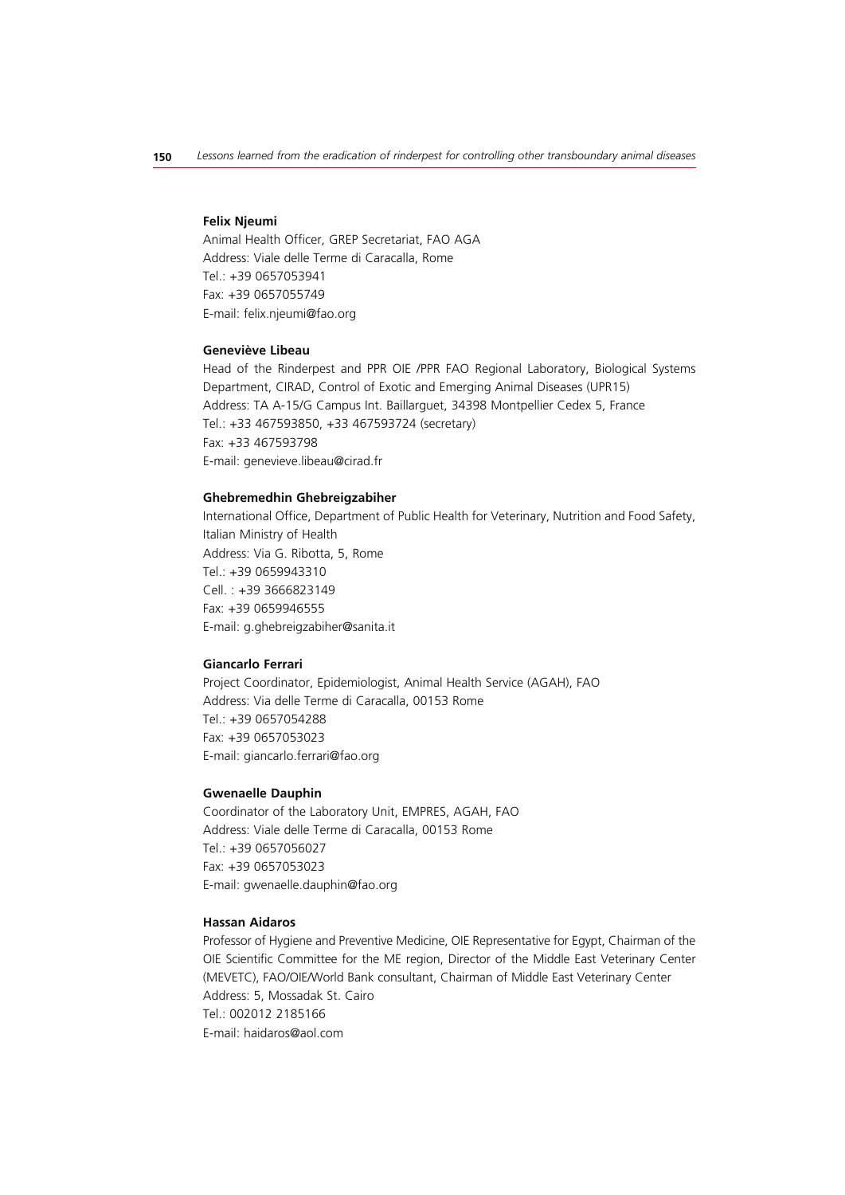**Felix Njeumi**

Animal Health Officer, GREP Secretariat, FAO AGA
Address: Viale delle Terme di Caracalla, Rome
Tel.: +39 0657053941
Fax: +39 0657055749
E-mail: felix.njeumi@fao.org

**Geneviève Libeau**

Head of the Rinderpest and PPR OIE /PPR FAO Regional Laboratory, Biological Systems Department, CIRAD, Control of Exotic and Emerging Animal Diseases (UPR15)
Address: TA A-15/G Campus Int. Baillarguet, 34398 Montpellier Cedex 5, France
Tel.: +33 467593850, +33 467593724 (secretary)
Fax: +33 467593798
E-mail: genevieve.libeau@cirad.fr

**Ghebremedhin Ghebreigzabiher**

International Office, Department of Public Health for Veterinary, Nutrition and Food Safety, Italian Ministry of Health
Address: Via G. Ribotta, 5, Rome
Tel.: +39 0659943310
Cell. : +39 3666823149
Fax: +39 0659946555
E-mail: g.ghebreigzabiher@sanita.it

**Giancarlo Ferrari**

Project Coordinator, Epidemiologist, Animal Health Service (AGAH), FAO
Address: Via delle Terme di Caracalla, 00153 Rome
Tel.: +39 0657054288
Fax: +39 0657053023
E-mail: giancarlo.ferrari@fao.org

**Gwenaelle Dauphin**

Coordinator of the Laboratory Unit, EMPRES, AGAH, FAO
Address: Viale delle Terme di Caracalla, 00153 Rome
Tel.: +39 0657056027
Fax: +39 0657053023
E-mail: gwenaelle.dauphin@fao.org

**Hassan Aidaros**

Professor of Hygiene and Preventive Medicine, OIE Representative for Egypt, Chairman of the OIE Scientific Committee for the ME region, Director of the Middle East Veterinary Center (MEVETC), FAO/OIE/World Bank consultant, Chairman of Middle East Veterinary Center
Address: 5, Mossadak St. Cairo
Tel.: 002012 2185166
E-mail: haidaros@aol.com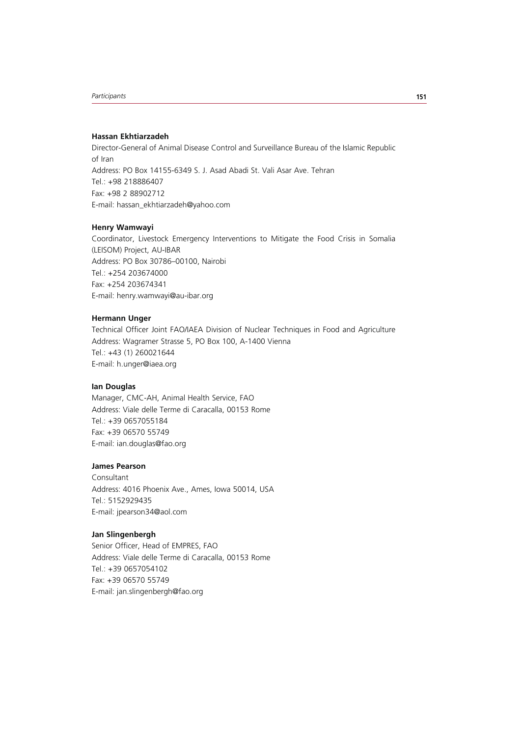**Hassan Ekhtiarzadeh**

Director-General of Animal Disease Control and Surveillance Bureau of the Islamic Republic of Iran
Address: PO Box 14155-6349 S. J. Asad Abadi St. Vali Asar Ave. Tehran
Tel.: +98 218886407
Fax: +98 2 88902712
E-mail: hassan_ekhtiarzadeh@yahoo.com

**Henry Wamwayi**

Coordinator, Livestock Emergency Interventions to Mitigate the Food Crisis in Somalia (LEISOM) Project, AU-IBAR
Address: PO Box 30786–00100, Nairobi
Tel.: +254 203674000
Fax: +254 203674341
E-mail: henry.wamwayi@au-ibar.org

**Hermann Unger**

Technical Officer Joint FAO/IAEA Division of Nuclear Techniques in Food and Agriculture
Address: Wagramer Strasse 5, PO Box 100, A-1400 Vienna
Tel.: +43 (1) 260021644
E-mail: h.unger@iaea.org

**Ian Douglas**

Manager, CMC-AH, Animal Health Service, FAO
Address: Viale delle Terme di Caracalla, 00153 Rome
Tel.: +39 0657055184
Fax: +39 06570 55749
E-mail: ian.douglas@fao.org

**James Pearson**

Consultant
Address: 4016 Phoenix Ave., Ames, Iowa 50014, USA
Tel.: 5152929435
E-mail: jpearson34@aol.com

**Jan Slingenbergh**

Senior Officer, Head of EMPRES, FAO
Address: Viale delle Terme di Caracalla, 00153 Rome
Tel.: +39 0657054102
Fax: +39 06570 55749
E-mail: jan.slingenbergh@fao.org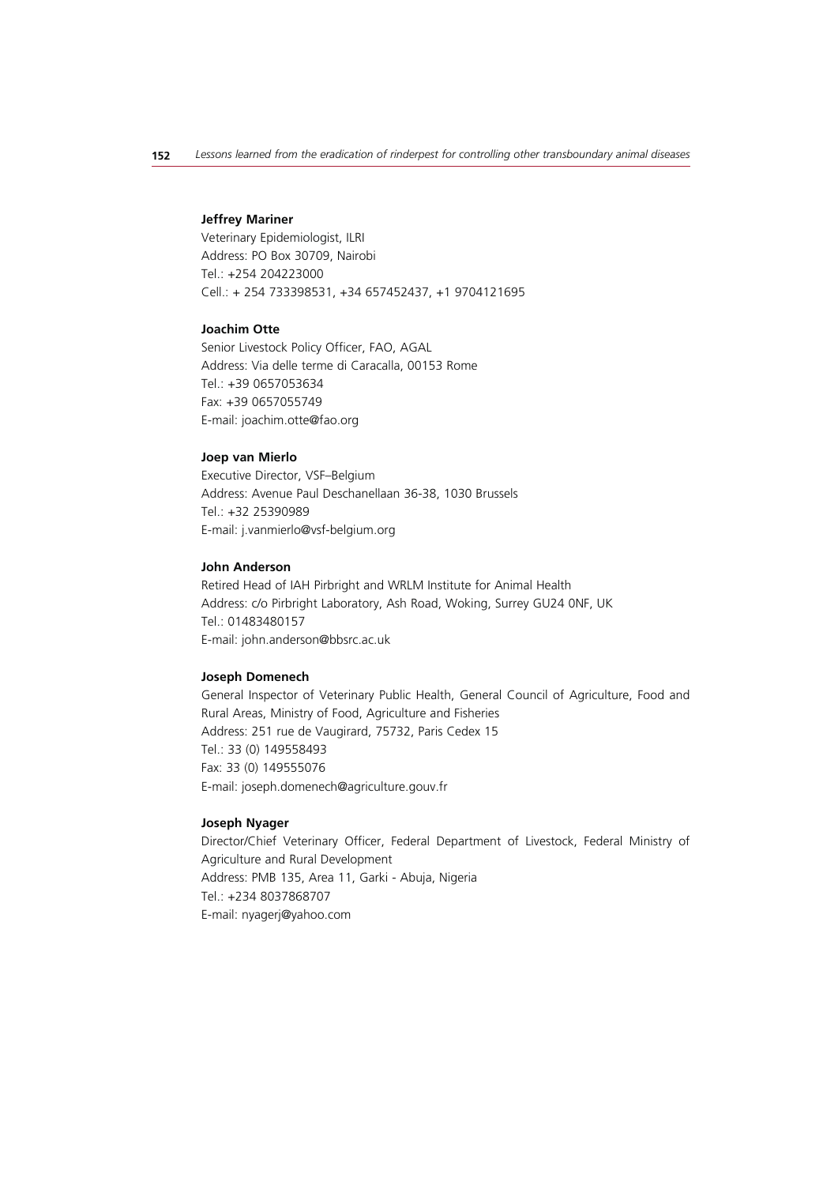**Jeffrey Mariner**

Veterinary Epidemiologist, ILRI
Address: PO Box 30709, Nairobi
Tel.: +254 204223000
Cell.: + 254 733398531, +34 657452437, +1 9704121695

**Joachim Otte**

Senior Livestock Policy Officer, FAO, AGAL
Address: Via delle terme di Caracalla, 00153 Rome
Tel.: +39 0657053634
Fax: +39 0657055749
E-mail: joachim.otte@fao.org

**Joep van Mierlo**

Executive Director, VSF–Belgium
Address: Avenue Paul Deschanellaan 36-38, 1030 Brussels
Tel.: +32 25390989
E-mail: j.vanmierlo@vsf-belgium.org

**John Anderson**

Retired Head of IAH Pirbright and WRLM Institute for Animal Health
Address: c/o Pirbright Laboratory, Ash Road, Woking, Surrey GU24 0NF, UK
Tel.: 01483480157
E-mail: john.anderson@bbsrc.ac.uk

**Joseph Domenech**

General Inspector of Veterinary Public Health, General Council of Agriculture, Food and Rural Areas, Ministry of Food, Agriculture and Fisheries
Address: 251 rue de Vaugirard, 75732, Paris Cedex 15
Tel.: 33 (0) 149558493
Fax: 33 (0) 149555076
E-mail: joseph.domenech@agriculture.gouv.fr

**Joseph Nyager**

Director/Chief Veterinary Officer, Federal Department of Livestock, Federal Ministry of Agriculture and Rural Development
Address: PMB 135, Area 11, Garki - Abuja, Nigeria
Tel.: +234 8037868707
E-mail: nyagerj@yahoo.com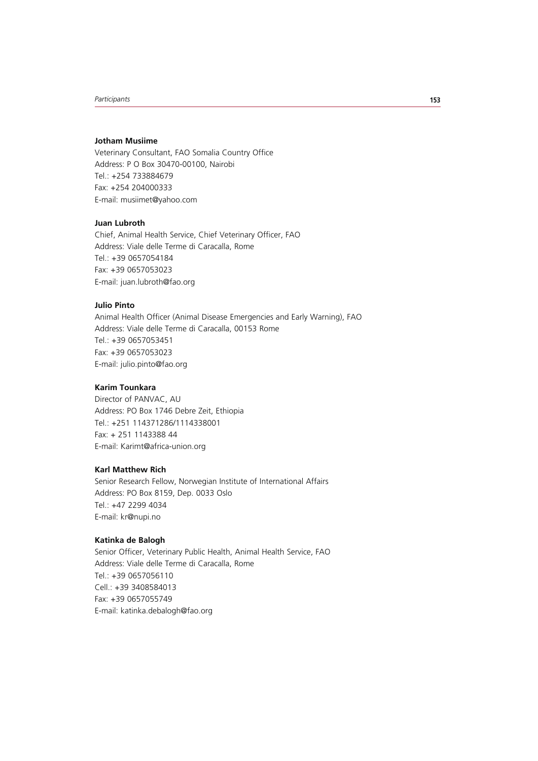**Jotham Musiime**

Veterinary Consultant, FAO Somalia Country Office
Address: P O Box 30470-00100, Nairobi
Tel.: +254 733884679
Fax: +254 204000333
E-mail: musiimet@yahoo.com

**Juan Lubroth**

Chief, Animal Health Service, Chief Veterinary Officer, FAO
Address: Viale delle Terme di Caracalla, Rome
Tel.: +39 0657054184
Fax: +39 0657053023
E-mail: juan.lubroth@fao.org

**Julio Pinto**

Animal Health Officer (Animal Disease Emergencies and Early Warning), FAO
Address: Viale delle Terme di Caracalla, 00153 Rome
Tel.: +39 0657053451
Fax: +39 0657053023
E-mail: julio.pinto@fao.org

**Karim Tounkara**

Director of PANVAC, AU
Address: PO Box 1746 Debre Zeit, Ethiopia
Tel.: +251 114371286/1114338001
Fax: + 251 1143388 44
E-mail: Karimt@africa-union.org

**Karl Matthew Rich**

Senior Research Fellow, Norwegian Institute of International Affairs
Address: PO Box 8159, Dep. 0033 Oslo
Tel.: +47 2299 4034
E-mail: kr@nupi.no

**Katinka de Balogh**

Senior Officer, Veterinary Public Health, Animal Health Service, FAO
Address: Viale delle Terme di Caracalla, Rome
Tel.: +39 0657056110
Cell.: +39 3408584013
Fax: +39 0657055749
E-mail: katinka.debalogh@fao.org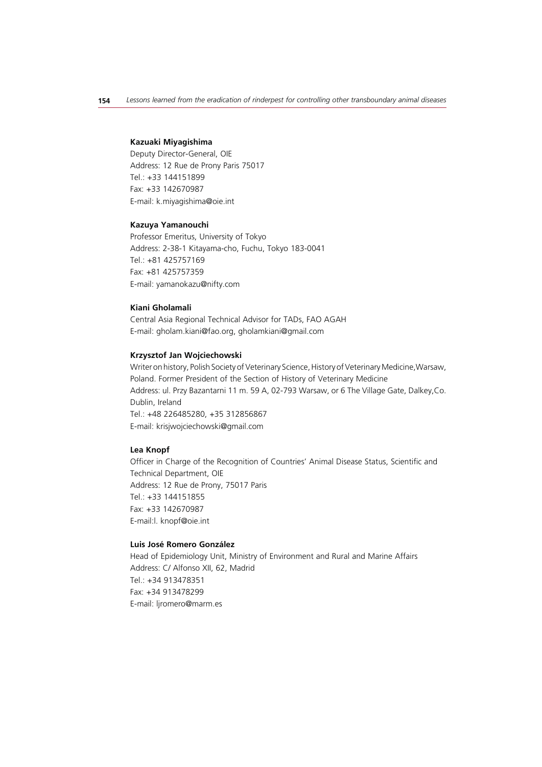**Kazuaki Miyagishima**
Deputy Director-General, OIE
Address: 12 Rue de Prony Paris 75017
Tel.: +33 144151899
Fax: +33 142670987
E-mail: k.miyagishima@oie.int

**Kazuya Yamanouchi**
Professor Emeritus, University of Tokyo
Address: 2-38-1 Kitayama-cho, Fuchu, Tokyo 183-0041
Tel.: +81 425757169
Fax: +81 425757359
E-mail: yamanokazu@nifty.com

**Kiani Gholamali**
Central Asia Regional Technical Advisor for TADs, FAO AGAH
E-mail: gholam.kiani@fao.org, gholamkiani@gmail.com

**Krzysztof Jan Wojciechowski**
Writer on history, Polish Society of Veterinary Science, History of Veterinary Medicine,Warsaw, Poland. Former President of the Section of History of Veterinary Medicine
Address: ul. Przy Bazantarni 11 m. 59 A, 02-793 Warsaw, or 6 The Village Gate, Dalkey,Co. Dublin, Ireland
Tel.: +48 226485280, +35 312856867
E-mail: krisjwojciechowski@gmail.com

**Lea Knopf**
Officer in Charge of the Recognition of Countries' Animal Disease Status, Scientific and Technical Department, OIE
Address: 12 Rue de Prony, 75017 Paris
Tel.: +33 144151855
Fax: +33 142670987
E-mail:l. knopf@oie.int

**Luis José Romero González**
Head of Epidemiology Unit, Ministry of Environment and Rural and Marine Affairs
Address: C/ Alfonso XII, 62, Madrid
Tel.: +34 913478351
Fax: +34 913478299
E-mail: ljromero@marm.es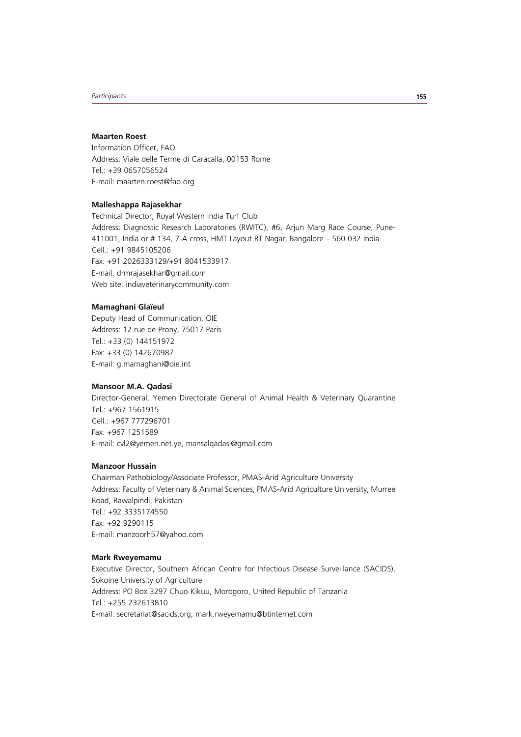**Maarten Roest**

Information Officer, FAO
Address: Viale delle Terme di Caracalla, 00153 Rome
Tel.: +39 0657056524
E-mail: maarten.roest@fao.org

**Malleshappa Rajasekhar**

Technical Director, Royal Western India Turf Club
Address: Diagnostic Research Laboratories (RWITC), #6, Arjun Marg Race Course, Pune-411001, India or # 134, 7-A cross, HMT Layout RT Nagar, Bangalore – 560 032 India
Cell.: +91 9845105206
Fax: +91 2026333129/+91 8041533917
E-mail: drmrajasekhar@gmail.com
Web site: indiaveterinarycommunity.com

**Mamaghani Glaïeul**

Deputy Head of Communication, OIE
Address: 12 rue de Prony, 75017 Paris
Tel.: +33 (0) 144151972
Fax: +33 (0) 142670987
E-mail: g.mamaghani@oie.int

**Mansoor M.A. Qadasi**

Director-General, Yemen Directorate General of Animal Health & Veterinary Quarantine
Tel.: +967 1561915
Cell.: +967 777296701
Fax: +967 1251589
E-mail: cvl2@yemen.net.ye, mansalqadasi@gmail.com

**Manzoor Hussain**

Chairman Pathobiology/Associate Professor, PMAS-Arid Agriculture University
Address: Faculty of Veterinary & Animal Sciences, PMAS-Arid Agriculture University, Murree Road, Rawalpindi, Pakistan
Tel.: +92 3335174550
Fax: +92 9290115
E-mail: manzoorh57@yahoo.com

**Mark Rweyemamu**

Executive Director, Southern African Centre for Infectious Disease Surveillance (SACIDS), Sokoine University of Agriculture
Address: PO Box 3297 Chuo Kikuu, Morogoro, United Republic of Tanzania
Tel.: +255 232613810
E-mail: secretariat@sacids.org, mark.rweyemamu@btinternet.com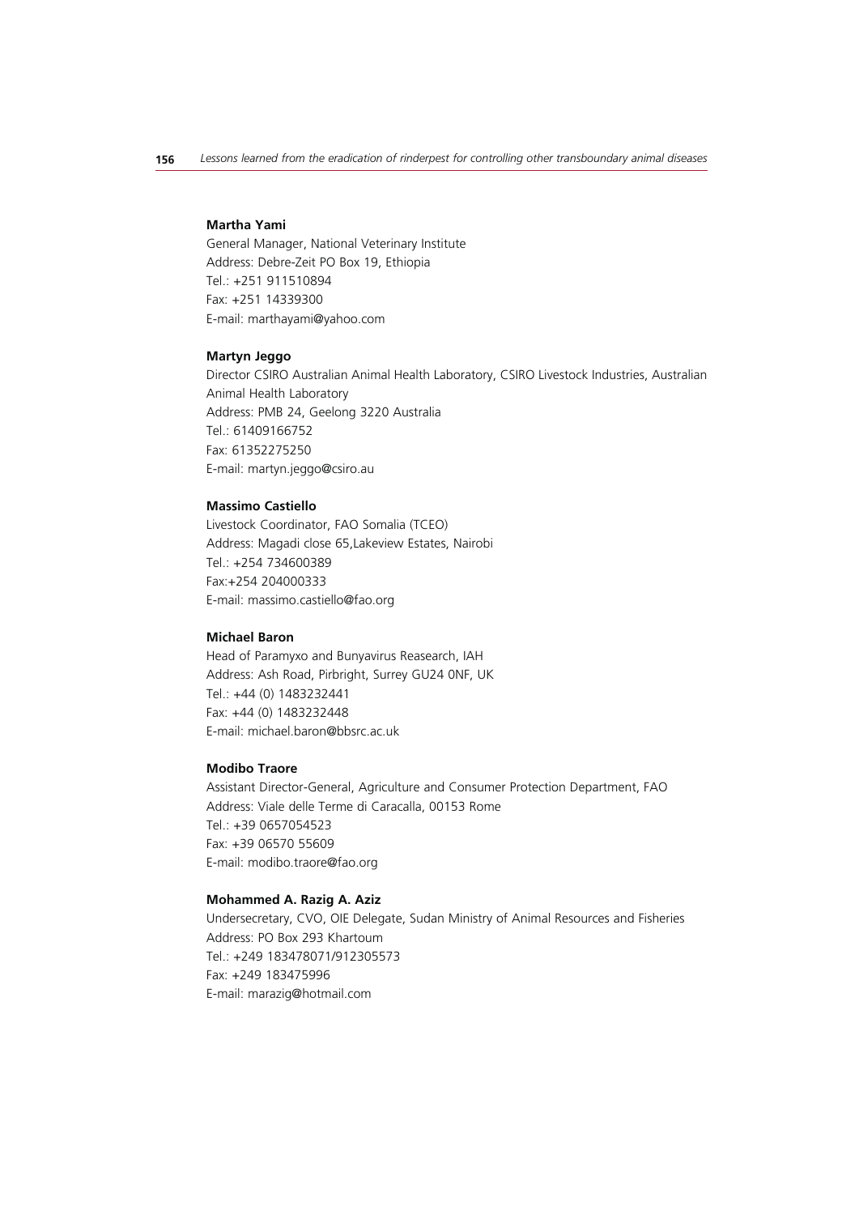**Martha Yami**
General Manager, National Veterinary Institute
Address: Debre-Zeit PO Box 19, Ethiopia
Tel.: +251 911510894
Fax: +251 14339300
E-mail: marthayami@yahoo.com

**Martyn Jeggo**
Director CSIRO Australian Animal Health Laboratory, CSIRO Livestock Industries, Australian Animal Health Laboratory
Address: PMB 24, Geelong 3220 Australia
Tel.: 61409166752
Fax: 61352275250
E-mail: martyn.jeggo@csiro.au

**Massimo Castiello**
Livestock Coordinator, FAO Somalia (TCEO)
Address: Magadi close 65,Lakeview Estates, Nairobi
Tel.: +254 734600389
Fax:+254 204000333
E-mail: massimo.castiello@fao.org

**Michael Baron**
Head of Paramyxo and Bunyavirus Reasearch, IAH
Address: Ash Road, Pirbright, Surrey GU24 0NF, UK
Tel.: +44 (0) 1483232441
Fax: +44 (0) 1483232448
E-mail: michael.baron@bbsrc.ac.uk

**Modibo Traore**
Assistant Director-General, Agriculture and Consumer Protection Department, FAO
Address: Viale delle Terme di Caracalla, 00153 Rome
Tel.: +39 0657054523
Fax: +39 06570 55609
E-mail: modibo.traore@fao.org

**Mohammed A. Razig A. Aziz**
Undersecretary, CVO, OIE Delegate, Sudan Ministry of Animal Resources and Fisheries
Address: PO Box 293 Khartoum
Tel.: +249 183478071/912305573
Fax: +249 183475996
E-mail: marazig@hotmail.com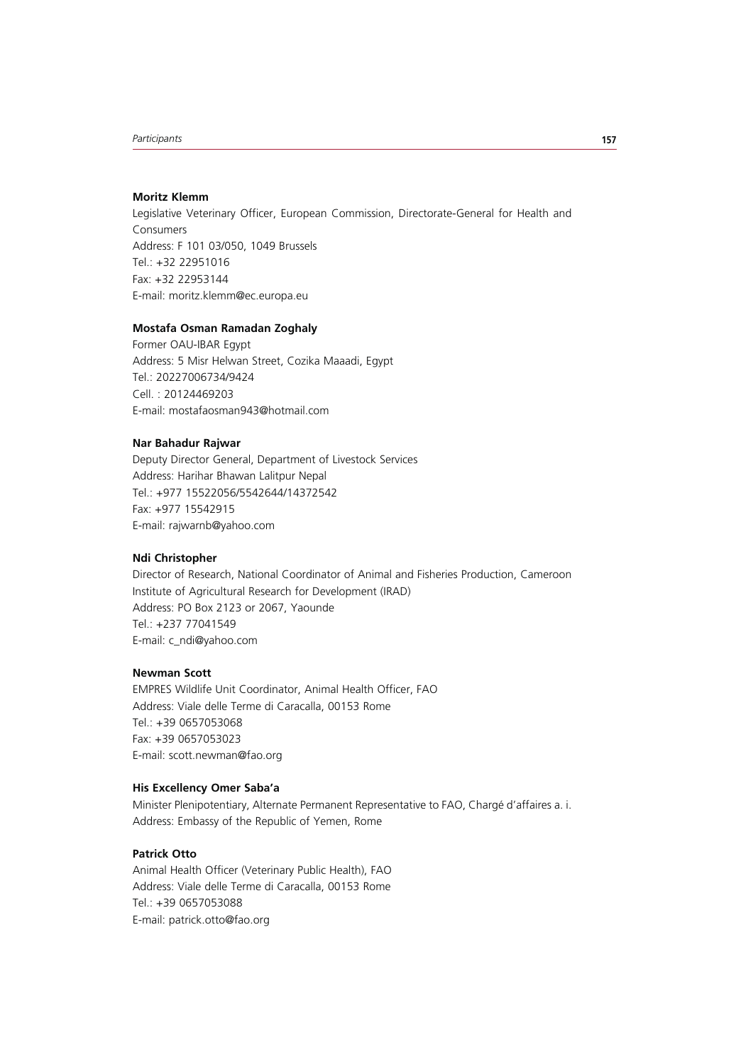**Moritz Klemm**

Legislative Veterinary Officer, European Commission, Directorate-General for Health and Consumers
Address: F 101 03/050, 1049 Brussels
Tel.: +32 22951016
Fax: +32 22953144
E-mail: moritz.klemm@ec.europa.eu

**Mostafa Osman Ramadan Zoghaly**

Former OAU-IBAR Egypt
Address: 5 Misr Helwan Street, Cozika Maaadi, Egypt
Tel.: 20227006734/9424
Cell. : 20124469203
E-mail: mostafaosman943@hotmail.com

**Nar Bahadur Rajwar**

Deputy Director General, Department of Livestock Services
Address: Harihar Bhawan Lalitpur Nepal
Tel.: +977 15522056/5542644/14372542
Fax: +977 15542915
E-mail: rajwarnb@yahoo.com

**Ndi Christopher**

Director of Research, National Coordinator of Animal and Fisheries Production, Cameroon Institute of Agricultural Research for Development (IRAD)
Address: PO Box 2123 or 2067, Yaounde
Tel.: +237 77041549
E-mail: c_ndi@yahoo.com

**Newman Scott**

EMPRES Wildlife Unit Coordinator, Animal Health Officer, FAO
Address: Viale delle Terme di Caracalla, 00153 Rome
Tel.: +39 0657053068
Fax: +39 0657053023
E-mail: scott.newman@fao.org

**His Excellency Omer Saba'a**

Minister Plenipotentiary, Alternate Permanent Representative to FAO, Chargé d'affaires a. i.
Address: Embassy of the Republic of Yemen, Rome

**Patrick Otto**

Animal Health Officer (Veterinary Public Health), FAO
Address: Viale delle Terme di Caracalla, 00153 Rome
Tel.: +39 0657053088
E-mail: patrick.otto@fao.org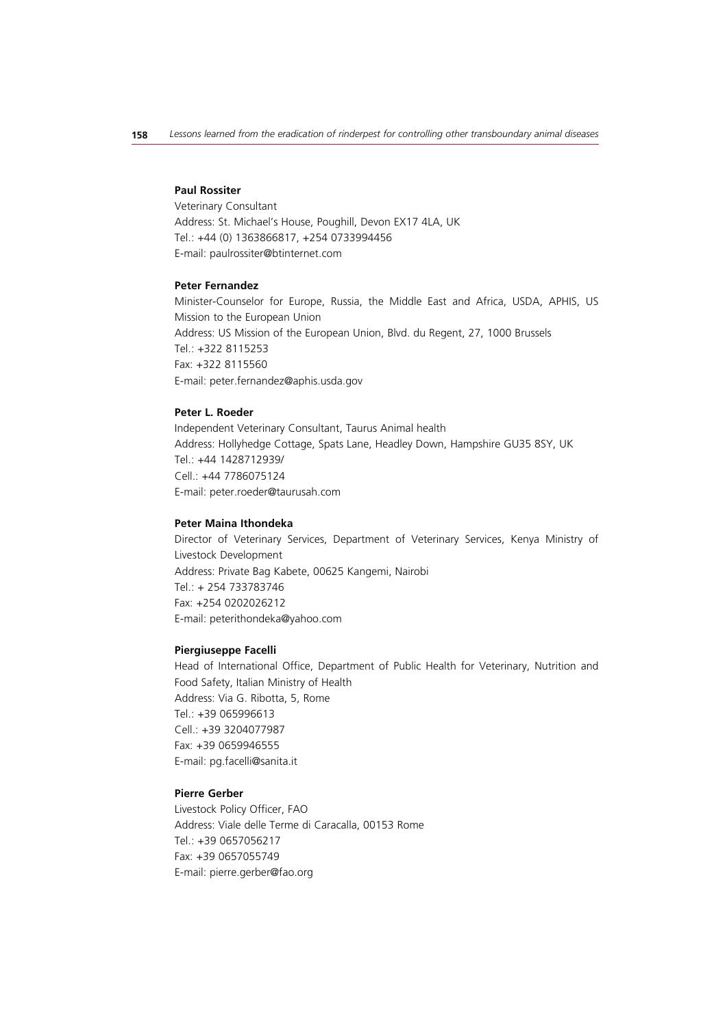**Paul Rossiter**

Veterinary Consultant
Address: St. Michael's House, Poughill, Devon EX17 4LA, UK
Tel.: +44 (0) 1363866817, +254 0733994456
E-mail: paulrossiter@btinternet.com

**Peter Fernandez**

Minister-Counselor for Europe, Russia, the Middle East and Africa, USDA, APHIS, US Mission to the European Union
Address: US Mission of the European Union, Blvd. du Regent, 27, 1000 Brussels
Tel.: +322 8115253
Fax: +322 8115560
E-mail: peter.fernandez@aphis.usda.gov

**Peter L. Roeder**

Independent Veterinary Consultant, Taurus Animal health
Address: Hollyhedge Cottage, Spats Lane, Headley Down, Hampshire GU35 8SY, UK
Tel.: +44 1428712939/
Cell.: +44 7786075124
E-mail: peter.roeder@taurusah.com

**Peter Maina Ithondeka**

Director of Veterinary Services, Department of Veterinary Services, Kenya Ministry of Livestock Development
Address: Private Bag Kabete, 00625 Kangemi, Nairobi
Tel.: + 254 733783746
Fax: +254 0202026212
E-mail: peterithondeka@yahoo.com

**Piergiuseppe Facelli**

Head of International Office, Department of Public Health for Veterinary, Nutrition and Food Safety, Italian Ministry of Health
Address: Via G. Ribotta, 5, Rome
Tel.: +39 065996613
Cell.: +39 3204077987
Fax: +39 0659946555
E-mail: pg.facelli@sanita.it

**Pierre Gerber**

Livestock Policy Officer, FAO
Address: Viale delle Terme di Caracalla, 00153 Rome
Tel.: +39 0657056217
Fax: +39 0657055749
E-mail: pierre.gerber@fao.org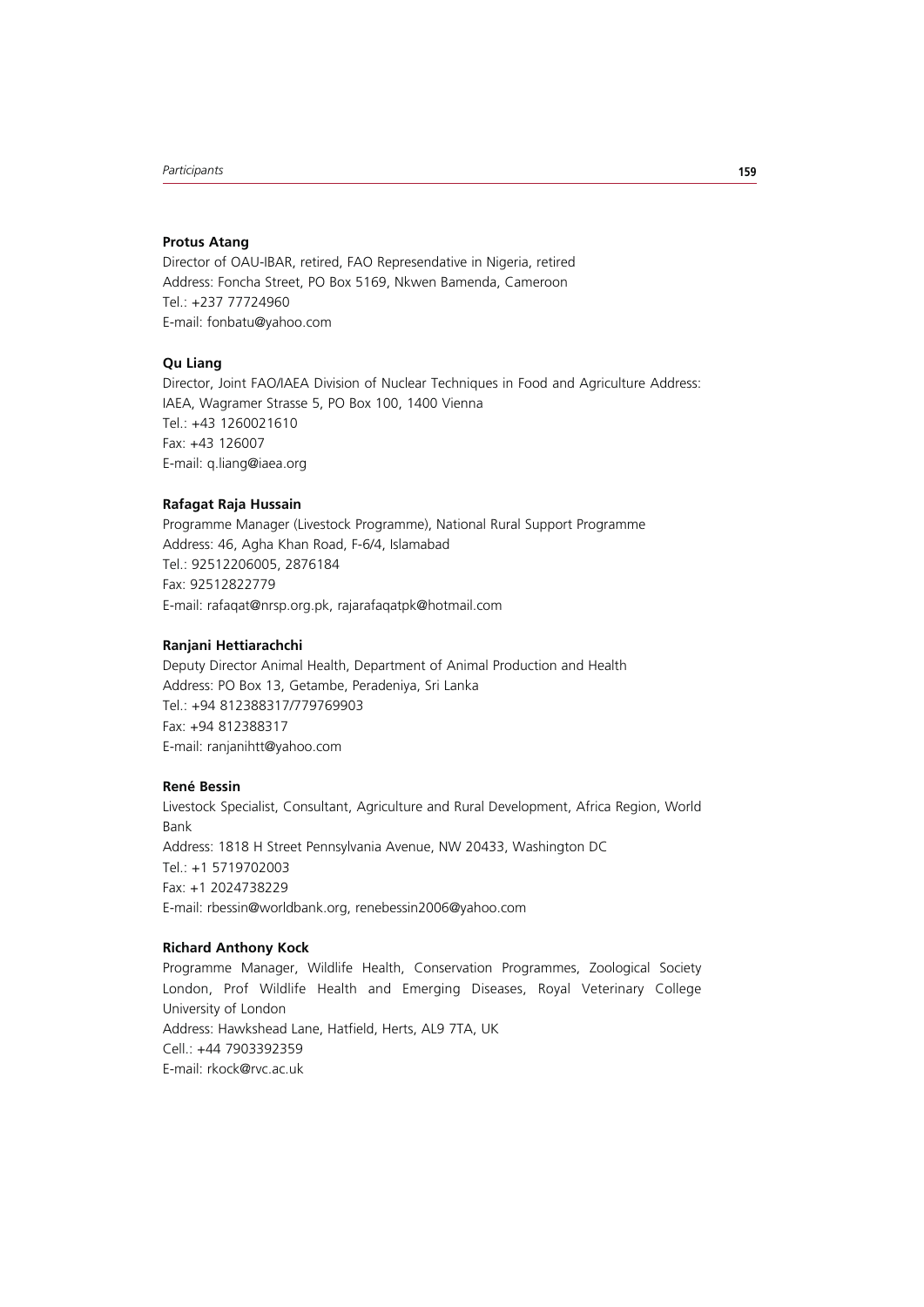**Protus Atang**

Director of OAU-IBAR, retired, FAO Represendative in Nigeria, retired
Address: Foncha Street, PO Box 5169, Nkwen Bamenda, Cameroon
Tel.: +237 77724960
E-mail: fonbatu@yahoo.com

**Qu Liang**

Director, Joint FAO/IAEA Division of Nuclear Techniques in Food and Agriculture Address: IAEA, Wagramer Strasse 5, PO Box 100, 1400 Vienna
Tel.: +43 1260021610
Fax: +43 126007
E-mail: q.liang@iaea.org

**Rafagat Raja Hussain**

Programme Manager (Livestock Programme), National Rural Support Programme
Address: 46, Agha Khan Road, F-6/4, Islamabad
Tel.: 92512206005, 2876184
Fax: 92512822779
E-mail: rafaqat@nrsp.org.pk, rajarafaqatpk@hotmail.com

**Ranjani Hettiarachchi**

Deputy Director Animal Health, Department of Animal Production and Health
Address: PO Box 13, Getambe, Peradeniya, Sri Lanka
Tel.: +94 812388317/779769903
Fax: +94 812388317
E-mail: ranjanihtt@yahoo.com

**René Bessin**

Livestock Specialist, Consultant, Agriculture and Rural Development, Africa Region, World Bank
Address: 1818 H Street Pennsylvania Avenue, NW 20433, Washington DC
Tel.: +1 5719702003
Fax: +1 2024738229
E-mail: rbessin@worldbank.org, renebessin2006@yahoo.com

**Richard Anthony Kock**

Programme Manager, Wildlife Health, Conservation Programmes, Zoological Society London, Prof Wildlife Health and Emerging Diseases, Royal Veterinary College University of London
Address: Hawkshead Lane, Hatfield, Herts, AL9 7TA, UK
Cell.: +44 7903392359
E-mail: rkock@rvc.ac.uk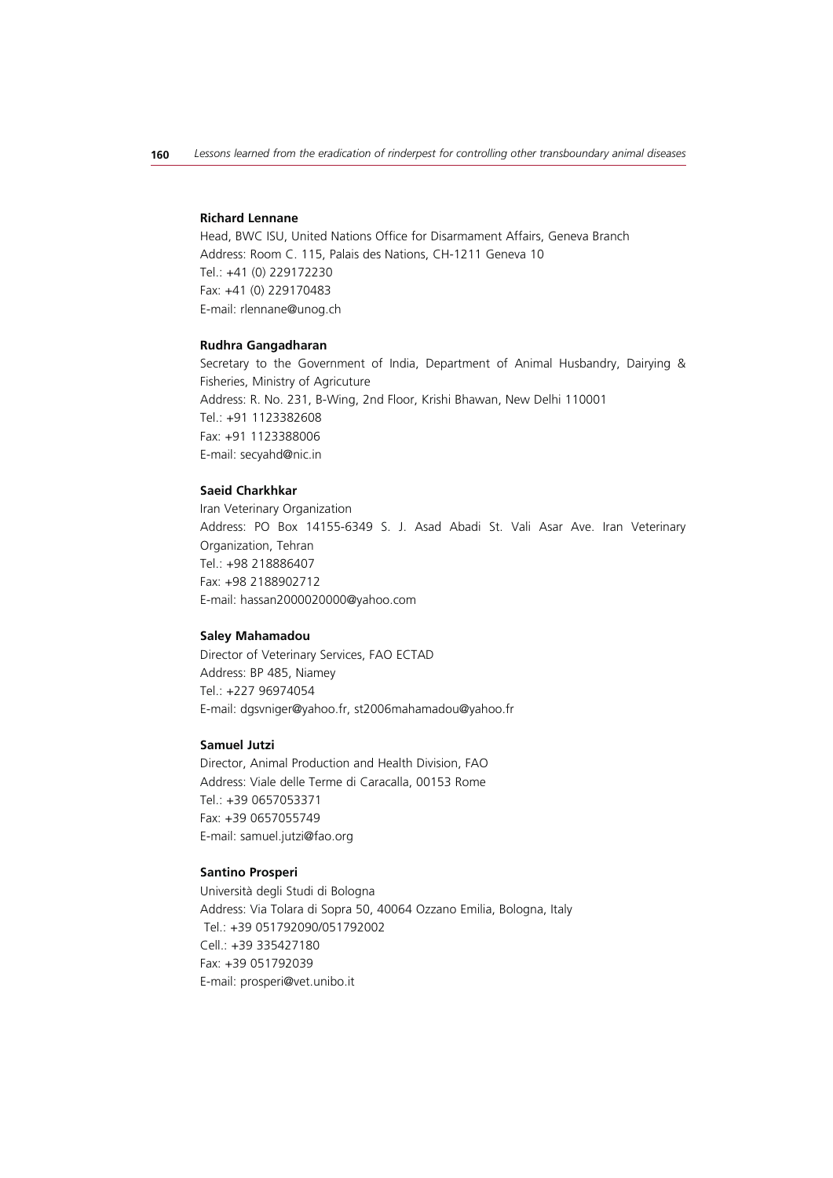**Richard Lennane**

Head, BWC ISU, United Nations Office for Disarmament Affairs, Geneva Branch
Address: Room C. 115, Palais des Nations, CH-1211 Geneva 10
Tel.: +41 (0) 229172230
Fax: +41 (0) 229170483
E-mail: rlennane@unog.ch

**Rudhra Gangadharan**

Secretary to the Government of India, Department of Animal Husbandry, Dairying & Fisheries, Ministry of Agricuture
Address: R. No. 231, B-Wing, 2nd Floor, Krishi Bhawan, New Delhi 110001
Tel.: +91 1123382608
Fax: +91 1123388006
E-mail: secyahd@nic.in

**Saeid Charkhkar**

Iran Veterinary Organization
Address: PO Box 14155-6349 S. J. Asad Abadi St. Vali Asar Ave. Iran Veterinary Organization, Tehran
Tel.: +98 218886407
Fax: +98 2188902712
E-mail: hassan2000020000@yahoo.com

**Saley Mahamadou**

Director of Veterinary Services, FAO ECTAD
Address: BP 485, Niamey
Tel.: +227 96974054
E-mail: dgsvniger@yahoo.fr, st2006mahamadou@yahoo.fr

**Samuel Jutzi**

Director, Animal Production and Health Division, FAO
Address: Viale delle Terme di Caracalla, 00153 Rome
Tel.: +39 0657053371
Fax: +39 0657055749
E-mail: samuel.jutzi@fao.org

**Santino Prosperi**

Università degli Studi di Bologna
Address: Via Tolara di Sopra 50, 40064 Ozzano Emilia, Bologna, Italy
Tel.: +39 051792090/051792002
Cell.: +39 335427180
Fax: +39 051792039
E-mail: prosperi@vet.unibo.it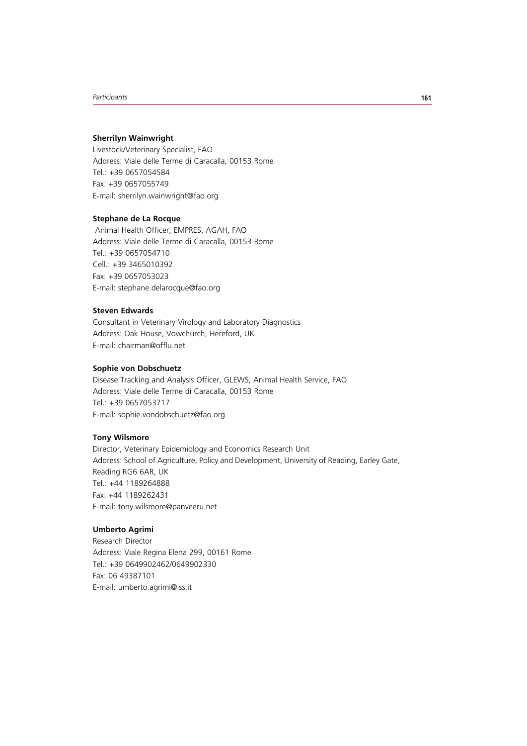**Sherrilyn Wainwright**
Livestock/Veterinary Specialist, FAO
Address: Viale delle Terme di Caracalla, 00153 Rome
Tel.: +39 0657054584
Fax: +39 0657055749
E-mail: sherrilyn.wainwright@fao.org

**Stephane de La Rocque**
Animal Health Officer, EMPRES, AGAH, FAO
Address: Viale delle Terme di Caracalla, 00153 Rome
Tel.: +39 0657054710
Cell.: +39 3465010392
Fax: +39 0657053023
E-mail: stephane.delarocque@fao.org

**Steven Edwards**
Consultant in Veterinary Virology and Laboratory Diagnostics
Address: Oak House, Vowchurch, Hereford, UK
E-mail: chairman@offlu.net

**Sophie von Dobschuetz**
Disease Tracking and Analysis Officer, GLEWS, Animal Health Service, FAO
Address: Viale delle Terme di Caracalla, 00153 Rome
Tel.: +39 0657053717
E-mail: sophie.vondobschuetz@fao.org

**Tony Wilsmore**
Director, Veterinary Epidemiology and Economics Research Unit
Address: School of Agriculture, Policy and Development, University of Reading, Earley Gate, Reading RG6 6AR, UK
Tel.: +44 1189264888
Fax: +44 1189262431
E-mail: tony.wilsmore@panveeru.net

**Umberto Agrimi**
Research Director
Address: Viale Regina Elena 299, 00161 Rome
Tel.: +39 0649902462/0649902330
Fax: 06 49387101
E-mail: umberto.agrimi@iss.it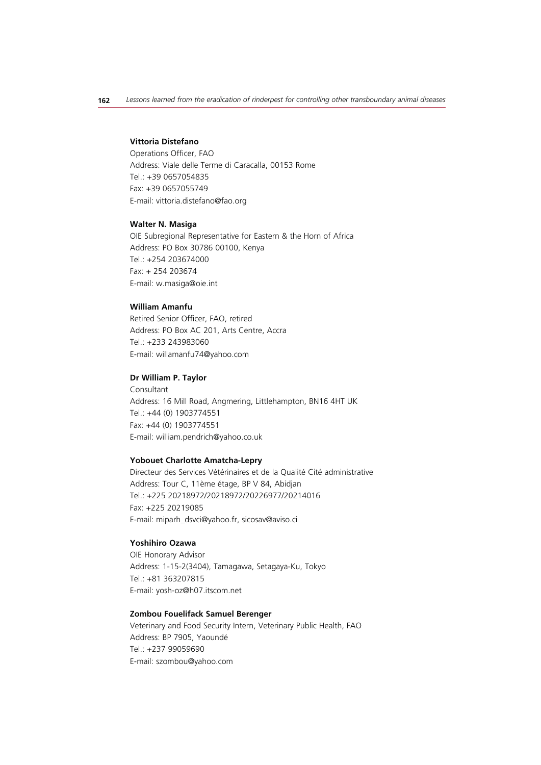**Vittoria Distefano**
Operations Officer, FAO
Address: Viale delle Terme di Caracalla, 00153 Rome
Tel.: +39 0657054835
Fax: +39 0657055749
E-mail: vittoria.distefano@fao.org

**Walter N. Masiga**
OIE Subregional Representative for Eastern & the Horn of Africa
Address: PO Box 30786 00100, Kenya
Tel.: +254 203674000
Fax: + 254 203674
E-mail: w.masiga@oie.int

**William Amanfu**
Retired Senior Officer, FAO, retired
Address: PO Box AC 201, Arts Centre, Accra
Tel.: +233 243983060
E-mail: willamanfu74@yahoo.com

**Dr William P. Taylor**
Consultant
Address: 16 Mill Road, Angmering, Littlehampton, BN16 4HT UK
Tel.: +44 (0) 1903774551
Fax: +44 (0) 1903774551
E-mail: william.pendrich@yahoo.co.uk

**Yobouet Charlotte Amatcha-Lepry**
Directeur des Services Vétérinaires et de la Qualité Cité administrative
Address: Tour C, 11ème étage, BP V 84, Abidjan
Tel.: +225 20218972/20218972/20226977/20214016
Fax: +225 20219085
E-mail: miparh_dsvci@yahoo.fr, sicosav@aviso.ci

**Yoshihiro Ozawa**
OIE Honorary Advisor
Address: 1-15-2(3404), Tamagawa, Setagaya-Ku, Tokyo
Tel.: +81 363207815
E-mail: yosh-oz@h07.itscom.net

**Zombou Fouelifack Samuel Berenger**
Veterinary and Food Security Intern, Veterinary Public Health, FAO
Address: BP 7905, Yaoundé
Tel.: +237 99059690
E-mail: szombou@yahoo.com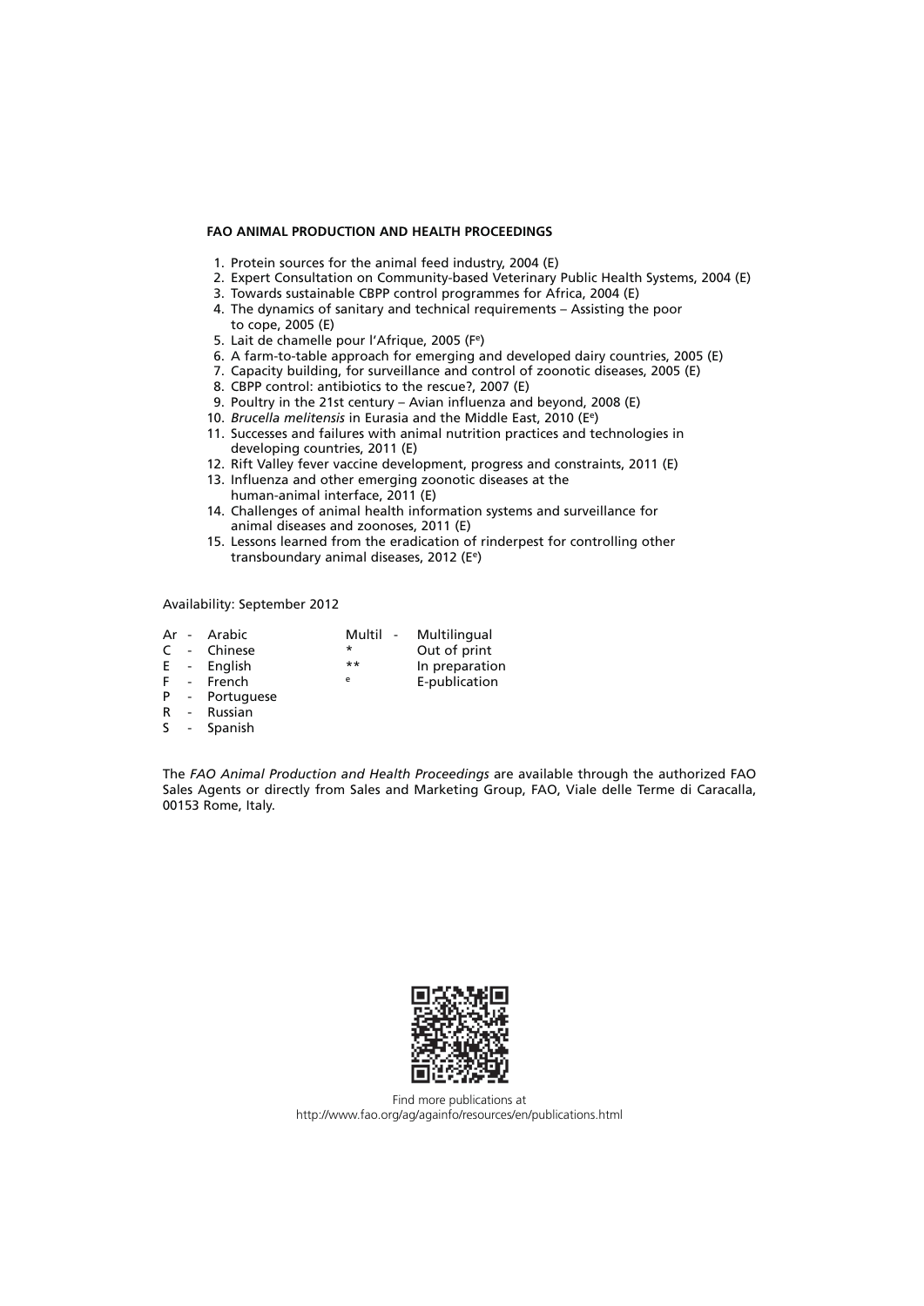**FAO ANIMAL PRODUCTION AND HEALTH PROCEEDINGS**

1. Protein sources for the animal feed industry, 2004 (E)
2. Expert Consultation on Community-based Veterinary Public Health Systems, 2004 (E)
3. Towards sustainable CBPP control programmes for Africa, 2004 (E)
4. The dynamics of sanitary and technical requirements – Assisting the poor to cope, 2005 (E)
5. Lait de chamelle pour l'Afrique, 2005 (F[e])
6. A farm-to-table approach for emerging and developed dairy countries, 2005 (E)
7. Capacity building, for surveillance and control of zoonotic diseases, 2005 (E)
8. CBPP control: antibiotics to the rescue?, 2007 (E)
9. Poultry in the 21st century – Avian influenza and beyond, 2008 (E)
10. *Brucella melitensis* in Eurasia and the Middle East, 2010 (E[e])
11. Successes and failures with animal nutrition practices and technologies in developing countries, 2011 (E)
12. Rift Valley fever vaccine development, progress and constraints, 2011 (E)
13. Influenza and other emerging zoonotic diseases at the human-animal interface, 2011 (E)
14. Challenges of animal health information systems and surveillance for animal diseases and zoonoses, 2011 (E)
15. Lessons learned from the eradication of rinderpest for controlling other transboundary animal diseases, 2012 (E[e])

Availability: September 2012

| | | | |
|---|---|---|---|
| Ar | - Arabic | Multil - | Multilingual |
| C | - Chinese | * | Out of print |
| E | - English | ** | In preparation |
| F | - French | e | E-publication |
| P | - Portuguese | | |
| R | - Russian | | |
| S | - Spanish | | |

The *FAO Animal Production and Health Proceedings* are available through the authorized FAO Sales Agents or directly from Sales and Marketing Group, FAO, Viale delle Terme di Caracalla, 00153 Rome, Italy.

Find more publications at
http://www.fao.org/ag/againfo/resources/en/publications.html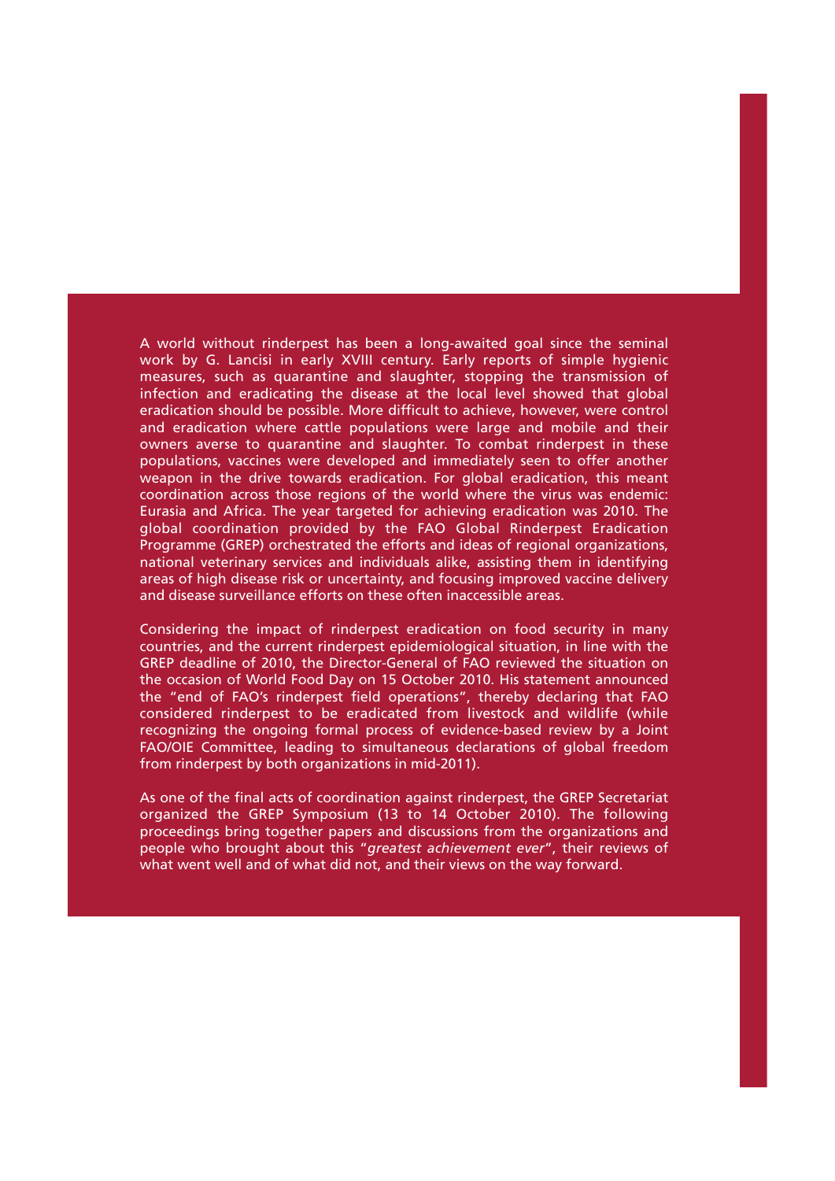A world without rinderpest has been a long-awaited goal since the seminal work by G. Lancisi in early XVIII century. Early reports of simple hygienic measures, such as quarantine and slaughter, stopping the transmission of infection and eradicating the disease at the local level showed that global eradication should be possible. More difficult to achieve, however, were control and eradication where cattle populations were large and mobile and their owners averse to quarantine and slaughter. To combat rinderpest in these populations, vaccines were developed and immediately seen to offer another weapon in the drive towards eradication. For global eradication, this meant coordination across those regions of the world where the virus was endemic: Eurasia and Africa. The year targeted for achieving eradication was 2010. The global coordination provided by the FAO Global Rinderpest Eradication Programme (GREP) orchestrated the efforts and ideas of regional organizations, national veterinary services and individuals alike, assisting them in identifying areas of high disease risk or uncertainty, and focusing improved vaccine delivery and disease surveillance efforts on these often inaccessible areas.

Considering the impact of rinderpest eradication on food security in many countries, and the current rinderpest epidemiological situation, in line with the GREP deadline of 2010, the Director-General of FAO reviewed the situation on the occasion of World Food Day on 15 October 2010. His statement announced the "end of FAO's rinderpest field operations", thereby declaring that FAO considered rinderpest to be eradicated from livestock and wildlife (while recognizing the ongoing formal process of evidence-based review by a Joint FAO/OIE Committee, leading to simultaneous declarations of global freedom from rinderpest by both organizations in mid-2011).

As one of the final acts of coordination against rinderpest, the GREP Secretariat organized the GREP Symposium (13 to 14 October 2010). The following proceedings bring together papers and discussions from the organizations and people who brought about this "*greatest achievement ever*", their reviews of what went well and of what did not, and their views on the way forward.